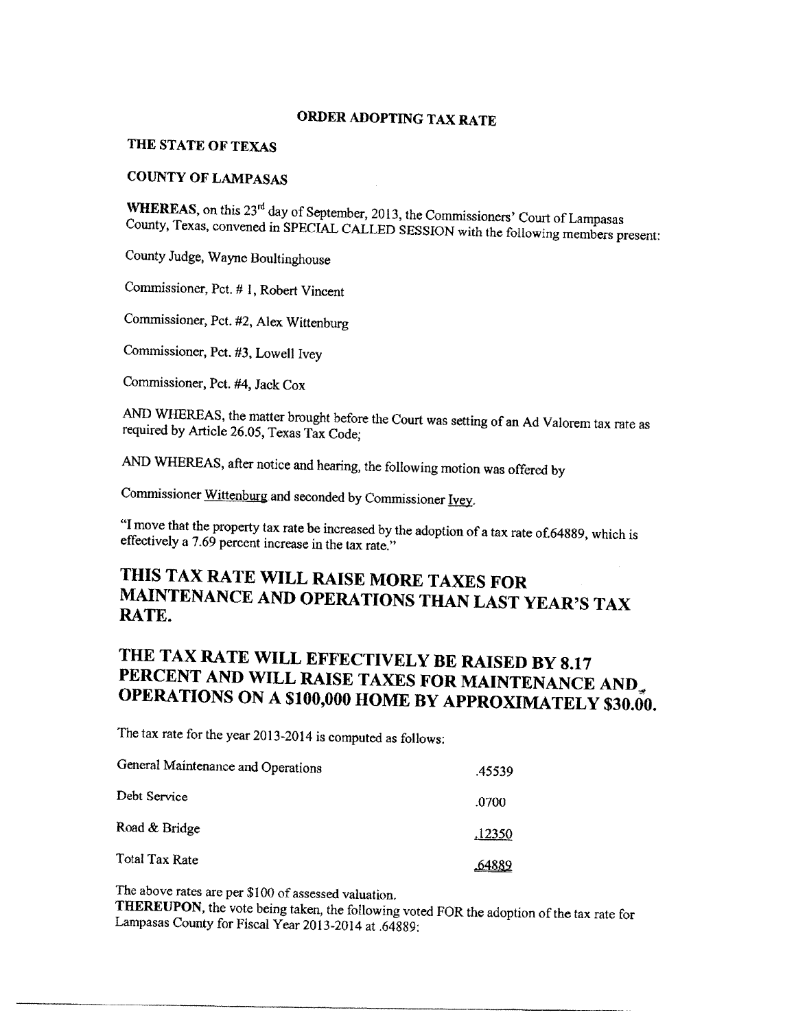# ORDER ADOPTING TAX RATE

**THE STATE OF TEXAS**

**COUNTY OF LAMPASAS**

**WHEREAS,** on this 23rd day of September, 2013, the Commissioners' Court of Lampasas County, Texas, convened in SPECIAL CALLED SESSION with the following members present:

County Judge, Wayne Boultinghouse

Commissioner, Pct. # 1, Robert Vincent

Commissioner, Pct. #2, Alex Wittenburg

Commissioner, Pct. #3, Lowell Ivey

Commissioner, Pct. #4, Jack Cox

AND WHEREAS, the matter brought before the Court was setting of an Ad Valorem tax rate as required by Article 26.05, Texas Tax Code;

AND WHEREAS, after notice and hearing, the following motion was offered by

Commissioner Wittenburg and seconded by Commissioner Ivey.

"I move that the property tax rate be increased by the adoption of a tax rate of.64889, which is effectively a 7.69 percent increase in the tax rate."

## THIS TAX RATE WILL RAISE MORE TAXES FOR MAINTENANCE AND OPERATIONS THAN LAST YEAR'S TAX RATE.

## THE TAX RATE WILL EFFECTIVELY BE RAISED BY 8.17 PERCENT AND WILL RAISE TAXES FOR MAINTENANCE AND OPERATIONS ON A $100,000 HOME BY APPROXIMATELY $30.00.

The tax rate for the year 2013-2014 is computed as follows:

| | |
|---|---|
| General Maintenance and Operations | .45539 |
| Debt Service | .0700 |
| Road & Bridge | .12350 |
| Total Tax Rate | .64889 |

The above rates are per $100 of assessed valuation.

**THEREUPON,** the vote being taken, the following voted FOR the adoption of the tax rate for Lampasas County for Fiscal Year 2013-2014 at .64889: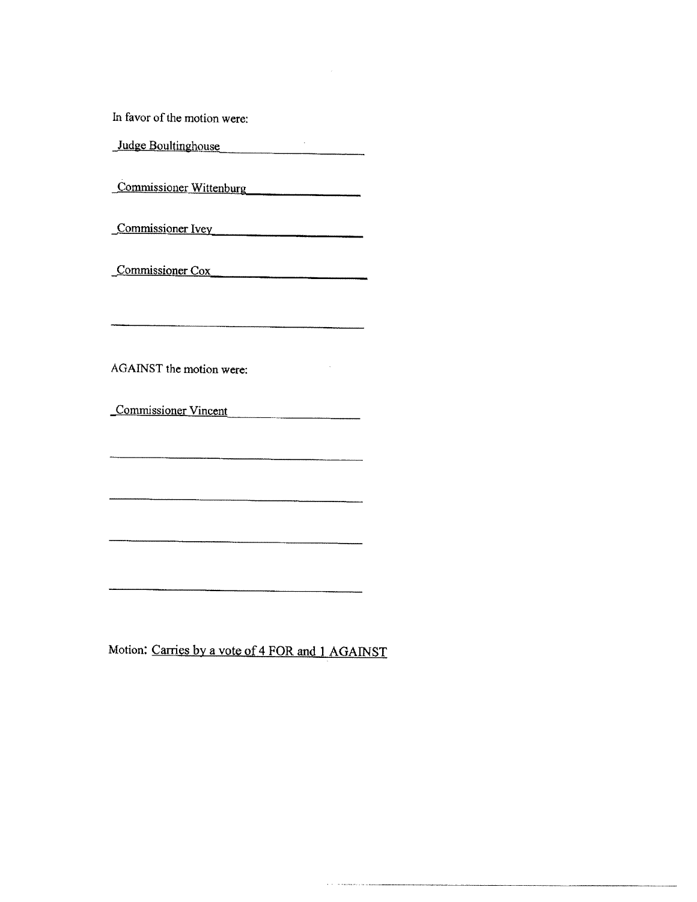In favor of the motion were:

Judge Boultinghouse

Commissioner Wittenburg

Commissioner Ivey

Commissioner Cox

AGAINST the motion were:

Commissioner Vincent

Motion: Carries by a vote of 4 FOR and 1 AGAINST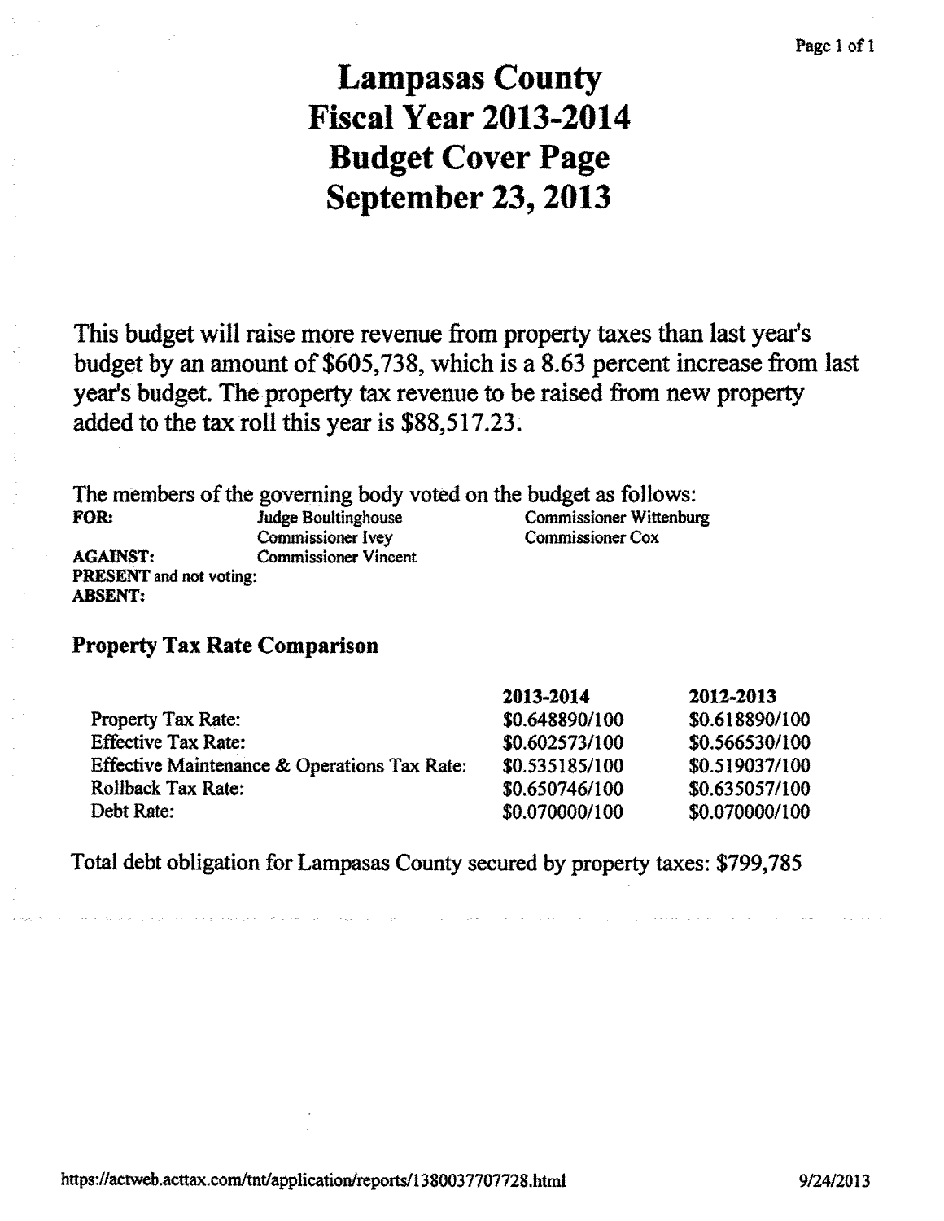# Lampasas County
# Fiscal Year 2013-2014
# Budget Cover Page
# September 23, 2013

This budget will raise more revenue from property taxes than last year's budget by an amount of $605,738, which is a 8.63 percent increase from last year's budget. The property tax revenue to be raised from new property added to the tax roll this year is $88,517.23.

The members of the governing body voted on the budget as follows:

| | | |
|---|---|---|
| **FOR:** | Judge Boultinghouse | Commissioner Wittenburg |
| | Commissioner Ivey | Commissioner Cox |
| **AGAINST:** | Commissioner Vincent | |
| **PRESENT** and not voting: | | |
| **ABSENT:** | | |

### Property Tax Rate Comparison

| | **2013-2014** | **2012-2013** |
|---|---|---|
| Property Tax Rate: | $0.648890/100 | $0.618890/100 |
| Effective Tax Rate: | $0.602573/100 | $0.566530/100 |
| Effective Maintenance & Operations Tax Rate: | $0.535185/100 | $0.519037/100 |
| Rollback Tax Rate: | $0.650746/100 | $0.635057/100 |
| Debt Rate: | $0.070000/100 | $0.070000/100 |

Total debt obligation for Lampasas County secured by property taxes: $799,785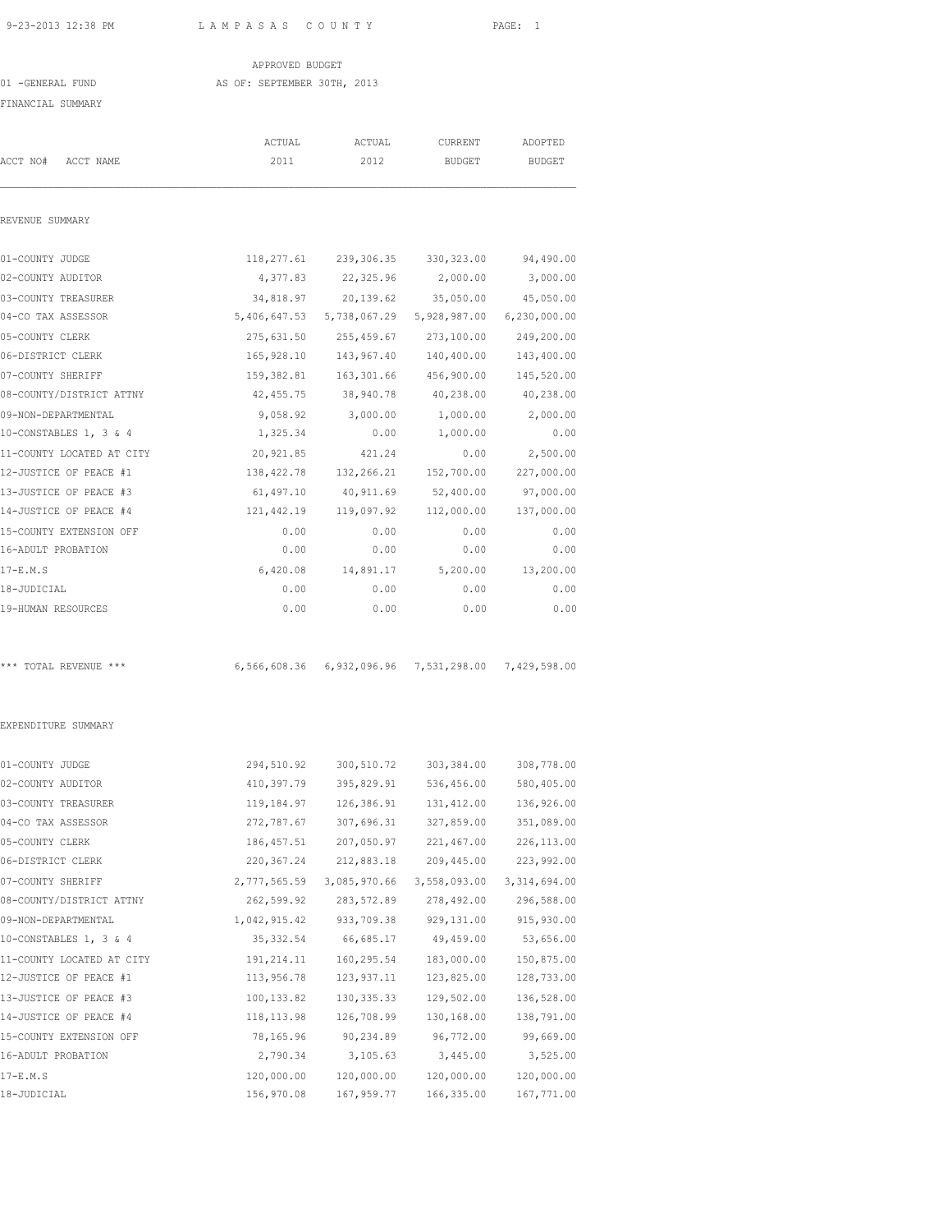LAMPASAS COUNTY

APPROVED BUDGET

01 -GENERAL FUND AS OF: SEPTEMBER 30TH, 2013

FINANCIAL SUMMARY

| ACCT NO# ACCT NAME | ACTUAL 2011 | ACTUAL 2012 | CURRENT BUDGET | ADOPTED BUDGET |
|---|---|---|---|---|
| **REVENUE SUMMARY** | | | | |
| 01-COUNTY JUDGE | 118,277.61 | 239,306.35 | 330,323.00 | 94,490.00 |
| 02-COUNTY AUDITOR | 4,377.83 | 22,325.96 | 2,000.00 | 3,000.00 |
| 03-COUNTY TREASURER | 34,818.97 | 20,139.62 | 35,050.00 | 45,050.00 |
| 04-CO TAX ASSESSOR | 5,406,647.53 | 5,738,067.29 | 5,928,987.00 | 6,230,000.00 |
| 05-COUNTY CLERK | 275,631.50 | 255,459.67 | 273,100.00 | 249,200.00 |
| 06-DISTRICT CLERK | 165,928.10 | 143,967.40 | 140,400.00 | 143,400.00 |
| 07-COUNTY SHERIFF | 159,382.81 | 163,301.66 | 456,900.00 | 145,520.00 |
| 08-COUNTY/DISTRICT ATTNY | 42,455.75 | 38,940.78 | 40,238.00 | 40,238.00 |
| 09-NON-DEPARTMENTAL | 9,058.92 | 3,000.00 | 1,000.00 | 2,000.00 |
| 10-CONSTABLES 1, 3 & 4 | 1,325.34 | 0.00 | 1,000.00 | 0.00 |
| 11-COUNTY LOCATED AT CITY | 20,921.85 | 421.24 | 0.00 | 2,500.00 |
| 12-JUSTICE OF PEACE #1 | 138,422.78 | 132,266.21 | 152,700.00 | 227,000.00 |
| 13-JUSTICE OF PEACE #3 | 61,497.10 | 40,911.69 | 52,400.00 | 97,000.00 |
| 14-JUSTICE OF PEACE #4 | 121,442.19 | 119,097.92 | 112,000.00 | 137,000.00 |
| 15-COUNTY EXTENSION OFF | 0.00 | 0.00 | 0.00 | 0.00 |
| 16-ADULT PROBATION | 0.00 | 0.00 | 0.00 | 0.00 |
| 17-E.M.S | 6,420.08 | 14,891.17 | 5,200.00 | 13,200.00 |
| 18-JUDICIAL | 0.00 | 0.00 | 0.00 | 0.00 |
| 19-HUMAN RESOURCES | 0.00 | 0.00 | 0.00 | 0.00 |
| *** TOTAL REVENUE *** | 6,566,608.36 | 6,932,096.96 | 7,531,298.00 | 7,429,598.00 |
| **EXPENDITURE SUMMARY** | | | | |
| 01-COUNTY JUDGE | 294,510.92 | 300,510.72 | 303,384.00 | 308,778.00 |
| 02-COUNTY AUDITOR | 410,397.79 | 395,829.91 | 536,456.00 | 580,405.00 |
| 03-COUNTY TREASURER | 119,184.97 | 126,386.91 | 131,412.00 | 136,926.00 |
| 04-CO TAX ASSESSOR | 272,787.67 | 307,696.31 | 327,859.00 | 351,089.00 |
| 05-COUNTY CLERK | 186,457.51 | 207,050.97 | 221,467.00 | 226,113.00 |
| 06-DISTRICT CLERK | 220,367.24 | 212,883.18 | 209,445.00 | 223,992.00 |
| 07-COUNTY SHERIFF | 2,777,565.59 | 3,085,970.66 | 3,558,093.00 | 3,314,694.00 |
| 08-COUNTY/DISTRICT ATTNY | 262,599.92 | 283,572.89 | 278,492.00 | 296,588.00 |
| 09-NON-DEPARTMENTAL | 1,042,915.42 | 933,709.38 | 929,131.00 | 915,930.00 |
| 10-CONSTABLES 1, 3 & 4 | 35,332.54 | 66,685.17 | 49,459.00 | 53,656.00 |
| 11-COUNTY LOCATED AT CITY | 191,214.11 | 160,295.54 | 183,000.00 | 150,875.00 |
| 12-JUSTICE OF PEACE #1 | 113,956.78 | 123,937.11 | 123,825.00 | 128,733.00 |
| 13-JUSTICE OF PEACE #3 | 100,133.82 | 130,335.33 | 129,502.00 | 136,528.00 |
| 14-JUSTICE OF PEACE #4 | 118,113.98 | 126,708.99 | 130,168.00 | 138,791.00 |
| 15-COUNTY EXTENSION OFF | 78,165.96 | 90,234.89 | 96,772.00 | 99,669.00 |
| 16-ADULT PROBATION | 2,790.34 | 3,105.63 | 3,445.00 | 3,525.00 |
| 17-E.M.S | 120,000.00 | 120,000.00 | 120,000.00 | 120,000.00 |
| 18-JUDICIAL | 156,970.08 | 167,959.77 | 166,335.00 | 167,771.00 |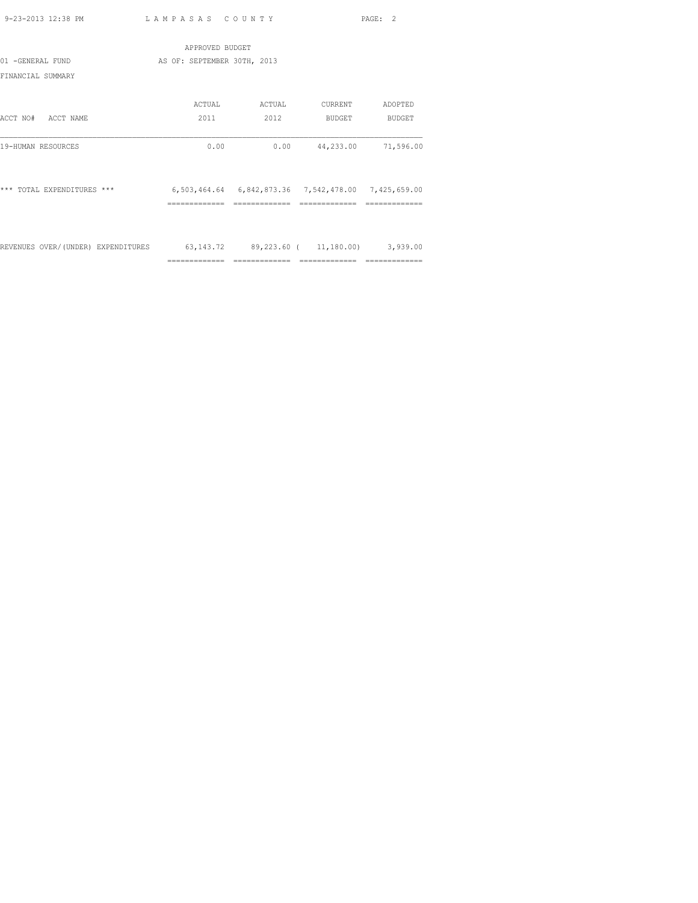APPROVED BUDGET

01 -GENERAL FUND AS OF: SEPTEMBER 30TH, 2013

FINANCIAL SUMMARY

| ACCT NO# ACCT NAME | ACTUAL 2011 | ACTUAL 2012 | CURRENT BUDGET | ADOPTED BUDGET |
|---|---|---|---|---|
| 19-HUMAN RESOURCES | 0.00 | 0.00 | 44,233.00 | 71,596.00 |
| *** TOTAL EXPENDITURES *** | 6,503,464.64 | 6,842,873.36 | 7,542,478.00 | 7,425,659.00 |
| REVENUES OVER/(UNDER) EXPENDITURES | 63,143.72 | 89,223.60 | ( 11,180.00) | 3,939.00 |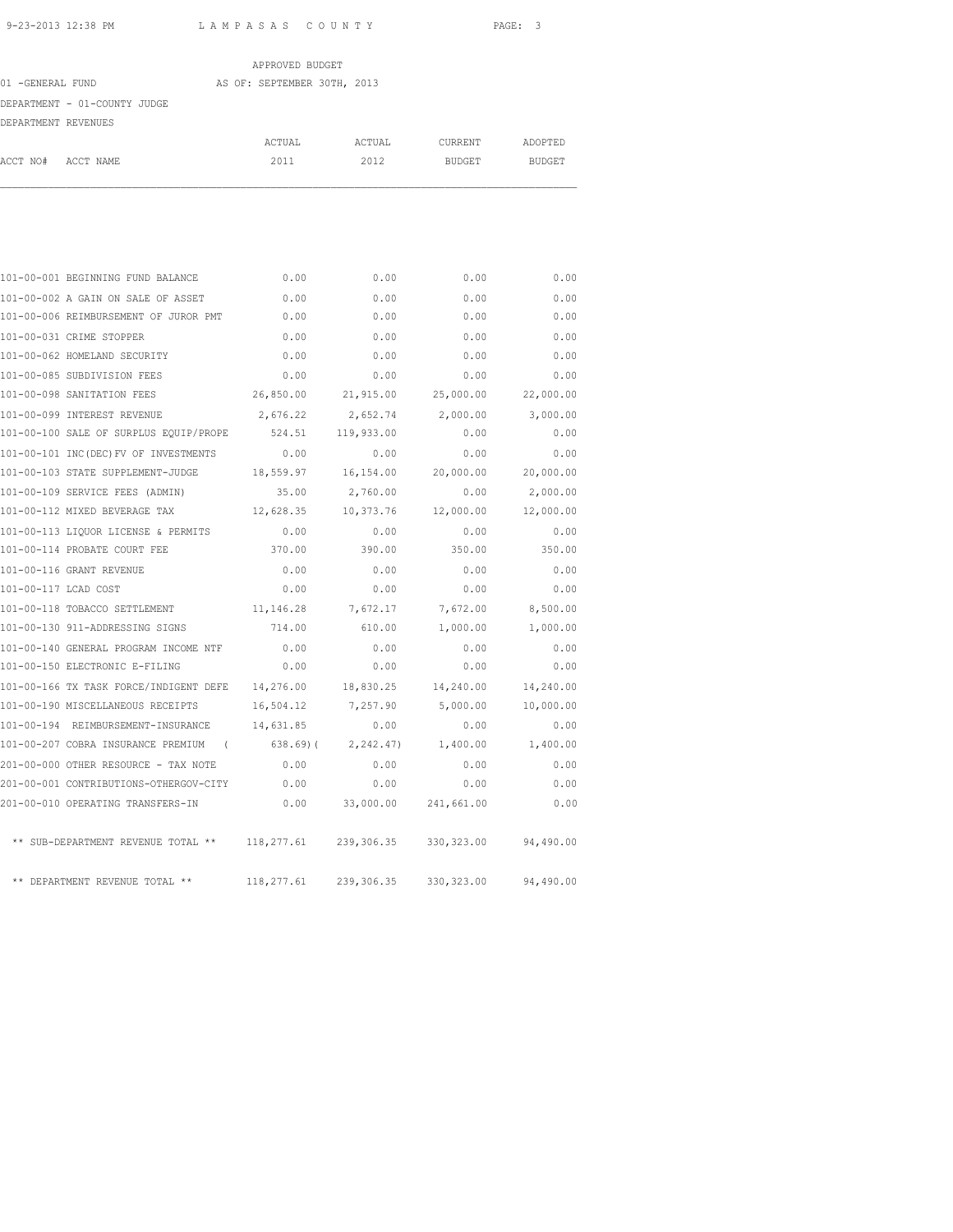APPROVED BUDGET

01 -GENERAL FUND AS OF: SEPTEMBER 30TH, 2013

DEPARTMENT - 01-COUNTY JUDGE

DEPARTMENT REVENUES

| ACCT NO# | ACCT NAME | ACTUAL 2011 | ACTUAL 2012 | CURRENT BUDGET | ADOPTED BUDGET |
|---|---|---|---|---|---|
| 101-00-001 | BEGINNING FUND BALANCE | 0.00 | 0.00 | 0.00 | 0.00 |
| 101-00-002 | A GAIN ON SALE OF ASSET | 0.00 | 0.00 | 0.00 | 0.00 |
| 101-00-006 | REIMBURSEMENT OF JUROR PMT | 0.00 | 0.00 | 0.00 | 0.00 |
| 101-00-031 | CRIME STOPPER | 0.00 | 0.00 | 0.00 | 0.00 |
| 101-00-062 | HOMELAND SECURITY | 0.00 | 0.00 | 0.00 | 0.00 |
| 101-00-085 | SUBDIVISION FEES | 0.00 | 0.00 | 0.00 | 0.00 |
| 101-00-098 | SANITATION FEES | 26,850.00 | 21,915.00 | 25,000.00 | 22,000.00 |
| 101-00-099 | INTEREST REVENUE | 2,676.22 | 2,652.74 | 2,000.00 | 3,000.00 |
| 101-00-100 | SALE OF SURPLUS EQUIP/PROPE | 524.51 | 119,933.00 | 0.00 | 0.00 |
| 101-00-101 | INC(DEC)FV OF INVESTMENTS | 0.00 | 0.00 | 0.00 | 0.00 |
| 101-00-103 | STATE SUPPLEMENT-JUDGE | 18,559.97 | 16,154.00 | 20,000.00 | 20,000.00 |
| 101-00-109 | SERVICE FEES (ADMIN) | 35.00 | 2,760.00 | 0.00 | 2,000.00 |
| 101-00-112 | MIXED BEVERAGE TAX | 12,628.35 | 10,373.76 | 12,000.00 | 12,000.00 |
| 101-00-113 | LIQUOR LICENSE & PERMITS | 0.00 | 0.00 | 0.00 | 0.00 |
| 101-00-114 | PROBATE COURT FEE | 370.00 | 390.00 | 350.00 | 350.00 |
| 101-00-116 | GRANT REVENUE | 0.00 | 0.00 | 0.00 | 0.00 |
| 101-00-117 | LCAD COST | 0.00 | 0.00 | 0.00 | 0.00 |
| 101-00-118 | TOBACCO SETTLEMENT | 11,146.28 | 7,672.17 | 7,672.00 | 8,500.00 |
| 101-00-130 | 911-ADDRESSING SIGNS | 714.00 | 610.00 | 1,000.00 | 1,000.00 |
| 101-00-140 | GENERAL PROGRAM INCOME NTF | 0.00 | 0.00 | 0.00 | 0.00 |
| 101-00-150 | ELECTRONIC E-FILING | 0.00 | 0.00 | 0.00 | 0.00 |
| 101-00-166 | TX TASK FORCE/INDIGENT DEFE | 14,276.00 | 18,830.25 | 14,240.00 | 14,240.00 |
| 101-00-190 | MISCELLANEOUS RECEIPTS | 16,504.12 | 7,257.90 | 5,000.00 | 10,000.00 |
| 101-00-194 | REIMBURSEMENT-INSURANCE | 14,631.85 | 0.00 | 0.00 | 0.00 |
| 101-00-207 | COBRA INSURANCE PREMIUM | ( 638.69) | ( 2,242.47) | 1,400.00 | 1,400.00 |
| 201-00-000 | OTHER RESOURCE - TAX NOTE | 0.00 | 0.00 | 0.00 | 0.00 |
| 201-00-001 | CONTRIBUTIONS-OTHERGOV-CITY | 0.00 | 0.00 | 0.00 | 0.00 |
| 201-00-010 | OPERATING TRANSFERS-IN | 0.00 | 33,000.00 | 241,661.00 | 0.00 |
| | ** SUB-DEPARTMENT REVENUE TOTAL ** | 118,277.61 | 239,306.35 | 330,323.00 | 94,490.00 |
| | ** DEPARTMENT REVENUE TOTAL ** | 118,277.61 | 239,306.35 | 330,323.00 | 94,490.00 |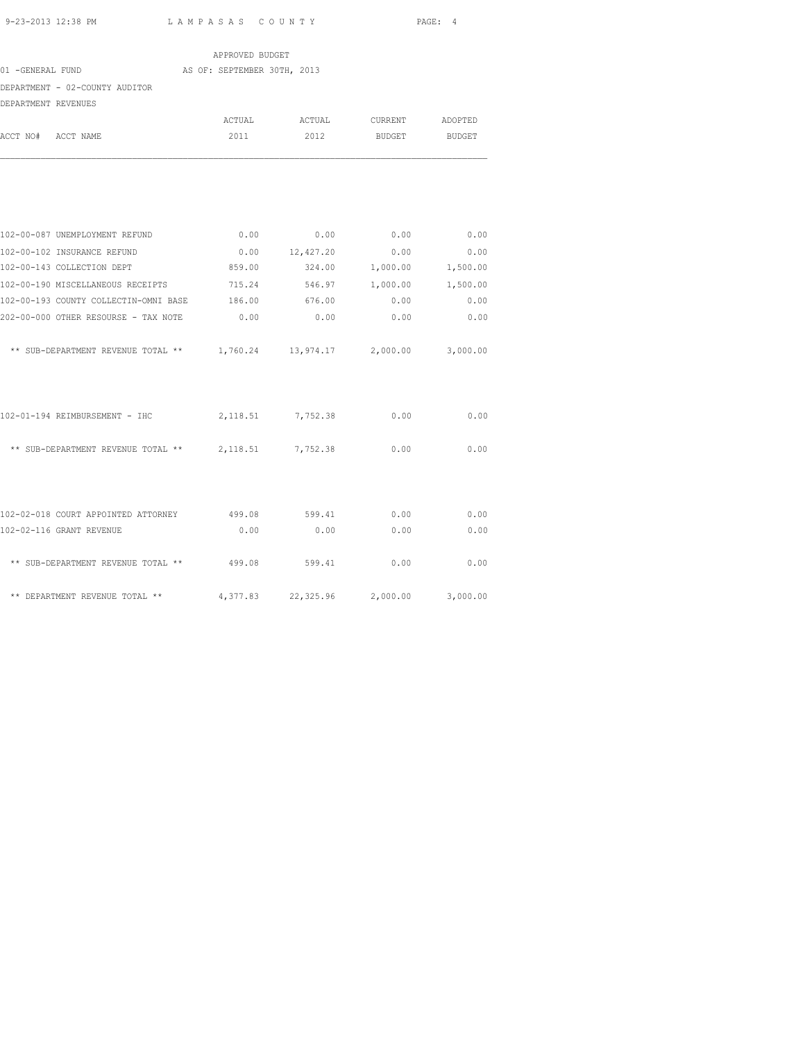APPROVED BUDGET

01 -GENERAL FUND AS OF: SEPTEMBER 30TH, 2013

DEPARTMENT - 02-COUNTY AUDITOR

DEPARTMENT REVENUES

| ACCT NO# ACCT NAME | ACTUAL 2011 | ACTUAL 2012 | CURRENT BUDGET | ADOPTED BUDGET |
|---|---|---|---|---|
| 102-00-087 UNEMPLOYMENT REFUND | 0.00 | 0.00 | 0.00 | 0.00 |
| 102-00-102 INSURANCE REFUND | 0.00 | 12,427.20 | 0.00 | 0.00 |
| 102-00-143 COLLECTION DEPT | 859.00 | 324.00 | 1,000.00 | 1,500.00 |
| 102-00-190 MISCELLANEOUS RECEIPTS | 715.24 | 546.97 | 1,000.00 | 1,500.00 |
| 102-00-193 COUNTY COLLECTIN-OMNI BASE | 186.00 | 676.00 | 0.00 | 0.00 |
| 202-00-000 OTHER RESOURSE - TAX NOTE | 0.00 | 0.00 | 0.00 | 0.00 |
| ** SUB-DEPARTMENT REVENUE TOTAL ** | 1,760.24 | 13,974.17 | 2,000.00 | 3,000.00 |
| 102-01-194 REIMBURSEMENT - IHC | 2,118.51 | 7,752.38 | 0.00 | 0.00 |
| ** SUB-DEPARTMENT REVENUE TOTAL ** | 2,118.51 | 7,752.38 | 0.00 | 0.00 |
| 102-02-018 COURT APPOINTED ATTORNEY | 499.08 | 599.41 | 0.00 | 0.00 |
| 102-02-116 GRANT REVENUE | 0.00 | 0.00 | 0.00 | 0.00 |
| ** SUB-DEPARTMENT REVENUE TOTAL ** | 499.08 | 599.41 | 0.00 | 0.00 |
| ** DEPARTMENT REVENUE TOTAL ** | 4,377.83 | 22,325.96 | 2,000.00 | 3,000.00 |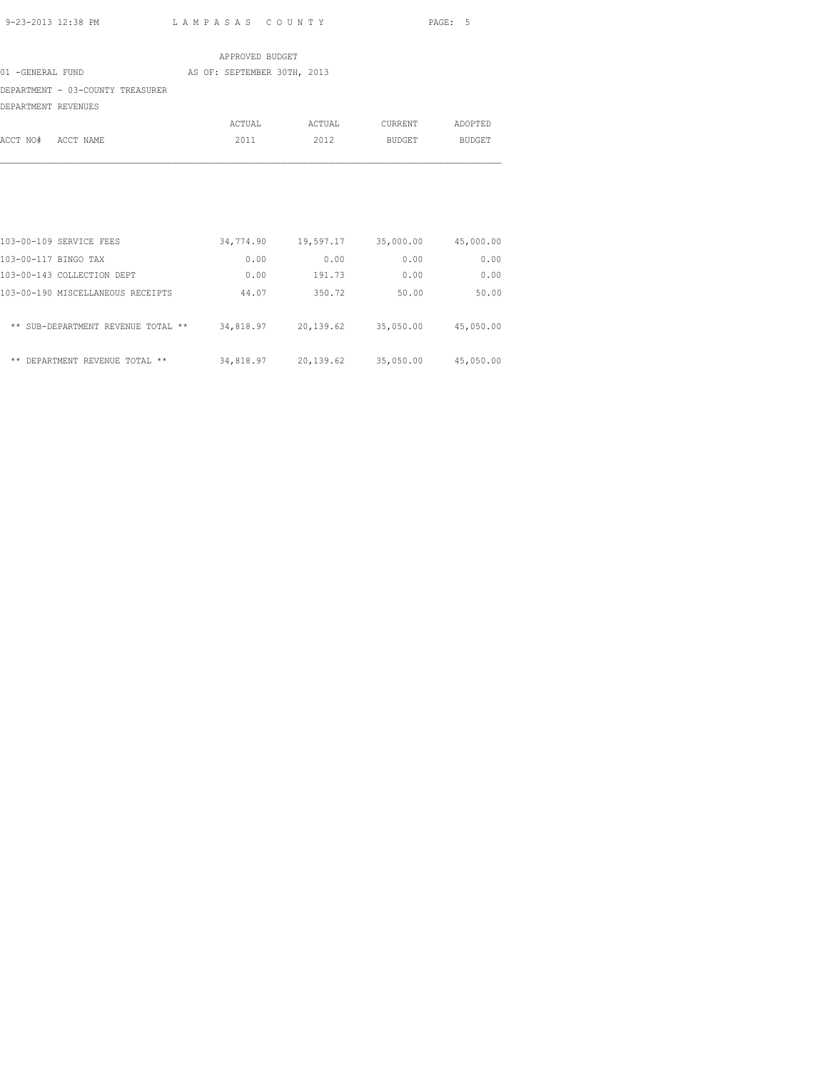APPROVED BUDGET

01 -GENERAL FUND AS OF: SEPTEMBER 30TH, 2013

DEPARTMENT - 03-COUNTY TREASURER

DEPARTMENT REVENUES

| ACCT NO# ACCT NAME | ACTUAL 2011 | ACTUAL 2012 | CURRENT BUDGET | ADOPTED BUDGET |
|---|---|---|---|---|
| 103-00-109 SERVICE FEES | 34,774.90 | 19,597.17 | 35,000.00 | 45,000.00 |
| 103-00-117 BINGO TAX | 0.00 | 0.00 | 0.00 | 0.00 |
| 103-00-143 COLLECTION DEPT | 0.00 | 191.73 | 0.00 | 0.00 |
| 103-00-190 MISCELLANEOUS RECEIPTS | 44.07 | 350.72 | 50.00 | 50.00 |
| ** SUB-DEPARTMENT REVENUE TOTAL ** | 34,818.97 | 20,139.62 | 35,050.00 | 45,050.00 |
| ** DEPARTMENT REVENUE TOTAL ** | 34,818.97 | 20,139.62 | 35,050.00 | 45,050.00 |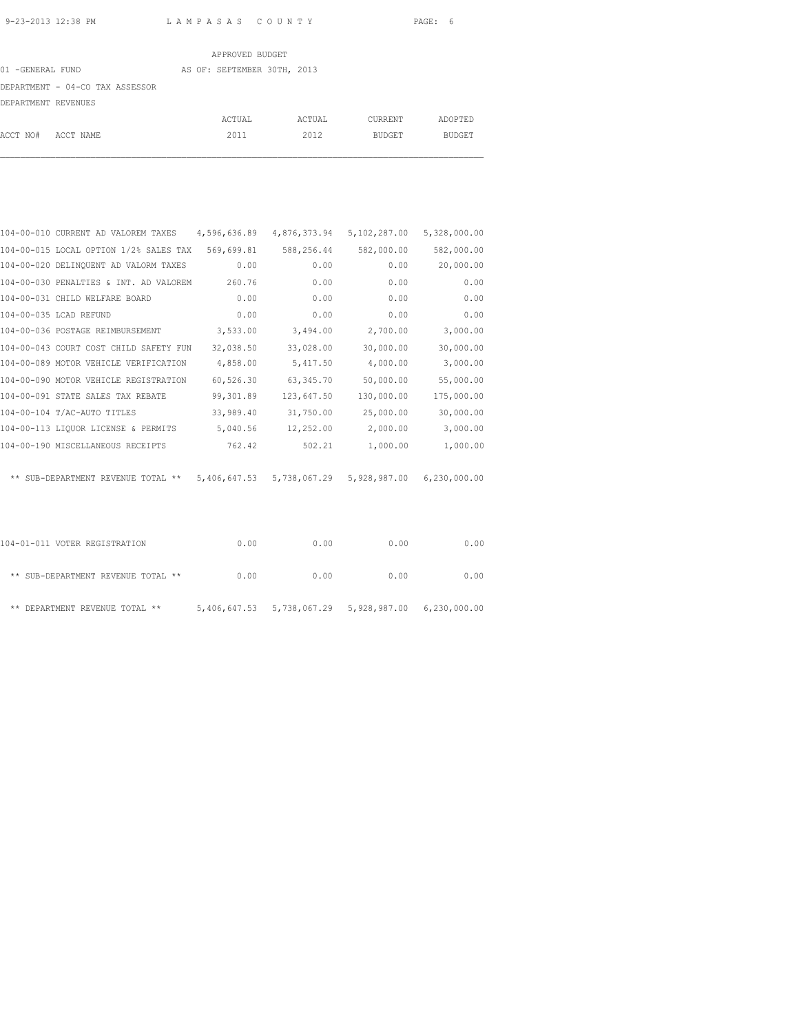APPROVED BUDGET

01 -GENERAL FUND AS OF: SEPTEMBER 30TH, 2013

DEPARTMENT - 04-CO TAX ASSESSOR

DEPARTMENT REVENUES

| ACCT NO# ACCT NAME | ACTUAL 2011 | ACTUAL 2012 | CURRENT BUDGET | ADOPTED BUDGET |
|---|---|---|---|---|
| 104-00-010 CURRENT AD VALOREM TAXES | 4,596,636.89 | 4,876,373.94 | 5,102,287.00 | 5,328,000.00 |
| 104-00-015 LOCAL OPTION 1/2% SALES TAX | 569,699.81 | 588,256.44 | 582,000.00 | 582,000.00 |
| 104-00-020 DELINQUENT AD VALORM TAXES | 0.00 | 0.00 | 0.00 | 20,000.00 |
| 104-00-030 PENALTIES & INT. AD VALOREM | 260.76 | 0.00 | 0.00 | 0.00 |
| 104-00-031 CHILD WELFARE BOARD | 0.00 | 0.00 | 0.00 | 0.00 |
| 104-00-035 LCAD REFUND | 0.00 | 0.00 | 0.00 | 0.00 |
| 104-00-036 POSTAGE REIMBURSEMENT | 3,533.00 | 3,494.00 | 2,700.00 | 3,000.00 |
| 104-00-043 COURT COST CHILD SAFETY FUN | 32,038.50 | 33,028.00 | 30,000.00 | 30,000.00 |
| 104-00-089 MOTOR VEHICLE VERIFICATION | 4,858.00 | 5,417.50 | 4,000.00 | 3,000.00 |
| 104-00-090 MOTOR VEHICLE REGISTRATION | 60,526.30 | 63,345.70 | 50,000.00 | 55,000.00 |
| 104-00-091 STATE SALES TAX REBATE | 99,301.89 | 123,647.50 | 130,000.00 | 175,000.00 |
| 104-00-104 T/AC-AUTO TITLES | 33,989.40 | 31,750.00 | 25,000.00 | 30,000.00 |
| 104-00-113 LIQUOR LICENSE & PERMITS | 5,040.56 | 12,252.00 | 2,000.00 | 3,000.00 |
| 104-00-190 MISCELLANEOUS RECEIPTS | 762.42 | 502.21 | 1,000.00 | 1,000.00 |
| ** SUB-DEPARTMENT REVENUE TOTAL ** | 5,406,647.53 | 5,738,067.29 | 5,928,987.00 | 6,230,000.00 |
| 104-01-011 VOTER REGISTRATION | 0.00 | 0.00 | 0.00 | 0.00 |
| ** SUB-DEPARTMENT REVENUE TOTAL ** | 0.00 | 0.00 | 0.00 | 0.00 |
| ** DEPARTMENT REVENUE TOTAL ** | 5,406,647.53 | 5,738,067.29 | 5,928,987.00 | 6,230,000.00 |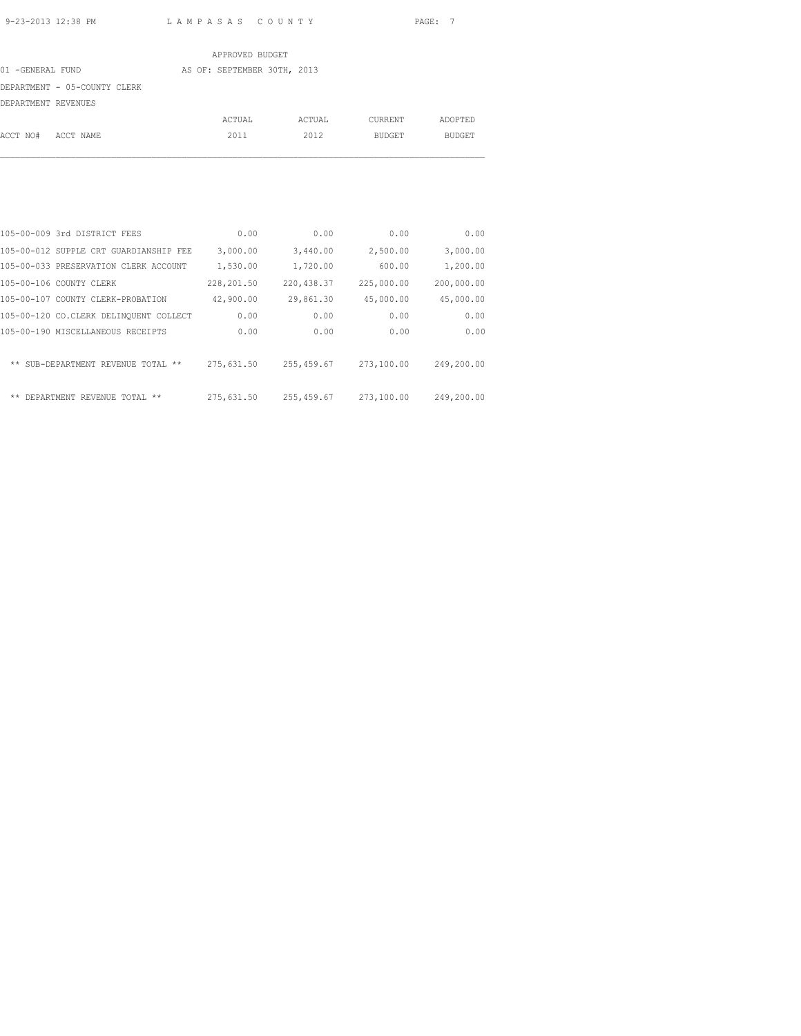APPROVED BUDGET

01 -GENERAL FUND AS OF: SEPTEMBER 30TH, 2013

DEPARTMENT - 05-COUNTY CLERK

DEPARTMENT REVENUES

| ACCT NO# ACCT NAME | ACTUAL 2011 | ACTUAL 2012 | CURRENT BUDGET | ADOPTED BUDGET |
|---|---|---|---|---|
| 105-00-009 3rd DISTRICT FEES | 0.00 | 0.00 | 0.00 | 0.00 |
| 105-00-012 SUPPLE CRT GUARDIANSHIP FEE | 3,000.00 | 3,440.00 | 2,500.00 | 3,000.00 |
| 105-00-033 PRESERVATION CLERK ACCOUNT | 1,530.00 | 1,720.00 | 600.00 | 1,200.00 |
| 105-00-106 COUNTY CLERK | 228,201.50 | 220,438.37 | 225,000.00 | 200,000.00 |
| 105-00-107 COUNTY CLERK-PROBATION | 42,900.00 | 29,861.30 | 45,000.00 | 45,000.00 |
| 105-00-120 CO.CLERK DELINQUENT COLLECT | 0.00 | 0.00 | 0.00 | 0.00 |
| 105-00-190 MISCELLANEOUS RECEIPTS | 0.00 | 0.00 | 0.00 | 0.00 |
| ** SUB-DEPARTMENT REVENUE TOTAL ** | 275,631.50 | 255,459.67 | 273,100.00 | 249,200.00 |
| ** DEPARTMENT REVENUE TOTAL ** | 275,631.50 | 255,459.67 | 273,100.00 | 249,200.00 |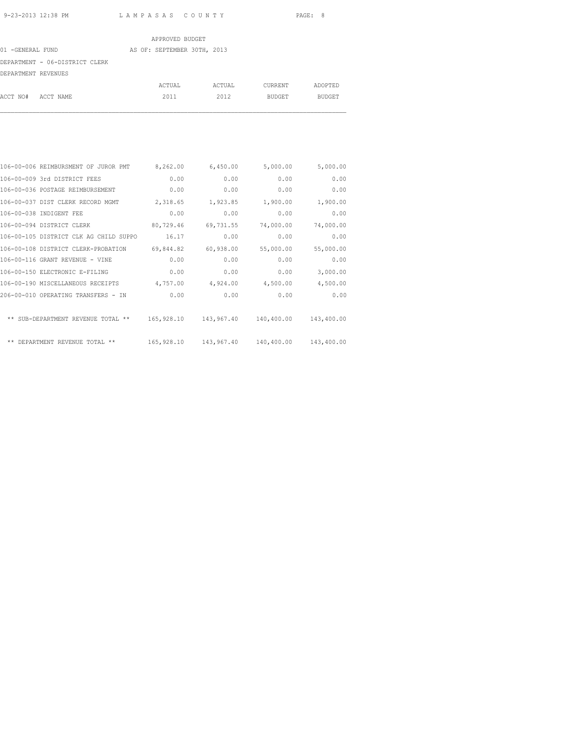APPROVED BUDGET

01 -GENERAL FUND AS OF: SEPTEMBER 30TH, 2013

DEPARTMENT - 06-DISTRICT CLERK

DEPARTMENT REVENUES

| ACCT NO# ACCT NAME | ACTUAL 2011 | ACTUAL 2012 | CURRENT BUDGET | ADOPTED BUDGET |
|---|---|---|---|---|
| 106-00-006 REIMBURSMENT OF JUROR PMT | 8,262.00 | 6,450.00 | 5,000.00 | 5,000.00 |
| 106-00-009 3rd DISTRICT FEES | 0.00 | 0.00 | 0.00 | 0.00 |
| 106-00-036 POSTAGE REIMBURSEMENT | 0.00 | 0.00 | 0.00 | 0.00 |
| 106-00-037 DIST CLERK RECORD MGMT | 2,318.65 | 1,923.85 | 1,900.00 | 1,900.00 |
| 106-00-038 INDIGENT FEE | 0.00 | 0.00 | 0.00 | 0.00 |
| 106-00-094 DISTRICT CLERK | 80,729.46 | 69,731.55 | 74,000.00 | 74,000.00 |
| 106-00-105 DISTRICT CLK AG CHILD SUPPO | 16.17 | 0.00 | 0.00 | 0.00 |
| 106-00-108 DISTRICT CLERK-PROBATION | 69,844.82 | 60,938.00 | 55,000.00 | 55,000.00 |
| 106-00-116 GRANT REVENUE - VINE | 0.00 | 0.00 | 0.00 | 0.00 |
| 106-00-150 ELECTRONIC E-FILING | 0.00 | 0.00 | 0.00 | 3,000.00 |
| 106-00-190 MISCELLANEOUS RECEIPTS | 4,757.00 | 4,924.00 | 4,500.00 | 4,500.00 |
| 206-00-010 OPERATING TRANSFERS - IN | 0.00 | 0.00 | 0.00 | 0.00 |
| ** SUB-DEPARTMENT REVENUE TOTAL ** | 165,928.10 | 143,967.40 | 140,400.00 | 143,400.00 |
| ** DEPARTMENT REVENUE TOTAL ** | 165,928.10 | 143,967.40 | 140,400.00 | 143,400.00 |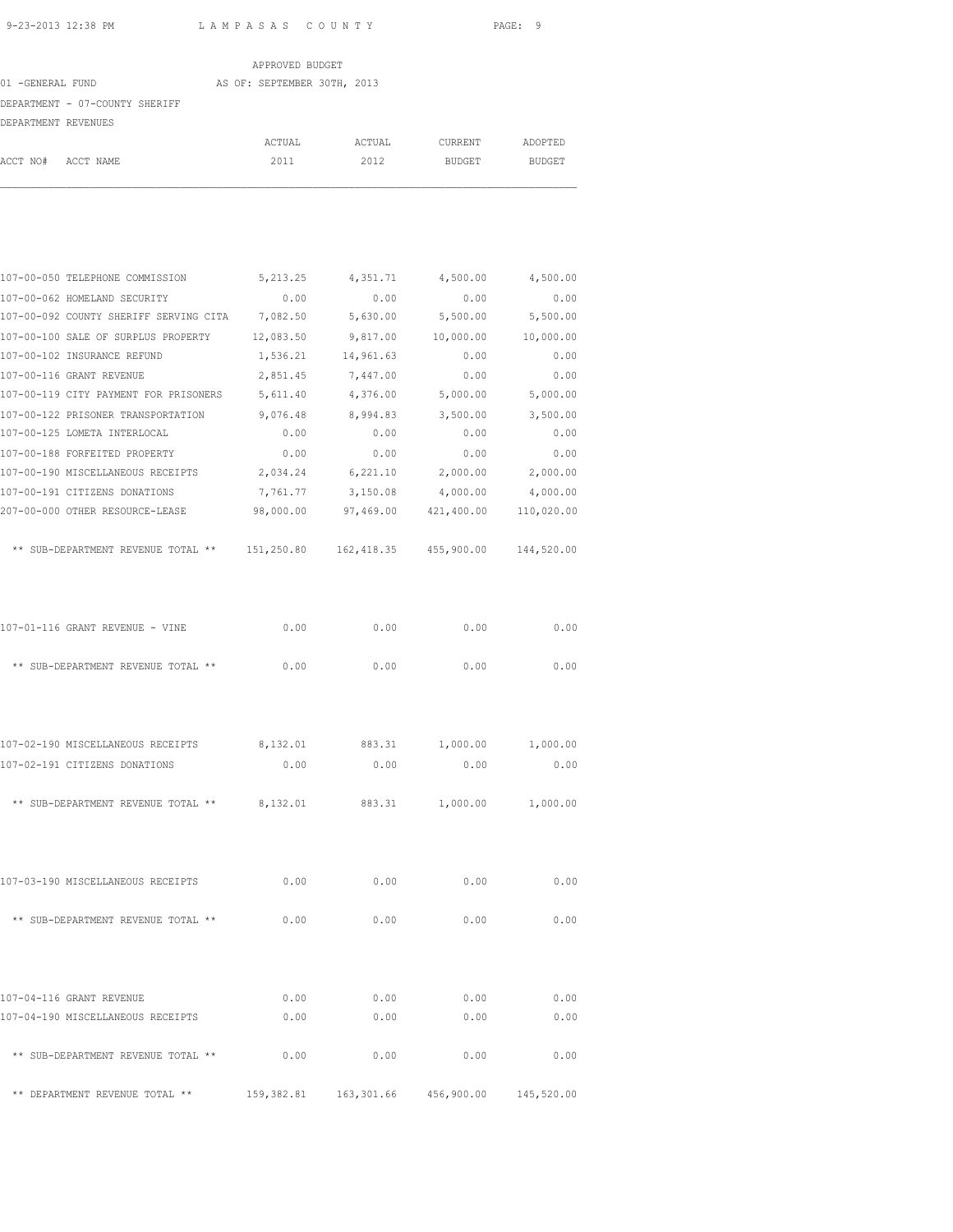APPROVED BUDGET

01 -GENERAL FUND AS OF: SEPTEMBER 30TH, 2013

DEPARTMENT - 07-COUNTY SHERIFF

DEPARTMENT REVENUES

| ACCT NO# ACCT NAME | ACTUAL 2011 | ACTUAL 2012 | CURRENT BUDGET | ADOPTED BUDGET |
|---|---|---|---|---|
| 107-00-050 TELEPHONE COMMISSION | 5,213.25 | 4,351.71 | 4,500.00 | 4,500.00 |
| 107-00-062 HOMELAND SECURITY | 0.00 | 0.00 | 0.00 | 0.00 |
| 107-00-092 COUNTY SHERIFF SERVING CITA | 7,082.50 | 5,630.00 | 5,500.00 | 5,500.00 |
| 107-00-100 SALE OF SURPLUS PROPERTY | 12,083.50 | 9,817.00 | 10,000.00 | 10,000.00 |
| 107-00-102 INSURANCE REFUND | 1,536.21 | 14,961.63 | 0.00 | 0.00 |
| 107-00-116 GRANT REVENUE | 2,851.45 | 7,447.00 | 0.00 | 0.00 |
| 107-00-119 CITY PAYMENT FOR PRISONERS | 5,611.40 | 4,376.00 | 5,000.00 | 5,000.00 |
| 107-00-122 PRISONER TRANSPORTATION | 9,076.48 | 8,994.83 | 3,500.00 | 3,500.00 |
| 107-00-125 LOMETA INTERLOCAL | 0.00 | 0.00 | 0.00 | 0.00 |
| 107-00-188 FORFEITED PROPERTY | 0.00 | 0.00 | 0.00 | 0.00 |
| 107-00-190 MISCELLANEOUS RECEIPTS | 2,034.24 | 6,221.10 | 2,000.00 | 2,000.00 |
| 107-00-191 CITIZENS DONATIONS | 7,761.77 | 3,150.08 | 4,000.00 | 4,000.00 |
| 207-00-000 OTHER RESOURCE-LEASE | 98,000.00 | 97,469.00 | 421,400.00 | 110,020.00 |
| ** SUB-DEPARTMENT REVENUE TOTAL ** | 151,250.80 | 162,418.35 | 455,900.00 | 144,520.00 |
| 107-01-116 GRANT REVENUE - VINE | 0.00 | 0.00 | 0.00 | 0.00 |
| ** SUB-DEPARTMENT REVENUE TOTAL ** | 0.00 | 0.00 | 0.00 | 0.00 |
| 107-02-190 MISCELLANEOUS RECEIPTS | 8,132.01 | 883.31 | 1,000.00 | 1,000.00 |
| 107-02-191 CITIZENS DONATIONS | 0.00 | 0.00 | 0.00 | 0.00 |
| ** SUB-DEPARTMENT REVENUE TOTAL ** | 8,132.01 | 883.31 | 1,000.00 | 1,000.00 |
| 107-03-190 MISCELLANEOUS RECEIPTS | 0.00 | 0.00 | 0.00 | 0.00 |
| ** SUB-DEPARTMENT REVENUE TOTAL ** | 0.00 | 0.00 | 0.00 | 0.00 |
| 107-04-116 GRANT REVENUE | 0.00 | 0.00 | 0.00 | 0.00 |
| 107-04-190 MISCELLANEOUS RECEIPTS | 0.00 | 0.00 | 0.00 | 0.00 |
| ** SUB-DEPARTMENT REVENUE TOTAL ** | 0.00 | 0.00 | 0.00 | 0.00 |
| ** DEPARTMENT REVENUE TOTAL ** | 159,382.81 | 163,301.66 | 456,900.00 | 145,520.00 |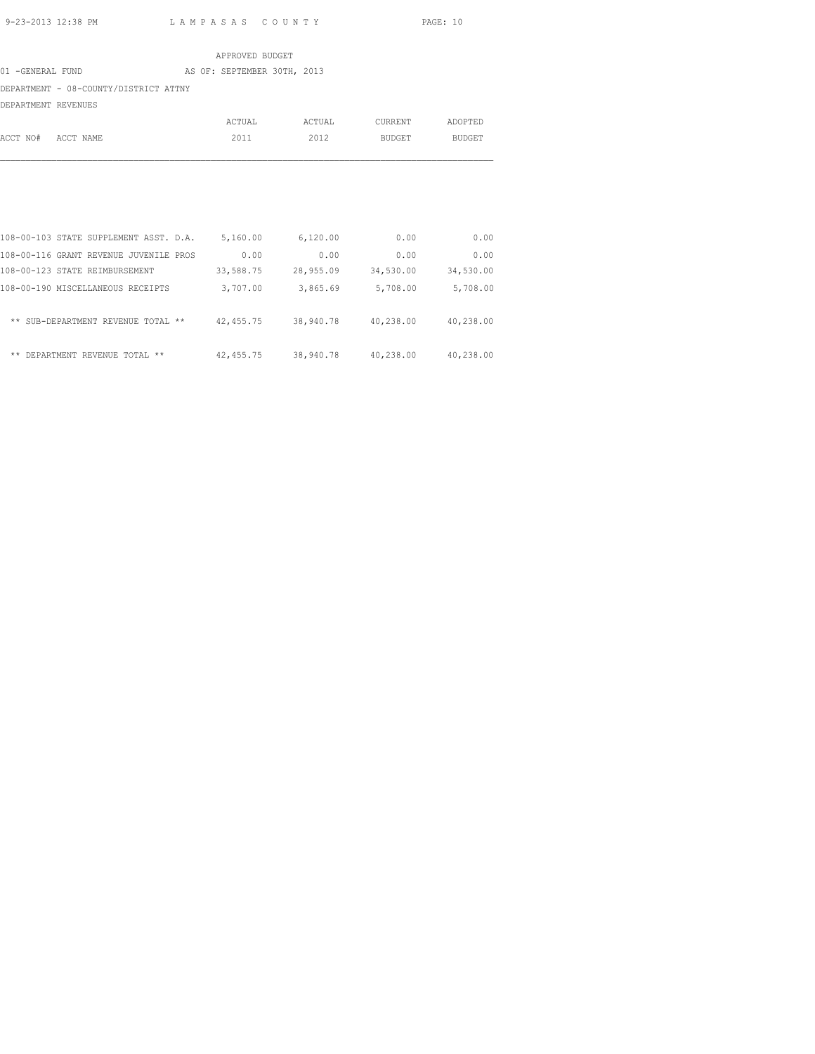APPROVED BUDGET

01 -GENERAL FUND AS OF: SEPTEMBER 30TH, 2013

DEPARTMENT - 08-COUNTY/DISTRICT ATTNY

DEPARTMENT REVENUES

| ACCT NO# ACCT NAME | ACTUAL 2011 | ACTUAL 2012 | CURRENT BUDGET | ADOPTED BUDGET |
|---|---|---|---|---|
| 108-00-103 STATE SUPPLEMENT ASST. D.A. | 5,160.00 | 6,120.00 | 0.00 | 0.00 |
| 108-00-116 GRANT REVENUE JUVENILE PROS | 0.00 | 0.00 | 0.00 | 0.00 |
| 108-00-123 STATE REIMBURSEMENT | 33,588.75 | 28,955.09 | 34,530.00 | 34,530.00 |
| 108-00-190 MISCELLANEOUS RECEIPTS | 3,707.00 | 3,865.69 | 5,708.00 | 5,708.00 |
| ** SUB-DEPARTMENT REVENUE TOTAL ** | 42,455.75 | 38,940.78 | 40,238.00 | 40,238.00 |
| ** DEPARTMENT REVENUE TOTAL ** | 42,455.75 | 38,940.78 | 40,238.00 | 40,238.00 |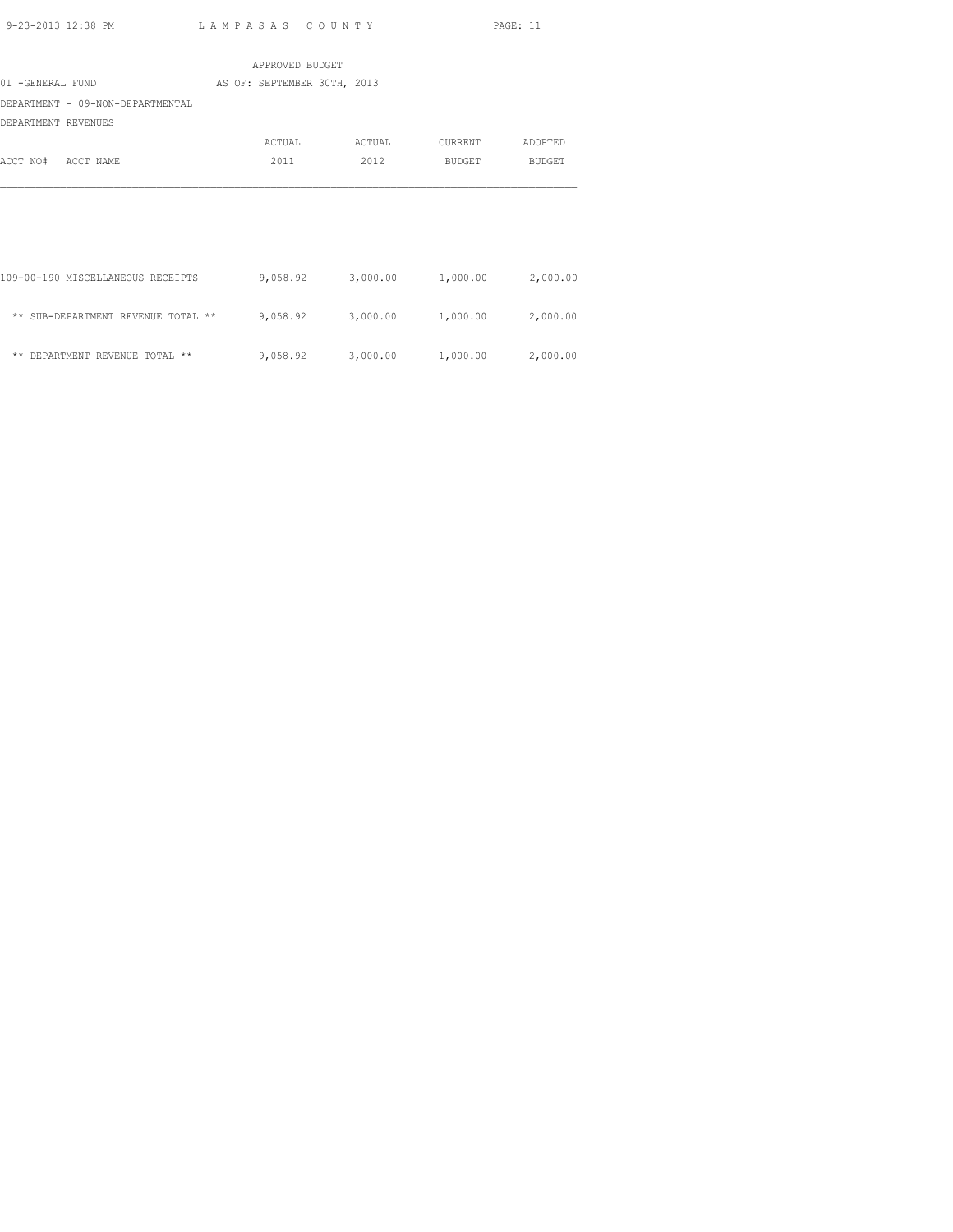APPROVED BUDGET

01 -GENERAL FUND AS OF: SEPTEMBER 30TH, 2013

DEPARTMENT - 09-NON-DEPARTMENTAL

DEPARTMENT REVENUES

| ACCT NO# ACCT NAME | ACTUAL 2011 | ACTUAL 2012 | CURRENT BUDGET | ADOPTED BUDGET |
|---|---|---|---|---|
| 109-00-190 MISCELLANEOUS RECEIPTS | 9,058.92 | 3,000.00 | 1,000.00 | 2,000.00 |
| ** SUB-DEPARTMENT REVENUE TOTAL ** | 9,058.92 | 3,000.00 | 1,000.00 | 2,000.00 |
| ** DEPARTMENT REVENUE TOTAL ** | 9,058.92 | 3,000.00 | 1,000.00 | 2,000.00 |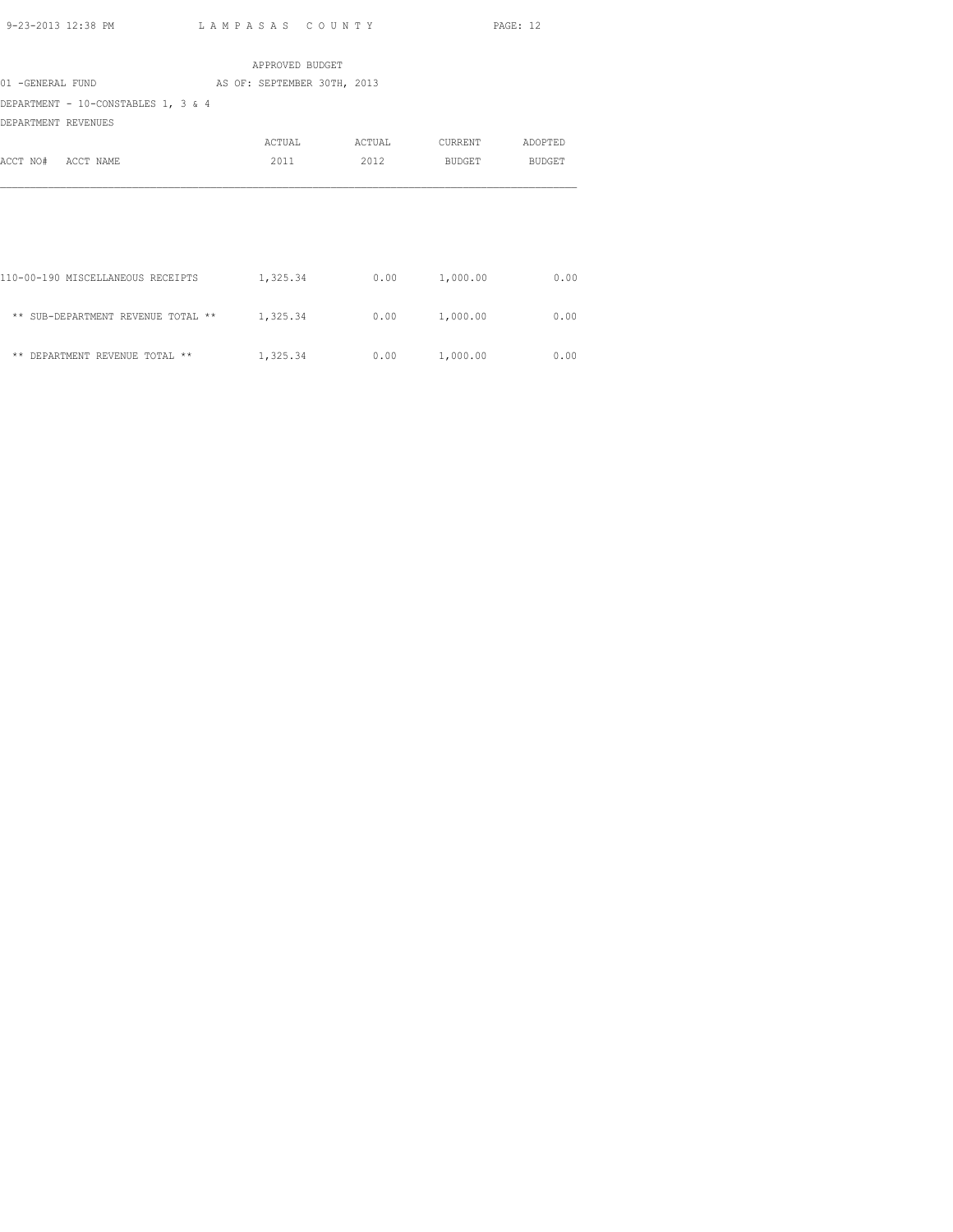APPROVED BUDGET

01 -GENERAL FUND AS OF: SEPTEMBER 30TH, 2013

DEPARTMENT - 10-CONSTABLES 1, 3 & 4

DEPARTMENT REVENUES

| ACCT NO# ACCT NAME | ACTUAL 2011 | ACTUAL 2012 | CURRENT BUDGET | ADOPTED BUDGET |
|---|---|---|---|---|
| 110-00-190 MISCELLANEOUS RECEIPTS | 1,325.34 | 0.00 | 1,000.00 | 0.00 |
| ** SUB-DEPARTMENT REVENUE TOTAL ** | 1,325.34 | 0.00 | 1,000.00 | 0.00 |
| ** DEPARTMENT REVENUE TOTAL ** | 1,325.34 | 0.00 | 1,000.00 | 0.00 |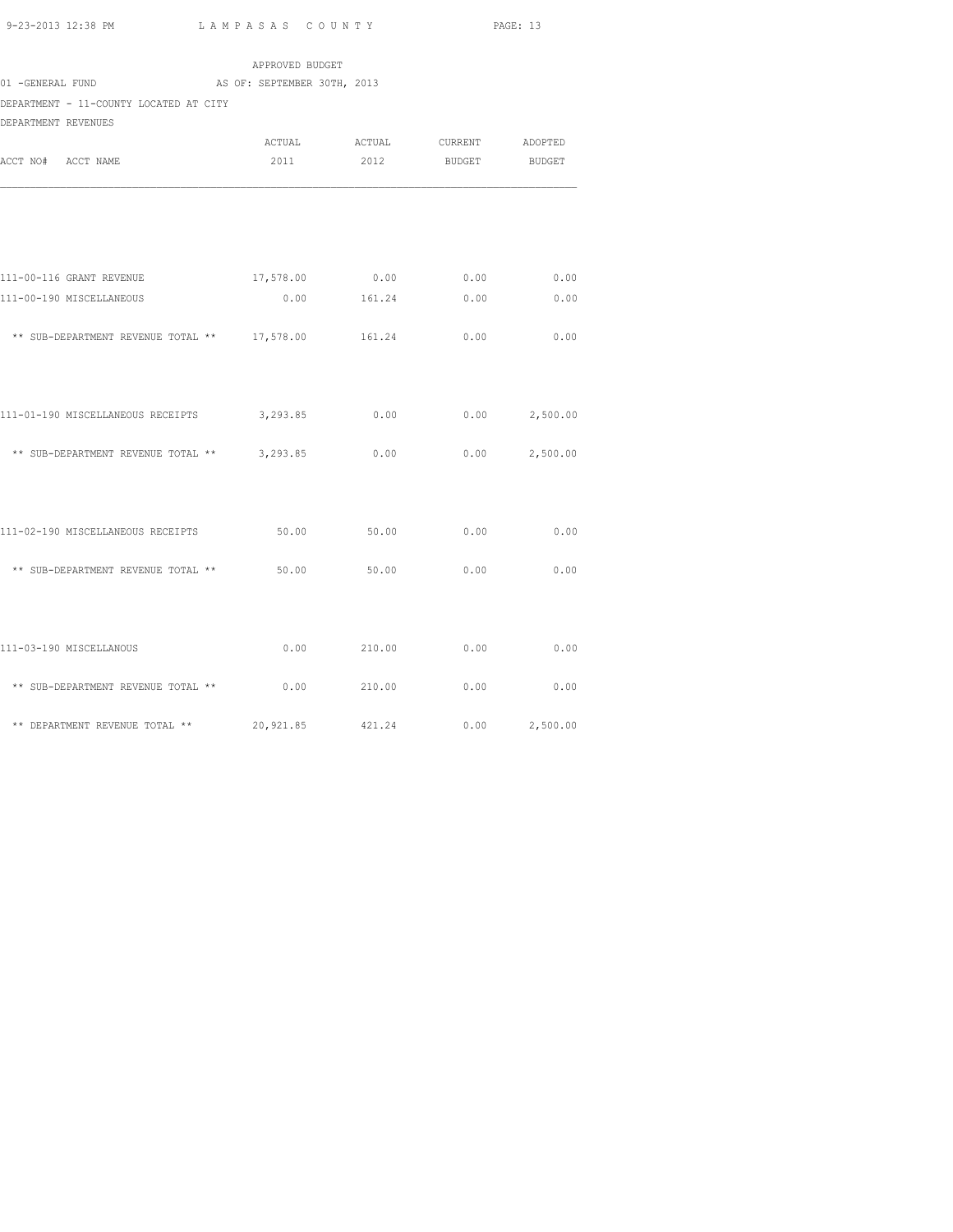APPROVED BUDGET

01 -GENERAL FUND AS OF: SEPTEMBER 30TH, 2013

DEPARTMENT - 11-COUNTY LOCATED AT CITY

DEPARTMENT REVENUES

| ACCT NO# ACCT NAME | ACTUAL 2011 | ACTUAL 2012 | CURRENT BUDGET | ADOPTED BUDGET |
|---|---|---|---|---|
| 111-00-116 GRANT REVENUE | 17,578.00 | 0.00 | 0.00 | 0.00 |
| 111-00-190 MISCELLANEOUS | 0.00 | 161.24 | 0.00 | 0.00 |
| ** SUB-DEPARTMENT REVENUE TOTAL ** | 17,578.00 | 161.24 | 0.00 | 0.00 |
| 111-01-190 MISCELLANEOUS RECEIPTS | 3,293.85 | 0.00 | 0.00 | 2,500.00 |
| ** SUB-DEPARTMENT REVENUE TOTAL ** | 3,293.85 | 0.00 | 0.00 | 2,500.00 |
| 111-02-190 MISCELLANEOUS RECEIPTS | 50.00 | 50.00 | 0.00 | 0.00 |
| ** SUB-DEPARTMENT REVENUE TOTAL ** | 50.00 | 50.00 | 0.00 | 0.00 |
| 111-03-190 MISCELLANOUS | 0.00 | 210.00 | 0.00 | 0.00 |
| ** SUB-DEPARTMENT REVENUE TOTAL ** | 0.00 | 210.00 | 0.00 | 0.00 |
| ** DEPARTMENT REVENUE TOTAL ** | 20,921.85 | 421.24 | 0.00 | 2,500.00 |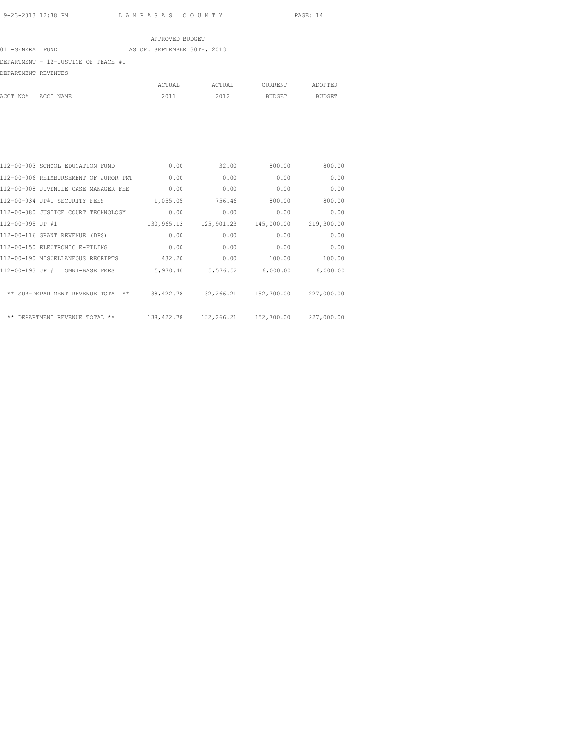APPROVED BUDGET

01 -GENERAL FUND AS OF: SEPTEMBER 30TH, 2013

DEPARTMENT - 12-JUSTICE OF PEACE #1

DEPARTMENT REVENUES

| ACCT NO# ACCT NAME | ACTUAL 2011 | ACTUAL 2012 | CURRENT BUDGET | ADOPTED BUDGET |
|---|---|---|---|---|
| 112-00-003 SCHOOL EDUCATION FUND | 0.00 | 32.00 | 800.00 | 800.00 |
| 112-00-006 REIMBURSEMENT OF JUROR PMT | 0.00 | 0.00 | 0.00 | 0.00 |
| 112-00-008 JUVENILE CASE MANAGER FEE | 0.00 | 0.00 | 0.00 | 0.00 |
| 112-00-034 JP#1 SECURITY FEES | 1,055.05 | 756.46 | 800.00 | 800.00 |
| 112-00-080 JUSTICE COURT TECHNOLOGY | 0.00 | 0.00 | 0.00 | 0.00 |
| 112-00-095 JP #1 | 130,965.13 | 125,901.23 | 145,000.00 | 219,300.00 |
| 112-00-116 GRANT REVENUE (DPS) | 0.00 | 0.00 | 0.00 | 0.00 |
| 112-00-150 ELECTRONIC E-FILING | 0.00 | 0.00 | 0.00 | 0.00 |
| 112-00-190 MISCELLANEOUS RECEIPTS | 432.20 | 0.00 | 100.00 | 100.00 |
| 112-00-193 JP # 1 OMNI-BASE FEES | 5,970.40 | 5,576.52 | 6,000.00 | 6,000.00 |
| ** SUB-DEPARTMENT REVENUE TOTAL ** | 138,422.78 | 132,266.21 | 152,700.00 | 227,000.00 |
| ** DEPARTMENT REVENUE TOTAL ** | 138,422.78 | 132,266.21 | 152,700.00 | 227,000.00 |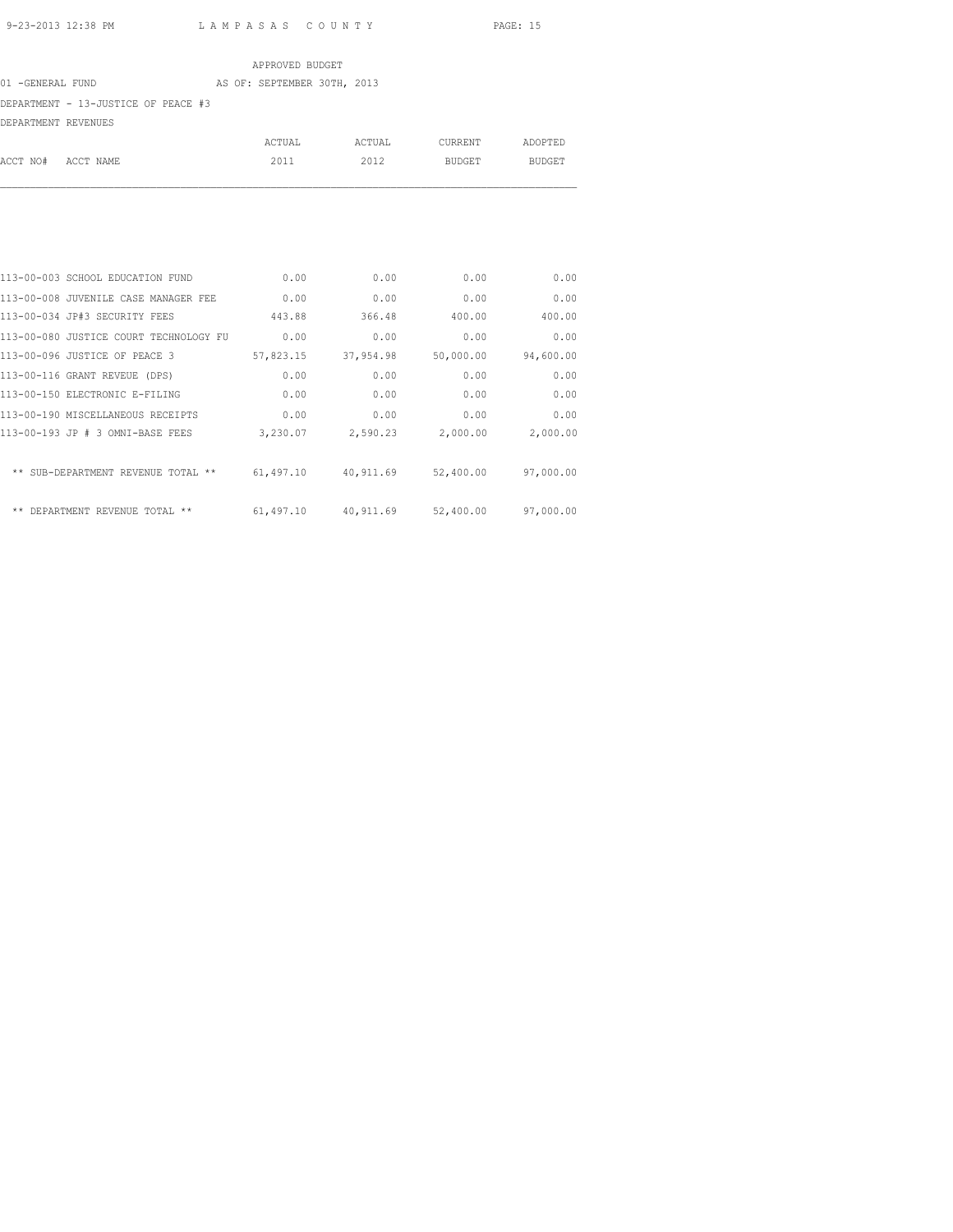APPROVED BUDGET

01 -GENERAL FUND AS OF: SEPTEMBER 30TH, 2013

DEPARTMENT - 13-JUSTICE OF PEACE #3

DEPARTMENT REVENUES

| ACCT NO# ACCT NAME | ACTUAL 2011 | ACTUAL 2012 | CURRENT BUDGET | ADOPTED BUDGET |
|---|---|---|---|---|
| 113-00-003 SCHOOL EDUCATION FUND | 0.00 | 0.00 | 0.00 | 0.00 |
| 113-00-008 JUVENILE CASE MANAGER FEE | 0.00 | 0.00 | 0.00 | 0.00 |
| 113-00-034 JP#3 SECURITY FEES | 443.88 | 366.48 | 400.00 | 400.00 |
| 113-00-080 JUSTICE COURT TECHNOLOGY FU | 0.00 | 0.00 | 0.00 | 0.00 |
| 113-00-096 JUSTICE OF PEACE 3 | 57,823.15 | 37,954.98 | 50,000.00 | 94,600.00 |
| 113-00-116 GRANT REVEUE (DPS) | 0.00 | 0.00 | 0.00 | 0.00 |
| 113-00-150 ELECTRONIC E-FILING | 0.00 | 0.00 | 0.00 | 0.00 |
| 113-00-190 MISCELLANEOUS RECEIPTS | 0.00 | 0.00 | 0.00 | 0.00 |
| 113-00-193 JP # 3 OMNI-BASE FEES | 3,230.07 | 2,590.23 | 2,000.00 | 2,000.00 |
| ** SUB-DEPARTMENT REVENUE TOTAL ** | 61,497.10 | 40,911.69 | 52,400.00 | 97,000.00 |
| ** DEPARTMENT REVENUE TOTAL ** | 61,497.10 | 40,911.69 | 52,400.00 | 97,000.00 |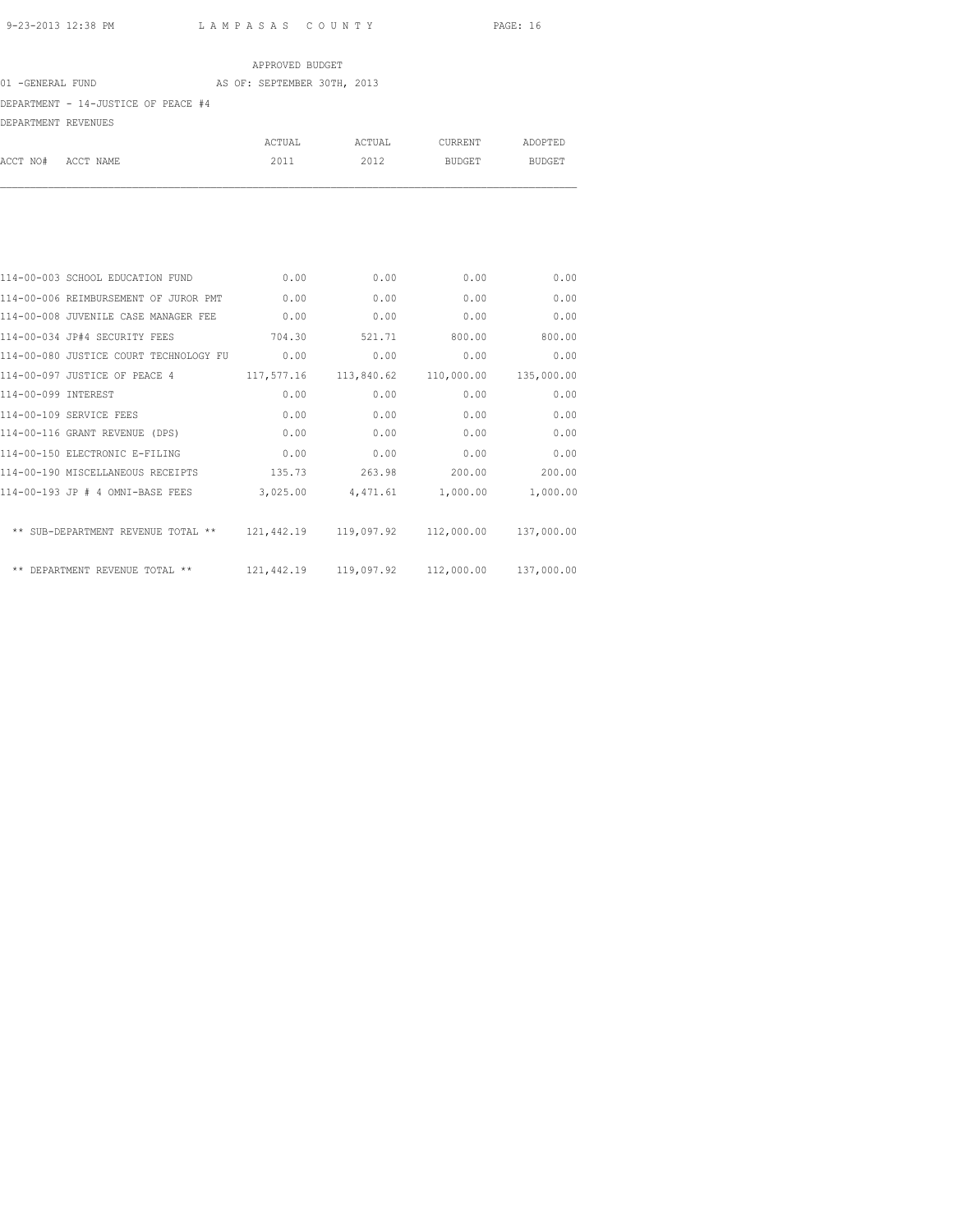APPROVED BUDGET

01 -GENERAL FUND AS OF: SEPTEMBER 30TH, 2013

DEPARTMENT - 14-JUSTICE OF PEACE #4

DEPARTMENT REVENUES

| ACCT NO# | ACCT NAME | ACTUAL 2011 | ACTUAL 2012 | CURRENT BUDGET | ADOPTED BUDGET |
|---|---|---|---|---|---|
| 114-00-003 | SCHOOL EDUCATION FUND | 0.00 | 0.00 | 0.00 | 0.00 |
| 114-00-006 | REIMBURSEMENT OF JUROR PMT | 0.00 | 0.00 | 0.00 | 0.00 |
| 114-00-008 | JUVENILE CASE MANAGER FEE | 0.00 | 0.00 | 0.00 | 0.00 |
| 114-00-034 | JP#4 SECURITY FEES | 704.30 | 521.71 | 800.00 | 800.00 |
| 114-00-080 | JUSTICE COURT TECHNOLOGY FU | 0.00 | 0.00 | 0.00 | 0.00 |
| 114-00-097 | JUSTICE OF PEACE 4 | 117,577.16 | 113,840.62 | 110,000.00 | 135,000.00 |
| 114-00-099 | INTEREST | 0.00 | 0.00 | 0.00 | 0.00 |
| 114-00-109 | SERVICE FEES | 0.00 | 0.00 | 0.00 | 0.00 |
| 114-00-116 | GRANT REVENUE (DPS) | 0.00 | 0.00 | 0.00 | 0.00 |
| 114-00-150 | ELECTRONIC E-FILING | 0.00 | 0.00 | 0.00 | 0.00 |
| 114-00-190 | MISCELLANEOUS RECEIPTS | 135.73 | 263.98 | 200.00 | 200.00 |
| 114-00-193 | JP # 4 OMNI-BASE FEES | 3,025.00 | 4,471.61 | 1,000.00 | 1,000.00 |
| | ** SUB-DEPARTMENT REVENUE TOTAL ** | 121,442.19 | 119,097.92 | 112,000.00 | 137,000.00 |
| | ** DEPARTMENT REVENUE TOTAL ** | 121,442.19 | 119,097.92 | 112,000.00 | 137,000.00 |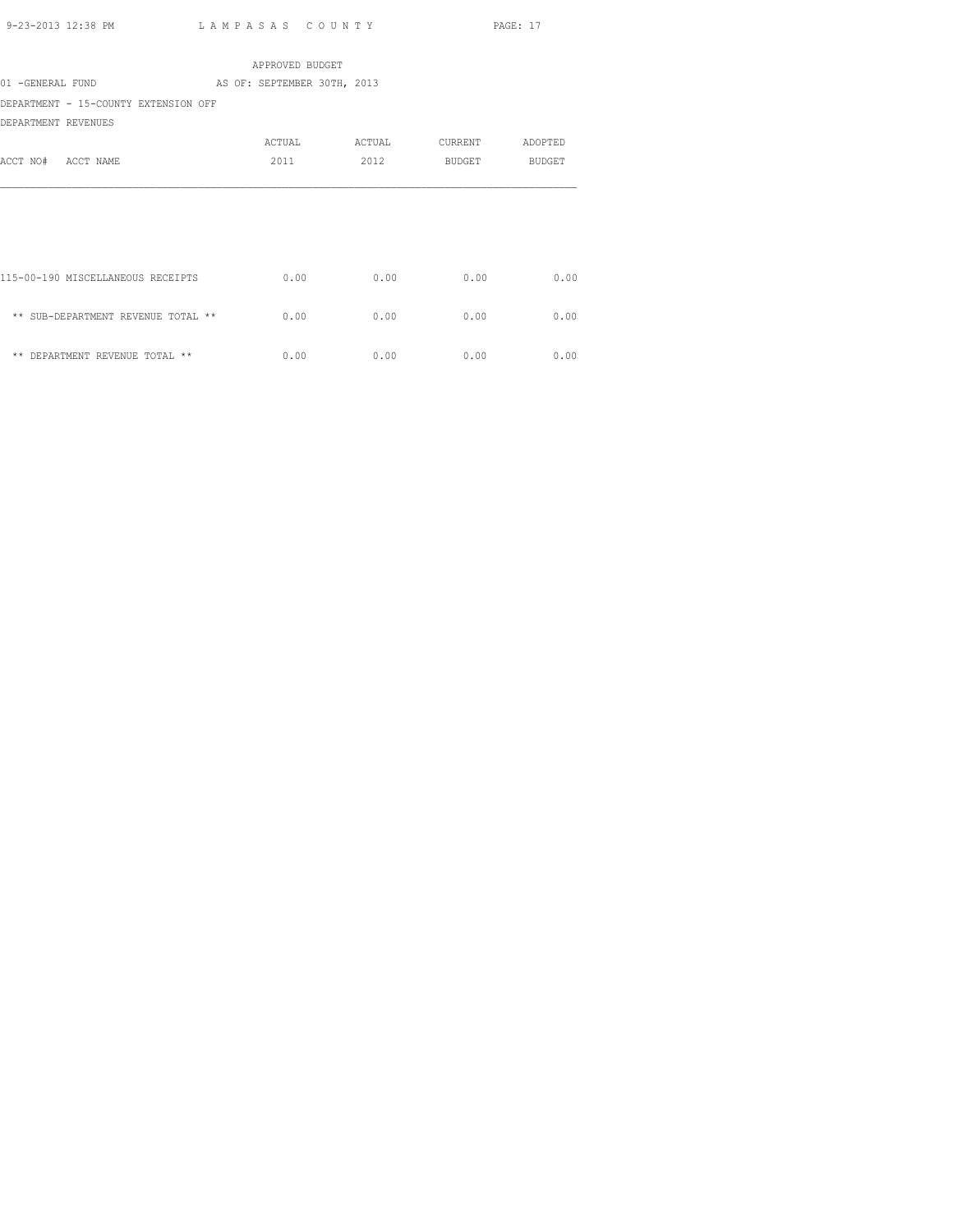APPROVED BUDGET

01 -GENERAL FUND AS OF: SEPTEMBER 30TH, 2013

DEPARTMENT - 15-COUNTY EXTENSION OFF

DEPARTMENT REVENUES

| ACCT NO# ACCT NAME | ACTUAL 2011 | ACTUAL 2012 | CURRENT BUDGET | ADOPTED BUDGET |
|---|---|---|---|---|
| 115-00-190 MISCELLANEOUS RECEIPTS | 0.00 | 0.00 | 0.00 | 0.00 |
| ** SUB-DEPARTMENT REVENUE TOTAL ** | 0.00 | 0.00 | 0.00 | 0.00 |
| ** DEPARTMENT REVENUE TOTAL ** | 0.00 | 0.00 | 0.00 | 0.00 |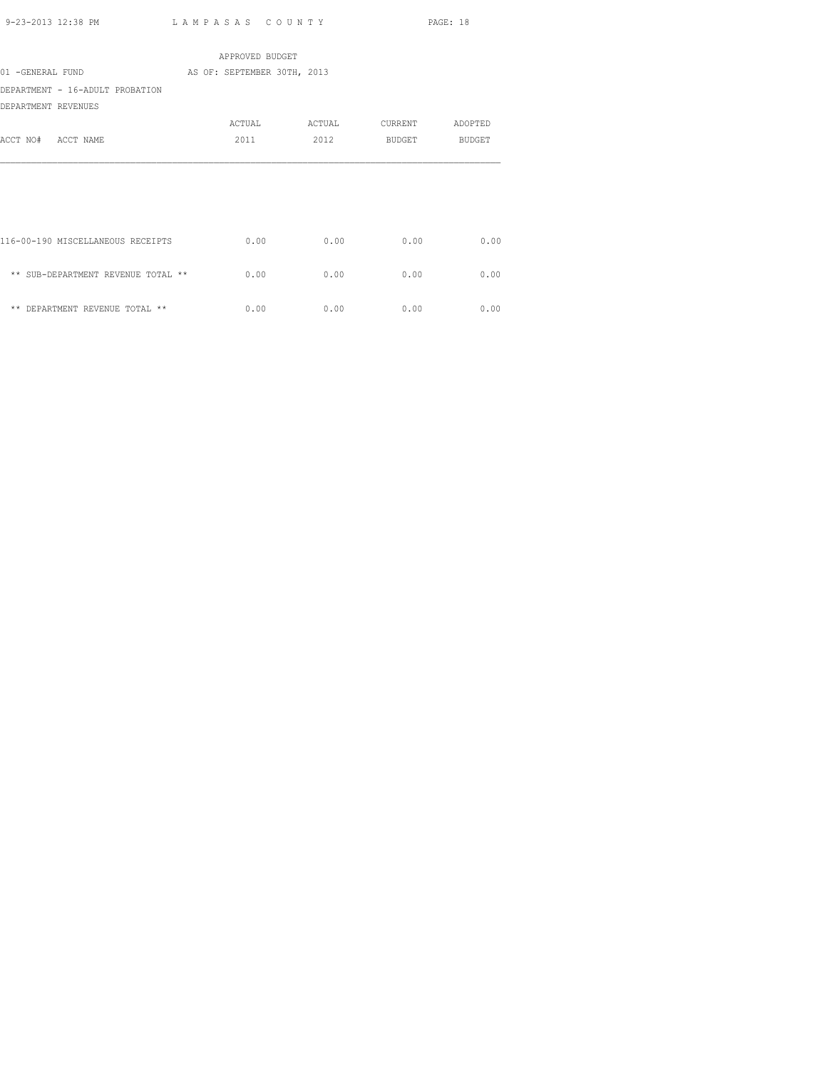APPROVED BUDGET

01 -GENERAL FUND AS OF: SEPTEMBER 30TH, 2013

DEPARTMENT - 16-ADULT PROBATION

DEPARTMENT REVENUES

| ACCT NO# ACCT NAME | ACTUAL 2011 | ACTUAL 2012 | CURRENT BUDGET | ADOPTED BUDGET |
|---|---|---|---|---|
| 116-00-190 MISCELLANEOUS RECEIPTS | 0.00 | 0.00 | 0.00 | 0.00 |
| ** SUB-DEPARTMENT REVENUE TOTAL ** | 0.00 | 0.00 | 0.00 | 0.00 |
| ** DEPARTMENT REVENUE TOTAL ** | 0.00 | 0.00 | 0.00 | 0.00 |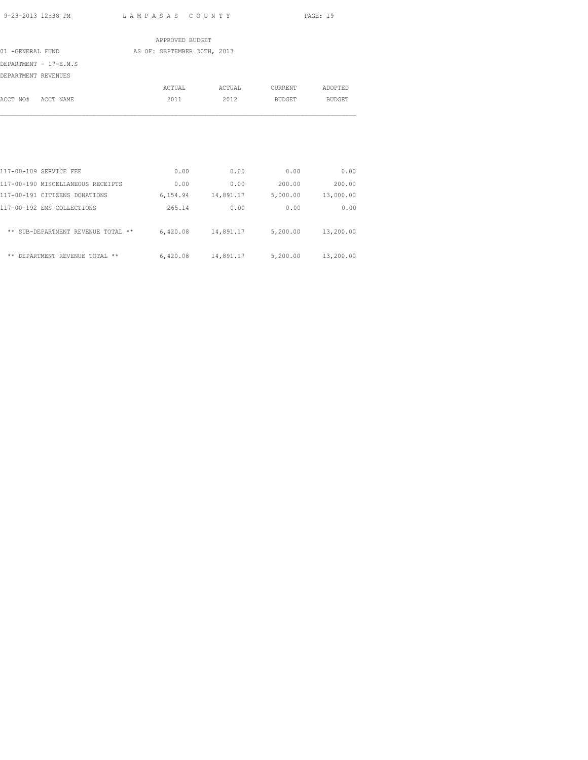APPROVED BUDGET

01 -GENERAL FUND AS OF: SEPTEMBER 30TH, 2013

DEPARTMENT - 17-E.M.S

DEPARTMENT REVENUES

| ACCT NO# ACCT NAME | ACTUAL 2011 | ACTUAL 2012 | CURRENT BUDGET | ADOPTED BUDGET |
|---|---|---|---|---|
| 117-00-109 SERVICE FEE | 0.00 | 0.00 | 0.00 | 0.00 |
| 117-00-190 MISCELLANEOUS RECEIPTS | 0.00 | 0.00 | 200.00 | 200.00 |
| 117-00-191 CITIZENS DONATIONS | 6,154.94 | 14,891.17 | 5,000.00 | 13,000.00 |
| 117-00-192 EMS COLLECTIONS | 265.14 | 0.00 | 0.00 | 0.00 |
| ** SUB-DEPARTMENT REVENUE TOTAL ** | 6,420.08 | 14,891.17 | 5,200.00 | 13,200.00 |
| ** DEPARTMENT REVENUE TOTAL ** | 6,420.08 | 14,891.17 | 5,200.00 | 13,200.00 |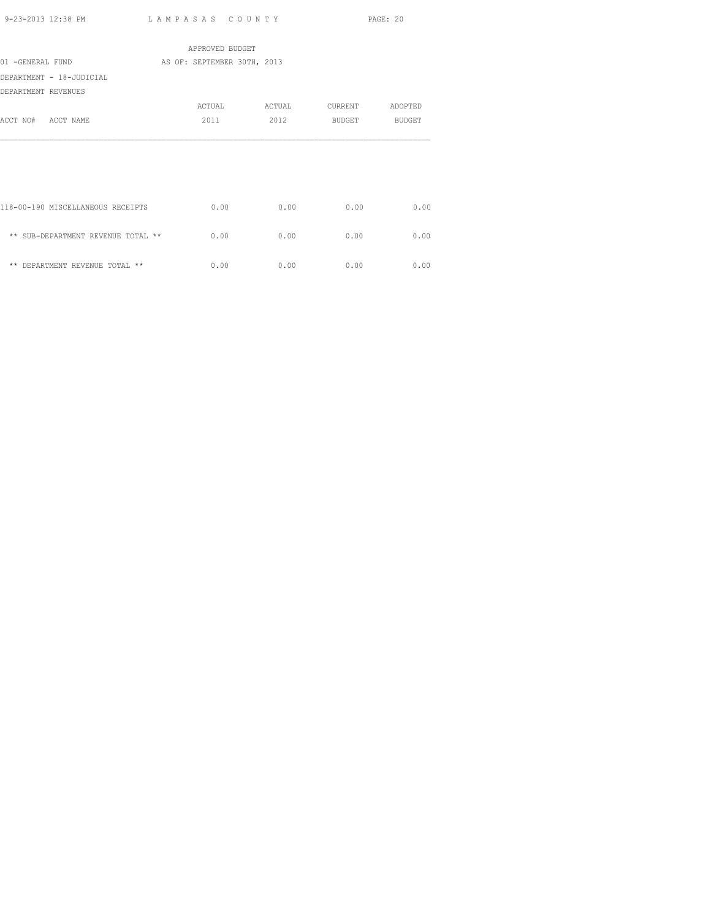APPROVED BUDGET

01 -GENERAL FUND AS OF: SEPTEMBER 30TH, 2013

DEPARTMENT - 18-JUDICIAL

DEPARTMENT REVENUES

| ACCT NO# ACCT NAME | ACTUAL 2011 | ACTUAL 2012 | CURRENT BUDGET | ADOPTED BUDGET |
|---|---|---|---|---|
| 118-00-190 MISCELLANEOUS RECEIPTS | 0.00 | 0.00 | 0.00 | 0.00 |
| ** SUB-DEPARTMENT REVENUE TOTAL ** | 0.00 | 0.00 | 0.00 | 0.00 |
| ** DEPARTMENT REVENUE TOTAL ** | 0.00 | 0.00 | 0.00 | 0.00 |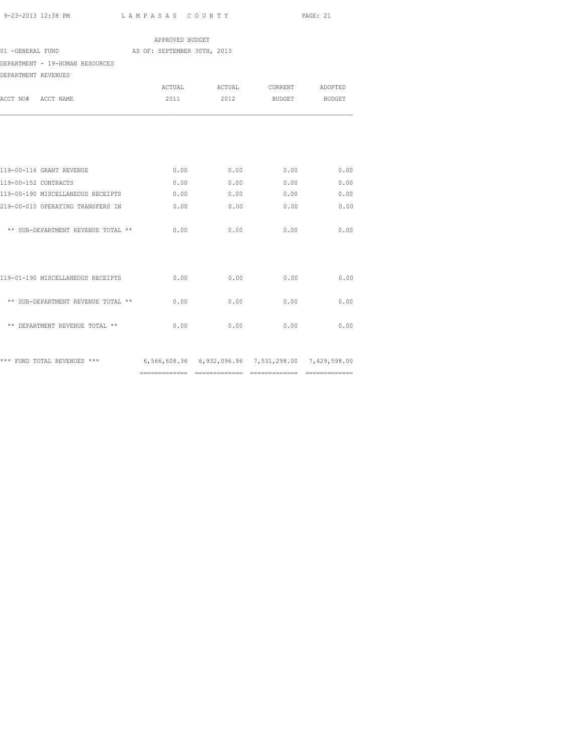APPROVED BUDGET

01 -GENERAL FUND AS OF: SEPTEMBER 30TH, 2013

DEPARTMENT - 19-HUMAN RESOURCES

DEPARTMENT REVENUES

| ACCT NO# ACCT NAME | ACTUAL 2011 | ACTUAL 2012 | CURRENT BUDGET | ADOPTED BUDGET |
|---|---|---|---|---|
| 119-00-116 GRANT REVENUE | 0.00 | 0.00 | 0.00 | 0.00 |
| 119-00-152 CONTRACTS | 0.00 | 0.00 | 0.00 | 0.00 |
| 119-00-190 MISCELLANEOUS RECEIPTS | 0.00 | 0.00 | 0.00 | 0.00 |
| 219-00-010 OPERATING TRANSFERS IN | 0.00 | 0.00 | 0.00 | 0.00 |
| ** SUB-DEPARTMENT REVENUE TOTAL ** | 0.00 | 0.00 | 0.00 | 0.00 |
| 119-01-190 MISCELLANEOUS RECEIPTS | 0.00 | 0.00 | 0.00 | 0.00 |
| ** SUB-DEPARTMENT REVENUE TOTAL ** | 0.00 | 0.00 | 0.00 | 0.00 |
| ** DEPARTMENT REVENUE TOTAL ** | 0.00 | 0.00 | 0.00 | 0.00 |
| *** FUND TOTAL REVENUES *** | 6,566,608.36 | 6,932,096.96 | 7,531,298.00 | 7,429,598.00 |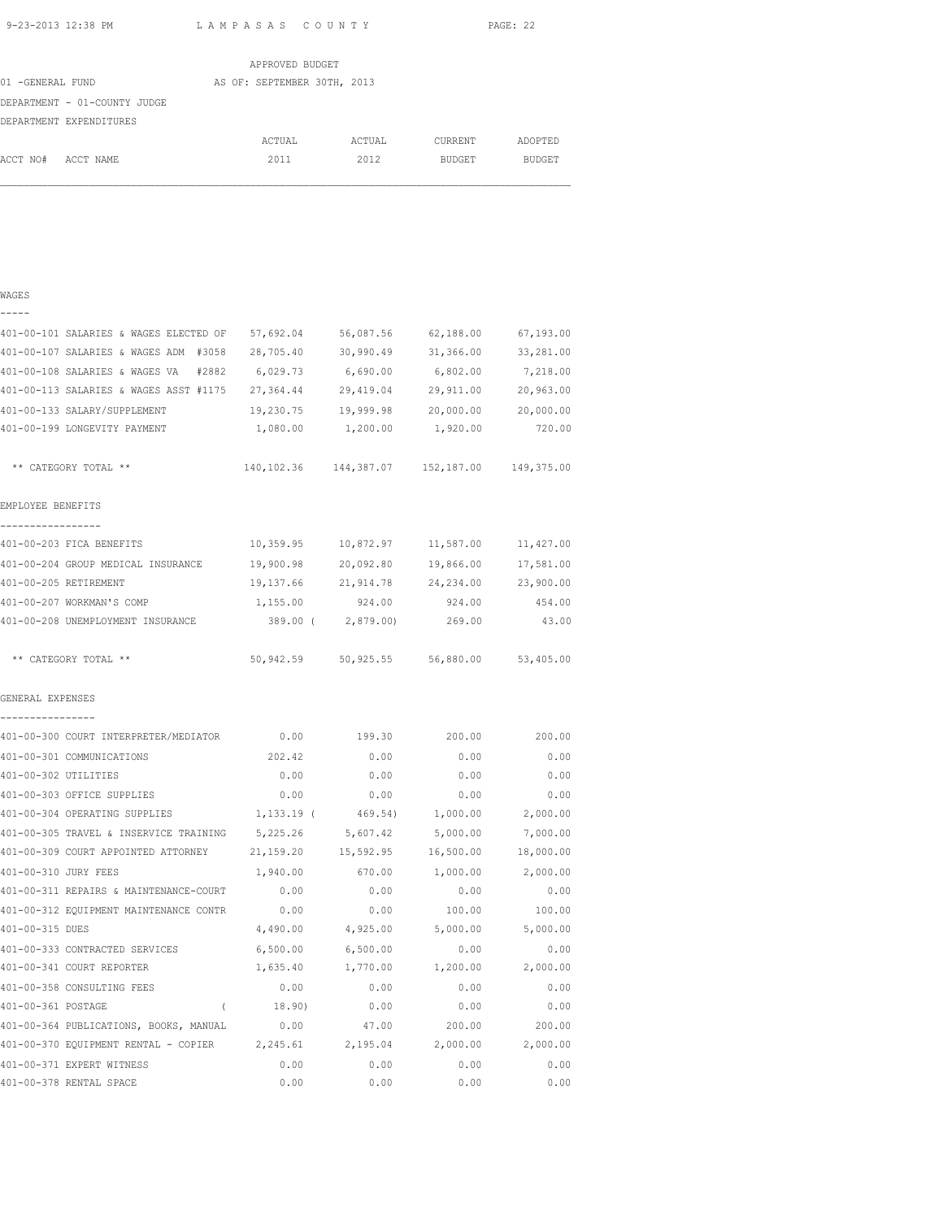APPROVED BUDGET

01 -GENERAL FUND AS OF: SEPTEMBER 30TH, 2013

DEPARTMENT - 01-COUNTY JUDGE

DEPARTMENT EXPENDITURES

| ACCT NO# ACCT NAME | ACTUAL 2011 | ACTUAL 2012 | CURRENT BUDGET | ADOPTED BUDGET |
|---|---|---|---|---|
| **WAGES** | | | | |
| 401-00-101 SALARIES & WAGES ELECTED OF | 57,692.04 | 56,087.56 | 62,188.00 | 67,193.00 |
| 401-00-107 SALARIES & WAGES ADM #3058 | 28,705.40 | 30,990.49 | 31,366.00 | 33,281.00 |
| 401-00-108 SALARIES & WAGES VA #2882 | 6,029.73 | 6,690.00 | 6,802.00 | 7,218.00 |
| 401-00-113 SALARIES & WAGES ASST #1175 | 27,364.44 | 29,419.04 | 29,911.00 | 20,963.00 |
| 401-00-133 SALARY/SUPPLEMENT | 19,230.75 | 19,999.98 | 20,000.00 | 20,000.00 |
| 401-00-199 LONGEVITY PAYMENT | 1,080.00 | 1,200.00 | 1,920.00 | 720.00 |
| ** CATEGORY TOTAL ** | 140,102.36 | 144,387.07 | 152,187.00 | 149,375.00 |
| **EMPLOYEE BENEFITS** | | | | |
| 401-00-203 FICA BENEFITS | 10,359.95 | 10,872.97 | 11,587.00 | 11,427.00 |
| 401-00-204 GROUP MEDICAL INSURANCE | 19,900.98 | 20,092.80 | 19,866.00 | 17,581.00 |
| 401-00-205 RETIREMENT | 19,137.66 | 21,914.78 | 24,234.00 | 23,900.00 |
| 401-00-207 WORKMAN'S COMP | 1,155.00 | 924.00 | 924.00 | 454.00 |
| 401-00-208 UNEMPLOYMENT INSURANCE | 389.00 | ( 2,879.00) | 269.00 | 43.00 |
| ** CATEGORY TOTAL ** | 50,942.59 | 50,925.55 | 56,880.00 | 53,405.00 |
| **GENERAL EXPENSES** | | | | |
| 401-00-300 COURT INTERPRETER/MEDIATOR | 0.00 | 199.30 | 200.00 | 200.00 |
| 401-00-301 COMMUNICATIONS | 202.42 | 0.00 | 0.00 | 0.00 |
| 401-00-302 UTILITIES | 0.00 | 0.00 | 0.00 | 0.00 |
| 401-00-303 OFFICE SUPPLIES | 0.00 | 0.00 | 0.00 | 0.00 |
| 401-00-304 OPERATING SUPPLIES | 1,133.19 | ( 469.54) | 1,000.00 | 2,000.00 |
| 401-00-305 TRAVEL & INSERVICE TRAINING | 5,225.26 | 5,607.42 | 5,000.00 | 7,000.00 |
| 401-00-309 COURT APPOINTED ATTORNEY | 21,159.20 | 15,592.95 | 16,500.00 | 18,000.00 |
| 401-00-310 JURY FEES | 1,940.00 | 670.00 | 1,000.00 | 2,000.00 |
| 401-00-311 REPAIRS & MAINTENANCE-COURT | 0.00 | 0.00 | 0.00 | 0.00 |
| 401-00-312 EQUIPMENT MAINTENANCE CONTR | 0.00 | 0.00 | 100.00 | 100.00 |
| 401-00-315 DUES | 4,490.00 | 4,925.00 | 5,000.00 | 5,000.00 |
| 401-00-333 CONTRACTED SERVICES | 6,500.00 | 6,500.00 | 0.00 | 0.00 |
| 401-00-341 COURT REPORTER | 1,635.40 | 1,770.00 | 1,200.00 | 2,000.00 |
| 401-00-358 CONSULTING FEES | 0.00 | 0.00 | 0.00 | 0.00 |
| 401-00-361 POSTAGE | ( 18.90) | 0.00 | 0.00 | 0.00 |
| 401-00-364 PUBLICATIONS, BOOKS, MANUAL | 0.00 | 47.00 | 200.00 | 200.00 |
| 401-00-370 EQUIPMENT RENTAL - COPIER | 2,245.61 | 2,195.04 | 2,000.00 | 2,000.00 |
| 401-00-371 EXPERT WITNESS | 0.00 | 0.00 | 0.00 | 0.00 |
| 401-00-378 RENTAL SPACE | 0.00 | 0.00 | 0.00 | 0.00 |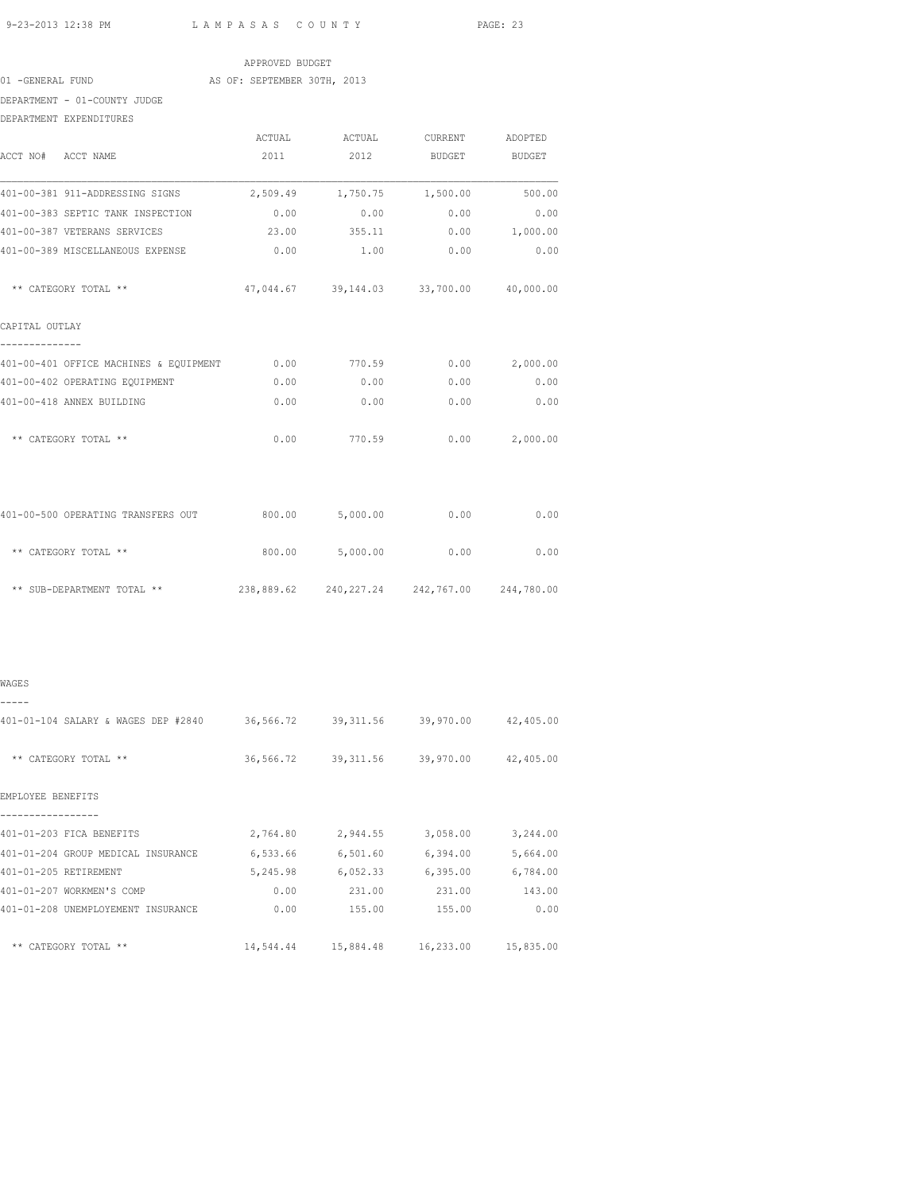APPROVED BUDGET

01 -GENERAL FUND AS OF: SEPTEMBER 30TH, 2013

DEPARTMENT - 01-COUNTY JUDGE

DEPARTMENT EXPENDITURES

| ACCT NO# ACCT NAME | ACTUAL 2011 | ACTUAL 2012 | CURRENT BUDGET | ADOPTED BUDGET |
|---|---|---|---|---|
| 401-00-381 911-ADDRESSING SIGNS | 2,509.49 | 1,750.75 | 1,500.00 | 500.00 |
| 401-00-383 SEPTIC TANK INSPECTION | 0.00 | 0.00 | 0.00 | 0.00 |
| 401-00-387 VETERANS SERVICES | 23.00 | 355.11 | 0.00 | 1,000.00 |
| 401-00-389 MISCELLANEOUS EXPENSE | 0.00 | 1.00 | 0.00 | 0.00 |
| ** CATEGORY TOTAL ** | 47,044.67 | 39,144.03 | 33,700.00 | 40,000.00 |
| **CAPITAL OUTLAY** | | | | |
| 401-00-401 OFFICE MACHINES & EQUIPMENT | 0.00 | 770.59 | 0.00 | 2,000.00 |
| 401-00-402 OPERATING EQUIPMENT | 0.00 | 0.00 | 0.00 | 0.00 |
| 401-00-418 ANNEX BUILDING | 0.00 | 0.00 | 0.00 | 0.00 |
| ** CATEGORY TOTAL ** | 0.00 | 770.59 | 0.00 | 2,000.00 |
| 401-00-500 OPERATING TRANSFERS OUT | 800.00 | 5,000.00 | 0.00 | 0.00 |
| ** CATEGORY TOTAL ** | 800.00 | 5,000.00 | 0.00 | 0.00 |
| ** SUB-DEPARTMENT TOTAL ** | 238,889.62 | 240,227.24 | 242,767.00 | 244,780.00 |

| ACCT NO# ACCT NAME | ACTUAL 2011 | ACTUAL 2012 | CURRENT BUDGET | ADOPTED BUDGET |
|---|---|---|---|---|
| **WAGES** | | | | |
| 401-01-104 SALARY & WAGES DEP #2840 | 36,566.72 | 39,311.56 | 39,970.00 | 42,405.00 |
| ** CATEGORY TOTAL ** | 36,566.72 | 39,311.56 | 39,970.00 | 42,405.00 |
| **EMPLOYEE BENEFITS** | | | | |
| 401-01-203 FICA BENEFITS | 2,764.80 | 2,944.55 | 3,058.00 | 3,244.00 |
| 401-01-204 GROUP MEDICAL INSURANCE | 6,533.66 | 6,501.60 | 6,394.00 | 5,664.00 |
| 401-01-205 RETIREMENT | 5,245.98 | 6,052.33 | 6,395.00 | 6,784.00 |
| 401-01-207 WORKMEN'S COMP | 0.00 | 231.00 | 231.00 | 143.00 |
| 401-01-208 UNEMPLOYEMENT INSURANCE | 0.00 | 155.00 | 155.00 | 0.00 |
| ** CATEGORY TOTAL ** | 14,544.44 | 15,884.48 | 16,233.00 | 15,835.00 |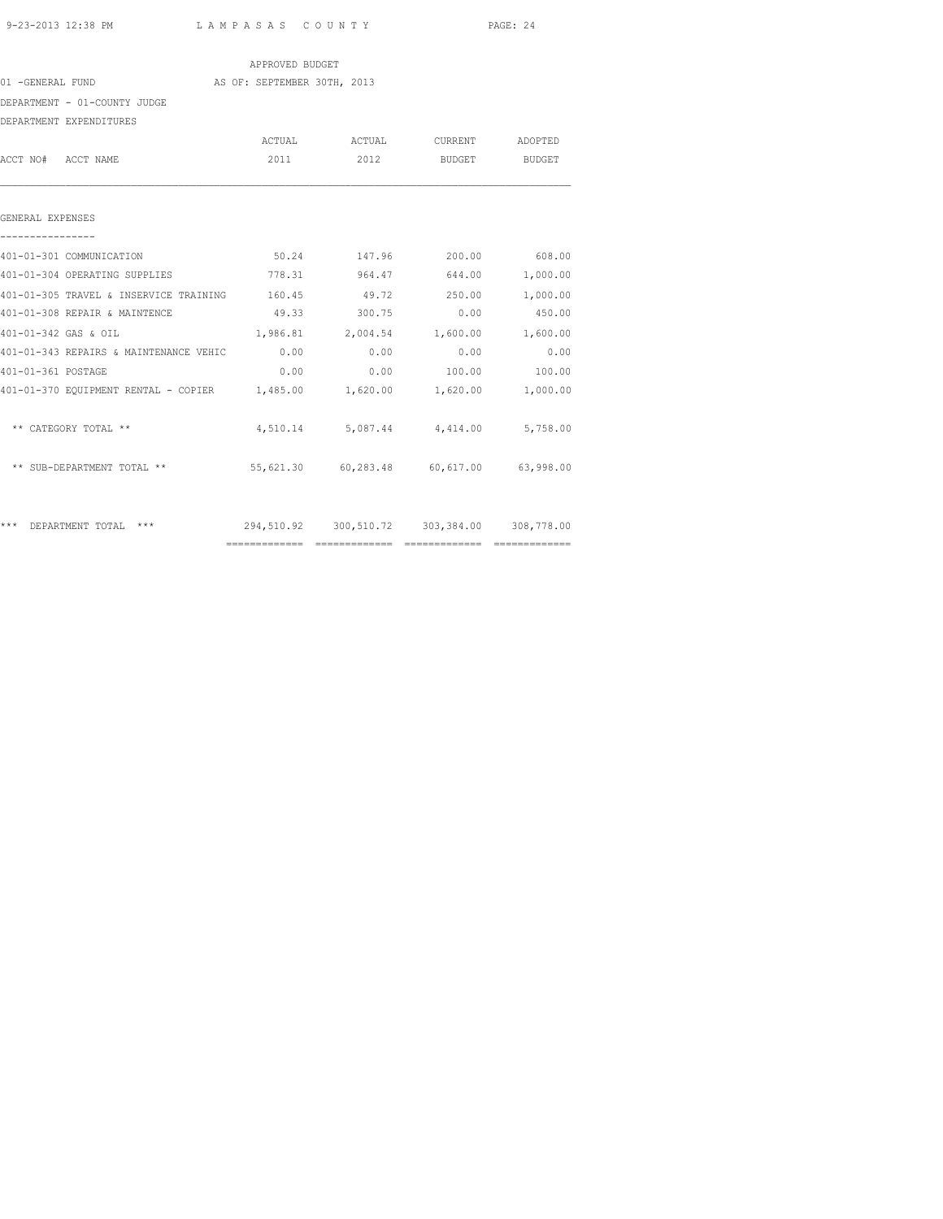APPROVED BUDGET

01 -GENERAL FUND AS OF: SEPTEMBER 30TH, 2013

DEPARTMENT - 01-COUNTY JUDGE

DEPARTMENT EXPENDITURES

| ACCT NO# ACCT NAME | ACTUAL 2011 | ACTUAL 2012 | CURRENT BUDGET | ADOPTED BUDGET |
|---|---|---|---|---|
| **GENERAL EXPENSES** | | | | |
| 401-01-301 COMMUNICATION | 50.24 | 147.96 | 200.00 | 608.00 |
| 401-01-304 OPERATING SUPPLIES | 778.31 | 964.47 | 644.00 | 1,000.00 |
| 401-01-305 TRAVEL & INSERVICE TRAINING | 160.45 | 49.72 | 250.00 | 1,000.00 |
| 401-01-308 REPAIR & MAINTENCE | 49.33 | 300.75 | 0.00 | 450.00 |
| 401-01-342 GAS & OIL | 1,986.81 | 2,004.54 | 1,600.00 | 1,600.00 |
| 401-01-343 REPAIRS & MAINTENANCE VEHIC | 0.00 | 0.00 | 0.00 | 0.00 |
| 401-01-361 POSTAGE | 0.00 | 0.00 | 100.00 | 100.00 |
| 401-01-370 EQUIPMENT RENTAL - COPIER | 1,485.00 | 1,620.00 | 1,620.00 | 1,000.00 |
| ** CATEGORY TOTAL ** | 4,510.14 | 5,087.44 | 4,414.00 | 5,758.00 |
| ** SUB-DEPARTMENT TOTAL ** | 55,621.30 | 60,283.48 | 60,617.00 | 63,998.00 |
| *** DEPARTMENT TOTAL *** | 294,510.92 | 300,510.72 | 303,384.00 | 308,778.00 |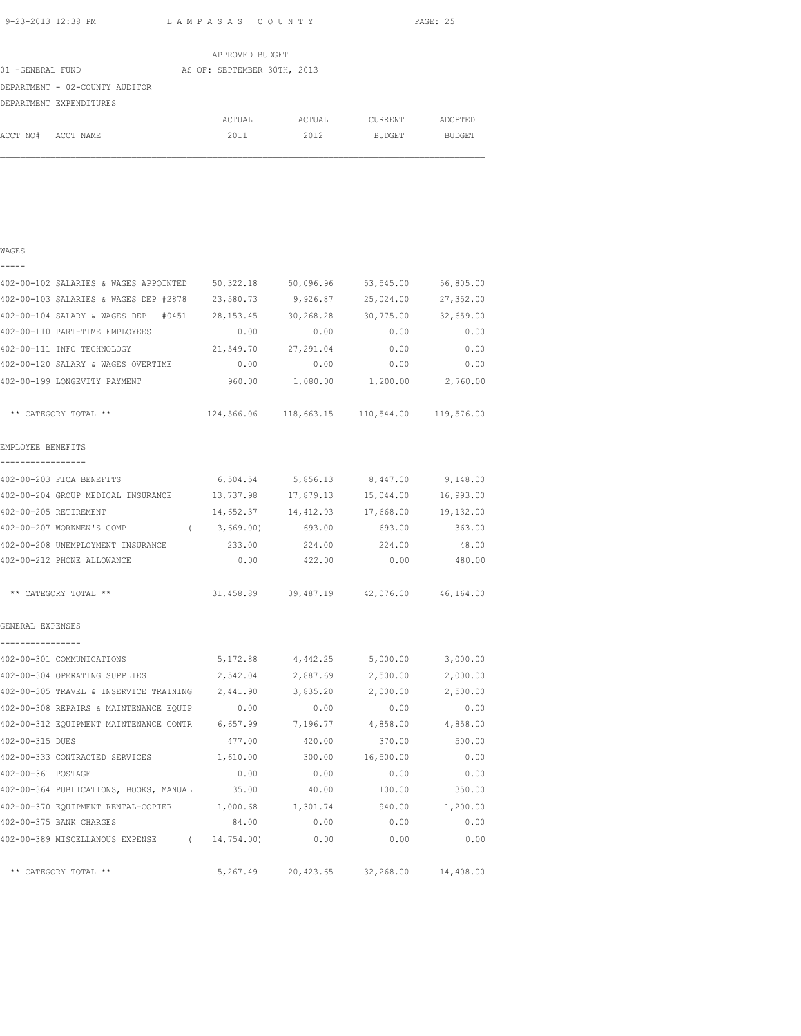APPROVED BUDGET

01 -GENERAL FUND AS OF: SEPTEMBER 30TH, 2013

DEPARTMENT - 02-COUNTY AUDITOR

DEPARTMENT EXPENDITURES

| ACCT NO# ACCT NAME | ACTUAL 2011 | ACTUAL 2012 | CURRENT BUDGET | ADOPTED BUDGET |
|---|---|---|---|---|
| **WAGES** | | | | |
| 402-00-102 SALARIES & WAGES APPOINTED | 50,322.18 | 50,096.96 | 53,545.00 | 56,805.00 |
| 402-00-103 SALARIES & WAGES DEP #2878 | 23,580.73 | 9,926.87 | 25,024.00 | 27,352.00 |
| 402-00-104 SALARY & WAGES DEP #0451 | 28,153.45 | 30,268.28 | 30,775.00 | 32,659.00 |
| 402-00-110 PART-TIME EMPLOYEES | 0.00 | 0.00 | 0.00 | 0.00 |
| 402-00-111 INFO TECHNOLOGY | 21,549.70 | 27,291.04 | 0.00 | 0.00 |
| 402-00-120 SALARY & WAGES OVERTIME | 0.00 | 0.00 | 0.00 | 0.00 |
| 402-00-199 LONGEVITY PAYMENT | 960.00 | 1,080.00 | 1,200.00 | 2,760.00 |
| ** CATEGORY TOTAL ** | 124,566.06 | 118,663.15 | 110,544.00 | 119,576.00 |
| **EMPLOYEE BENEFITS** | | | | |
| 402-00-203 FICA BENEFITS | 6,504.54 | 5,856.13 | 8,447.00 | 9,148.00 |
| 402-00-204 GROUP MEDICAL INSURANCE | 13,737.98 | 17,879.13 | 15,044.00 | 16,993.00 |
| 402-00-205 RETIREMENT | 14,652.37 | 14,412.93 | 17,668.00 | 19,132.00 |
| 402-00-207 WORKMEN'S COMP | ( 3,669.00) | 693.00 | 693.00 | 363.00 |
| 402-00-208 UNEMPLOYMENT INSURANCE | 233.00 | 224.00 | 224.00 | 48.00 |
| 402-00-212 PHONE ALLOWANCE | 0.00 | 422.00 | 0.00 | 480.00 |
| ** CATEGORY TOTAL ** | 31,458.89 | 39,487.19 | 42,076.00 | 46,164.00 |
| **GENERAL EXPENSES** | | | | |
| 402-00-301 COMMUNICATIONS | 5,172.88 | 4,442.25 | 5,000.00 | 3,000.00 |
| 402-00-304 OPERATING SUPPLIES | 2,542.04 | 2,887.69 | 2,500.00 | 2,000.00 |
| 402-00-305 TRAVEL & INSERVICE TRAINING | 2,441.90 | 3,835.20 | 2,000.00 | 2,500.00 |
| 402-00-308 REPAIRS & MAINTENANCE EQUIP | 0.00 | 0.00 | 0.00 | 0.00 |
| 402-00-312 EQUIPMENT MAINTENANCE CONTR | 6,657.99 | 7,196.77 | 4,858.00 | 4,858.00 |
| 402-00-315 DUES | 477.00 | 420.00 | 370.00 | 500.00 |
| 402-00-333 CONTRACTED SERVICES | 1,610.00 | 300.00 | 16,500.00 | 0.00 |
| 402-00-361 POSTAGE | 0.00 | 0.00 | 0.00 | 0.00 |
| 402-00-364 PUBLICATIONS, BOOKS, MANUAL | 35.00 | 40.00 | 100.00 | 350.00 |
| 402-00-370 EQUIPMENT RENTAL-COPIER | 1,000.68 | 1,301.74 | 940.00 | 1,200.00 |
| 402-00-375 BANK CHARGES | 84.00 | 0.00 | 0.00 | 0.00 |
| 402-00-389 MISCELLANOUS EXPENSE | ( 14,754.00) | 0.00 | 0.00 | 0.00 |
| ** CATEGORY TOTAL ** | 5,267.49 | 20,423.65 | 32,268.00 | 14,408.00 |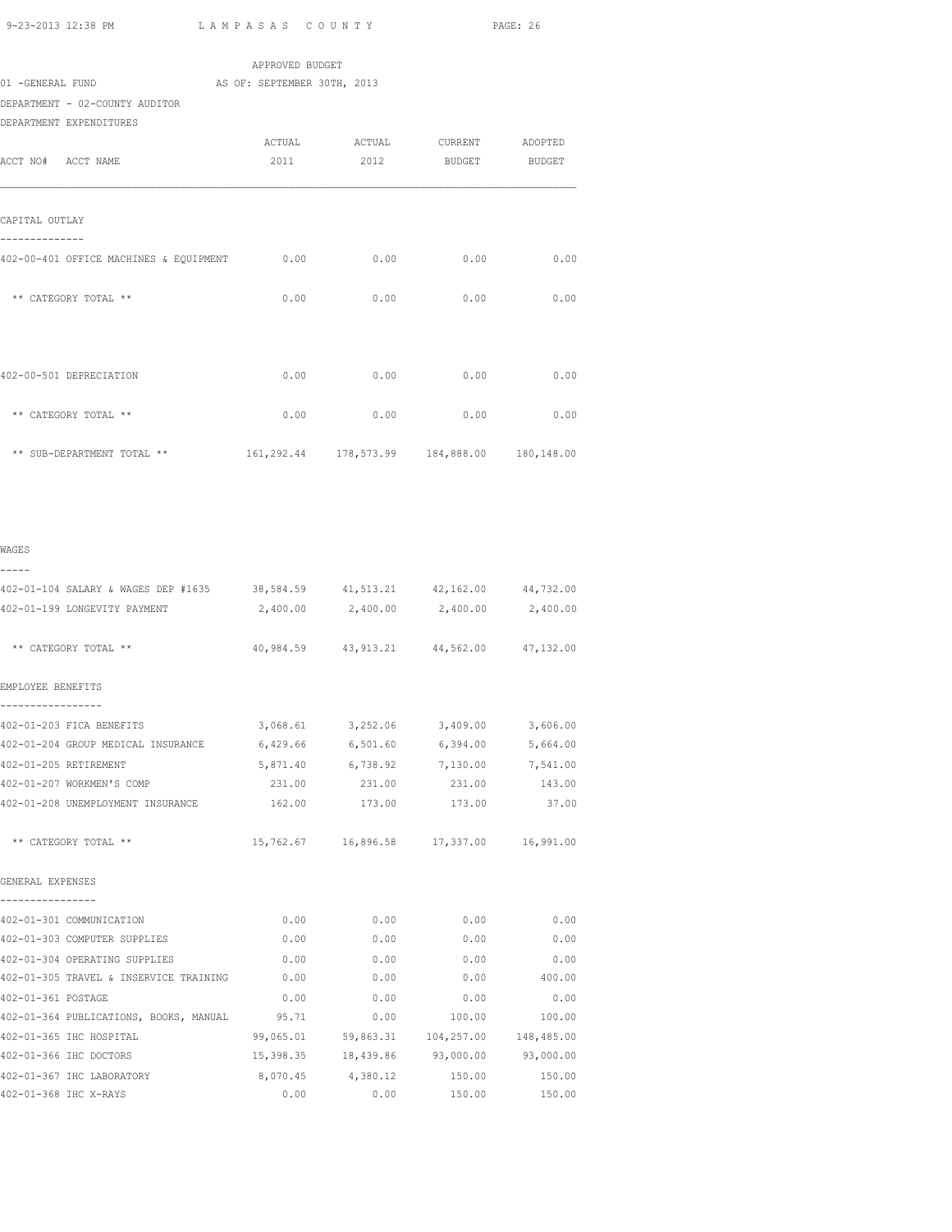APPROVED BUDGET

01 -GENERAL FUND AS OF: SEPTEMBER 30TH, 2013

DEPARTMENT - 02-COUNTY AUDITOR

DEPARTMENT EXPENDITURES

| ACCT NO# ACCT NAME | ACTUAL 2011 | ACTUAL 2012 | CURRENT BUDGET | ADOPTED BUDGET |
|---|---|---|---|---|
| **CAPITAL OUTLAY** | | | | |
| 402-00-401 OFFICE MACHINES & EQUIPMENT | 0.00 | 0.00 | 0.00 | 0.00 |
| ** CATEGORY TOTAL ** | 0.00 | 0.00 | 0.00 | 0.00 |
| 402-00-501 DEPRECIATION | 0.00 | 0.00 | 0.00 | 0.00 |
| ** CATEGORY TOTAL ** | 0.00 | 0.00 | 0.00 | 0.00 |
| ** SUB-DEPARTMENT TOTAL ** | 161,292.44 | 178,573.99 | 184,888.00 | 180,148.00 |
| **WAGES** | | | | |
| 402-01-104 SALARY & WAGES DEP #1635 | 38,584.59 | 41,513.21 | 42,162.00 | 44,732.00 |
| 402-01-199 LONGEVITY PAYMENT | 2,400.00 | 2,400.00 | 2,400.00 | 2,400.00 |
| ** CATEGORY TOTAL ** | 40,984.59 | 43,913.21 | 44,562.00 | 47,132.00 |
| **EMPLOYEE BENEFITS** | | | | |
| 402-01-203 FICA BENEFITS | 3,068.61 | 3,252.06 | 3,409.00 | 3,606.00 |
| 402-01-204 GROUP MEDICAL INSURANCE | 6,429.66 | 6,501.60 | 6,394.00 | 5,664.00 |
| 402-01-205 RETIREMENT | 5,871.40 | 6,738.92 | 7,130.00 | 7,541.00 |
| 402-01-207 WORKMEN'S COMP | 231.00 | 231.00 | 231.00 | 143.00 |
| 402-01-208 UNEMPLOYMENT INSURANCE | 162.00 | 173.00 | 173.00 | 37.00 |
| ** CATEGORY TOTAL ** | 15,762.67 | 16,896.58 | 17,337.00 | 16,991.00 |
| **GENERAL EXPENSES** | | | | |
| 402-01-301 COMMUNICATION | 0.00 | 0.00 | 0.00 | 0.00 |
| 402-01-303 COMPUTER SUPPLIES | 0.00 | 0.00 | 0.00 | 0.00 |
| 402-01-304 OPERATING SUPPLIES | 0.00 | 0.00 | 0.00 | 0.00 |
| 402-01-305 TRAVEL & INSERVICE TRAINING | 0.00 | 0.00 | 0.00 | 400.00 |
| 402-01-361 POSTAGE | 0.00 | 0.00 | 0.00 | 0.00 |
| 402-01-364 PUBLICATIONS, BOOKS, MANUAL | 95.71 | 0.00 | 100.00 | 100.00 |
| 402-01-365 IHC HOSPITAL | 99,065.01 | 59,863.31 | 104,257.00 | 148,485.00 |
| 402-01-366 IHC DOCTORS | 15,398.35 | 18,439.86 | 93,000.00 | 93,000.00 |
| 402-01-367 IHC LABORATORY | 8,070.45 | 4,380.12 | 150.00 | 150.00 |
| 402-01-368 IHC X-RAYS | 0.00 | 0.00 | 150.00 | 150.00 |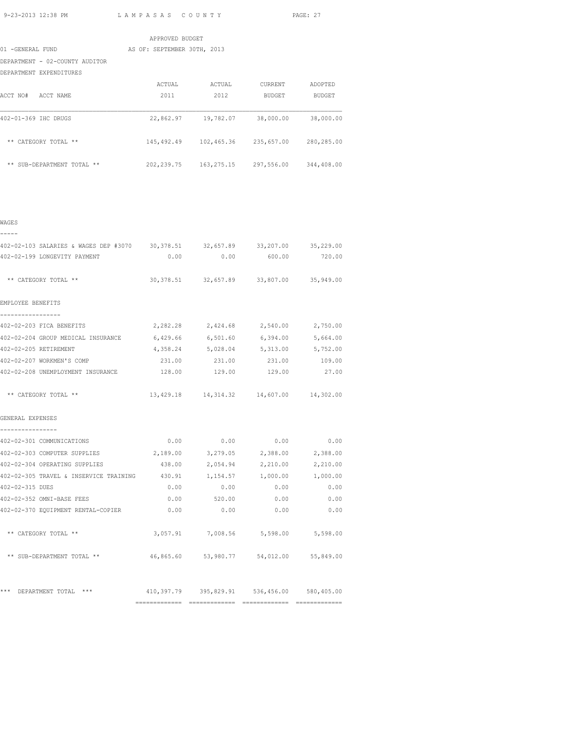APPROVED BUDGET

01 -GENERAL FUND AS OF: SEPTEMBER 30TH, 2013

DEPARTMENT - 02-COUNTY AUDITOR

DEPARTMENT EXPENDITURES

| ACCT NO# ACCT NAME | ACTUAL 2011 | ACTUAL 2012 | CURRENT BUDGET | ADOPTED BUDGET |
|---|---|---|---|---|
| 402-01-369 IHC DRUGS | 22,862.97 | 19,782.07 | 38,000.00 | 38,000.00 |
| ** CATEGORY TOTAL ** | 145,492.49 | 102,465.36 | 235,657.00 | 280,285.00 |
| ** SUB-DEPARTMENT TOTAL ** | 202,239.75 | 163,275.15 | 297,556.00 | 344,408.00 |

WAGES

| ACCT NO# ACCT NAME | ACTUAL 2011 | ACTUAL 2012 | CURRENT BUDGET | ADOPTED BUDGET |
|---|---|---|---|---|
| 402-02-103 SALARIES & WAGES DEP #3070 | 30,378.51 | 32,657.89 | 33,207.00 | 35,229.00 |
| 402-02-199 LONGEVITY PAYMENT | 0.00 | 0.00 | 600.00 | 720.00 |
| ** CATEGORY TOTAL ** | 30,378.51 | 32,657.89 | 33,807.00 | 35,949.00 |

EMPLOYEE BENEFITS

| ACCT NO# ACCT NAME | ACTUAL 2011 | ACTUAL 2012 | CURRENT BUDGET | ADOPTED BUDGET |
|---|---|---|---|---|
| 402-02-203 FICA BENEFITS | 2,282.28 | 2,424.68 | 2,540.00 | 2,750.00 |
| 402-02-204 GROUP MEDICAL INSURANCE | 6,429.66 | 6,501.60 | 6,394.00 | 5,664.00 |
| 402-02-205 RETIREMENT | 4,358.24 | 5,028.04 | 5,313.00 | 5,752.00 |
| 402-02-207 WORKMEN'S COMP | 231.00 | 231.00 | 231.00 | 109.00 |
| 402-02-208 UNEMPLOYMENT INSURANCE | 128.00 | 129.00 | 129.00 | 27.00 |
| ** CATEGORY TOTAL ** | 13,429.18 | 14,314.32 | 14,607.00 | 14,302.00 |

GENERAL EXPENSES

| ACCT NO# ACCT NAME | ACTUAL 2011 | ACTUAL 2012 | CURRENT BUDGET | ADOPTED BUDGET |
|---|---|---|---|---|
| 402-02-301 COMMUNICATIONS | 0.00 | 0.00 | 0.00 | 0.00 |
| 402-02-303 COMPUTER SUPPLIES | 2,189.00 | 3,279.05 | 2,388.00 | 2,388.00 |
| 402-02-304 OPERATING SUPPLIES | 438.00 | 2,054.94 | 2,210.00 | 2,210.00 |
| 402-02-305 TRAVEL & INSERVICE TRAINING | 430.91 | 1,154.57 | 1,000.00 | 1,000.00 |
| 402-02-315 DUES | 0.00 | 0.00 | 0.00 | 0.00 |
| 402-02-352 OMNI-BASE FEES | 0.00 | 520.00 | 0.00 | 0.00 |
| 402-02-370 EQUIPMENT RENTAL-COPIER | 0.00 | 0.00 | 0.00 | 0.00 |
| ** CATEGORY TOTAL ** | 3,057.91 | 7,008.56 | 5,598.00 | 5,598.00 |
| ** SUB-DEPARTMENT TOTAL ** | 46,865.60 | 53,980.77 | 54,012.00 | 55,849.00 |
| *** DEPARTMENT TOTAL *** | 410,397.79 | 395,829.91 | 536,456.00 | 580,405.00 |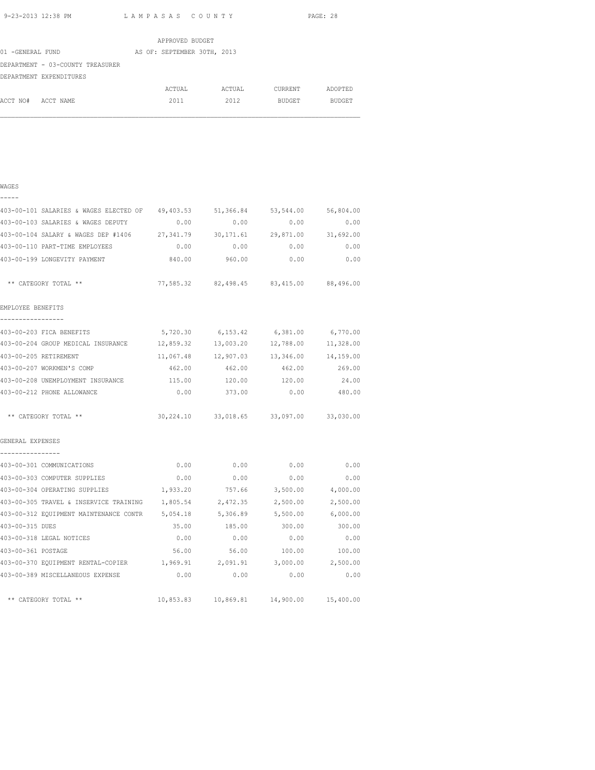APPROVED BUDGET

01 -GENERAL FUND AS OF: SEPTEMBER 30TH, 2013

DEPARTMENT - 03-COUNTY TREASURER

DEPARTMENT EXPENDITURES

| ACCT NO# ACCT NAME | ACTUAL 2011 | ACTUAL 2012 | CURRENT BUDGET | ADOPTED BUDGET |
|---|---|---|---|---|
| **WAGES** | | | | |
| 403-00-101 SALARIES & WAGES ELECTED OF | 49,403.53 | 51,366.84 | 53,544.00 | 56,804.00 |
| 403-00-103 SALARIES & WAGES DEPUTY | 0.00 | 0.00 | 0.00 | 0.00 |
| 403-00-104 SALARY & WAGES DEP #1406 | 27,341.79 | 30,171.61 | 29,871.00 | 31,692.00 |
| 403-00-110 PART-TIME EMPLOYEES | 0.00 | 0.00 | 0.00 | 0.00 |
| 403-00-199 LONGEVITY PAYMENT | 840.00 | 960.00 | 0.00 | 0.00 |
| ** CATEGORY TOTAL ** | 77,585.32 | 82,498.45 | 83,415.00 | 88,496.00 |
| **EMPLOYEE BENEFITS** | | | | |
| 403-00-203 FICA BENEFITS | 5,720.30 | 6,153.42 | 6,381.00 | 6,770.00 |
| 403-00-204 GROUP MEDICAL INSURANCE | 12,859.32 | 13,003.20 | 12,788.00 | 11,328.00 |
| 403-00-205 RETIREMENT | 11,067.48 | 12,907.03 | 13,346.00 | 14,159.00 |
| 403-00-207 WORKMEN'S COMP | 462.00 | 462.00 | 462.00 | 269.00 |
| 403-00-208 UNEMPLOYMENT INSURANCE | 115.00 | 120.00 | 120.00 | 24.00 |
| 403-00-212 PHONE ALLOWANCE | 0.00 | 373.00 | 0.00 | 480.00 |
| ** CATEGORY TOTAL ** | 30,224.10 | 33,018.65 | 33,097.00 | 33,030.00 |
| **GENERAL EXPENSES** | | | | |
| 403-00-301 COMMUNICATIONS | 0.00 | 0.00 | 0.00 | 0.00 |
| 403-00-303 COMPUTER SUPPLIES | 0.00 | 0.00 | 0.00 | 0.00 |
| 403-00-304 OPERATING SUPPLIES | 1,933.20 | 757.66 | 3,500.00 | 4,000.00 |
| 403-00-305 TRAVEL & INSERVICE TRAINING | 1,805.54 | 2,472.35 | 2,500.00 | 2,500.00 |
| 403-00-312 EQUIPMENT MAINTENANCE CONTR | 5,054.18 | 5,306.89 | 5,500.00 | 6,000.00 |
| 403-00-315 DUES | 35.00 | 185.00 | 300.00 | 300.00 |
| 403-00-318 LEGAL NOTICES | 0.00 | 0.00 | 0.00 | 0.00 |
| 403-00-361 POSTAGE | 56.00 | 56.00 | 100.00 | 100.00 |
| 403-00-370 EQUIPMENT RENTAL-COPIER | 1,969.91 | 2,091.91 | 3,000.00 | 2,500.00 |
| 403-00-389 MISCELLANEOUS EXPENSE | 0.00 | 0.00 | 0.00 | 0.00 |
| ** CATEGORY TOTAL ** | 10,853.83 | 10,869.81 | 14,900.00 | 15,400.00 |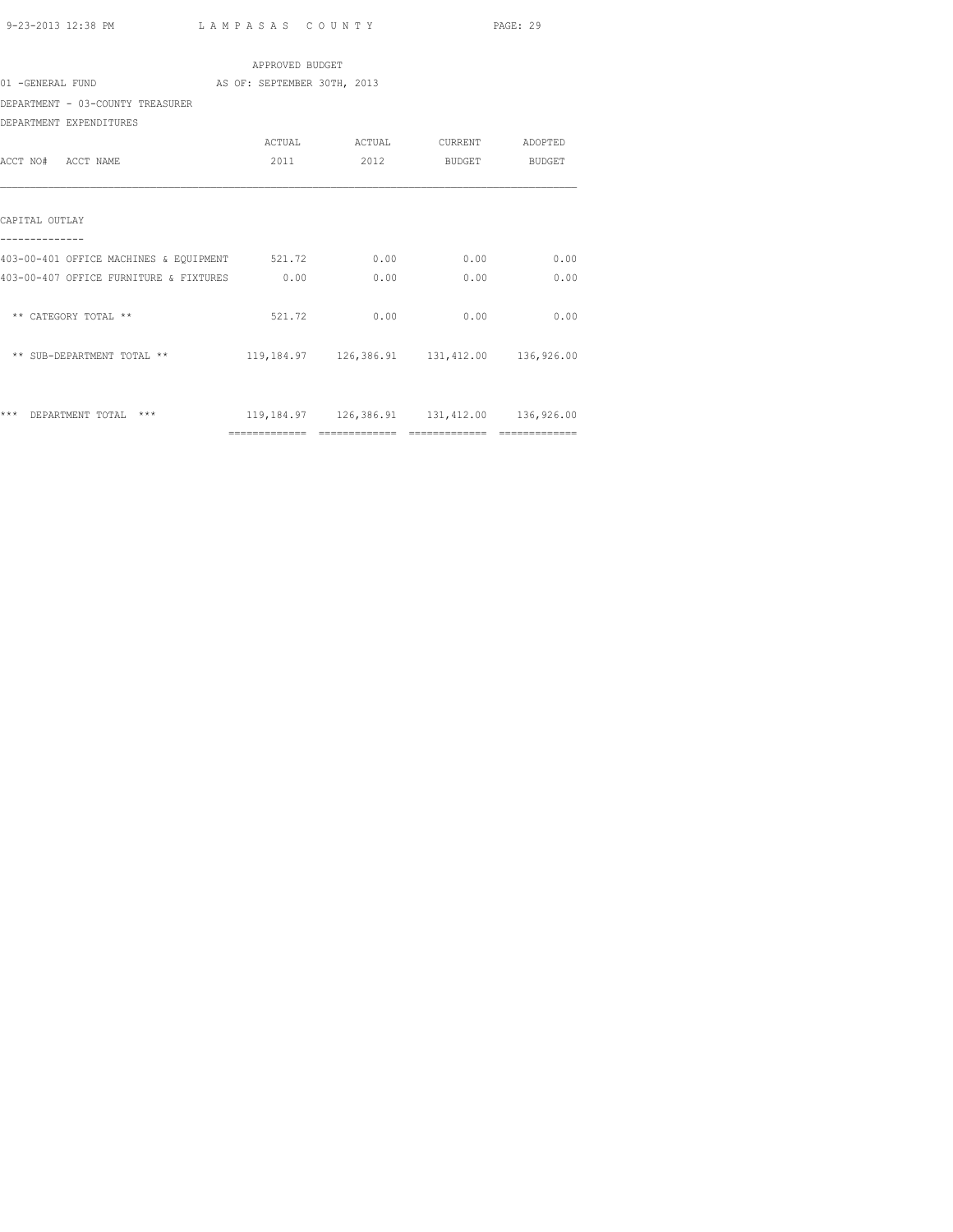APPROVED BUDGET

01 -GENERAL FUND AS OF: SEPTEMBER 30TH, 2013

DEPARTMENT - 03-COUNTY TREASURER

DEPARTMENT EXPENDITURES

| ACCT NO# ACCT NAME | ACTUAL 2011 | ACTUAL 2012 | CURRENT BUDGET | ADOPTED BUDGET |
|---|---|---|---|---|
| **CAPITAL OUTLAY** | | | | |
| 403-00-401 OFFICE MACHINES & EQUIPMENT | 521.72 | 0.00 | 0.00 | 0.00 |
| 403-00-407 OFFICE FURNITURE & FIXTURES | 0.00 | 0.00 | 0.00 | 0.00 |
| ** CATEGORY TOTAL ** | 521.72 | 0.00 | 0.00 | 0.00 |
| ** SUB-DEPARTMENT TOTAL ** | 119,184.97 | 126,386.91 | 131,412.00 | 136,926.00 |
| *** DEPARTMENT TOTAL *** | 119,184.97 | 126,386.91 | 131,412.00 | 136,926.00 |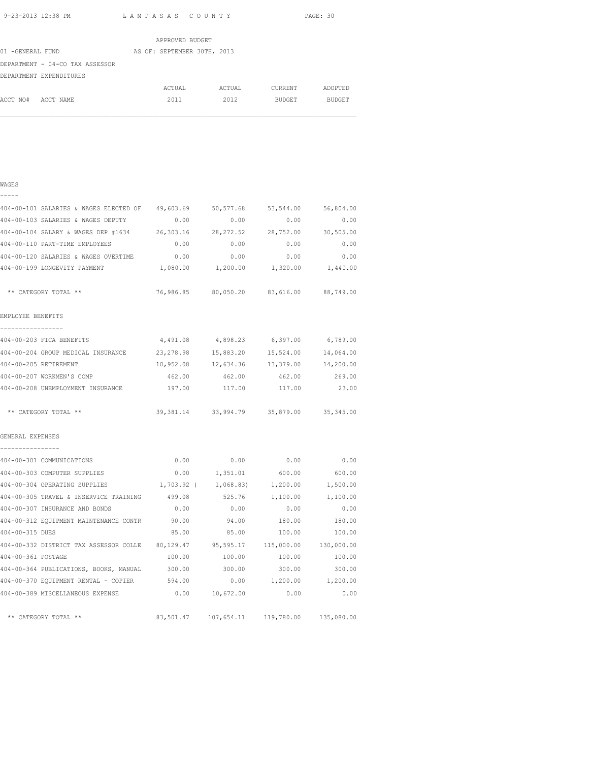APPROVED BUDGET

01 -GENERAL FUND AS OF: SEPTEMBER 30TH, 2013

DEPARTMENT - 04-CO TAX ASSESSOR

DEPARTMENT EXPENDITURES

| ACCT NO# ACCT NAME | ACTUAL 2011 | ACTUAL 2012 | CURRENT BUDGET | ADOPTED BUDGET |
|---|---|---|---|---|
| **WAGES** | | | | |
| 404-00-101 SALARIES & WAGES ELECTED OF | 49,603.69 | 50,577.68 | 53,544.00 | 56,804.00 |
| 404-00-103 SALARIES & WAGES DEPUTY | 0.00 | 0.00 | 0.00 | 0.00 |
| 404-00-104 SALARY & WAGES DEP #1634 | 26,303.16 | 28,272.52 | 28,752.00 | 30,505.00 |
| 404-00-110 PART-TIME EMPLOYEES | 0.00 | 0.00 | 0.00 | 0.00 |
| 404-00-120 SALARIES & WAGES OVERTIME | 0.00 | 0.00 | 0.00 | 0.00 |
| 404-00-199 LONGEVITY PAYMENT | 1,080.00 | 1,200.00 | 1,320.00 | 1,440.00 |
| ** CATEGORY TOTAL ** | 76,986.85 | 80,050.20 | 83,616.00 | 88,749.00 |
| **EMPLOYEE BENEFITS** | | | | |
| 404-00-203 FICA BENEFITS | 4,491.08 | 4,898.23 | 6,397.00 | 6,789.00 |
| 404-00-204 GROUP MEDICAL INSURANCE | 23,278.98 | 15,883.20 | 15,524.00 | 14,064.00 |
| 404-00-205 RETIREMENT | 10,952.08 | 12,634.36 | 13,379.00 | 14,200.00 |
| 404-00-207 WORKMEN'S COMP | 462.00 | 462.00 | 462.00 | 269.00 |
| 404-00-208 UNEMPLOYMENT INSURANCE | 197.00 | 117.00 | 117.00 | 23.00 |
| ** CATEGORY TOTAL ** | 39,381.14 | 33,994.79 | 35,879.00 | 35,345.00 |
| **GENERAL EXPENSES** | | | | |
| 404-00-301 COMMUNICATIONS | 0.00 | 0.00 | 0.00 | 0.00 |
| 404-00-303 COMPUTER SUPPLIES | 0.00 | 1,351.01 | 600.00 | 600.00 |
| 404-00-304 OPERATING SUPPLIES | 1,703.92 | ( 1,068.83) | 1,200.00 | 1,500.00 |
| 404-00-305 TRAVEL & INSERVICE TRAINING | 499.08 | 525.76 | 1,100.00 | 1,100.00 |
| 404-00-307 INSURANCE AND BONDS | 0.00 | 0.00 | 0.00 | 0.00 |
| 404-00-312 EQUIPMENT MAINTENANCE CONTR | 90.00 | 94.00 | 180.00 | 180.00 |
| 404-00-315 DUES | 85.00 | 85.00 | 100.00 | 100.00 |
| 404-00-332 DISTRICT TAX ASSESSOR COLLE | 80,129.47 | 95,595.17 | 115,000.00 | 130,000.00 |
| 404-00-361 POSTAGE | 100.00 | 100.00 | 100.00 | 100.00 |
| 404-00-364 PUBLICATIONS, BOOKS, MANUAL | 300.00 | 300.00 | 300.00 | 300.00 |
| 404-00-370 EQUIPMENT RENTAL - COPIER | 594.00 | 0.00 | 1,200.00 | 1,200.00 |
| 404-00-389 MISCELLANEOUS EXPENSE | 0.00 | 10,672.00 | 0.00 | 0.00 |
| ** CATEGORY TOTAL ** | 83,501.47 | 107,654.11 | 119,780.00 | 135,080.00 |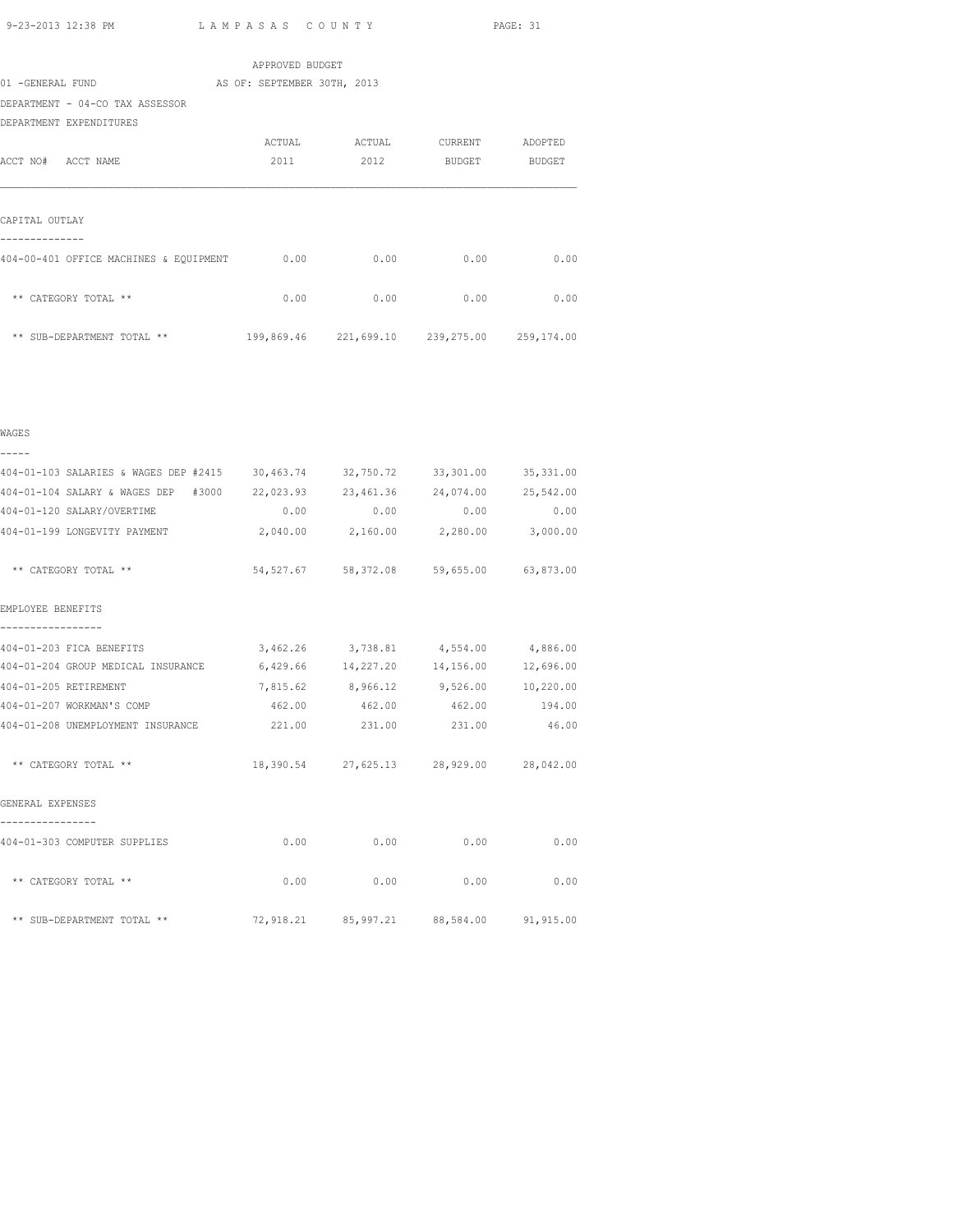APPROVED BUDGET

01 -GENERAL FUND AS OF: SEPTEMBER 30TH, 2013

DEPARTMENT - 04-CO TAX ASSESSOR

DEPARTMENT EXPENDITURES

| ACCT NO# ACCT NAME | ACTUAL 2011 | ACTUAL 2012 | CURRENT BUDGET | ADOPTED BUDGET |
|---|---|---|---|---|
| **CAPITAL OUTLAY** | | | | |
| 404-00-401 OFFICE MACHINES & EQUIPMENT | 0.00 | 0.00 | 0.00 | 0.00 |
| ** CATEGORY TOTAL ** | 0.00 | 0.00 | 0.00 | 0.00 |
| ** SUB-DEPARTMENT TOTAL ** | 199,869.46 | 221,699.10 | 239,275.00 | 259,174.00 |
| **WAGES** | | | | |
| 404-01-103 SALARIES & WAGES DEP #2415 | 30,463.74 | 32,750.72 | 33,301.00 | 35,331.00 |
| 404-01-104 SALARY & WAGES DEP #3000 | 22,023.93 | 23,461.36 | 24,074.00 | 25,542.00 |
| 404-01-120 SALARY/OVERTIME | 0.00 | 0.00 | 0.00 | 0.00 |
| 404-01-199 LONGEVITY PAYMENT | 2,040.00 | 2,160.00 | 2,280.00 | 3,000.00 |
| ** CATEGORY TOTAL ** | 54,527.67 | 58,372.08 | 59,655.00 | 63,873.00 |
| **EMPLOYEE BENEFITS** | | | | |
| 404-01-203 FICA BENEFITS | 3,462.26 | 3,738.81 | 4,554.00 | 4,886.00 |
| 404-01-204 GROUP MEDICAL INSURANCE | 6,429.66 | 14,227.20 | 14,156.00 | 12,696.00 |
| 404-01-205 RETIREMENT | 7,815.62 | 8,966.12 | 9,526.00 | 10,220.00 |
| 404-01-207 WORKMAN'S COMP | 462.00 | 462.00 | 462.00 | 194.00 |
| 404-01-208 UNEMPLOYMENT INSURANCE | 221.00 | 231.00 | 231.00 | 46.00 |
| ** CATEGORY TOTAL ** | 18,390.54 | 27,625.13 | 28,929.00 | 28,042.00 |
| **GENERAL EXPENSES** | | | | |
| 404-01-303 COMPUTER SUPPLIES | 0.00 | 0.00 | 0.00 | 0.00 |
| ** CATEGORY TOTAL ** | 0.00 | 0.00 | 0.00 | 0.00 |
| ** SUB-DEPARTMENT TOTAL ** | 72,918.21 | 85,997.21 | 88,584.00 | 91,915.00 |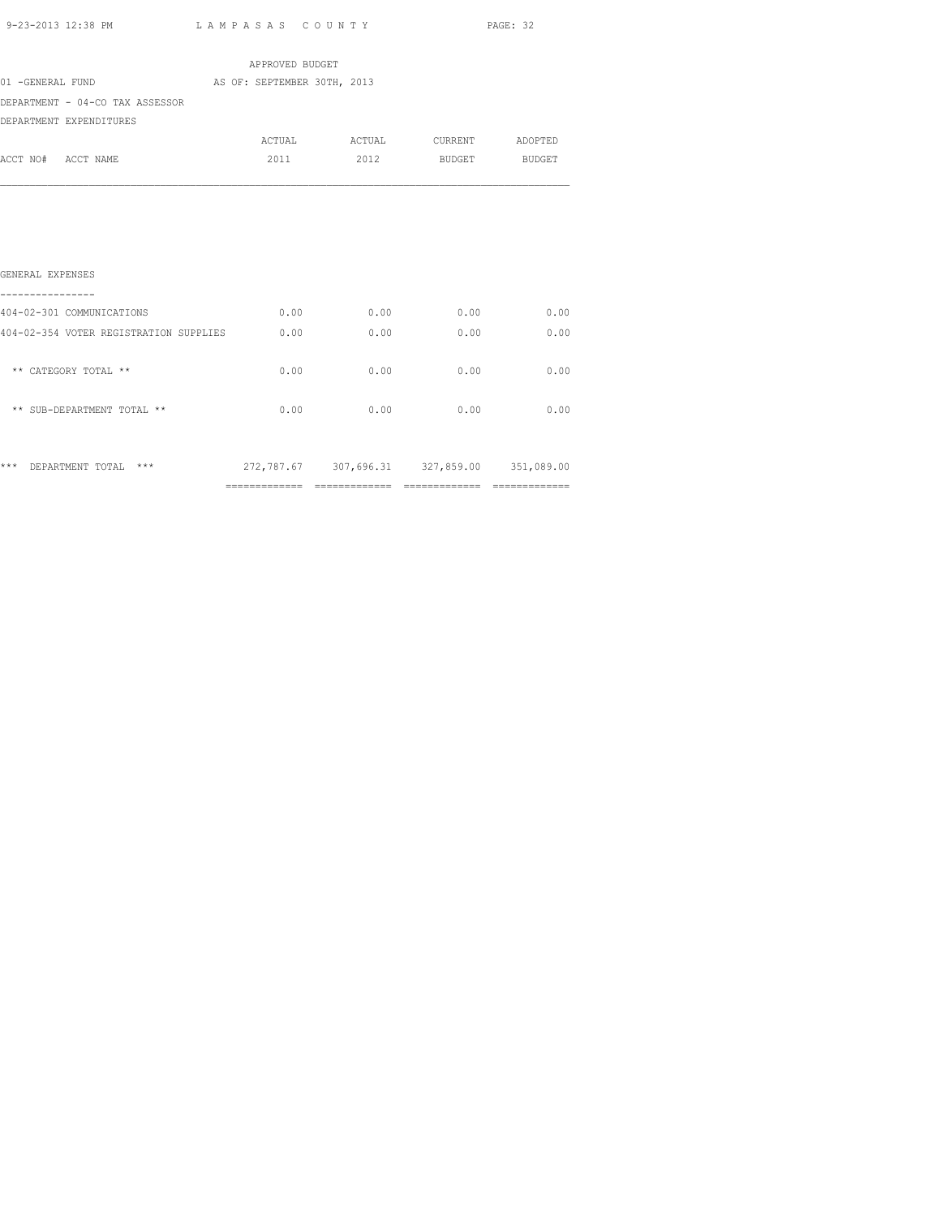APPROVED BUDGET

01 -GENERAL FUND AS OF: SEPTEMBER 30TH, 2013

DEPARTMENT - 04-CO TAX ASSESSOR

DEPARTMENT EXPENDITURES

| ACCT NO# ACCT NAME | ACTUAL 2011 | ACTUAL 2012 | CURRENT BUDGET | ADOPTED BUDGET |
|---|---|---|---|---|
| **GENERAL EXPENSES** | | | | |
| 404-02-301 COMMUNICATIONS | 0.00 | 0.00 | 0.00 | 0.00 |
| 404-02-354 VOTER REGISTRATION SUPPLIES | 0.00 | 0.00 | 0.00 | 0.00 |
| ** CATEGORY TOTAL ** | 0.00 | 0.00 | 0.00 | 0.00 |
| ** SUB-DEPARTMENT TOTAL ** | 0.00 | 0.00 | 0.00 | 0.00 |
| *** DEPARTMENT TOTAL *** | 272,787.67 | 307,696.31 | 327,859.00 | 351,089.00 |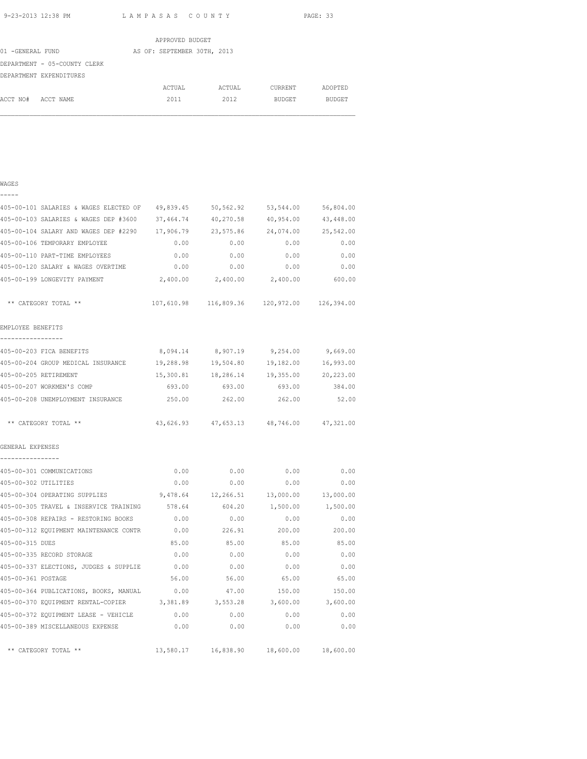APPROVED BUDGET

01 -GENERAL FUND AS OF: SEPTEMBER 30TH, 2013

DEPARTMENT - 05-COUNTY CLERK

DEPARTMENT EXPENDITURES

| ACCT NO# ACCT NAME | ACTUAL 2011 | ACTUAL 2012 | CURRENT BUDGET | ADOPTED BUDGET |
|---|---|---|---|---|
| **WAGES** | | | | |
| 405-00-101 SALARIES & WAGES ELECTED OF | 49,839.45 | 50,562.92 | 53,544.00 | 56,804.00 |
| 405-00-103 SALARIES & WAGES DEP #3600 | 37,464.74 | 40,270.58 | 40,954.00 | 43,448.00 |
| 405-00-104 SALARY AND WAGES DEP #2290 | 17,906.79 | 23,575.86 | 24,074.00 | 25,542.00 |
| 405-00-106 TEMPORARY EMPLOYEE | 0.00 | 0.00 | 0.00 | 0.00 |
| 405-00-110 PART-TIME EMPLOYEES | 0.00 | 0.00 | 0.00 | 0.00 |
| 405-00-120 SALARY & WAGES OVERTIME | 0.00 | 0.00 | 0.00 | 0.00 |
| 405-00-199 LONGEVITY PAYMENT | 2,400.00 | 2,400.00 | 2,400.00 | 600.00 |
| ** CATEGORY TOTAL ** | 107,610.98 | 116,809.36 | 120,972.00 | 126,394.00 |
| **EMPLOYEE BENEFITS** | | | | |
| 405-00-203 FICA BENEFITS | 8,094.14 | 8,907.19 | 9,254.00 | 9,669.00 |
| 405-00-204 GROUP MEDICAL INSURANCE | 19,288.98 | 19,504.80 | 19,182.00 | 16,993.00 |
| 405-00-205 RETIREMENT | 15,300.81 | 18,286.14 | 19,355.00 | 20,223.00 |
| 405-00-207 WORKMEN'S COMP | 693.00 | 693.00 | 693.00 | 384.00 |
| 405-00-208 UNEMPLOYMENT INSURANCE | 250.00 | 262.00 | 262.00 | 52.00 |
| ** CATEGORY TOTAL ** | 43,626.93 | 47,653.13 | 48,746.00 | 47,321.00 |
| **GENERAL EXPENSES** | | | | |
| 405-00-301 COMMUNICATIONS | 0.00 | 0.00 | 0.00 | 0.00 |
| 405-00-302 UTILITIES | 0.00 | 0.00 | 0.00 | 0.00 |
| 405-00-304 OPERATING SUPPLIES | 9,478.64 | 12,266.51 | 13,000.00 | 13,000.00 |
| 405-00-305 TRAVEL & INSERVICE TRAINING | 578.64 | 604.20 | 1,500.00 | 1,500.00 |
| 405-00-308 REPAIRS - RESTORING BOOKS | 0.00 | 0.00 | 0.00 | 0.00 |
| 405-00-312 EQUIPMENT MAINTENANCE CONTR | 0.00 | 226.91 | 200.00 | 200.00 |
| 405-00-315 DUES | 85.00 | 85.00 | 85.00 | 85.00 |
| 405-00-335 RECORD STORAGE | 0.00 | 0.00 | 0.00 | 0.00 |
| 405-00-337 ELECTIONS, JUDGES & SUPPLIE | 0.00 | 0.00 | 0.00 | 0.00 |
| 405-00-361 POSTAGE | 56.00 | 56.00 | 65.00 | 65.00 |
| 405-00-364 PUBLICATIONS, BOOKS, MANUAL | 0.00 | 47.00 | 150.00 | 150.00 |
| 405-00-370 EQUIPMENT RENTAL-COPIER | 3,381.89 | 3,553.28 | 3,600.00 | 3,600.00 |
| 405-00-372 EQUIPMENT LEASE - VEHICLE | 0.00 | 0.00 | 0.00 | 0.00 |
| 405-00-389 MISCELLANEOUS EXPENSE | 0.00 | 0.00 | 0.00 | 0.00 |
| ** CATEGORY TOTAL ** | 13,580.17 | 16,838.90 | 18,600.00 | 18,600.00 |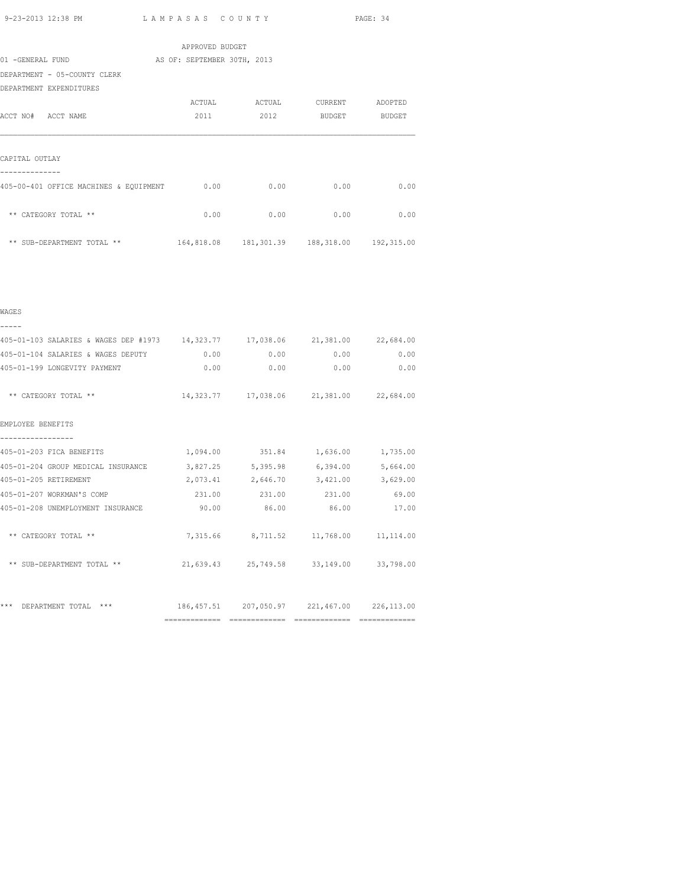APPROVED BUDGET

01 -GENERAL FUND AS OF: SEPTEMBER 30TH, 2013

DEPARTMENT - 05-COUNTY CLERK

DEPARTMENT EXPENDITURES

| ACCT NO# ACCT NAME | ACTUAL 2011 | ACTUAL 2012 | CURRENT BUDGET | ADOPTED BUDGET |
|---|---|---|---|---|
| **CAPITAL OUTLAY** | | | | |
| 405-00-401 OFFICE MACHINES & EQUIPMENT | 0.00 | 0.00 | 0.00 | 0.00 |
| ** CATEGORY TOTAL ** | 0.00 | 0.00 | 0.00 | 0.00 |
| ** SUB-DEPARTMENT TOTAL ** | 164,818.08 | 181,301.39 | 188,318.00 | 192,315.00 |
| **WAGES** | | | | |
| 405-01-103 SALARIES & WAGES DEP #1973 | 14,323.77 | 17,038.06 | 21,381.00 | 22,684.00 |
| 405-01-104 SALARIES & WAGES DEPUTY | 0.00 | 0.00 | 0.00 | 0.00 |
| 405-01-199 LONGEVITY PAYMENT | 0.00 | 0.00 | 0.00 | 0.00 |
| ** CATEGORY TOTAL ** | 14,323.77 | 17,038.06 | 21,381.00 | 22,684.00 |
| **EMPLOYEE BENEFITS** | | | | |
| 405-01-203 FICA BENEFITS | 1,094.00 | 351.84 | 1,636.00 | 1,735.00 |
| 405-01-204 GROUP MEDICAL INSURANCE | 3,827.25 | 5,395.98 | 6,394.00 | 5,664.00 |
| 405-01-205 RETIREMENT | 2,073.41 | 2,646.70 | 3,421.00 | 3,629.00 |
| 405-01-207 WORKMAN'S COMP | 231.00 | 231.00 | 231.00 | 69.00 |
| 405-01-208 UNEMPLOYMENT INSURANCE | 90.00 | 86.00 | 86.00 | 17.00 |
| ** CATEGORY TOTAL ** | 7,315.66 | 8,711.52 | 11,768.00 | 11,114.00 |
| ** SUB-DEPARTMENT TOTAL ** | 21,639.43 | 25,749.58 | 33,149.00 | 33,798.00 |
| *** DEPARTMENT TOTAL *** | 186,457.51 | 207,050.97 | 221,467.00 | 226,113.00 |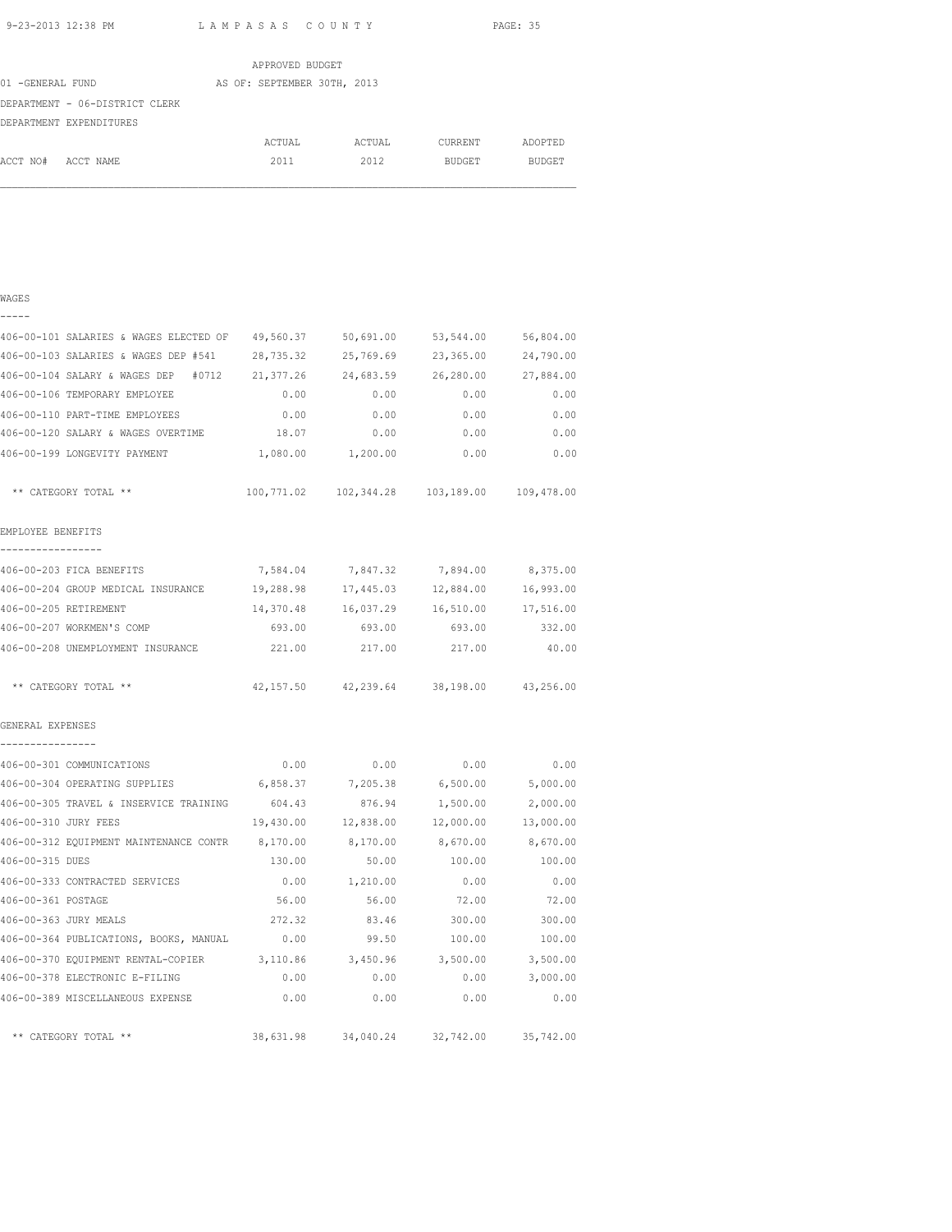APPROVED BUDGET

01 -GENERAL FUND AS OF: SEPTEMBER 30TH, 2013

DEPARTMENT - 06-DISTRICT CLERK

DEPARTMENT EXPENDITURES

| ACCT NO# ACCT NAME | ACTUAL 2011 | ACTUAL 2012 | CURRENT BUDGET | ADOPTED BUDGET |
|---|---|---|---|---|
| **WAGES** | | | | |
| 406-00-101 SALARIES & WAGES ELECTED OF | 49,560.37 | 50,691.00 | 53,544.00 | 56,804.00 |
| 406-00-103 SALARIES & WAGES DEP #541 | 28,735.32 | 25,769.69 | 23,365.00 | 24,790.00 |
| 406-00-104 SALARY & WAGES DEP #0712 | 21,377.26 | 24,683.59 | 26,280.00 | 27,884.00 |
| 406-00-106 TEMPORARY EMPLOYEE | 0.00 | 0.00 | 0.00 | 0.00 |
| 406-00-110 PART-TIME EMPLOYEES | 0.00 | 0.00 | 0.00 | 0.00 |
| 406-00-120 SALARY & WAGES OVERTIME | 18.07 | 0.00 | 0.00 | 0.00 |
| 406-00-199 LONGEVITY PAYMENT | 1,080.00 | 1,200.00 | 0.00 | 0.00 |
| ** CATEGORY TOTAL ** | 100,771.02 | 102,344.28 | 103,189.00 | 109,478.00 |
| **EMPLOYEE BENEFITS** | | | | |
| 406-00-203 FICA BENEFITS | 7,584.04 | 7,847.32 | 7,894.00 | 8,375.00 |
| 406-00-204 GROUP MEDICAL INSURANCE | 19,288.98 | 17,445.03 | 12,884.00 | 16,993.00 |
| 406-00-205 RETIREMENT | 14,370.48 | 16,037.29 | 16,510.00 | 17,516.00 |
| 406-00-207 WORKMEN'S COMP | 693.00 | 693.00 | 693.00 | 332.00 |
| 406-00-208 UNEMPLOYMENT INSURANCE | 221.00 | 217.00 | 217.00 | 40.00 |
| ** CATEGORY TOTAL ** | 42,157.50 | 42,239.64 | 38,198.00 | 43,256.00 |
| **GENERAL EXPENSES** | | | | |
| 406-00-301 COMMUNICATIONS | 0.00 | 0.00 | 0.00 | 0.00 |
| 406-00-304 OPERATING SUPPLIES | 6,858.37 | 7,205.38 | 6,500.00 | 5,000.00 |
| 406-00-305 TRAVEL & INSERVICE TRAINING | 604.43 | 876.94 | 1,500.00 | 2,000.00 |
| 406-00-310 JURY FEES | 19,430.00 | 12,838.00 | 12,000.00 | 13,000.00 |
| 406-00-312 EQUIPMENT MAINTENANCE CONTR | 8,170.00 | 8,170.00 | 8,670.00 | 8,670.00 |
| 406-00-315 DUES | 130.00 | 50.00 | 100.00 | 100.00 |
| 406-00-333 CONTRACTED SERVICES | 0.00 | 1,210.00 | 0.00 | 0.00 |
| 406-00-361 POSTAGE | 56.00 | 56.00 | 72.00 | 72.00 |
| 406-00-363 JURY MEALS | 272.32 | 83.46 | 300.00 | 300.00 |
| 406-00-364 PUBLICATIONS, BOOKS, MANUAL | 0.00 | 99.50 | 100.00 | 100.00 |
| 406-00-370 EQUIPMENT RENTAL-COPIER | 3,110.86 | 3,450.96 | 3,500.00 | 3,500.00 |
| 406-00-378 ELECTRONIC E-FILING | 0.00 | 0.00 | 0.00 | 3,000.00 |
| 406-00-389 MISCELLANEOUS EXPENSE | 0.00 | 0.00 | 0.00 | 0.00 |
| ** CATEGORY TOTAL ** | 38,631.98 | 34,040.24 | 32,742.00 | 35,742.00 |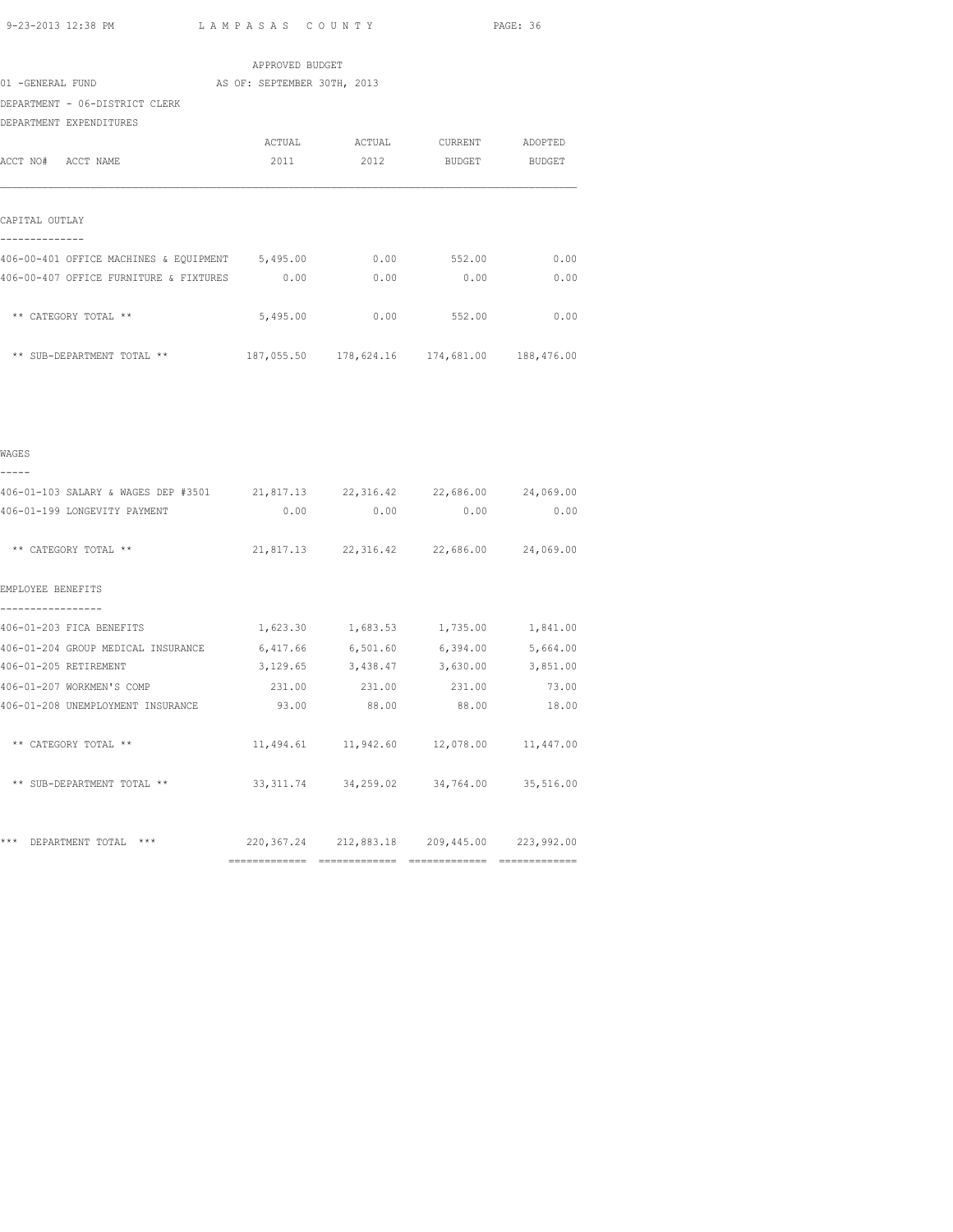APPROVED BUDGET

01 -GENERAL FUND AS OF: SEPTEMBER 30TH, 2013

DEPARTMENT - 06-DISTRICT CLERK

DEPARTMENT EXPENDITURES

| ACCT NO# ACCT NAME | ACTUAL 2011 | ACTUAL 2012 | CURRENT BUDGET | ADOPTED BUDGET |
|---|---|---|---|---|
| **CAPITAL OUTLAY** | | | | |
| 406-00-401 OFFICE MACHINES & EQUIPMENT | 5,495.00 | 0.00 | 552.00 | 0.00 |
| 406-00-407 OFFICE FURNITURE & FIXTURES | 0.00 | 0.00 | 0.00 | 0.00 |
| ** CATEGORY TOTAL ** | 5,495.00 | 0.00 | 552.00 | 0.00 |
| ** SUB-DEPARTMENT TOTAL ** | 187,055.50 | 178,624.16 | 174,681.00 | 188,476.00 |
| **WAGES** | | | | |
| 406-01-103 SALARY & WAGES DEP #3501 | 21,817.13 | 22,316.42 | 22,686.00 | 24,069.00 |
| 406-01-199 LONGEVITY PAYMENT | 0.00 | 0.00 | 0.00 | 0.00 |
| ** CATEGORY TOTAL ** | 21,817.13 | 22,316.42 | 22,686.00 | 24,069.00 |
| **EMPLOYEE BENEFITS** | | | | |
| 406-01-203 FICA BENEFITS | 1,623.30 | 1,683.53 | 1,735.00 | 1,841.00 |
| 406-01-204 GROUP MEDICAL INSURANCE | 6,417.66 | 6,501.60 | 6,394.00 | 5,664.00 |
| 406-01-205 RETIREMENT | 3,129.65 | 3,438.47 | 3,630.00 | 3,851.00 |
| 406-01-207 WORKMEN'S COMP | 231.00 | 231.00 | 231.00 | 73.00 |
| 406-01-208 UNEMPLOYMENT INSURANCE | 93.00 | 88.00 | 88.00 | 18.00 |
| ** CATEGORY TOTAL ** | 11,494.61 | 11,942.60 | 12,078.00 | 11,447.00 |
| ** SUB-DEPARTMENT TOTAL ** | 33,311.74 | 34,259.02 | 34,764.00 | 35,516.00 |
| *** DEPARTMENT TOTAL *** | 220,367.24 | 212,883.18 | 209,445.00 | 223,992.00 |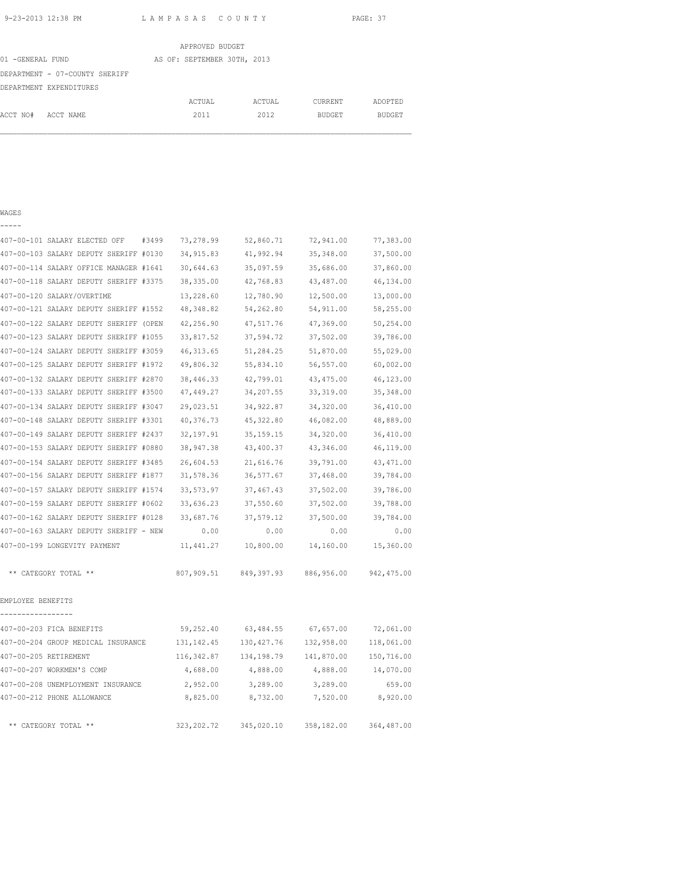APPROVED BUDGET

01 -GENERAL FUND AS OF: SEPTEMBER 30TH, 2013

DEPARTMENT - 07-COUNTY SHERIFF

DEPARTMENT EXPENDITURES

| ACCT NO# ACCT NAME | ACTUAL 2011 | ACTUAL 2012 | CURRENT BUDGET | ADOPTED BUDGET |
|---|---|---|---|---|
| **WAGES** | | | | |
| 407-00-101 SALARY ELECTED OFF #3499 | 73,278.99 | 52,860.71 | 72,941.00 | 77,383.00 |
| 407-00-103 SALARY DEPUTY SHERIFF #0130 | 34,915.83 | 41,992.94 | 35,348.00 | 37,500.00 |
| 407-00-114 SALARY OFFICE MANAGER #1641 | 30,644.63 | 35,097.59 | 35,686.00 | 37,860.00 |
| 407-00-118 SALARY DEPUTY SHERIFF #3375 | 38,335.00 | 42,768.83 | 43,487.00 | 46,134.00 |
| 407-00-120 SALARY/OVERTIME | 13,228.60 | 12,780.90 | 12,500.00 | 13,000.00 |
| 407-00-121 SALARY DEPUTY SHERIFF #1552 | 48,348.82 | 54,262.80 | 54,911.00 | 58,255.00 |
| 407-00-122 SALARY DEPUTY SHERIFF (OPEN | 42,256.90 | 47,517.76 | 47,369.00 | 50,254.00 |
| 407-00-123 SALARY DEPUTY SHERIFF #1055 | 33,817.52 | 37,594.72 | 37,502.00 | 39,786.00 |
| 407-00-124 SALARY DEPUTY SHERIFF #3059 | 46,313.65 | 51,284.25 | 51,870.00 | 55,029.00 |
| 407-00-125 SALARY DEPUTY SHERIFF #1972 | 49,806.32 | 55,834.10 | 56,557.00 | 60,002.00 |
| 407-00-132 SALARY DEPUTY SHERIFF #2870 | 38,446.33 | 42,799.01 | 43,475.00 | 46,123.00 |
| 407-00-133 SALARY DEPUTY SHERIFF #3500 | 47,449.27 | 34,207.55 | 33,319.00 | 35,348.00 |
| 407-00-134 SALARY DEPUTY SHERIFF #3047 | 29,023.51 | 34,922.87 | 34,320.00 | 36,410.00 |
| 407-00-148 SALARY DEPUTY SHERIFF #3301 | 40,376.73 | 45,322.80 | 46,082.00 | 48,889.00 |
| 407-00-149 SALARY DEPUTY SHERIFF #2437 | 32,197.91 | 35,159.15 | 34,320.00 | 36,410.00 |
| 407-00-153 SALARY DEPUTY SHERIFF #0880 | 38,947.38 | 43,400.37 | 43,346.00 | 46,119.00 |
| 407-00-154 SALARY DEPUTY SHERIFF #3485 | 26,604.53 | 21,616.76 | 39,791.00 | 43,471.00 |
| 407-00-156 SALARY DEPUTY SHERIFF #1877 | 31,578.36 | 36,577.67 | 37,468.00 | 39,784.00 |
| 407-00-157 SALARY DEPUTY SHERIFF #1574 | 33,573.97 | 37,467.43 | 37,502.00 | 39,786.00 |
| 407-00-159 SALARY DEPUTY SHERIFF #0602 | 33,636.23 | 37,550.60 | 37,502.00 | 39,788.00 |
| 407-00-162 SALARY DEPUTY SHERIFF #0128 | 33,687.76 | 37,579.12 | 37,500.00 | 39,784.00 |
| 407-00-163 SALARY DEPUTY SHERIFF - NEW | 0.00 | 0.00 | 0.00 | 0.00 |
| 407-00-199 LONGEVITY PAYMENT | 11,441.27 | 10,800.00 | 14,160.00 | 15,360.00 |
| ** CATEGORY TOTAL ** | 807,909.51 | 849,397.93 | 886,956.00 | 942,475.00 |
| **EMPLOYEE BENEFITS** | | | | |
| 407-00-203 FICA BENEFITS | 59,252.40 | 63,484.55 | 67,657.00 | 72,061.00 |
| 407-00-204 GROUP MEDICAL INSURANCE | 131,142.45 | 130,427.76 | 132,958.00 | 118,061.00 |
| 407-00-205 RETIREMENT | 116,342.87 | 134,198.79 | 141,870.00 | 150,716.00 |
| 407-00-207 WORKMEN'S COMP | 4,688.00 | 4,888.00 | 4,888.00 | 14,070.00 |
| 407-00-208 UNEMPLOYMENT INSURANCE | 2,952.00 | 3,289.00 | 3,289.00 | 659.00 |
| 407-00-212 PHONE ALLOWANCE | 8,825.00 | 8,732.00 | 7,520.00 | 8,920.00 |
| ** CATEGORY TOTAL ** | 323,202.72 | 345,020.10 | 358,182.00 | 364,487.00 |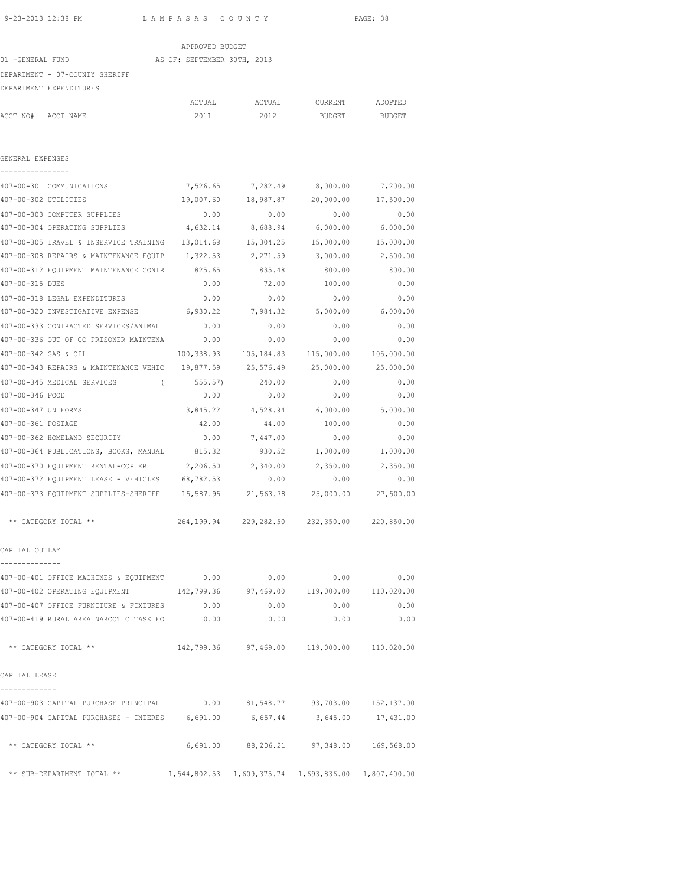APPROVED BUDGET

01 -GENERAL FUND AS OF: SEPTEMBER 30TH, 2013

DEPARTMENT - 07-COUNTY SHERIFF

DEPARTMENT EXPENDITURES

| ACCT NO# | ACCT NAME | ACTUAL 2011 | ACTUAL 2012 | CURRENT BUDGET | ADOPTED BUDGET |
|---|---|---|---|---|---|
| **GENERAL EXPENSES** | | | | | |
| 407-00-301 | COMMUNICATIONS | 7,526.65 | 7,282.49 | 8,000.00 | 7,200.00 |
| 407-00-302 | UTILITIES | 19,007.60 | 18,987.87 | 20,000.00 | 17,500.00 |
| 407-00-303 | COMPUTER SUPPLIES | 0.00 | 0.00 | 0.00 | 0.00 |
| 407-00-304 | OPERATING SUPPLIES | 4,632.14 | 8,688.94 | 6,000.00 | 6,000.00 |
| 407-00-305 | TRAVEL & INSERVICE TRAINING | 13,014.68 | 15,304.25 | 15,000.00 | 15,000.00 |
| 407-00-308 | REPAIRS & MAINTENANCE EQUIP | 1,322.53 | 2,271.59 | 3,000.00 | 2,500.00 |
| 407-00-312 | EQUIPMENT MAINTENANCE CONTR | 825.65 | 835.48 | 800.00 | 800.00 |
| 407-00-315 | DUES | 0.00 | 72.00 | 100.00 | 0.00 |
| 407-00-318 | LEGAL EXPENDITURES | 0.00 | 0.00 | 0.00 | 0.00 |
| 407-00-320 | INVESTIGATIVE EXPENSE | 6,930.22 | 7,984.32 | 5,000.00 | 6,000.00 |
| 407-00-333 | CONTRACTED SERVICES/ANIMAL | 0.00 | 0.00 | 0.00 | 0.00 |
| 407-00-336 | OUT OF CO PRISONER MAINTENA | 0.00 | 0.00 | 0.00 | 0.00 |
| 407-00-342 | GAS & OIL | 100,338.93 | 105,184.83 | 115,000.00 | 105,000.00 |
| 407-00-343 | REPAIRS & MAINTENANCE VEHIC | 19,877.59 | 25,576.49 | 25,000.00 | 25,000.00 |
| 407-00-345 | MEDICAL SERVICES | ( 555.57) | 240.00 | 0.00 | 0.00 |
| 407-00-346 | FOOD | 0.00 | 0.00 | 0.00 | 0.00 |
| 407-00-347 | UNIFORMS | 3,845.22 | 4,528.94 | 6,000.00 | 5,000.00 |
| 407-00-361 | POSTAGE | 42.00 | 44.00 | 100.00 | 0.00 |
| 407-00-362 | HOMELAND SECURITY | 0.00 | 7,447.00 | 0.00 | 0.00 |
| 407-00-364 | PUBLICATIONS, BOOKS, MANUAL | 815.32 | 930.52 | 1,000.00 | 1,000.00 |
| 407-00-370 | EQUIPMENT RENTAL-COPIER | 2,206.50 | 2,340.00 | 2,350.00 | 2,350.00 |
| 407-00-372 | EQUIPMENT LEASE - VEHICLES | 68,782.53 | 0.00 | 0.00 | 0.00 |
| 407-00-373 | EQUIPMENT SUPPLIES-SHERIFF | 15,587.95 | 21,563.78 | 25,000.00 | 27,500.00 |
| | ** CATEGORY TOTAL ** | 264,199.94 | 229,282.50 | 232,350.00 | 220,850.00 |
| **CAPITAL OUTLAY** | | | | | |
| 407-00-401 | OFFICE MACHINES & EQUIPMENT | 0.00 | 0.00 | 0.00 | 0.00 |
| 407-00-402 | OPERATING EQUIPMENT | 142,799.36 | 97,469.00 | 119,000.00 | 110,020.00 |
| 407-00-407 | OFFICE FURNITURE & FIXTURES | 0.00 | 0.00 | 0.00 | 0.00 |
| 407-00-419 | RURAL AREA NARCOTIC TASK FO | 0.00 | 0.00 | 0.00 | 0.00 |
| | ** CATEGORY TOTAL ** | 142,799.36 | 97,469.00 | 119,000.00 | 110,020.00 |
| **CAPITAL LEASE** | | | | | |
| 407-00-903 | CAPITAL PURCHASE PRINCIPAL | 0.00 | 81,548.77 | 93,703.00 | 152,137.00 |
| 407-00-904 | CAPITAL PURCHASES - INTERES | 6,691.00 | 6,657.44 | 3,645.00 | 17,431.00 |
| | ** CATEGORY TOTAL ** | 6,691.00 | 88,206.21 | 97,348.00 | 169,568.00 |
| | ** SUB-DEPARTMENT TOTAL ** | 1,544,802.53 | 1,609,375.74 | 1,693,836.00 | 1,807,400.00 |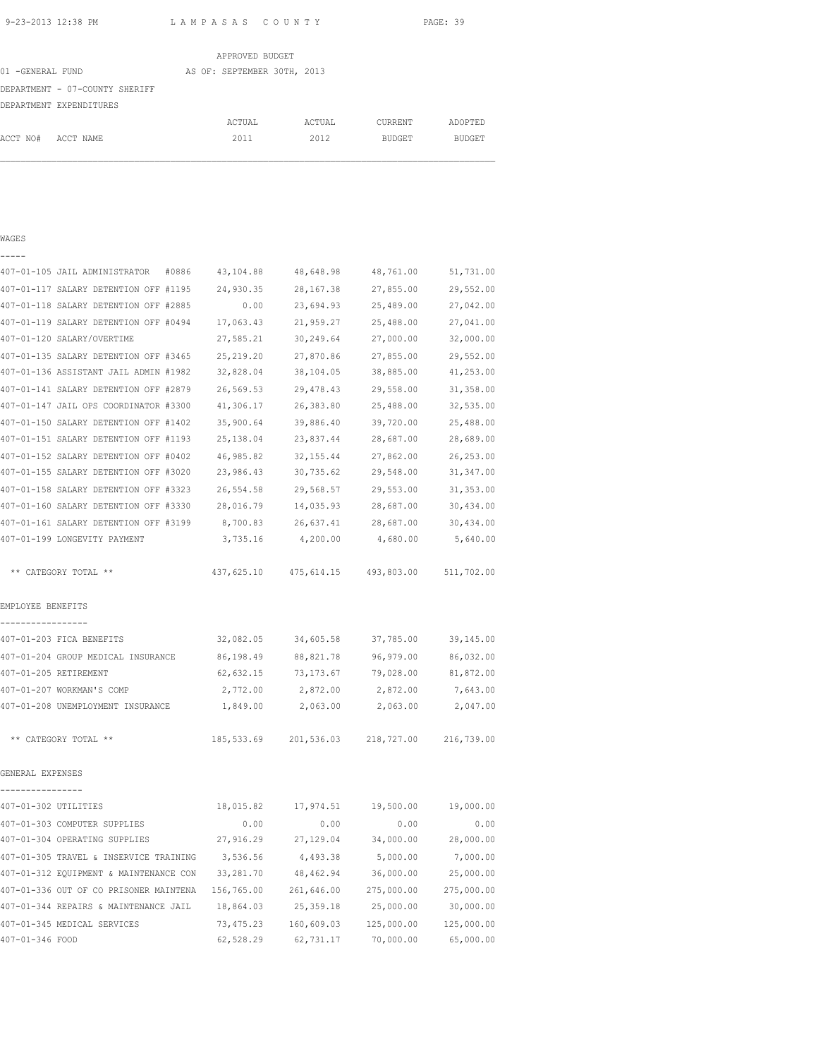APPROVED BUDGET

01 -GENERAL FUND AS OF: SEPTEMBER 30TH, 2013

DEPARTMENT - 07-COUNTY SHERIFF

DEPARTMENT EXPENDITURES

| ACCT NO# ACCT NAME | ACTUAL 2011 | ACTUAL 2012 | CURRENT BUDGET | ADOPTED BUDGET |
|---|---|---|---|---|
| **WAGES** | | | | |
| 407-01-105 JAIL ADMINISTRATOR #0886 | 43,104.88 | 48,648.98 | 48,761.00 | 51,731.00 |
| 407-01-117 SALARY DETENTION OFF #1195 | 24,930.35 | 28,167.38 | 27,855.00 | 29,552.00 |
| 407-01-118 SALARY DETENTION OFF #2885 | 0.00 | 23,694.93 | 25,489.00 | 27,042.00 |
| 407-01-119 SALARY DETENTION OFF #0494 | 17,063.43 | 21,959.27 | 25,488.00 | 27,041.00 |
| 407-01-120 SALARY/OVERTIME | 27,585.21 | 30,249.64 | 27,000.00 | 32,000.00 |
| 407-01-135 SALARY DETENTION OFF #3465 | 25,219.20 | 27,870.86 | 27,855.00 | 29,552.00 |
| 407-01-136 ASSISTANT JAIL ADMIN #1982 | 32,828.04 | 38,104.05 | 38,885.00 | 41,253.00 |
| 407-01-141 SALARY DETENTION OFF #2879 | 26,569.53 | 29,478.43 | 29,558.00 | 31,358.00 |
| 407-01-147 JAIL OPS COORDINATOR #3300 | 41,306.17 | 26,383.80 | 25,488.00 | 32,535.00 |
| 407-01-150 SALARY DETENTION OFF #1402 | 35,900.64 | 39,886.40 | 39,720.00 | 25,488.00 |
| 407-01-151 SALARY DETENTION OFF #1193 | 25,138.04 | 23,837.44 | 28,687.00 | 28,689.00 |
| 407-01-152 SALARY DETENTION OFF #0402 | 46,985.82 | 32,155.44 | 27,862.00 | 26,253.00 |
| 407-01-155 SALARY DETENTION OFF #3020 | 23,986.43 | 30,735.62 | 29,548.00 | 31,347.00 |
| 407-01-158 SALARY DETENTION OFF #3323 | 26,554.58 | 29,568.57 | 29,553.00 | 31,353.00 |
| 407-01-160 SALARY DETENTION OFF #3330 | 28,016.79 | 14,035.93 | 28,687.00 | 30,434.00 |
| 407-01-161 SALARY DETENTION OFF #3199 | 8,700.83 | 26,637.41 | 28,687.00 | 30,434.00 |
| 407-01-199 LONGEVITY PAYMENT | 3,735.16 | 4,200.00 | 4,680.00 | 5,640.00 |
| ** CATEGORY TOTAL ** | 437,625.10 | 475,614.15 | 493,803.00 | 511,702.00 |
| **EMPLOYEE BENEFITS** | | | | |
| 407-01-203 FICA BENEFITS | 32,082.05 | 34,605.58 | 37,785.00 | 39,145.00 |
| 407-01-204 GROUP MEDICAL INSURANCE | 86,198.49 | 88,821.78 | 96,979.00 | 86,032.00 |
| 407-01-205 RETIREMENT | 62,632.15 | 73,173.67 | 79,028.00 | 81,872.00 |
| 407-01-207 WORKMAN'S COMP | 2,772.00 | 2,872.00 | 2,872.00 | 7,643.00 |
| 407-01-208 UNEMPLOYMENT INSURANCE | 1,849.00 | 2,063.00 | 2,063.00 | 2,047.00 |
| ** CATEGORY TOTAL ** | 185,533.69 | 201,536.03 | 218,727.00 | 216,739.00 |
| **GENERAL EXPENSES** | | | | |
| 407-01-302 UTILITIES | 18,015.82 | 17,974.51 | 19,500.00 | 19,000.00 |
| 407-01-303 COMPUTER SUPPLIES | 0.00 | 0.00 | 0.00 | 0.00 |
| 407-01-304 OPERATING SUPPLIES | 27,916.29 | 27,129.04 | 34,000.00 | 28,000.00 |
| 407-01-305 TRAVEL & INSERVICE TRAINING | 3,536.56 | 4,493.38 | 5,000.00 | 7,000.00 |
| 407-01-312 EQUIPMENT & MAINTENANCE CON | 33,281.70 | 48,462.94 | 36,000.00 | 25,000.00 |
| 407-01-336 OUT OF CO PRISONER MAINTENA | 156,765.00 | 261,646.00 | 275,000.00 | 275,000.00 |
| 407-01-344 REPAIRS & MAINTENANCE JAIL | 18,864.03 | 25,359.18 | 25,000.00 | 30,000.00 |
| 407-01-345 MEDICAL SERVICES | 73,475.23 | 160,609.03 | 125,000.00 | 125,000.00 |
| 407-01-346 FOOD | 62,528.29 | 62,731.17 | 70,000.00 | 65,000.00 |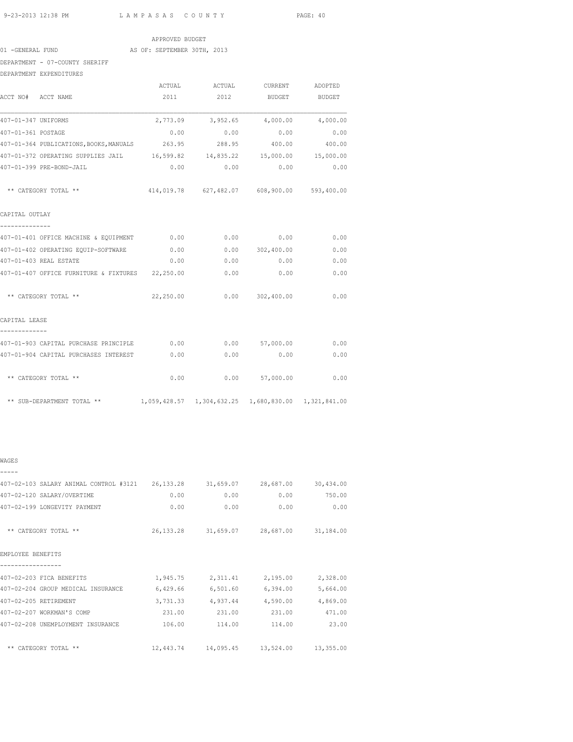APPROVED BUDGET

01 -GENERAL FUND AS OF: SEPTEMBER 30TH, 2013

DEPARTMENT - 07-COUNTY SHERIFF

DEPARTMENT EXPENDITURES

| ACCT NO# ACCT NAME | ACTUAL 2011 | ACTUAL 2012 | CURRENT BUDGET | ADOPTED BUDGET |
|---|---|---|---|---|
| 407-01-347 UNIFORMS | 2,773.09 | 3,952.65 | 4,000.00 | 4,000.00 |
| 407-01-361 POSTAGE | 0.00 | 0.00 | 0.00 | 0.00 |
| 407-01-364 PUBLICATIONS,BOOKS,MANUALS | 263.95 | 288.95 | 400.00 | 400.00 |
| 407-01-372 OPERATING SUPPLIES JAIL | 16,599.82 | 14,835.22 | 15,000.00 | 15,000.00 |
| 407-01-399 PRE-BOND-JAIL | 0.00 | 0.00 | 0.00 | 0.00 |
| ** CATEGORY TOTAL ** | 414,019.78 | 627,482.07 | 608,900.00 | 593,400.00 |
| **CAPITAL OUTLAY** | | | | |
| 407-01-401 OFFICE MACHINE & EQUIPMENT | 0.00 | 0.00 | 0.00 | 0.00 |
| 407-01-402 OPERATING EQUIP-SOFTWARE | 0.00 | 0.00 | 302,400.00 | 0.00 |
| 407-01-403 REAL ESTATE | 0.00 | 0.00 | 0.00 | 0.00 |
| 407-01-407 OFFICE FURNITURE & FIXTURES | 22,250.00 | 0.00 | 0.00 | 0.00 |
| ** CATEGORY TOTAL ** | 22,250.00 | 0.00 | 302,400.00 | 0.00 |
| **CAPITAL LEASE** | | | | |
| 407-01-903 CAPITAL PURCHASE PRINCIPLE | 0.00 | 0.00 | 57,000.00 | 0.00 |
| 407-01-904 CAPITAL PURCHASES INTEREST | 0.00 | 0.00 | 0.00 | 0.00 |
| ** CATEGORY TOTAL ** | 0.00 | 0.00 | 57,000.00 | 0.00 |
| ** SUB-DEPARTMENT TOTAL ** | 1,059,428.57 | 1,304,632.25 | 1,680,830.00 | 1,321,841.00 |

| ACCT NO# ACCT NAME | ACTUAL 2011 | ACTUAL 2012 | CURRENT BUDGET | ADOPTED BUDGET |
|---|---|---|---|---|
| **WAGES** | | | | |
| 407-02-103 SALARY ANIMAL CONTROL #3121 | 26,133.28 | 31,659.07 | 28,687.00 | 30,434.00 |
| 407-02-120 SALARY/OVERTIME | 0.00 | 0.00 | 0.00 | 750.00 |
| 407-02-199 LONGEVITY PAYMENT | 0.00 | 0.00 | 0.00 | 0.00 |
| ** CATEGORY TOTAL ** | 26,133.28 | 31,659.07 | 28,687.00 | 31,184.00 |
| **EMPLOYEE BENEFITS** | | | | |
| 407-02-203 FICA BENEFITS | 1,945.75 | 2,311.41 | 2,195.00 | 2,328.00 |
| 407-02-204 GROUP MEDICAL INSURANCE | 6,429.66 | 6,501.60 | 6,394.00 | 5,664.00 |
| 407-02-205 RETIREMENT | 3,731.33 | 4,937.44 | 4,590.00 | 4,869.00 |
| 407-02-207 WORKMAN'S COMP | 231.00 | 231.00 | 231.00 | 471.00 |
| 407-02-208 UNEMPLOYMENT INSURANCE | 106.00 | 114.00 | 114.00 | 23.00 |
| ** CATEGORY TOTAL ** | 12,443.74 | 14,095.45 | 13,524.00 | 13,355.00 |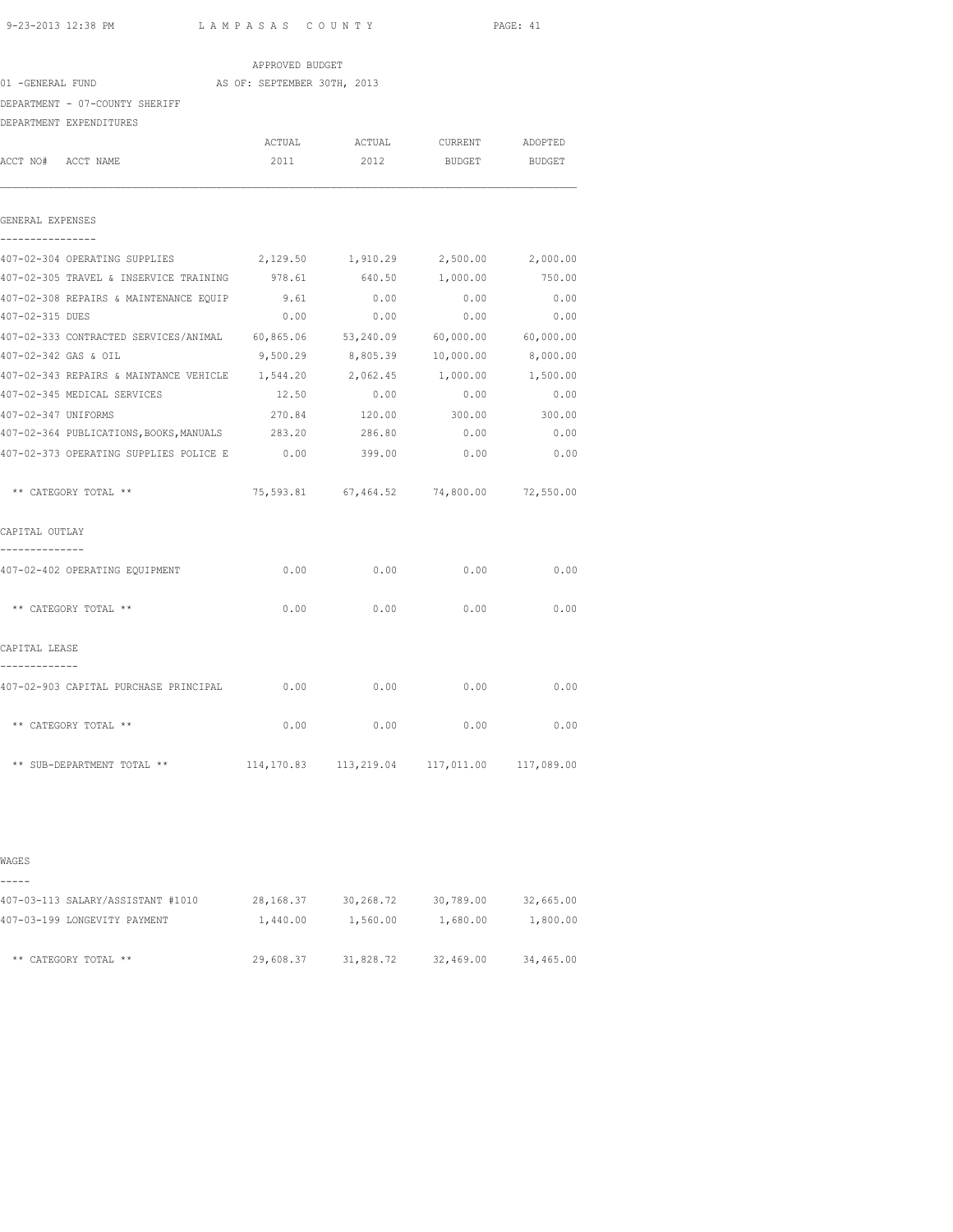APPROVED BUDGET

01 -GENERAL FUND AS OF: SEPTEMBER 30TH, 2013

DEPARTMENT - 07-COUNTY SHERIFF

DEPARTMENT EXPENDITURES

| ACCT NO# ACCT NAME | ACTUAL 2011 | ACTUAL 2012 | CURRENT BUDGET | ADOPTED BUDGET |
|---|---|---|---|---|
| **GENERAL EXPENSES** | | | | |
| 407-02-304 OPERATING SUPPLIES | 2,129.50 | 1,910.29 | 2,500.00 | 2,000.00 |
| 407-02-305 TRAVEL & INSERVICE TRAINING | 978.61 | 640.50 | 1,000.00 | 750.00 |
| 407-02-308 REPAIRS & MAINTENANCE EQUIP | 9.61 | 0.00 | 0.00 | 0.00 |
| 407-02-315 DUES | 0.00 | 0.00 | 0.00 | 0.00 |
| 407-02-333 CONTRACTED SERVICES/ANIMAL | 60,865.06 | 53,240.09 | 60,000.00 | 60,000.00 |
| 407-02-342 GAS & OIL | 9,500.29 | 8,805.39 | 10,000.00 | 8,000.00 |
| 407-02-343 REPAIRS & MAINTANCE VEHICLE | 1,544.20 | 2,062.45 | 1,000.00 | 1,500.00 |
| 407-02-345 MEDICAL SERVICES | 12.50 | 0.00 | 0.00 | 0.00 |
| 407-02-347 UNIFORMS | 270.84 | 120.00 | 300.00 | 300.00 |
| 407-02-364 PUBLICATIONS,BOOKS,MANUALS | 283.20 | 286.80 | 0.00 | 0.00 |
| 407-02-373 OPERATING SUPPLIES POLICE E | 0.00 | 399.00 | 0.00 | 0.00 |
| ** CATEGORY TOTAL ** | 75,593.81 | 67,464.52 | 74,800.00 | 72,550.00 |
| **CAPITAL OUTLAY** | | | | |
| 407-02-402 OPERATING EQUIPMENT | 0.00 | 0.00 | 0.00 | 0.00 |
| ** CATEGORY TOTAL ** | 0.00 | 0.00 | 0.00 | 0.00 |
| **CAPITAL LEASE** | | | | |
| 407-02-903 CAPITAL PURCHASE PRINCIPAL | 0.00 | 0.00 | 0.00 | 0.00 |
| ** CATEGORY TOTAL ** | 0.00 | 0.00 | 0.00 | 0.00 |
| ** SUB-DEPARTMENT TOTAL ** | 114,170.83 | 113,219.04 | 117,011.00 | 117,089.00 |

| ACCT NO# ACCT NAME | ACTUAL 2011 | ACTUAL 2012 | CURRENT BUDGET | ADOPTED BUDGET |
|---|---|---|---|---|
| **WAGES** | | | | |
| 407-03-113 SALARY/ASSISTANT #1010 | 28,168.37 | 30,268.72 | 30,789.00 | 32,665.00 |
| 407-03-199 LONGEVITY PAYMENT | 1,440.00 | 1,560.00 | 1,680.00 | 1,800.00 |
| ** CATEGORY TOTAL ** | 29,608.37 | 31,828.72 | 32,469.00 | 34,465.00 |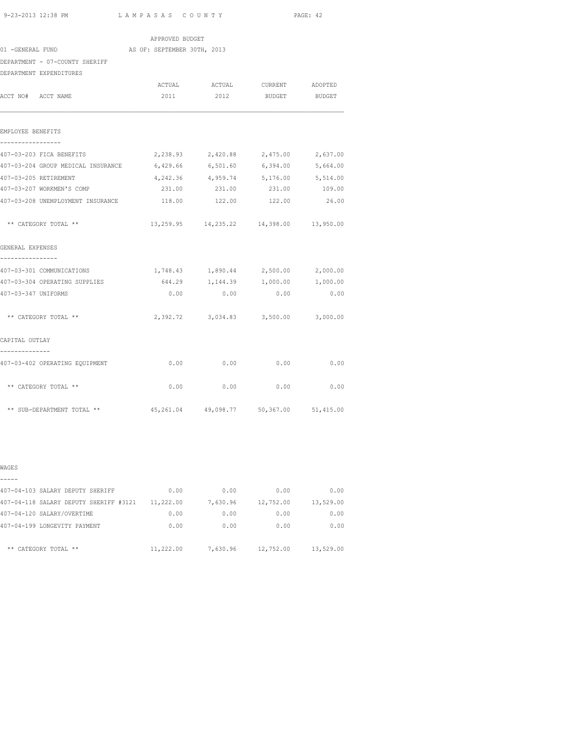APPROVED BUDGET

01 -GENERAL FUND AS OF: SEPTEMBER 30TH, 2013

DEPARTMENT - 07-COUNTY SHERIFF

DEPARTMENT EXPENDITURES

| ACCT NO# ACCT NAME | ACTUAL 2011 | ACTUAL 2012 | CURRENT BUDGET | ADOPTED BUDGET |
|---|---|---|---|---|
| **EMPLOYEE BENEFITS** | | | | |
| 407-03-203 FICA BENEFITS | 2,238.93 | 2,420.88 | 2,475.00 | 2,637.00 |
| 407-03-204 GROUP MEDICAL INSURANCE | 6,429.66 | 6,501.60 | 6,394.00 | 5,664.00 |
| 407-03-205 RETIREMENT | 4,242.36 | 4,959.74 | 5,176.00 | 5,514.00 |
| 407-03-207 WORKMEN'S COMP | 231.00 | 231.00 | 231.00 | 109.00 |
| 407-03-208 UNEMPLOYMENT INSURANCE | 118.00 | 122.00 | 122.00 | 26.00 |
| ** CATEGORY TOTAL ** | 13,259.95 | 14,235.22 | 14,398.00 | 13,950.00 |
| **GENERAL EXPENSES** | | | | |
| 407-03-301 COMMUNICATIONS | 1,748.43 | 1,890.44 | 2,500.00 | 2,000.00 |
| 407-03-304 OPERATING SUPPLIES | 644.29 | 1,144.39 | 1,000.00 | 1,000.00 |
| 407-03-347 UNIFORMS | 0.00 | 0.00 | 0.00 | 0.00 |
| ** CATEGORY TOTAL ** | 2,392.72 | 3,034.83 | 3,500.00 | 3,000.00 |
| **CAPITAL OUTLAY** | | | | |
| 407-03-402 OPERATING EQUIPMENT | 0.00 | 0.00 | 0.00 | 0.00 |
| ** CATEGORY TOTAL ** | 0.00 | 0.00 | 0.00 | 0.00 |
| ** SUB-DEPARTMENT TOTAL ** | 45,261.04 | 49,098.77 | 50,367.00 | 51,415.00 |
| **WAGES** | | | | |
| 407-04-103 SALARY DEPUTY SHERIFF | 0.00 | 0.00 | 0.00 | 0.00 |
| 407-04-118 SALARY DEPUTY SHERIFF #3121 | 11,222.00 | 7,630.96 | 12,752.00 | 13,529.00 |
| 407-04-120 SALARY/OVERTIME | 0.00 | 0.00 | 0.00 | 0.00 |
| 407-04-199 LONGEVITY PAYMENT | 0.00 | 0.00 | 0.00 | 0.00 |
| ** CATEGORY TOTAL ** | 11,222.00 | 7,630.96 | 12,752.00 | 13,529.00 |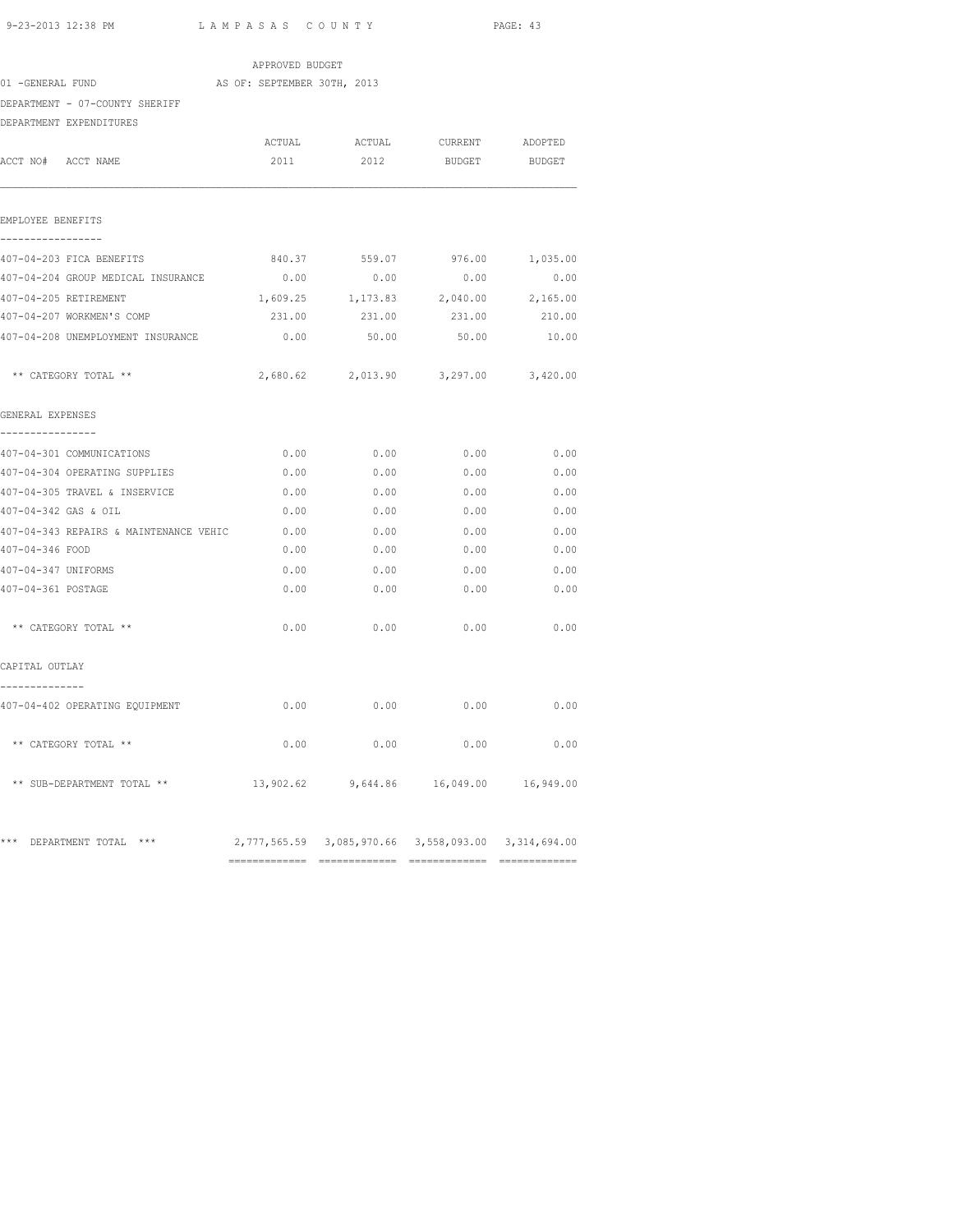APPROVED BUDGET

01 -GENERAL FUND AS OF: SEPTEMBER 30TH, 2013

DEPARTMENT - 07-COUNTY SHERIFF

DEPARTMENT EXPENDITURES

| ACCT NO# ACCT NAME | ACTUAL 2011 | ACTUAL 2012 | CURRENT BUDGET | ADOPTED BUDGET |
|---|---|---|---|---|
| **EMPLOYEE BENEFITS** | | | | |
| 407-04-203 FICA BENEFITS | 840.37 | 559.07 | 976.00 | 1,035.00 |
| 407-04-204 GROUP MEDICAL INSURANCE | 0.00 | 0.00 | 0.00 | 0.00 |
| 407-04-205 RETIREMENT | 1,609.25 | 1,173.83 | 2,040.00 | 2,165.00 |
| 407-04-207 WORKMEN'S COMP | 231.00 | 231.00 | 231.00 | 210.00 |
| 407-04-208 UNEMPLOYMENT INSURANCE | 0.00 | 50.00 | 50.00 | 10.00 |
| ** CATEGORY TOTAL ** | 2,680.62 | 2,013.90 | 3,297.00 | 3,420.00 |
| **GENERAL EXPENSES** | | | | |
| 407-04-301 COMMUNICATIONS | 0.00 | 0.00 | 0.00 | 0.00 |
| 407-04-304 OPERATING SUPPLIES | 0.00 | 0.00 | 0.00 | 0.00 |
| 407-04-305 TRAVEL & INSERVICE | 0.00 | 0.00 | 0.00 | 0.00 |
| 407-04-342 GAS & OIL | 0.00 | 0.00 | 0.00 | 0.00 |
| 407-04-343 REPAIRS & MAINTENANCE VEHIC | 0.00 | 0.00 | 0.00 | 0.00 |
| 407-04-346 FOOD | 0.00 | 0.00 | 0.00 | 0.00 |
| 407-04-347 UNIFORMS | 0.00 | 0.00 | 0.00 | 0.00 |
| 407-04-361 POSTAGE | 0.00 | 0.00 | 0.00 | 0.00 |
| ** CATEGORY TOTAL ** | 0.00 | 0.00 | 0.00 | 0.00 |
| **CAPITAL OUTLAY** | | | | |
| 407-04-402 OPERATING EQUIPMENT | 0.00 | 0.00 | 0.00 | 0.00 |
| ** CATEGORY TOTAL ** | 0.00 | 0.00 | 0.00 | 0.00 |
| ** SUB-DEPARTMENT TOTAL ** | 13,902.62 | 9,644.86 | 16,049.00 | 16,949.00 |
| *** DEPARTMENT TOTAL *** | 2,777,565.59 | 3,085,970.66 | 3,558,093.00 | 3,314,694.00 |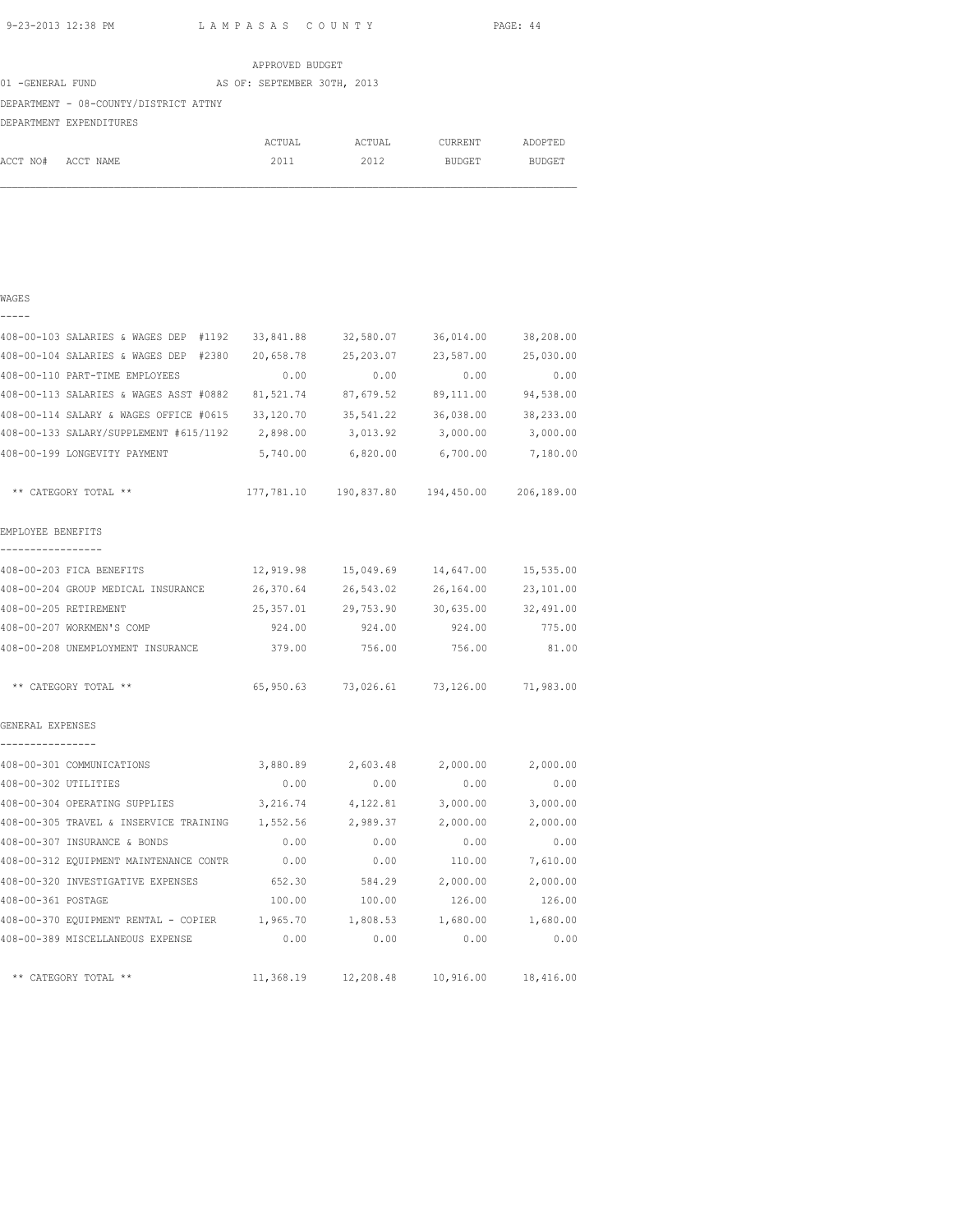APPROVED BUDGET

01 -GENERAL FUND AS OF: SEPTEMBER 30TH, 2013

DEPARTMENT - 08-COUNTY/DISTRICT ATTNY

DEPARTMENT EXPENDITURES

| ACCT NO# | ACCT NAME | ACTUAL 2011 | ACTUAL 2012 | CURRENT BUDGET | ADOPTED BUDGET |
|---|---|---|---|---|---|
| **WAGES** | | | | | |
| 408-00-103 | SALARIES & WAGES DEP #1192 | 33,841.88 | 32,580.07 | 36,014.00 | 38,208.00 |
| 408-00-104 | SALARIES & WAGES DEP #2380 | 20,658.78 | 25,203.07 | 23,587.00 | 25,030.00 |
| 408-00-110 | PART-TIME EMPLOYEES | 0.00 | 0.00 | 0.00 | 0.00 |
| 408-00-113 | SALARIES & WAGES ASST #0882 | 81,521.74 | 87,679.52 | 89,111.00 | 94,538.00 |
| 408-00-114 | SALARY & WAGES OFFICE #0615 | 33,120.70 | 35,541.22 | 36,038.00 | 38,233.00 |
| 408-00-133 | SALARY/SUPPLEMENT #615/1192 | 2,898.00 | 3,013.92 | 3,000.00 | 3,000.00 |
| 408-00-199 | LONGEVITY PAYMENT | 5,740.00 | 6,820.00 | 6,700.00 | 7,180.00 |
| | ** CATEGORY TOTAL ** | 177,781.10 | 190,837.80 | 194,450.00 | 206,189.00 |
| **EMPLOYEE BENEFITS** | | | | | |
| 408-00-203 | FICA BENEFITS | 12,919.98 | 15,049.69 | 14,647.00 | 15,535.00 |
| 408-00-204 | GROUP MEDICAL INSURANCE | 26,370.64 | 26,543.02 | 26,164.00 | 23,101.00 |
| 408-00-205 | RETIREMENT | 25,357.01 | 29,753.90 | 30,635.00 | 32,491.00 |
| 408-00-207 | WORKMEN'S COMP | 924.00 | 924.00 | 924.00 | 775.00 |
| 408-00-208 | UNEMPLOYMENT INSURANCE | 379.00 | 756.00 | 756.00 | 81.00 |
| | ** CATEGORY TOTAL ** | 65,950.63 | 73,026.61 | 73,126.00 | 71,983.00 |
| **GENERAL EXPENSES** | | | | | |
| 408-00-301 | COMMUNICATIONS | 3,880.89 | 2,603.48 | 2,000.00 | 2,000.00 |
| 408-00-302 | UTILITIES | 0.00 | 0.00 | 0.00 | 0.00 |
| 408-00-304 | OPERATING SUPPLIES | 3,216.74 | 4,122.81 | 3,000.00 | 3,000.00 |
| 408-00-305 | TRAVEL & INSERVICE TRAINING | 1,552.56 | 2,989.37 | 2,000.00 | 2,000.00 |
| 408-00-307 | INSURANCE & BONDS | 0.00 | 0.00 | 0.00 | 0.00 |
| 408-00-312 | EQUIPMENT MAINTENANCE CONTR | 0.00 | 0.00 | 110.00 | 7,610.00 |
| 408-00-320 | INVESTIGATIVE EXPENSES | 652.30 | 584.29 | 2,000.00 | 2,000.00 |
| 408-00-361 | POSTAGE | 100.00 | 100.00 | 126.00 | 126.00 |
| 408-00-370 | EQUIPMENT RENTAL - COPIER | 1,965.70 | 1,808.53 | 1,680.00 | 1,680.00 |
| 408-00-389 | MISCELLANEOUS EXPENSE | 0.00 | 0.00 | 0.00 | 0.00 |
| | ** CATEGORY TOTAL ** | 11,368.19 | 12,208.48 | 10,916.00 | 18,416.00 |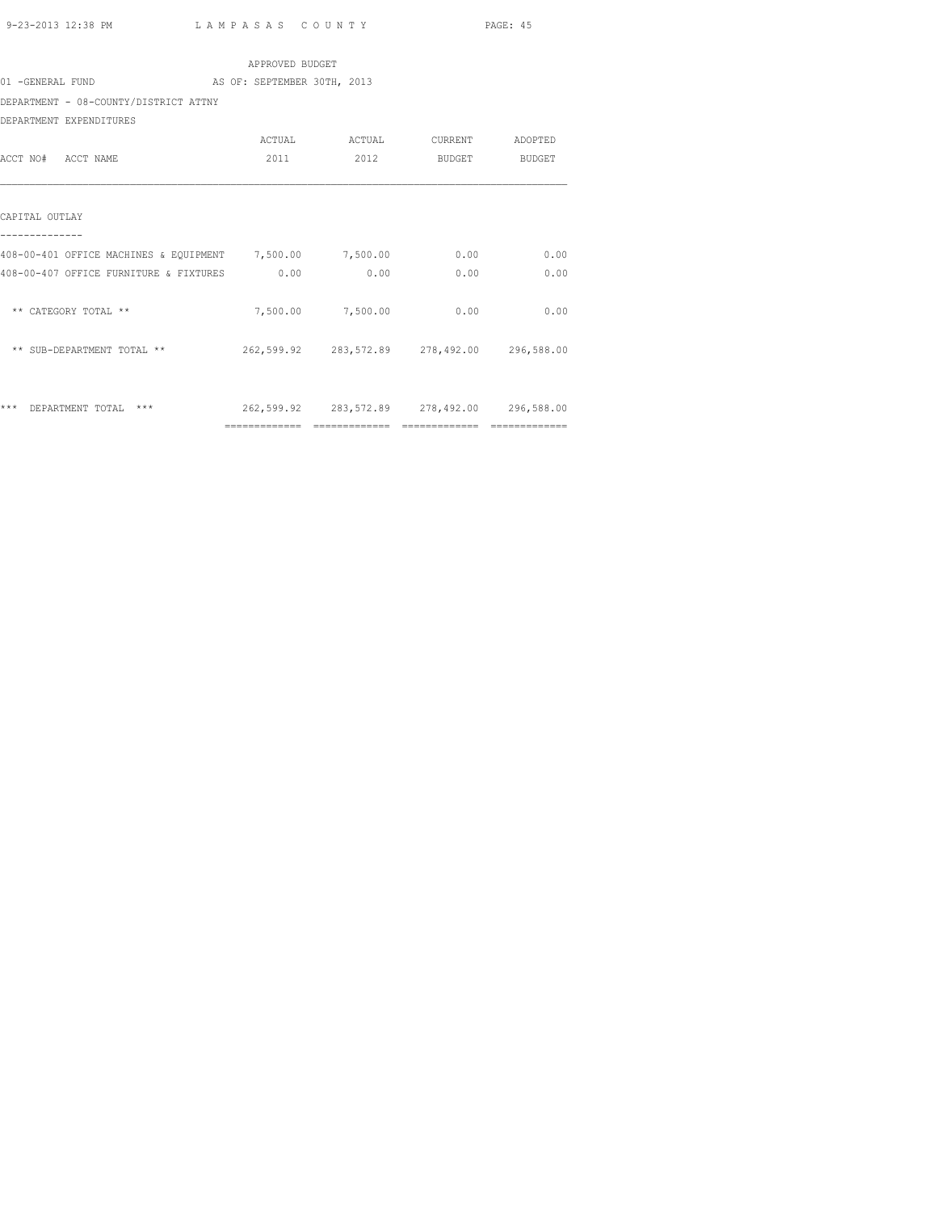APPROVED BUDGET

01 -GENERAL FUND AS OF: SEPTEMBER 30TH, 2013

DEPARTMENT - 08-COUNTY/DISTRICT ATTNY

DEPARTMENT EXPENDITURES

| ACCT NO# ACCT NAME | ACTUAL 2011 | ACTUAL 2012 | CURRENT BUDGET | ADOPTED BUDGET |
|---|---|---|---|---|
| CAPITAL OUTLAY | | | | |
| 408-00-401 OFFICE MACHINES & EQUIPMENT | 7,500.00 | 7,500.00 | 0.00 | 0.00 |
| 408-00-407 OFFICE FURNITURE & FIXTURES | 0.00 | 0.00 | 0.00 | 0.00 |
| ** CATEGORY TOTAL ** | 7,500.00 | 7,500.00 | 0.00 | 0.00 |
| ** SUB-DEPARTMENT TOTAL ** | 262,599.92 | 283,572.89 | 278,492.00 | 296,588.00 |
| *** DEPARTMENT TOTAL *** | 262,599.92 | 283,572.89 | 278,492.00 | 296,588.00 |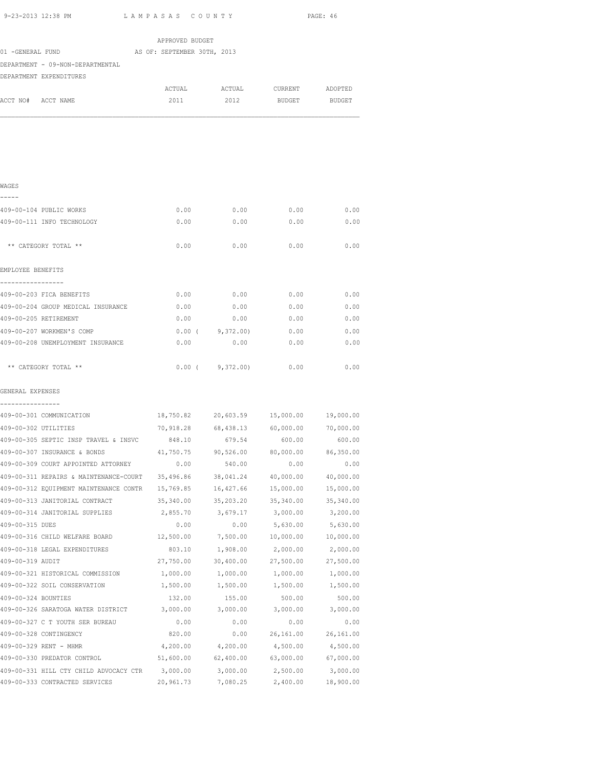APPROVED BUDGET

01 -GENERAL FUND AS OF: SEPTEMBER 30TH, 2013

DEPARTMENT - 09-NON-DEPARTMENTAL

DEPARTMENT EXPENDITURES

| ACCT NO# | ACCT NAME | ACTUAL 2011 | ACTUAL 2012 | CURRENT BUDGET | ADOPTED BUDGET |
|---|---|---|---|---|---|
| **WAGES** | | | | | |
| 409-00-104 | PUBLIC WORKS | 0.00 | 0.00 | 0.00 | 0.00 |
| 409-00-111 | INFO TECHNOLOGY | 0.00 | 0.00 | 0.00 | 0.00 |
| | ** CATEGORY TOTAL ** | 0.00 | 0.00 | 0.00 | 0.00 |
| **EMPLOYEE BENEFITS** | | | | | |
| 409-00-203 | FICA BENEFITS | 0.00 | 0.00 | 0.00 | 0.00 |
| 409-00-204 | GROUP MEDICAL INSURANCE | 0.00 | 0.00 | 0.00 | 0.00 |
| 409-00-205 | RETIREMENT | 0.00 | 0.00 | 0.00 | 0.00 |
| 409-00-207 | WORKMEN'S COMP | 0.00 | ( 9,372.00) | 0.00 | 0.00 |
| 409-00-208 | UNEMPLOYMENT INSURANCE | 0.00 | 0.00 | 0.00 | 0.00 |
| | ** CATEGORY TOTAL ** | 0.00 | ( 9,372.00) | 0.00 | 0.00 |
| **GENERAL EXPENSES** | | | | | |
| 409-00-301 | COMMUNICATION | 18,750.82 | 20,603.59 | 15,000.00 | 19,000.00 |
| 409-00-302 | UTILITIES | 70,918.28 | 68,438.13 | 60,000.00 | 70,000.00 |
| 409-00-305 | SEPTIC INSP TRAVEL & INSVC | 848.10 | 679.54 | 600.00 | 600.00 |
| 409-00-307 | INSURANCE & BONDS | 41,750.75 | 90,526.00 | 80,000.00 | 86,350.00 |
| 409-00-309 | COURT APPOINTED ATTORNEY | 0.00 | 540.00 | 0.00 | 0.00 |
| 409-00-311 | REPAIRS & MAINTENANCE-COURT | 35,496.86 | 38,041.24 | 40,000.00 | 40,000.00 |
| 409-00-312 | EQUIPMENT MAINTENANCE CONTR | 15,769.85 | 16,427.66 | 15,000.00 | 15,000.00 |
| 409-00-313 | JANITORIAL CONTRACT | 35,340.00 | 35,203.20 | 35,340.00 | 35,340.00 |
| 409-00-314 | JANITORIAL SUPPLIES | 2,855.70 | 3,679.17 | 3,000.00 | 3,200.00 |
| 409-00-315 | DUES | 0.00 | 0.00 | 5,630.00 | 5,630.00 |
| 409-00-316 | CHILD WELFARE BOARD | 12,500.00 | 7,500.00 | 10,000.00 | 10,000.00 |
| 409-00-318 | LEGAL EXPENDITURES | 803.10 | 1,908.00 | 2,000.00 | 2,000.00 |
| 409-00-319 | AUDIT | 27,750.00 | 30,400.00 | 27,500.00 | 27,500.00 |
| 409-00-321 | HISTORICAL COMMISSION | 1,000.00 | 1,000.00 | 1,000.00 | 1,000.00 |
| 409-00-322 | SOIL CONSERVATION | 1,500.00 | 1,500.00 | 1,500.00 | 1,500.00 |
| 409-00-324 | BOUNTIES | 132.00 | 155.00 | 500.00 | 500.00 |
| 409-00-326 | SARATOGA WATER DISTRICT | 3,000.00 | 3,000.00 | 3,000.00 | 3,000.00 |
| 409-00-327 | C T YOUTH SER BUREAU | 0.00 | 0.00 | 0.00 | 0.00 |
| 409-00-328 | CONTINGENCY | 820.00 | 0.00 | 26,161.00 | 26,161.00 |
| 409-00-329 | RENT - MHMR | 4,200.00 | 4,200.00 | 4,500.00 | 4,500.00 |
| 409-00-330 | PREDATOR CONTROL | 51,600.00 | 62,400.00 | 63,000.00 | 67,000.00 |
| 409-00-331 | HILL CTY CHILD ADVOCACY CTR | 3,000.00 | 3,000.00 | 2,500.00 | 3,000.00 |
| 409-00-333 | CONTRACTED SERVICES | 20,961.73 | 7,080.25 | 2,400.00 | 18,900.00 |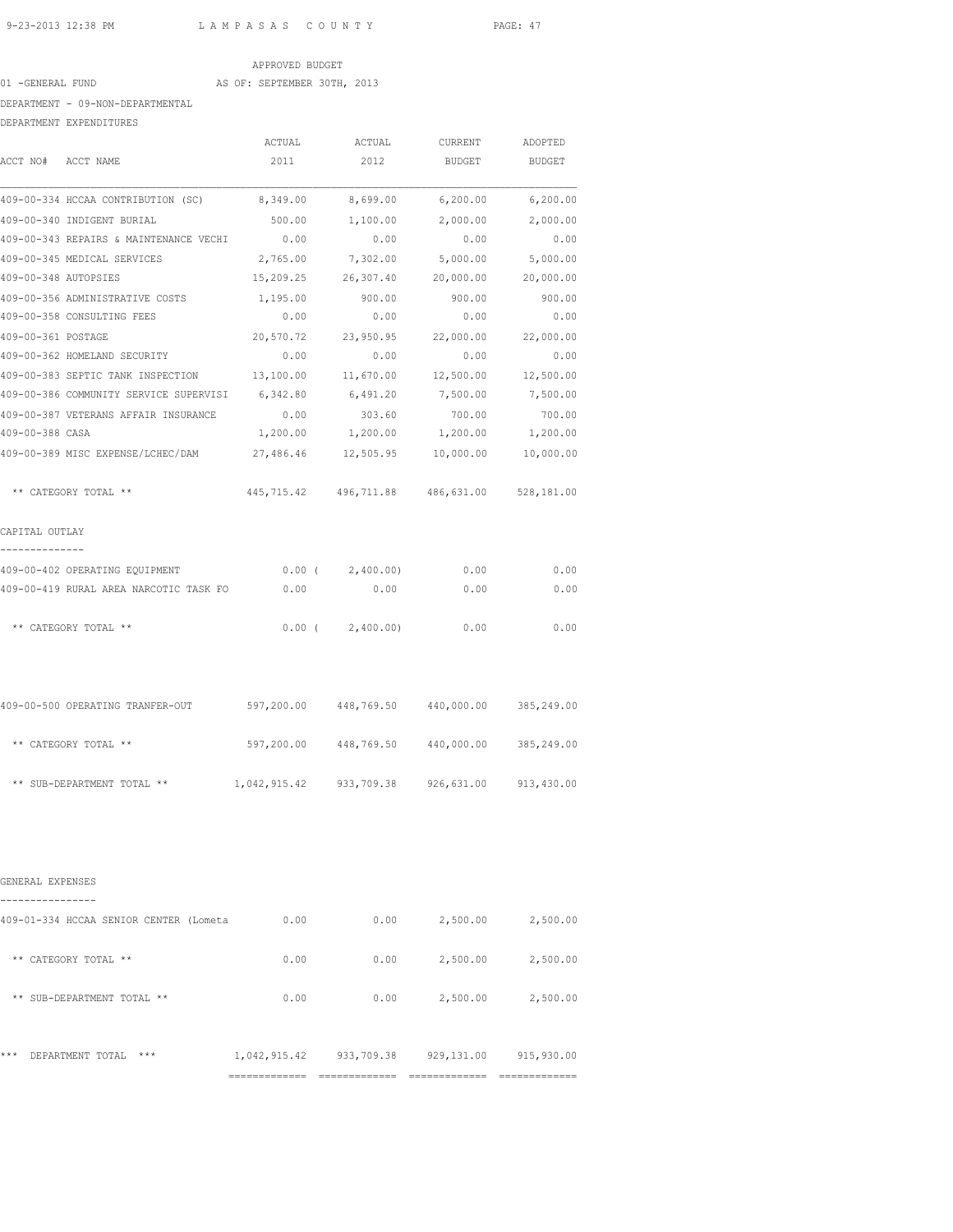APPROVED BUDGET

01 -GENERAL FUND    AS OF: SEPTEMBER 30TH, 2013

DEPARTMENT - 09-NON-DEPARTMENTAL

DEPARTMENT EXPENDITURES

| ACCT NO# ACCT NAME | ACTUAL 2011 | ACTUAL 2012 | CURRENT BUDGET | ADOPTED BUDGET |
|---|---|---|---|---|
| 409-00-334 HCCAA CONTRIBUTION (SC) | 8,349.00 | 8,699.00 | 6,200.00 | 6,200.00 |
| 409-00-340 INDIGENT BURIAL | 500.00 | 1,100.00 | 2,000.00 | 2,000.00 |
| 409-00-343 REPAIRS & MAINTENANCE VECHI | 0.00 | 0.00 | 0.00 | 0.00 |
| 409-00-345 MEDICAL SERVICES | 2,765.00 | 7,302.00 | 5,000.00 | 5,000.00 |
| 409-00-348 AUTOPSIES | 15,209.25 | 26,307.40 | 20,000.00 | 20,000.00 |
| 409-00-356 ADMINISTRATIVE COSTS | 1,195.00 | 900.00 | 900.00 | 900.00 |
| 409-00-358 CONSULTING FEES | 0.00 | 0.00 | 0.00 | 0.00 |
| 409-00-361 POSTAGE | 20,570.72 | 23,950.95 | 22,000.00 | 22,000.00 |
| 409-00-362 HOMELAND SECURITY | 0.00 | 0.00 | 0.00 | 0.00 |
| 409-00-383 SEPTIC TANK INSPECTION | 13,100.00 | 11,670.00 | 12,500.00 | 12,500.00 |
| 409-00-386 COMMUNITY SERVICE SUPERVISI | 6,342.80 | 6,491.20 | 7,500.00 | 7,500.00 |
| 409-00-387 VETERANS AFFAIR INSURANCE | 0.00 | 303.60 | 700.00 | 700.00 |
| 409-00-388 CASA | 1,200.00 | 1,200.00 | 1,200.00 | 1,200.00 |
| 409-00-389 MISC EXPENSE/LCHEC/DAM | 27,486.46 | 12,505.95 | 10,000.00 | 10,000.00 |
| ** CATEGORY TOTAL ** | 445,715.42 | 496,711.88 | 486,631.00 | 528,181.00 |
| **CAPITAL OUTLAY** | | | | |
| 409-00-402 OPERATING EQUIPMENT | 0.00 | ( 2,400.00) | 0.00 | 0.00 |
| 409-00-419 RURAL AREA NARCOTIC TASK FO | 0.00 | 0.00 | 0.00 | 0.00 |
| ** CATEGORY TOTAL ** | 0.00 | ( 2,400.00) | 0.00 | 0.00 |
| 409-00-500 OPERATING TRANFER-OUT | 597,200.00 | 448,769.50 | 440,000.00 | 385,249.00 |
| ** CATEGORY TOTAL ** | 597,200.00 | 448,769.50 | 440,000.00 | 385,249.00 |
| ** SUB-DEPARTMENT TOTAL ** | 1,042,915.42 | 933,709.38 | 926,631.00 | 913,430.00 |
| **GENERAL EXPENSES** | | | | |
| 409-01-334 HCCAA SENIOR CENTER (Lometa | 0.00 | 0.00 | 2,500.00 | 2,500.00 |
| ** CATEGORY TOTAL ** | 0.00 | 0.00 | 2,500.00 | 2,500.00 |
| ** SUB-DEPARTMENT TOTAL ** | 0.00 | 0.00 | 2,500.00 | 2,500.00 |
| *** DEPARTMENT TOTAL *** | 1,042,915.42 | 933,709.38 | 929,131.00 | 915,930.00 |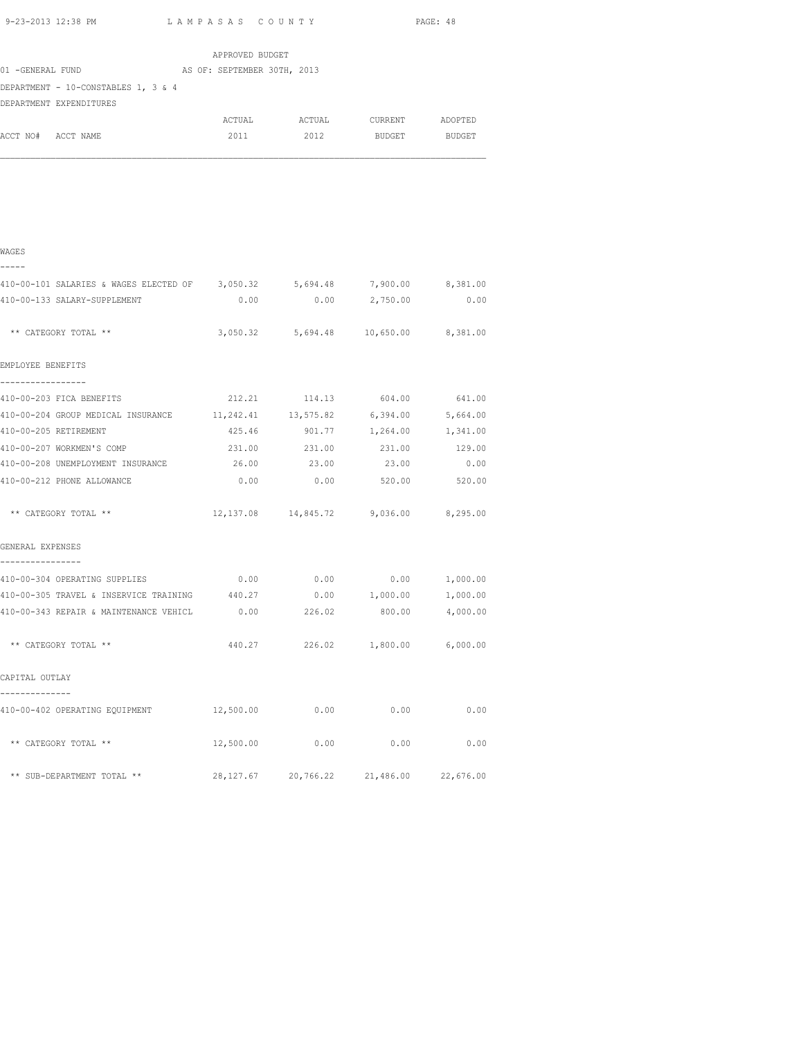APPROVED BUDGET
01 -GENERAL FUND AS OF: SEPTEMBER 30TH, 2013
DEPARTMENT - 10-CONSTABLES 1, 3 & 4
DEPARTMENT EXPENDITURES

| ACCT NO# ACCT NAME | ACTUAL 2011 | ACTUAL 2012 | CURRENT BUDGET | ADOPTED BUDGET |
|---|---|---|---|---|
| **WAGES** | | | | |
| 410-00-101 SALARIES & WAGES ELECTED OF | 3,050.32 | 5,694.48 | 7,900.00 | 8,381.00 |
| 410-00-133 SALARY-SUPPLEMENT | 0.00 | 0.00 | 2,750.00 | 0.00 |
| ** CATEGORY TOTAL ** | 3,050.32 | 5,694.48 | 10,650.00 | 8,381.00 |
| **EMPLOYEE BENEFITS** | | | | |
| 410-00-203 FICA BENEFITS | 212.21 | 114.13 | 604.00 | 641.00 |
| 410-00-204 GROUP MEDICAL INSURANCE | 11,242.41 | 13,575.82 | 6,394.00 | 5,664.00 |
| 410-00-205 RETIREMENT | 425.46 | 901.77 | 1,264.00 | 1,341.00 |
| 410-00-207 WORKMEN'S COMP | 231.00 | 231.00 | 231.00 | 129.00 |
| 410-00-208 UNEMPLOYMENT INSURANCE | 26.00 | 23.00 | 23.00 | 0.00 |
| 410-00-212 PHONE ALLOWANCE | 0.00 | 0.00 | 520.00 | 520.00 |
| ** CATEGORY TOTAL ** | 12,137.08 | 14,845.72 | 9,036.00 | 8,295.00 |
| **GENERAL EXPENSES** | | | | |
| 410-00-304 OPERATING SUPPLIES | 0.00 | 0.00 | 0.00 | 1,000.00 |
| 410-00-305 TRAVEL & INSERVICE TRAINING | 440.27 | 0.00 | 1,000.00 | 1,000.00 |
| 410-00-343 REPAIR & MAINTENANCE VEHICL | 0.00 | 226.02 | 800.00 | 4,000.00 |
| ** CATEGORY TOTAL ** | 440.27 | 226.02 | 1,800.00 | 6,000.00 |
| **CAPITAL OUTLAY** | | | | |
| 410-00-402 OPERATING EQUIPMENT | 12,500.00 | 0.00 | 0.00 | 0.00 |
| ** CATEGORY TOTAL ** | 12,500.00 | 0.00 | 0.00 | 0.00 |
| ** SUB-DEPARTMENT TOTAL ** | 28,127.67 | 20,766.22 | 21,486.00 | 22,676.00 |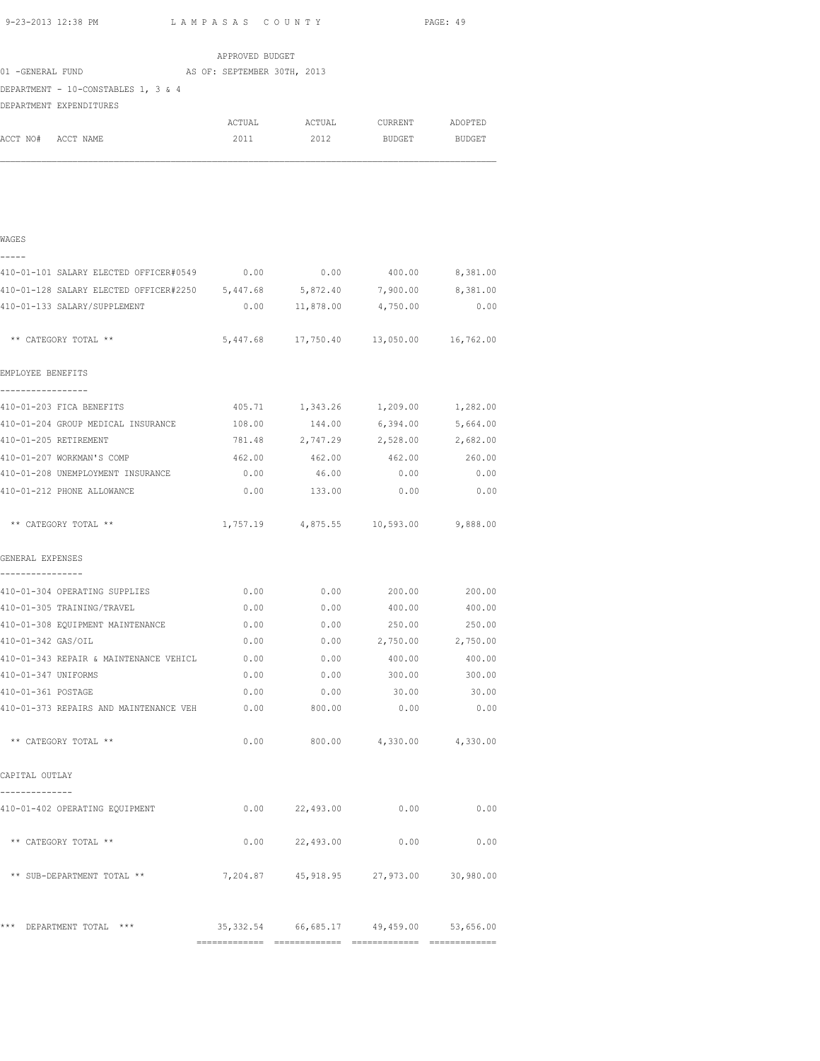APPROVED BUDGET

01 -GENERAL FUND AS OF: SEPTEMBER 30TH, 2013

DEPARTMENT - 10-CONSTABLES 1, 3 & 4

DEPARTMENT EXPENDITURES

| ACCT NO# ACCT NAME | ACTUAL 2011 | ACTUAL 2012 | CURRENT BUDGET | ADOPTED BUDGET |
|---|---|---|---|---|
| **WAGES** | | | | |
| 410-01-101 SALARY ELECTED OFFICER#0549 | 0.00 | 0.00 | 400.00 | 8,381.00 |
| 410-01-128 SALARY ELECTED OFFICER#2250 | 5,447.68 | 5,872.40 | 7,900.00 | 8,381.00 |
| 410-01-133 SALARY/SUPPLEMENT | 0.00 | 11,878.00 | 4,750.00 | 0.00 |
| ** CATEGORY TOTAL ** | 5,447.68 | 17,750.40 | 13,050.00 | 16,762.00 |
| **EMPLOYEE BENEFITS** | | | | |
| 410-01-203 FICA BENEFITS | 405.71 | 1,343.26 | 1,209.00 | 1,282.00 |
| 410-01-204 GROUP MEDICAL INSURANCE | 108.00 | 144.00 | 6,394.00 | 5,664.00 |
| 410-01-205 RETIREMENT | 781.48 | 2,747.29 | 2,528.00 | 2,682.00 |
| 410-01-207 WORKMAN'S COMP | 462.00 | 462.00 | 462.00 | 260.00 |
| 410-01-208 UNEMPLOYMENT INSURANCE | 0.00 | 46.00 | 0.00 | 0.00 |
| 410-01-212 PHONE ALLOWANCE | 0.00 | 133.00 | 0.00 | 0.00 |
| ** CATEGORY TOTAL ** | 1,757.19 | 4,875.55 | 10,593.00 | 9,888.00 |
| **GENERAL EXPENSES** | | | | |
| 410-01-304 OPERATING SUPPLIES | 0.00 | 0.00 | 200.00 | 200.00 |
| 410-01-305 TRAINING/TRAVEL | 0.00 | 0.00 | 400.00 | 400.00 |
| 410-01-308 EQUIPMENT MAINTENANCE | 0.00 | 0.00 | 250.00 | 250.00 |
| 410-01-342 GAS/OIL | 0.00 | 0.00 | 2,750.00 | 2,750.00 |
| 410-01-343 REPAIR & MAINTENANCE VEHICL | 0.00 | 0.00 | 400.00 | 400.00 |
| 410-01-347 UNIFORMS | 0.00 | 0.00 | 300.00 | 300.00 |
| 410-01-361 POSTAGE | 0.00 | 0.00 | 30.00 | 30.00 |
| 410-01-373 REPAIRS AND MAINTENANCE VEH | 0.00 | 800.00 | 0.00 | 0.00 |
| ** CATEGORY TOTAL ** | 0.00 | 800.00 | 4,330.00 | 4,330.00 |
| **CAPITAL OUTLAY** | | | | |
| 410-01-402 OPERATING EQUIPMENT | 0.00 | 22,493.00 | 0.00 | 0.00 |
| ** CATEGORY TOTAL ** | 0.00 | 22,493.00 | 0.00 | 0.00 |
| ** SUB-DEPARTMENT TOTAL ** | 7,204.87 | 45,918.95 | 27,973.00 | 30,980.00 |
| *** DEPARTMENT TOTAL *** | 35,332.54 | 66,685.17 | 49,459.00 | 53,656.00 |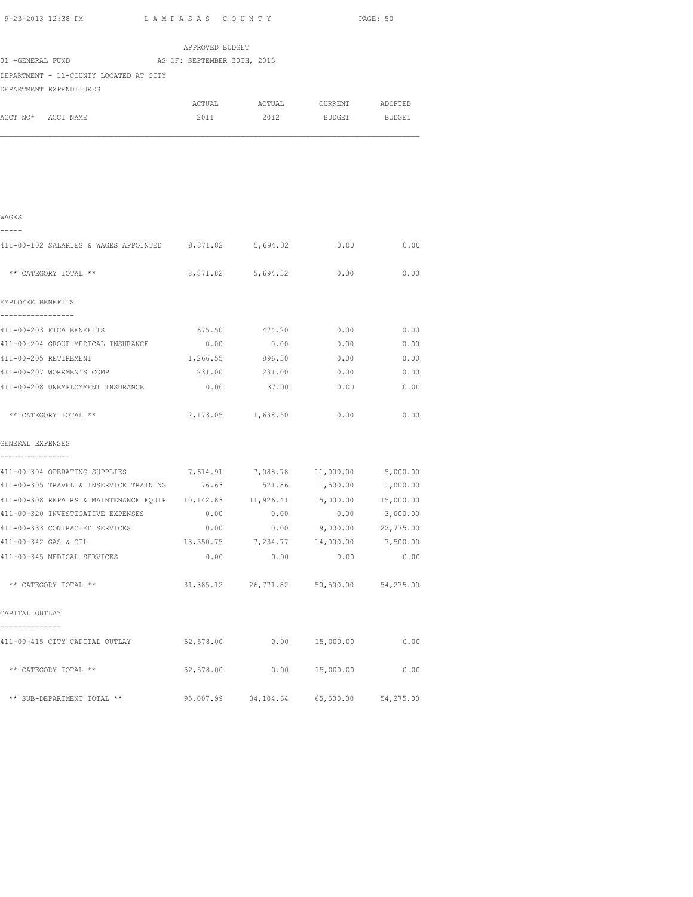APPROVED BUDGET

01 -GENERAL FUND AS OF: SEPTEMBER 30TH, 2013

DEPARTMENT - 11-COUNTY LOCATED AT CITY

DEPARTMENT EXPENDITURES

| ACCT NO# ACCT NAME | ACTUAL 2011 | ACTUAL 2012 | CURRENT BUDGET | ADOPTED BUDGET |
|---|---|---|---|---|
| **WAGES** | | | | |
| 411-00-102 SALARIES & WAGES APPOINTED | 8,871.82 | 5,694.32 | 0.00 | 0.00 |
| ** CATEGORY TOTAL ** | 8,871.82 | 5,694.32 | 0.00 | 0.00 |
| **EMPLOYEE BENEFITS** | | | | |
| 411-00-203 FICA BENEFITS | 675.50 | 474.20 | 0.00 | 0.00 |
| 411-00-204 GROUP MEDICAL INSURANCE | 0.00 | 0.00 | 0.00 | 0.00 |
| 411-00-205 RETIREMENT | 1,266.55 | 896.30 | 0.00 | 0.00 |
| 411-00-207 WORKMEN'S COMP | 231.00 | 231.00 | 0.00 | 0.00 |
| 411-00-208 UNEMPLOYMENT INSURANCE | 0.00 | 37.00 | 0.00 | 0.00 |
| ** CATEGORY TOTAL ** | 2,173.05 | 1,638.50 | 0.00 | 0.00 |
| **GENERAL EXPENSES** | | | | |
| 411-00-304 OPERATING SUPPLIES | 7,614.91 | 7,088.78 | 11,000.00 | 5,000.00 |
| 411-00-305 TRAVEL & INSERVICE TRAINING | 76.63 | 521.86 | 1,500.00 | 1,000.00 |
| 411-00-308 REPAIRS & MAINTENANCE EQUIP | 10,142.83 | 11,926.41 | 15,000.00 | 15,000.00 |
| 411-00-320 INVESTIGATIVE EXPENSES | 0.00 | 0.00 | 0.00 | 3,000.00 |
| 411-00-333 CONTRACTED SERVICES | 0.00 | 0.00 | 9,000.00 | 22,775.00 |
| 411-00-342 GAS & OIL | 13,550.75 | 7,234.77 | 14,000.00 | 7,500.00 |
| 411-00-345 MEDICAL SERVICES | 0.00 | 0.00 | 0.00 | 0.00 |
| ** CATEGORY TOTAL ** | 31,385.12 | 26,771.82 | 50,500.00 | 54,275.00 |
| **CAPITAL OUTLAY** | | | | |
| 411-00-415 CITY CAPITAL OUTLAY | 52,578.00 | 0.00 | 15,000.00 | 0.00 |
| ** CATEGORY TOTAL ** | 52,578.00 | 0.00 | 15,000.00 | 0.00 |
| ** SUB-DEPARTMENT TOTAL ** | 95,007.99 | 34,104.64 | 65,500.00 | 54,275.00 |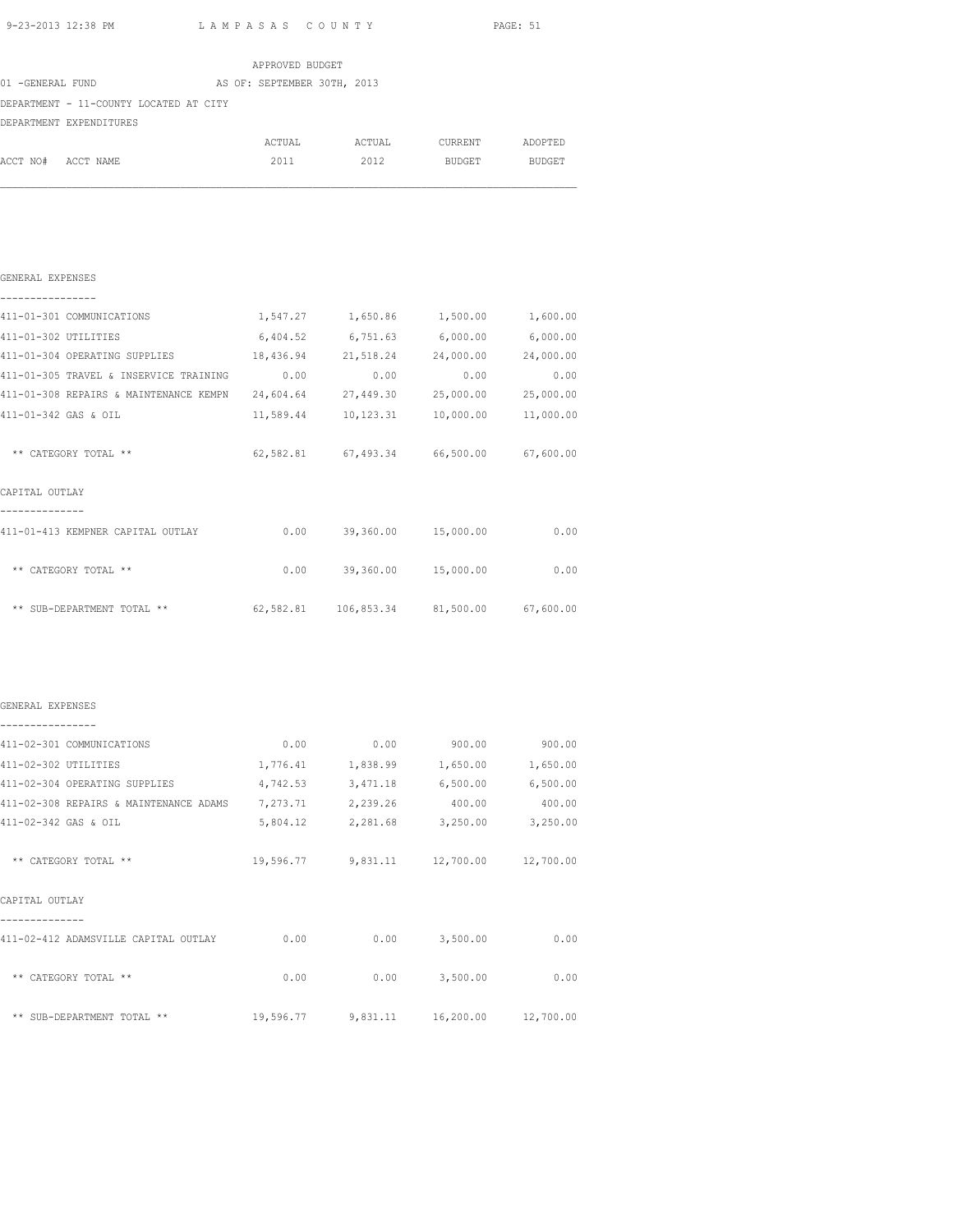APPROVED BUDGET

01 -GENERAL FUND AS OF: SEPTEMBER 30TH, 2013

DEPARTMENT - 11-COUNTY LOCATED AT CITY

DEPARTMENT EXPENDITURES

| ACCT NO# ACCT NAME | ACTUAL 2011 | ACTUAL 2012 | CURRENT BUDGET | ADOPTED BUDGET |
|---|---|---|---|---|
| **GENERAL EXPENSES** | | | | |
| 411-01-301 COMMUNICATIONS | 1,547.27 | 1,650.86 | 1,500.00 | 1,600.00 |
| 411-01-302 UTILITIES | 6,404.52 | 6,751.63 | 6,000.00 | 6,000.00 |
| 411-01-304 OPERATING SUPPLIES | 18,436.94 | 21,518.24 | 24,000.00 | 24,000.00 |
| 411-01-305 TRAVEL & INSERVICE TRAINING | 0.00 | 0.00 | 0.00 | 0.00 |
| 411-01-308 REPAIRS & MAINTENANCE KEMPN | 24,604.64 | 27,449.30 | 25,000.00 | 25,000.00 |
| 411-01-342 GAS & OIL | 11,589.44 | 10,123.31 | 10,000.00 | 11,000.00 |
| ** CATEGORY TOTAL ** | 62,582.81 | 67,493.34 | 66,500.00 | 67,600.00 |
| **CAPITAL OUTLAY** | | | | |
| 411-01-413 KEMPNER CAPITAL OUTLAY | 0.00 | 39,360.00 | 15,000.00 | 0.00 |
| ** CATEGORY TOTAL ** | 0.00 | 39,360.00 | 15,000.00 | 0.00 |
| ** SUB-DEPARTMENT TOTAL ** | 62,582.81 | 106,853.34 | 81,500.00 | 67,600.00 |

| ACCT NO# ACCT NAME | ACTUAL 2011 | ACTUAL 2012 | CURRENT BUDGET | ADOPTED BUDGET |
|---|---|---|---|---|
| **GENERAL EXPENSES** | | | | |
| 411-02-301 COMMUNICATIONS | 0.00 | 0.00 | 900.00 | 900.00 |
| 411-02-302 UTILITIES | 1,776.41 | 1,838.99 | 1,650.00 | 1,650.00 |
| 411-02-304 OPERATING SUPPLIES | 4,742.53 | 3,471.18 | 6,500.00 | 6,500.00 |
| 411-02-308 REPAIRS & MAINTENANCE ADAMS | 7,273.71 | 2,239.26 | 400.00 | 400.00 |
| 411-02-342 GAS & OIL | 5,804.12 | 2,281.68 | 3,250.00 | 3,250.00 |
| ** CATEGORY TOTAL ** | 19,596.77 | 9,831.11 | 12,700.00 | 12,700.00 |
| **CAPITAL OUTLAY** | | | | |
| 411-02-412 ADAMSVILLE CAPITAL OUTLAY | 0.00 | 0.00 | 3,500.00 | 0.00 |
| ** CATEGORY TOTAL ** | 0.00 | 0.00 | 3,500.00 | 0.00 |
| ** SUB-DEPARTMENT TOTAL ** | 19,596.77 | 9,831.11 | 16,200.00 | 12,700.00 |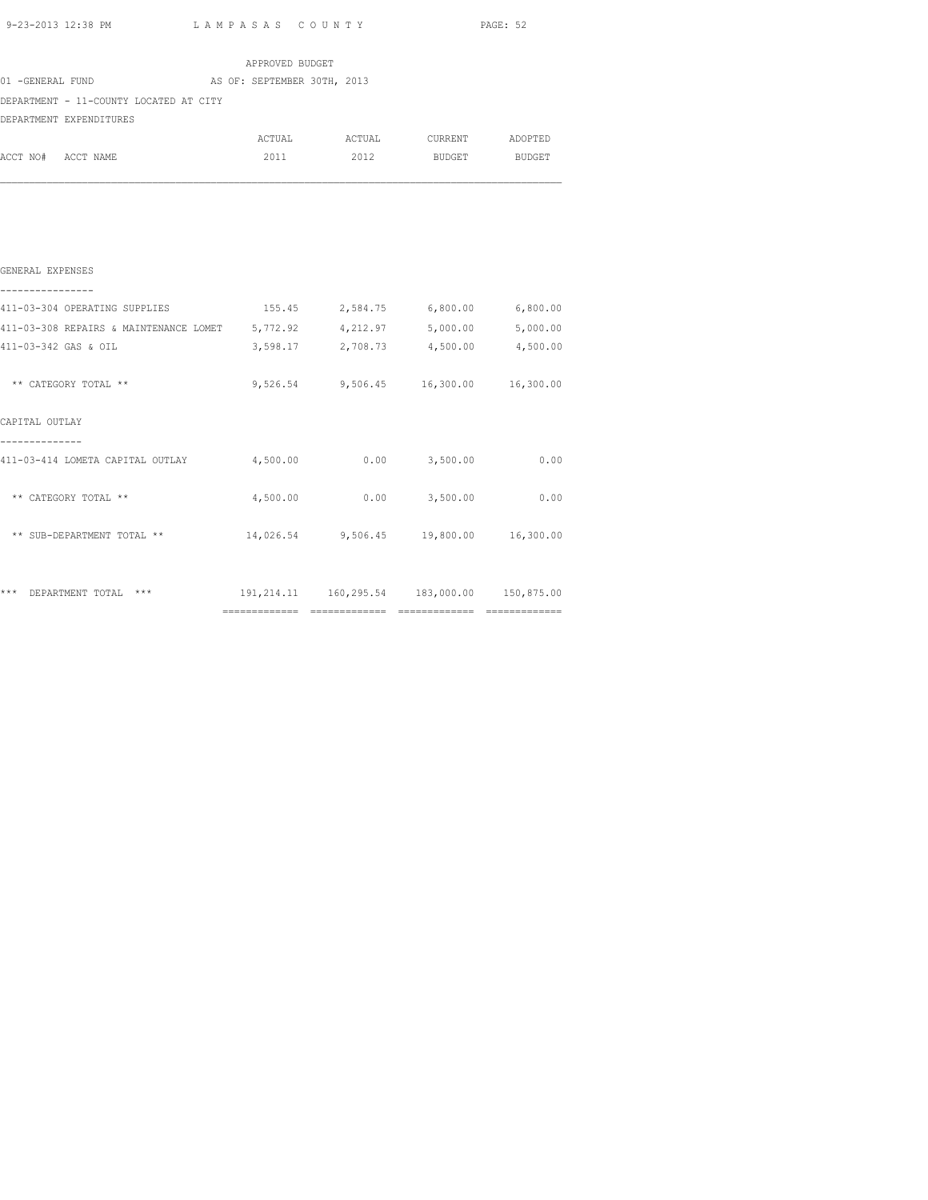APPROVED BUDGET

01 -GENERAL FUND AS OF: SEPTEMBER 30TH, 2013

DEPARTMENT - 11-COUNTY LOCATED AT CITY

DEPARTMENT EXPENDITURES

| ACCT NO# ACCT NAME | ACTUAL 2011 | ACTUAL 2012 | CURRENT BUDGET | ADOPTED BUDGET |
|---|---|---|---|---|
| **GENERAL EXPENSES** | | | | |
| 411-03-304 OPERATING SUPPLIES | 155.45 | 2,584.75 | 6,800.00 | 6,800.00 |
| 411-03-308 REPAIRS & MAINTENANCE LOMET | 5,772.92 | 4,212.97 | 5,000.00 | 5,000.00 |
| 411-03-342 GAS & OIL | 3,598.17 | 2,708.73 | 4,500.00 | 4,500.00 |
| ** CATEGORY TOTAL ** | 9,526.54 | 9,506.45 | 16,300.00 | 16,300.00 |
| **CAPITAL OUTLAY** | | | | |
| 411-03-414 LOMETA CAPITAL OUTLAY | 4,500.00 | 0.00 | 3,500.00 | 0.00 |
| ** CATEGORY TOTAL ** | 4,500.00 | 0.00 | 3,500.00 | 0.00 |
| ** SUB-DEPARTMENT TOTAL ** | 14,026.54 | 9,506.45 | 19,800.00 | 16,300.00 |
| *** DEPARTMENT TOTAL *** | 191,214.11 | 160,295.54 | 183,000.00 | 150,875.00 |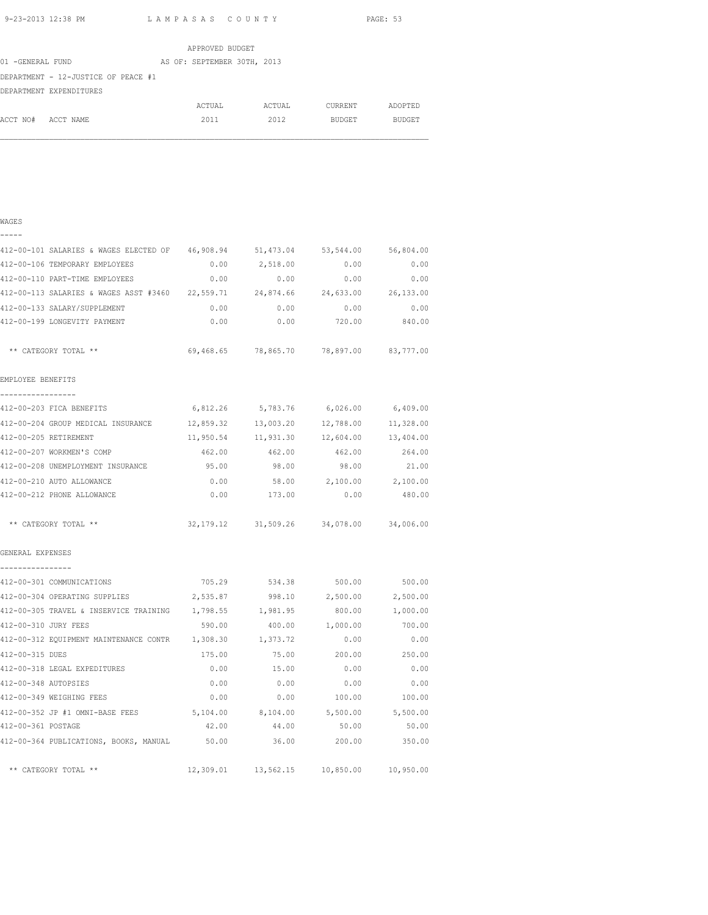APPROVED BUDGET

01 -GENERAL FUND AS OF: SEPTEMBER 30TH, 2013

DEPARTMENT - 12-JUSTICE OF PEACE #1

DEPARTMENT EXPENDITURES

| ACCT NO# ACCT NAME | ACTUAL 2011 | ACTUAL 2012 | CURRENT BUDGET | ADOPTED BUDGET |
|---|---|---|---|---|
| **WAGES** | | | | |
| 412-00-101 SALARIES & WAGES ELECTED OF | 46,908.94 | 51,473.04 | 53,544.00 | 56,804.00 |
| 412-00-106 TEMPORARY EMPLOYEES | 0.00 | 2,518.00 | 0.00 | 0.00 |
| 412-00-110 PART-TIME EMPLOYEES | 0.00 | 0.00 | 0.00 | 0.00 |
| 412-00-113 SALARIES & WAGES ASST #3460 | 22,559.71 | 24,874.66 | 24,633.00 | 26,133.00 |
| 412-00-133 SALARY/SUPPLEMENT | 0.00 | 0.00 | 0.00 | 0.00 |
| 412-00-199 LONGEVITY PAYMENT | 0.00 | 0.00 | 720.00 | 840.00 |
| ** CATEGORY TOTAL ** | 69,468.65 | 78,865.70 | 78,897.00 | 83,777.00 |
| **EMPLOYEE BENEFITS** | | | | |
| 412-00-203 FICA BENEFITS | 6,812.26 | 5,783.76 | 6,026.00 | 6,409.00 |
| 412-00-204 GROUP MEDICAL INSURANCE | 12,859.32 | 13,003.20 | 12,788.00 | 11,328.00 |
| 412-00-205 RETIREMENT | 11,950.54 | 11,931.30 | 12,604.00 | 13,404.00 |
| 412-00-207 WORKMEN'S COMP | 462.00 | 462.00 | 462.00 | 264.00 |
| 412-00-208 UNEMPLOYMENT INSURANCE | 95.00 | 98.00 | 98.00 | 21.00 |
| 412-00-210 AUTO ALLOWANCE | 0.00 | 58.00 | 2,100.00 | 2,100.00 |
| 412-00-212 PHONE ALLOWANCE | 0.00 | 173.00 | 0.00 | 480.00 |
| ** CATEGORY TOTAL ** | 32,179.12 | 31,509.26 | 34,078.00 | 34,006.00 |
| **GENERAL EXPENSES** | | | | |
| 412-00-301 COMMUNICATIONS | 705.29 | 534.38 | 500.00 | 500.00 |
| 412-00-304 OPERATING SUPPLIES | 2,535.87 | 998.10 | 2,500.00 | 2,500.00 |
| 412-00-305 TRAVEL & INSERVICE TRAINING | 1,798.55 | 1,981.95 | 800.00 | 1,000.00 |
| 412-00-310 JURY FEES | 590.00 | 400.00 | 1,000.00 | 700.00 |
| 412-00-312 EQUIPMENT MAINTENANCE CONTR | 1,308.30 | 1,373.72 | 0.00 | 0.00 |
| 412-00-315 DUES | 175.00 | 75.00 | 200.00 | 250.00 |
| 412-00-318 LEGAL EXPEDITURES | 0.00 | 15.00 | 0.00 | 0.00 |
| 412-00-348 AUTOPSIES | 0.00 | 0.00 | 0.00 | 0.00 |
| 412-00-349 WEIGHING FEES | 0.00 | 0.00 | 100.00 | 100.00 |
| 412-00-352 JP #1 OMNI-BASE FEES | 5,104.00 | 8,104.00 | 5,500.00 | 5,500.00 |
| 412-00-361 POSTAGE | 42.00 | 44.00 | 50.00 | 50.00 |
| 412-00-364 PUBLICATIONS, BOOKS, MANUAL | 50.00 | 36.00 | 200.00 | 350.00 |
| ** CATEGORY TOTAL ** | 12,309.01 | 13,562.15 | 10,850.00 | 10,950.00 |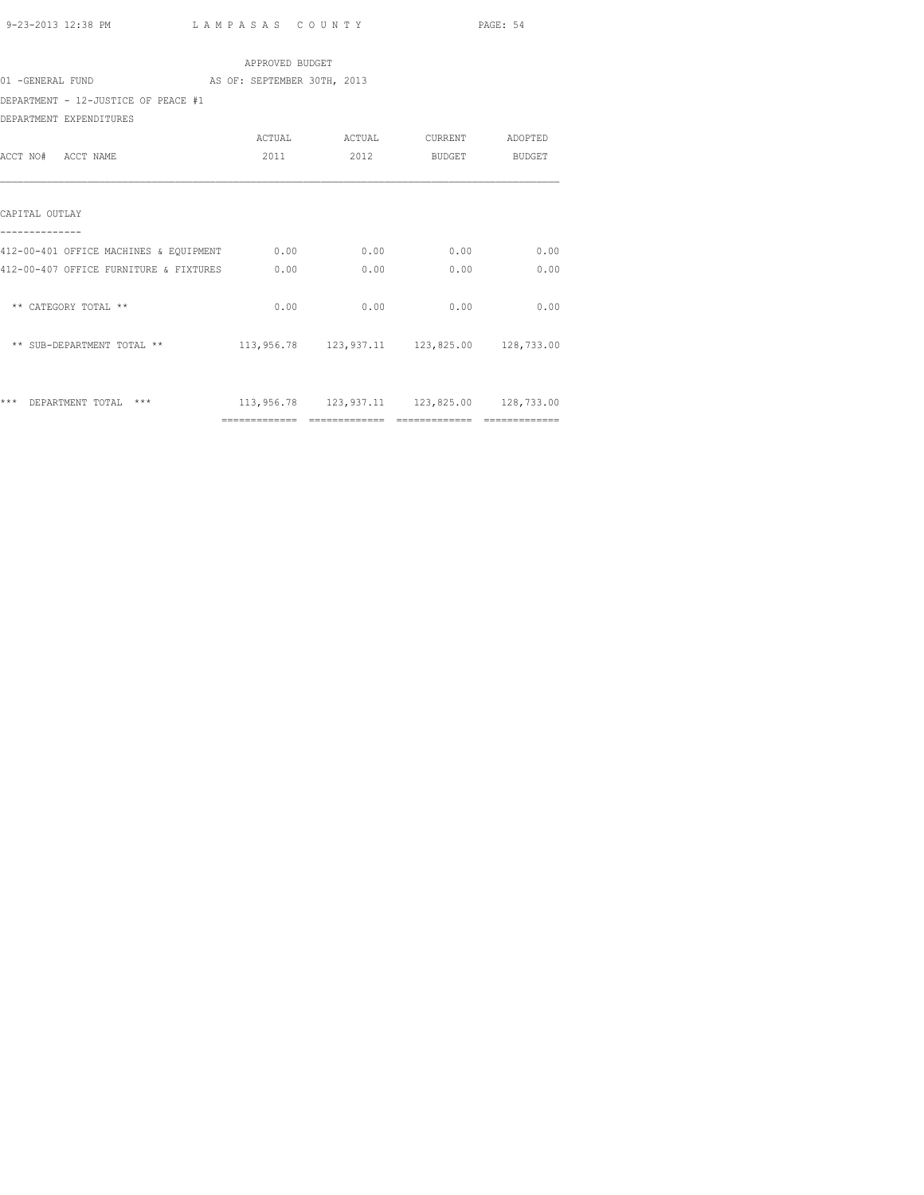APPROVED BUDGET

01 -GENERAL FUND AS OF: SEPTEMBER 30TH, 2013

DEPARTMENT - 12-JUSTICE OF PEACE #1

DEPARTMENT EXPENDITURES

| ACCT NO# ACCT NAME | ACTUAL 2011 | ACTUAL 2012 | CURRENT BUDGET | ADOPTED BUDGET |
|---|---|---|---|---|
| **CAPITAL OUTLAY** | | | | |
| 412-00-401 OFFICE MACHINES & EQUIPMENT | 0.00 | 0.00 | 0.00 | 0.00 |
| 412-00-407 OFFICE FURNITURE & FIXTURES | 0.00 | 0.00 | 0.00 | 0.00 |
| ** CATEGORY TOTAL ** | 0.00 | 0.00 | 0.00 | 0.00 |
| ** SUB-DEPARTMENT TOTAL ** | 113,956.78 | 123,937.11 | 123,825.00 | 128,733.00 |
| *** DEPARTMENT TOTAL *** | 113,956.78 | 123,937.11 | 123,825.00 | 128,733.00 |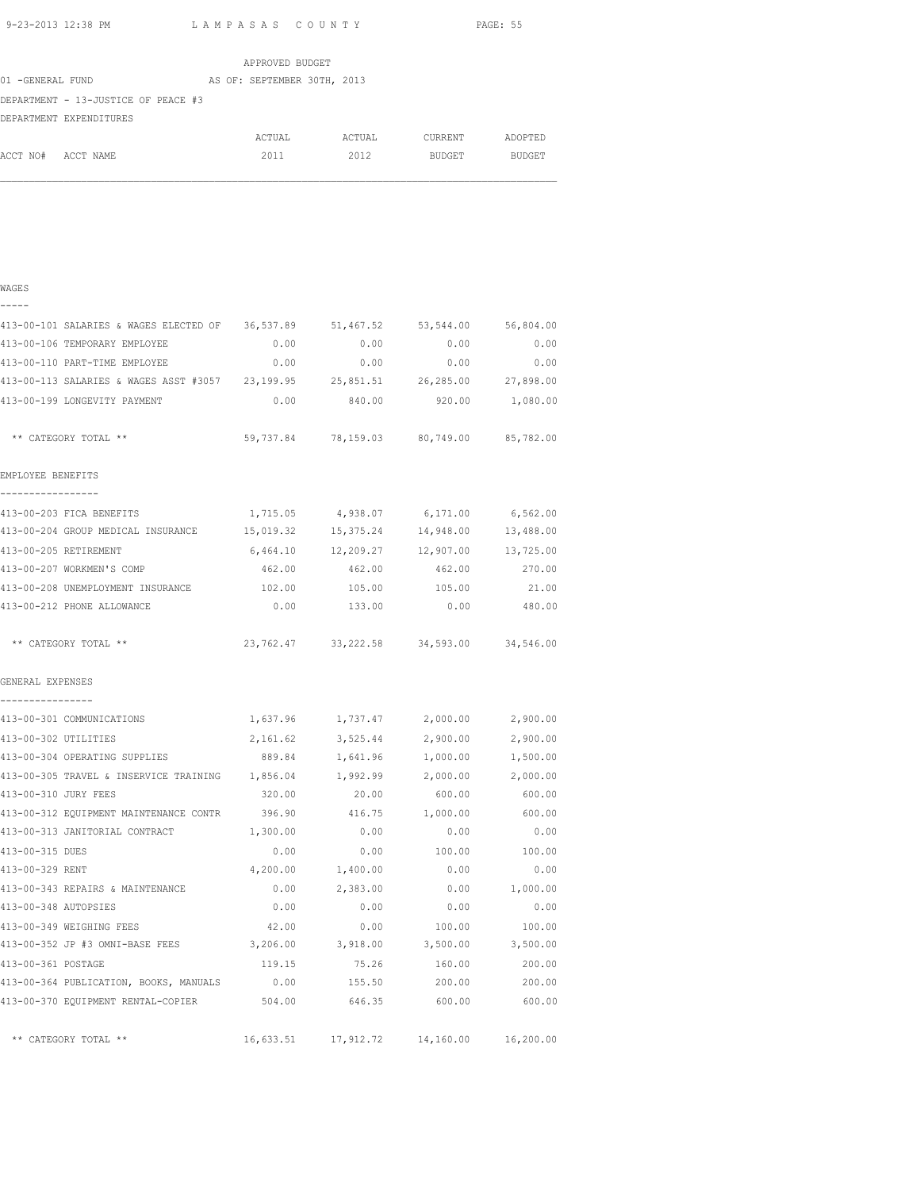APPROVED BUDGET

01 -GENERAL FUND AS OF: SEPTEMBER 30TH, 2013

DEPARTMENT - 13-JUSTICE OF PEACE #3

DEPARTMENT EXPENDITURES

| ACCT NO# ACCT NAME | ACTUAL 2011 | ACTUAL 2012 | CURRENT BUDGET | ADOPTED BUDGET |
|---|---|---|---|---|
| **WAGES** | | | | |
| 413-00-101 SALARIES & WAGES ELECTED OF | 36,537.89 | 51,467.52 | 53,544.00 | 56,804.00 |
| 413-00-106 TEMPORARY EMPLOYEE | 0.00 | 0.00 | 0.00 | 0.00 |
| 413-00-110 PART-TIME EMPLOYEE | 0.00 | 0.00 | 0.00 | 0.00 |
| 413-00-113 SALARIES & WAGES ASST #3057 | 23,199.95 | 25,851.51 | 26,285.00 | 27,898.00 |
| 413-00-199 LONGEVITY PAYMENT | 0.00 | 840.00 | 920.00 | 1,080.00 |
| ** CATEGORY TOTAL ** | 59,737.84 | 78,159.03 | 80,749.00 | 85,782.00 |
| **EMPLOYEE BENEFITS** | | | | |
| 413-00-203 FICA BENEFITS | 1,715.05 | 4,938.07 | 6,171.00 | 6,562.00 |
| 413-00-204 GROUP MEDICAL INSURANCE | 15,019.32 | 15,375.24 | 14,948.00 | 13,488.00 |
| 413-00-205 RETIREMENT | 6,464.10 | 12,209.27 | 12,907.00 | 13,725.00 |
| 413-00-207 WORKMEN'S COMP | 462.00 | 462.00 | 462.00 | 270.00 |
| 413-00-208 UNEMPLOYMENT INSURANCE | 102.00 | 105.00 | 105.00 | 21.00 |
| 413-00-212 PHONE ALLOWANCE | 0.00 | 133.00 | 0.00 | 480.00 |
| ** CATEGORY TOTAL ** | 23,762.47 | 33,222.58 | 34,593.00 | 34,546.00 |
| **GENERAL EXPENSES** | | | | |
| 413-00-301 COMMUNICATIONS | 1,637.96 | 1,737.47 | 2,000.00 | 2,900.00 |
| 413-00-302 UTILITIES | 2,161.62 | 3,525.44 | 2,900.00 | 2,900.00 |
| 413-00-304 OPERATING SUPPLIES | 889.84 | 1,641.96 | 1,000.00 | 1,500.00 |
| 413-00-305 TRAVEL & INSERVICE TRAINING | 1,856.04 | 1,992.99 | 2,000.00 | 2,000.00 |
| 413-00-310 JURY FEES | 320.00 | 20.00 | 600.00 | 600.00 |
| 413-00-312 EQUIPMENT MAINTENANCE CONTR | 396.90 | 416.75 | 1,000.00 | 600.00 |
| 413-00-313 JANITORIAL CONTRACT | 1,300.00 | 0.00 | 0.00 | 0.00 |
| 413-00-315 DUES | 0.00 | 0.00 | 100.00 | 100.00 |
| 413-00-329 RENT | 4,200.00 | 1,400.00 | 0.00 | 0.00 |
| 413-00-343 REPAIRS & MAINTENANCE | 0.00 | 2,383.00 | 0.00 | 1,000.00 |
| 413-00-348 AUTOPSIES | 0.00 | 0.00 | 0.00 | 0.00 |
| 413-00-349 WEIGHING FEES | 42.00 | 0.00 | 100.00 | 100.00 |
| 413-00-352 JP #3 OMNI-BASE FEES | 3,206.00 | 3,918.00 | 3,500.00 | 3,500.00 |
| 413-00-361 POSTAGE | 119.15 | 75.26 | 160.00 | 200.00 |
| 413-00-364 PUBLICATION, BOOKS, MANUALS | 0.00 | 155.50 | 200.00 | 200.00 |
| 413-00-370 EQUIPMENT RENTAL-COPIER | 504.00 | 646.35 | 600.00 | 600.00 |
| ** CATEGORY TOTAL ** | 16,633.51 | 17,912.72 | 14,160.00 | 16,200.00 |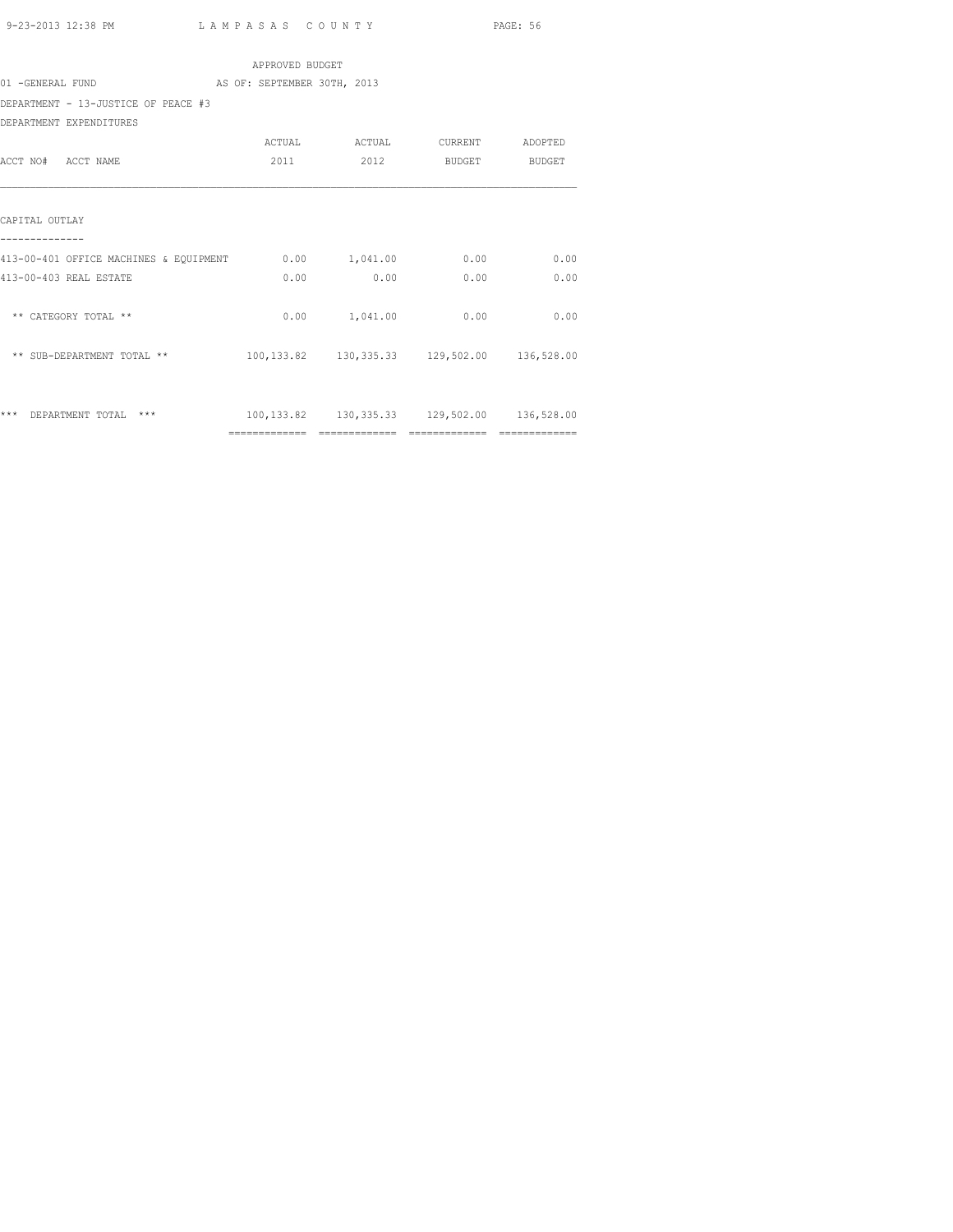APPROVED BUDGET

01 -GENERAL FUND AS OF: SEPTEMBER 30TH, 2013

DEPARTMENT - 13-JUSTICE OF PEACE #3

DEPARTMENT EXPENDITURES

| ACCT NO# ACCT NAME | ACTUAL 2011 | ACTUAL 2012 | CURRENT BUDGET | ADOPTED BUDGET |
|---|---|---|---|---|
| CAPITAL OUTLAY | | | | |
| 413-00-401 OFFICE MACHINES & EQUIPMENT | 0.00 | 1,041.00 | 0.00 | 0.00 |
| 413-00-403 REAL ESTATE | 0.00 | 0.00 | 0.00 | 0.00 |
| ** CATEGORY TOTAL ** | 0.00 | 1,041.00 | 0.00 | 0.00 |
| ** SUB-DEPARTMENT TOTAL ** | 100,133.82 | 130,335.33 | 129,502.00 | 136,528.00 |
| *** DEPARTMENT TOTAL *** | 100,133.82 | 130,335.33 | 129,502.00 | 136,528.00 |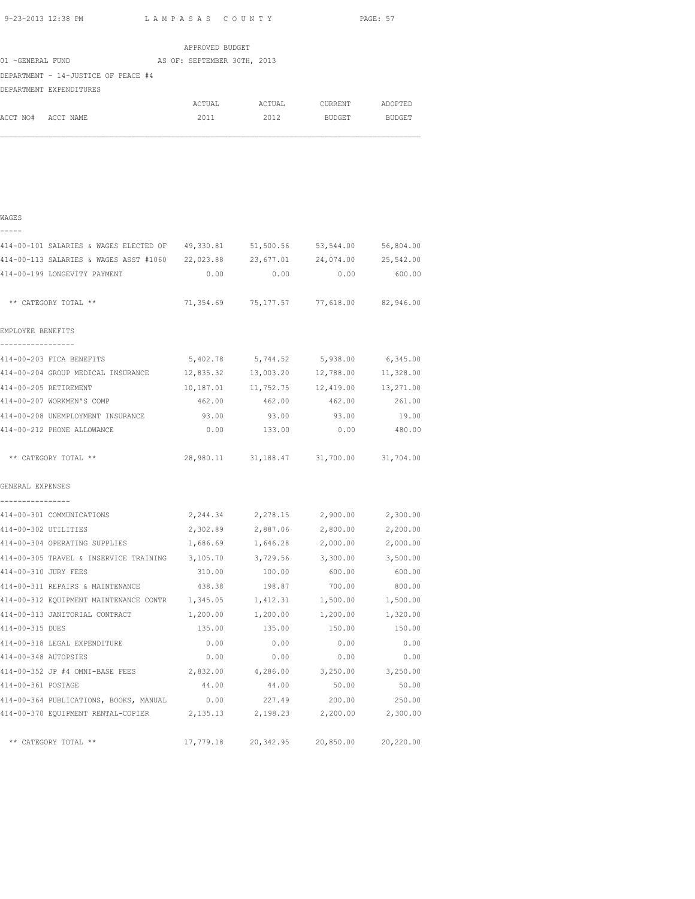APPROVED BUDGET

01 -GENERAL FUND AS OF: SEPTEMBER 30TH, 2013

DEPARTMENT - 14-JUSTICE OF PEACE #4

DEPARTMENT EXPENDITURES

| ACCT NO# ACCT NAME | ACTUAL 2011 | ACTUAL 2012 | CURRENT BUDGET | ADOPTED BUDGET |
|---|---|---|---|---|
| **WAGES** | | | | |
| 414-00-101 SALARIES & WAGES ELECTED OF | 49,330.81 | 51,500.56 | 53,544.00 | 56,804.00 |
| 414-00-113 SALARIES & WAGES ASST #1060 | 22,023.88 | 23,677.01 | 24,074.00 | 25,542.00 |
| 414-00-199 LONGEVITY PAYMENT | 0.00 | 0.00 | 0.00 | 600.00 |
| ** CATEGORY TOTAL ** | 71,354.69 | 75,177.57 | 77,618.00 | 82,946.00 |
| **EMPLOYEE BENEFITS** | | | | |
| 414-00-203 FICA BENEFITS | 5,402.78 | 5,744.52 | 5,938.00 | 6,345.00 |
| 414-00-204 GROUP MEDICAL INSURANCE | 12,835.32 | 13,003.20 | 12,788.00 | 11,328.00 |
| 414-00-205 RETIREMENT | 10,187.01 | 11,752.75 | 12,419.00 | 13,271.00 |
| 414-00-207 WORKMEN'S COMP | 462.00 | 462.00 | 462.00 | 261.00 |
| 414-00-208 UNEMPLOYMENT INSURANCE | 93.00 | 93.00 | 93.00 | 19.00 |
| 414-00-212 PHONE ALLOWANCE | 0.00 | 133.00 | 0.00 | 480.00 |
| ** CATEGORY TOTAL ** | 28,980.11 | 31,188.47 | 31,700.00 | 31,704.00 |
| **GENERAL EXPENSES** | | | | |
| 414-00-301 COMMUNICATIONS | 2,244.34 | 2,278.15 | 2,900.00 | 2,300.00 |
| 414-00-302 UTILITIES | 2,302.89 | 2,887.06 | 2,800.00 | 2,200.00 |
| 414-00-304 OPERATING SUPPLIES | 1,686.69 | 1,646.28 | 2,000.00 | 2,000.00 |
| 414-00-305 TRAVEL & INSERVICE TRAINING | 3,105.70 | 3,729.56 | 3,300.00 | 3,500.00 |
| 414-00-310 JURY FEES | 310.00 | 100.00 | 600.00 | 600.00 |
| 414-00-311 REPAIRS & MAINTENANCE | 438.38 | 198.87 | 700.00 | 800.00 |
| 414-00-312 EQUIPMENT MAINTENANCE CONTR | 1,345.05 | 1,412.31 | 1,500.00 | 1,500.00 |
| 414-00-313 JANITORIAL CONTRACT | 1,200.00 | 1,200.00 | 1,200.00 | 1,320.00 |
| 414-00-315 DUES | 135.00 | 135.00 | 150.00 | 150.00 |
| 414-00-318 LEGAL EXPENDITURE | 0.00 | 0.00 | 0.00 | 0.00 |
| 414-00-348 AUTOPSIES | 0.00 | 0.00 | 0.00 | 0.00 |
| 414-00-352 JP #4 OMNI-BASE FEES | 2,832.00 | 4,286.00 | 3,250.00 | 3,250.00 |
| 414-00-361 POSTAGE | 44.00 | 44.00 | 50.00 | 50.00 |
| 414-00-364 PUBLICATIONS, BOOKS, MANUAL | 0.00 | 227.49 | 200.00 | 250.00 |
| 414-00-370 EQUIPMENT RENTAL-COPIER | 2,135.13 | 2,198.23 | 2,200.00 | 2,300.00 |
| ** CATEGORY TOTAL ** | 17,779.18 | 20,342.95 | 20,850.00 | 20,220.00 |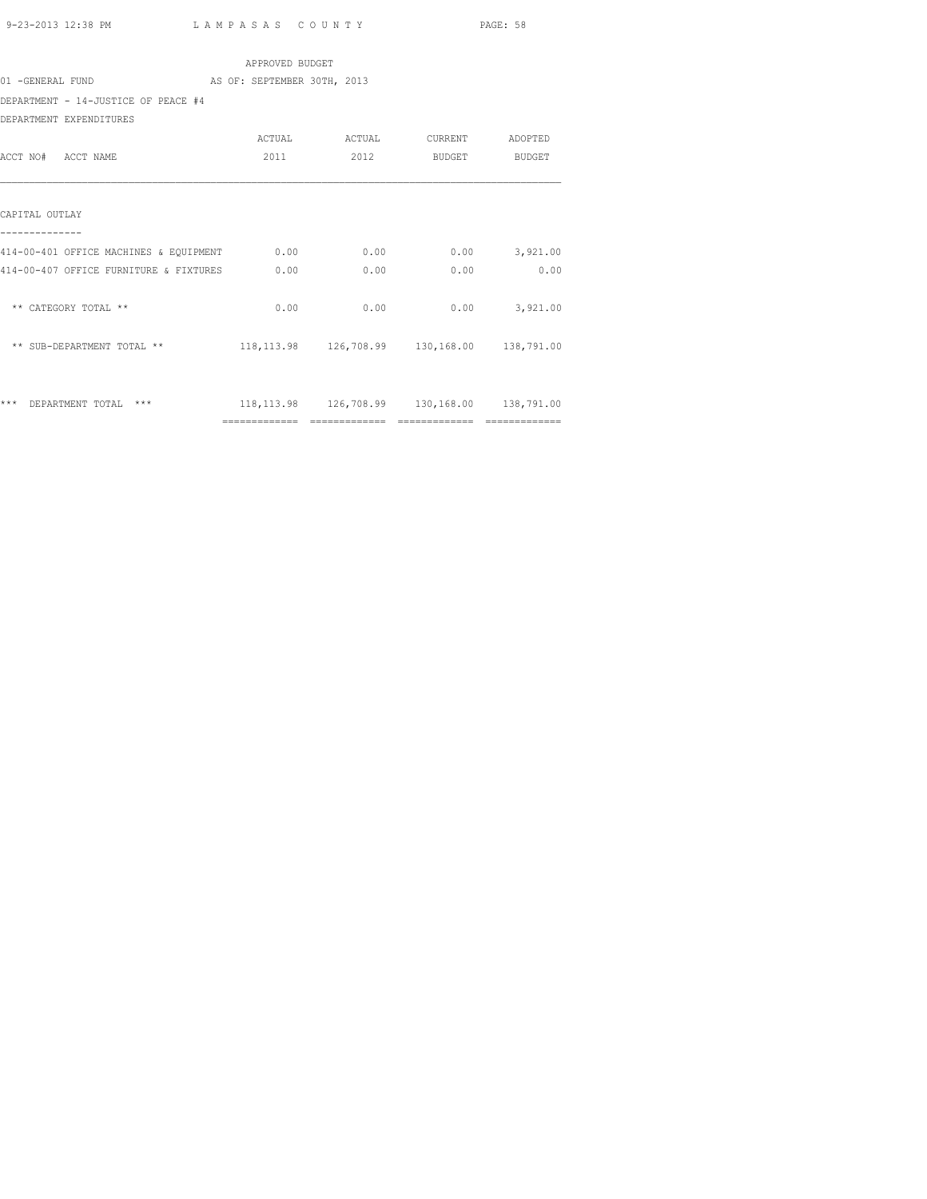APPROVED BUDGET

01 -GENERAL FUND AS OF: SEPTEMBER 30TH, 2013

DEPARTMENT - 14-JUSTICE OF PEACE #4

DEPARTMENT EXPENDITURES

| ACCT NO# ACCT NAME | ACTUAL 2011 | ACTUAL 2012 | CURRENT BUDGET | ADOPTED BUDGET |
|---|---|---|---|---|
| CAPITAL OUTLAY | | | | |
| 414-00-401 OFFICE MACHINES & EQUIPMENT | 0.00 | 0.00 | 0.00 | 3,921.00 |
| 414-00-407 OFFICE FURNITURE & FIXTURES | 0.00 | 0.00 | 0.00 | 0.00 |
| ** CATEGORY TOTAL ** | 0.00 | 0.00 | 0.00 | 3,921.00 |
| ** SUB-DEPARTMENT TOTAL ** | 118,113.98 | 126,708.99 | 130,168.00 | 138,791.00 |
| *** DEPARTMENT TOTAL *** | 118,113.98 | 126,708.99 | 130,168.00 | 138,791.00 |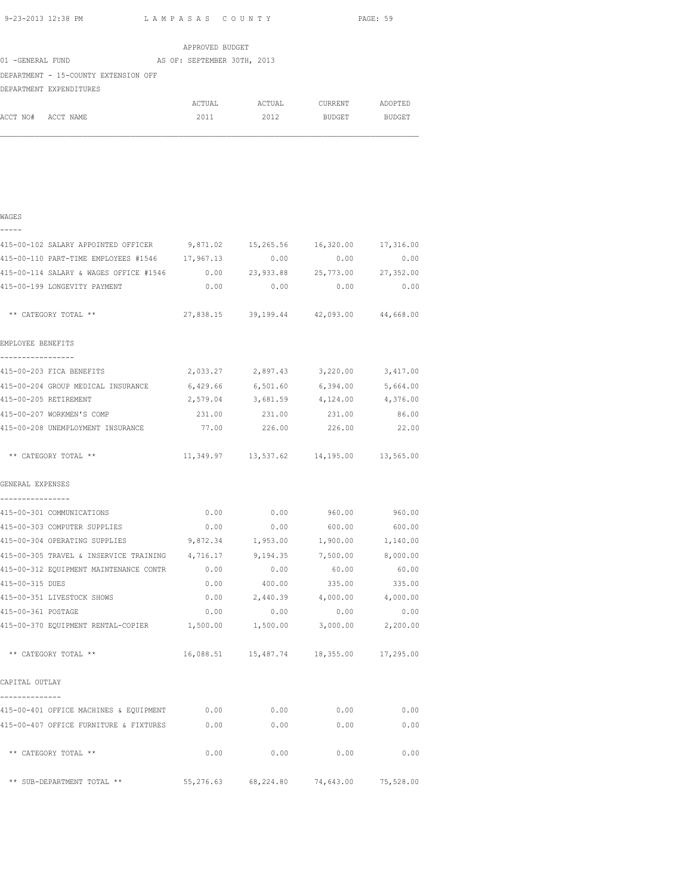APPROVED BUDGET

01 -GENERAL FUND AS OF: SEPTEMBER 30TH, 2013

DEPARTMENT - 15-COUNTY EXTENSION OFF

DEPARTMENT EXPENDITURES

| ACCT NO# ACCT NAME | ACTUAL 2011 | ACTUAL 2012 | CURRENT BUDGET | ADOPTED BUDGET |
|---|---|---|---|---|
| **WAGES** | | | | |
| 415-00-102 SALARY APPOINTED OFFICER | 9,871.02 | 15,265.56 | 16,320.00 | 17,316.00 |
| 415-00-110 PART-TIME EMPLOYEES #1546 | 17,967.13 | 0.00 | 0.00 | 0.00 |
| 415-00-114 SALARY & WAGES OFFICE #1546 | 0.00 | 23,933.88 | 25,773.00 | 27,352.00 |
| 415-00-199 LONGEVITY PAYMENT | 0.00 | 0.00 | 0.00 | 0.00 |
| ** CATEGORY TOTAL ** | 27,838.15 | 39,199.44 | 42,093.00 | 44,668.00 |
| **EMPLOYEE BENEFITS** | | | | |
| 415-00-203 FICA BENEFITS | 2,033.27 | 2,897.43 | 3,220.00 | 3,417.00 |
| 415-00-204 GROUP MEDICAL INSURANCE | 6,429.66 | 6,501.60 | 6,394.00 | 5,664.00 |
| 415-00-205 RETIREMENT | 2,579.04 | 3,681.59 | 4,124.00 | 4,376.00 |
| 415-00-207 WORKMEN'S COMP | 231.00 | 231.00 | 231.00 | 86.00 |
| 415-00-208 UNEMPLOYMENT INSURANCE | 77.00 | 226.00 | 226.00 | 22.00 |
| ** CATEGORY TOTAL ** | 11,349.97 | 13,537.62 | 14,195.00 | 13,565.00 |
| **GENERAL EXPENSES** | | | | |
| 415-00-301 COMMUNICATIONS | 0.00 | 0.00 | 960.00 | 960.00 |
| 415-00-303 COMPUTER SUPPLIES | 0.00 | 0.00 | 600.00 | 600.00 |
| 415-00-304 OPERATING SUPPLIES | 9,872.34 | 1,953.00 | 1,900.00 | 1,140.00 |
| 415-00-305 TRAVEL & INSERVICE TRAINING | 4,716.17 | 9,194.35 | 7,500.00 | 8,000.00 |
| 415-00-312 EQUIPMENT MAINTENANCE CONTR | 0.00 | 0.00 | 60.00 | 60.00 |
| 415-00-315 DUES | 0.00 | 400.00 | 335.00 | 335.00 |
| 415-00-351 LIVESTOCK SHOWS | 0.00 | 2,440.39 | 4,000.00 | 4,000.00 |
| 415-00-361 POSTAGE | 0.00 | 0.00 | 0.00 | 0.00 |
| 415-00-370 EQUIPMENT RENTAL-COPIER | 1,500.00 | 1,500.00 | 3,000.00 | 2,200.00 |
| ** CATEGORY TOTAL ** | 16,088.51 | 15,487.74 | 18,355.00 | 17,295.00 |
| **CAPITAL OUTLAY** | | | | |
| 415-00-401 OFFICE MACHINES & EQUIPMENT | 0.00 | 0.00 | 0.00 | 0.00 |
| 415-00-407 OFFICE FURNITURE & FIXTURES | 0.00 | 0.00 | 0.00 | 0.00 |
| ** CATEGORY TOTAL ** | 0.00 | 0.00 | 0.00 | 0.00 |
| ** SUB-DEPARTMENT TOTAL ** | 55,276.63 | 68,224.80 | 74,643.00 | 75,528.00 |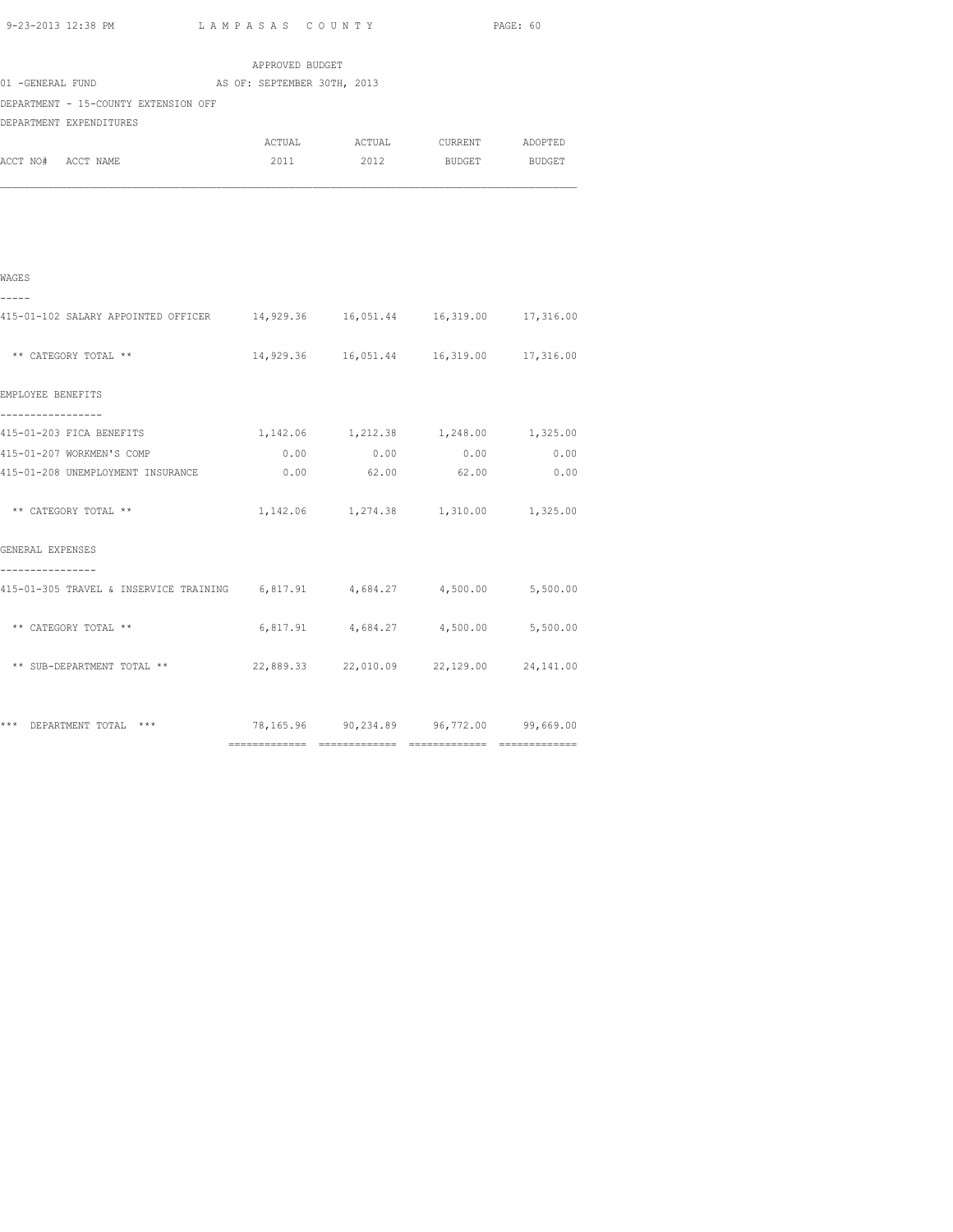APPROVED BUDGET

01 -GENERAL FUND AS OF: SEPTEMBER 30TH, 2013

DEPARTMENT - 15-COUNTY EXTENSION OFF

DEPARTMENT EXPENDITURES

| ACCT NO# ACCT NAME | ACTUAL 2011 | ACTUAL 2012 | CURRENT BUDGET | ADOPTED BUDGET |
|---|---|---|---|---|
| **WAGES** | | | | |
| 415-01-102 SALARY APPOINTED OFFICER | 14,929.36 | 16,051.44 | 16,319.00 | 17,316.00 |
| ** CATEGORY TOTAL ** | 14,929.36 | 16,051.44 | 16,319.00 | 17,316.00 |
| **EMPLOYEE BENEFITS** | | | | |
| 415-01-203 FICA BENEFITS | 1,142.06 | 1,212.38 | 1,248.00 | 1,325.00 |
| 415-01-207 WORKMEN'S COMP | 0.00 | 0.00 | 0.00 | 0.00 |
| 415-01-208 UNEMPLOYMENT INSURANCE | 0.00 | 62.00 | 62.00 | 0.00 |
| ** CATEGORY TOTAL ** | 1,142.06 | 1,274.38 | 1,310.00 | 1,325.00 |
| **GENERAL EXPENSES** | | | | |
| 415-01-305 TRAVEL & INSERVICE TRAINING | 6,817.91 | 4,684.27 | 4,500.00 | 5,500.00 |
| ** CATEGORY TOTAL ** | 6,817.91 | 4,684.27 | 4,500.00 | 5,500.00 |
| ** SUB-DEPARTMENT TOTAL ** | 22,889.33 | 22,010.09 | 22,129.00 | 24,141.00 |
| *** DEPARTMENT TOTAL *** | 78,165.96 | 90,234.89 | 96,772.00 | 99,669.00 |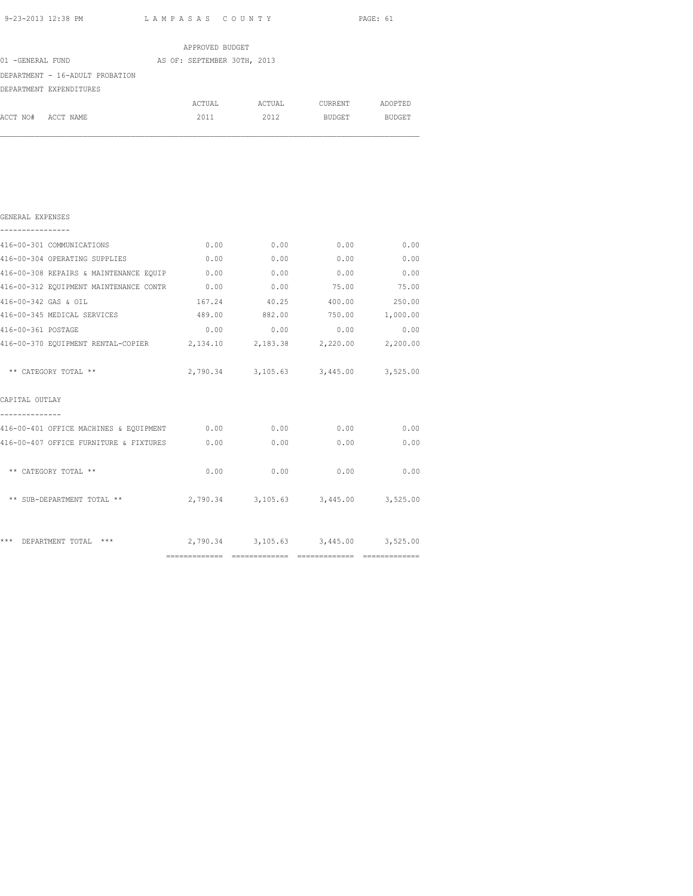APPROVED BUDGET

01 -GENERAL FUND AS OF: SEPTEMBER 30TH, 2013

DEPARTMENT - 16-ADULT PROBATION

DEPARTMENT EXPENDITURES

| ACCT NO# ACCT NAME | ACTUAL 2011 | ACTUAL 2012 | CURRENT BUDGET | ADOPTED BUDGET |
|---|---|---|---|---|
| **GENERAL EXPENSES** | | | | |
| 416-00-301 COMMUNICATIONS | 0.00 | 0.00 | 0.00 | 0.00 |
| 416-00-304 OPERATING SUPPLIES | 0.00 | 0.00 | 0.00 | 0.00 |
| 416-00-308 REPAIRS & MAINTENANCE EQUIP | 0.00 | 0.00 | 0.00 | 0.00 |
| 416-00-312 EQUIPMENT MAINTENANCE CONTR | 0.00 | 0.00 | 75.00 | 75.00 |
| 416-00-342 GAS & OIL | 167.24 | 40.25 | 400.00 | 250.00 |
| 416-00-345 MEDICAL SERVICES | 489.00 | 882.00 | 750.00 | 1,000.00 |
| 416-00-361 POSTAGE | 0.00 | 0.00 | 0.00 | 0.00 |
| 416-00-370 EQUIPMENT RENTAL-COPIER | 2,134.10 | 2,183.38 | 2,220.00 | 2,200.00 |
| ** CATEGORY TOTAL ** | 2,790.34 | 3,105.63 | 3,445.00 | 3,525.00 |
| **CAPITAL OUTLAY** | | | | |
| 416-00-401 OFFICE MACHINES & EQUIPMENT | 0.00 | 0.00 | 0.00 | 0.00 |
| 416-00-407 OFFICE FURNITURE & FIXTURES | 0.00 | 0.00 | 0.00 | 0.00 |
| ** CATEGORY TOTAL ** | 0.00 | 0.00 | 0.00 | 0.00 |
| ** SUB-DEPARTMENT TOTAL ** | 2,790.34 | 3,105.63 | 3,445.00 | 3,525.00 |
| *** DEPARTMENT TOTAL *** | 2,790.34 | 3,105.63 | 3,445.00 | 3,525.00 |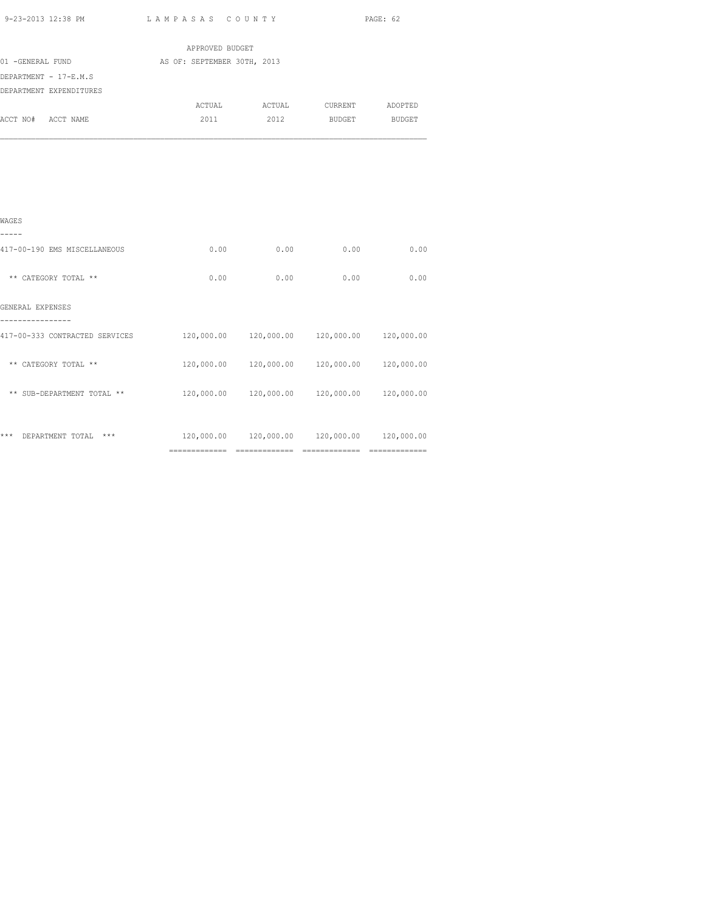APPROVED BUDGET

01 -GENERAL FUND AS OF: SEPTEMBER 30TH, 2013

DEPARTMENT - 17-E.M.S

DEPARTMENT EXPENDITURES

| ACCT NO# ACCT NAME | ACTUAL 2011 | ACTUAL 2012 | CURRENT BUDGET | ADOPTED BUDGET |
|---|---|---|---|---|
| **WAGES** | | | | |
| 417-00-190 EMS MISCELLANEOUS | 0.00 | 0.00 | 0.00 | 0.00 |
| ** CATEGORY TOTAL ** | 0.00 | 0.00 | 0.00 | 0.00 |
| **GENERAL EXPENSES** | | | | |
| 417-00-333 CONTRACTED SERVICES | 120,000.00 | 120,000.00 | 120,000.00 | 120,000.00 |
| ** CATEGORY TOTAL ** | 120,000.00 | 120,000.00 | 120,000.00 | 120,000.00 |
| ** SUB-DEPARTMENT TOTAL ** | 120,000.00 | 120,000.00 | 120,000.00 | 120,000.00 |
| *** DEPARTMENT TOTAL *** | 120,000.00 | 120,000.00 | 120,000.00 | 120,000.00 |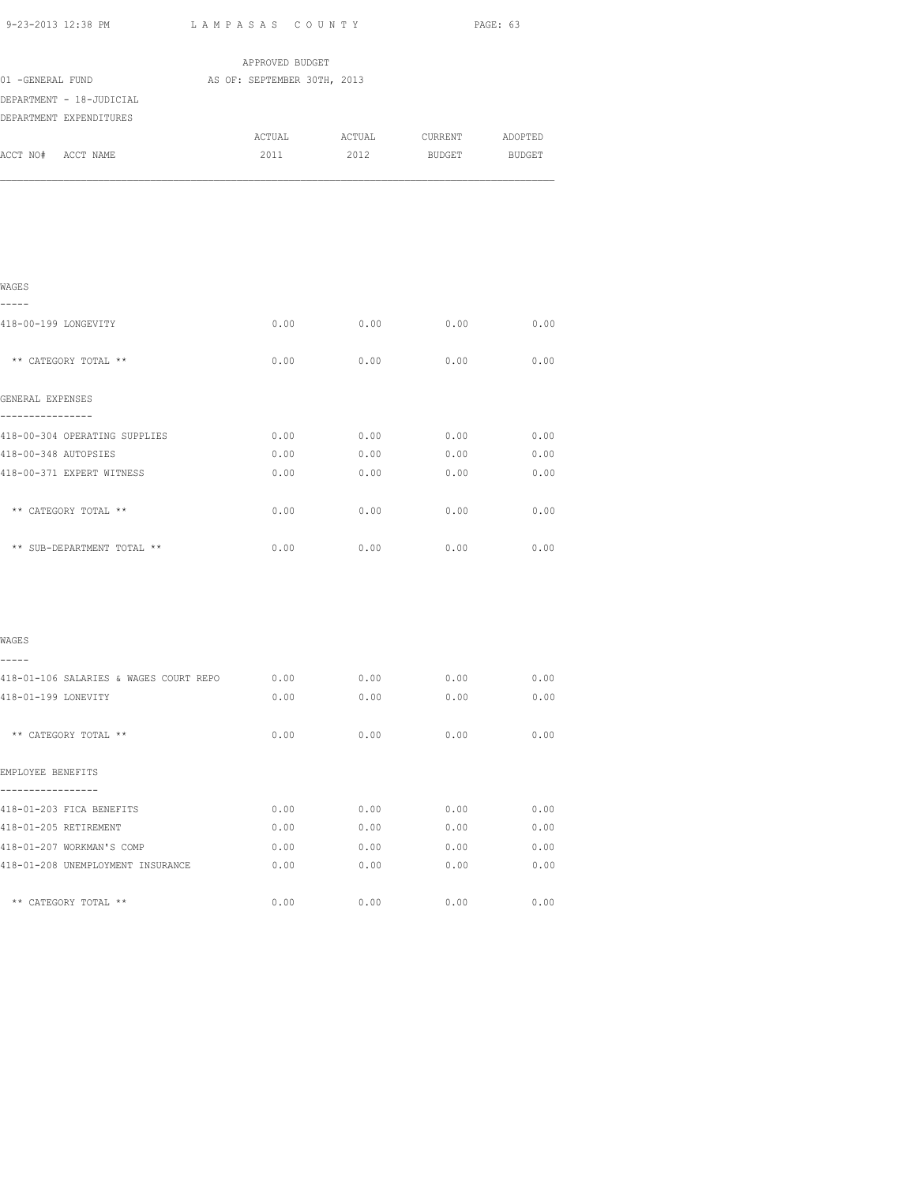APPROVED BUDGET

01 -GENERAL FUND AS OF: SEPTEMBER 30TH, 2013

DEPARTMENT - 18-JUDICIAL

DEPARTMENT EXPENDITURES

| ACCT NO# ACCT NAME | ACTUAL 2011 | ACTUAL 2012 | CURRENT BUDGET | ADOPTED BUDGET |
|---|---|---|---|---|
| **WAGES** | | | | |
| 418-00-199 LONGEVITY | 0.00 | 0.00 | 0.00 | 0.00 |
| ** CATEGORY TOTAL ** | 0.00 | 0.00 | 0.00 | 0.00 |
| **GENERAL EXPENSES** | | | | |
| 418-00-304 OPERATING SUPPLIES | 0.00 | 0.00 | 0.00 | 0.00 |
| 418-00-348 AUTOPSIES | 0.00 | 0.00 | 0.00 | 0.00 |
| 418-00-371 EXPERT WITNESS | 0.00 | 0.00 | 0.00 | 0.00 |
| ** CATEGORY TOTAL ** | 0.00 | 0.00 | 0.00 | 0.00 |
| ** SUB-DEPARTMENT TOTAL ** | 0.00 | 0.00 | 0.00 | 0.00 |
| **WAGES** | | | | |
| 418-01-106 SALARIES & WAGES COURT REPO | 0.00 | 0.00 | 0.00 | 0.00 |
| 418-01-199 LONEVITY | 0.00 | 0.00 | 0.00 | 0.00 |
| ** CATEGORY TOTAL ** | 0.00 | 0.00 | 0.00 | 0.00 |
| **EMPLOYEE BENEFITS** | | | | |
| 418-01-203 FICA BENEFITS | 0.00 | 0.00 | 0.00 | 0.00 |
| 418-01-205 RETIREMENT | 0.00 | 0.00 | 0.00 | 0.00 |
| 418-01-207 WORKMAN'S COMP | 0.00 | 0.00 | 0.00 | 0.00 |
| 418-01-208 UNEMPLOYMENT INSURANCE | 0.00 | 0.00 | 0.00 | 0.00 |
| ** CATEGORY TOTAL ** | 0.00 | 0.00 | 0.00 | 0.00 |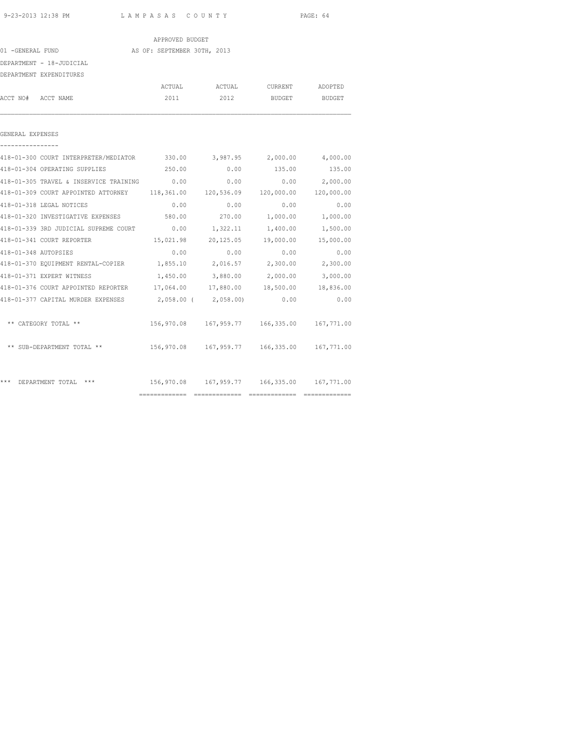APPROVED BUDGET

01 -GENERAL FUND AS OF: SEPTEMBER 30TH, 2013

DEPARTMENT - 18-JUDICIAL

DEPARTMENT EXPENDITURES

| ACCT NO# ACCT NAME | ACTUAL 2011 | ACTUAL 2012 | CURRENT BUDGET | ADOPTED BUDGET |
|---|---|---|---|---|
| **GENERAL EXPENSES** | | | | |
| 418-01-300 COURT INTERPRETER/MEDIATOR | 330.00 | 3,987.95 | 2,000.00 | 4,000.00 |
| 418-01-304 OPERATING SUPPLIES | 250.00 | 0.00 | 135.00 | 135.00 |
| 418-01-305 TRAVEL & INSERVICE TRAINING | 0.00 | 0.00 | 0.00 | 2,000.00 |
| 418-01-309 COURT APPOINTED ATTORNEY | 118,361.00 | 120,536.09 | 120,000.00 | 120,000.00 |
| 418-01-318 LEGAL NOTICES | 0.00 | 0.00 | 0.00 | 0.00 |
| 418-01-320 INVESTIGATIVE EXPENSES | 580.00 | 270.00 | 1,000.00 | 1,000.00 |
| 418-01-339 3RD JUDICIAL SUPREME COURT | 0.00 | 1,322.11 | 1,400.00 | 1,500.00 |
| 418-01-341 COURT REPORTER | 15,021.98 | 20,125.05 | 19,000.00 | 15,000.00 |
| 418-01-348 AUTOPSIES | 0.00 | 0.00 | 0.00 | 0.00 |
| 418-01-370 EQUIPMENT RENTAL-COPIER | 1,855.10 | 2,016.57 | 2,300.00 | 2,300.00 |
| 418-01-371 EXPERT WITNESS | 1,450.00 | 3,880.00 | 2,000.00 | 3,000.00 |
| 418-01-376 COURT APPOINTED REPORTER | 17,064.00 | 17,880.00 | 18,500.00 | 18,836.00 |
| 418-01-377 CAPITAL MURDER EXPENSES | 2,058.00 | ( 2,058.00) | 0.00 | 0.00 |
| ** CATEGORY TOTAL ** | 156,970.08 | 167,959.77 | 166,335.00 | 167,771.00 |
| ** SUB-DEPARTMENT TOTAL ** | 156,970.08 | 167,959.77 | 166,335.00 | 167,771.00 |
| *** DEPARTMENT TOTAL *** | 156,970.08 | 167,959.77 | 166,335.00 | 167,771.00 |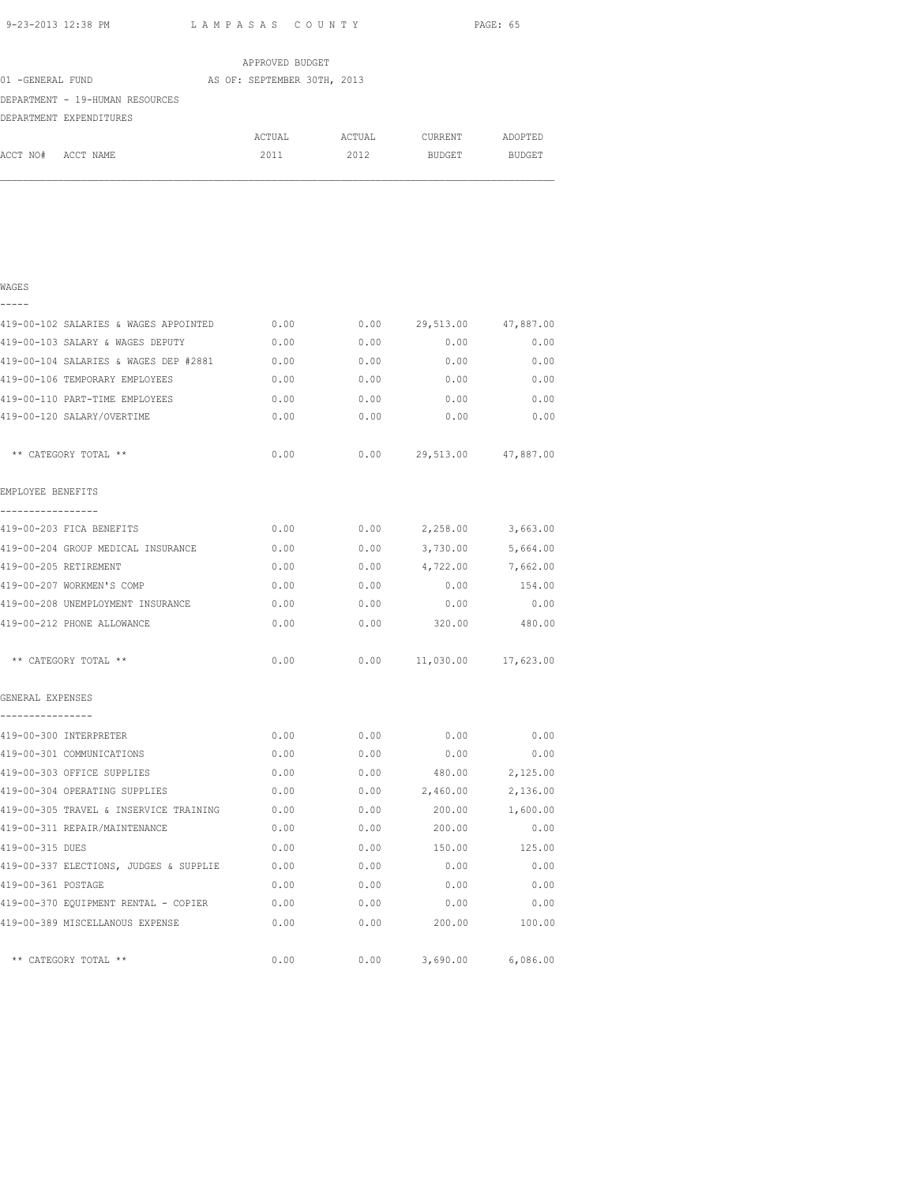APPROVED BUDGET

01 -GENERAL FUND — AS OF: SEPTEMBER 30TH, 2013

DEPARTMENT - 19-HUMAN RESOURCES

DEPARTMENT EXPENDITURES

| ACCT NO# ACCT NAME | ACTUAL 2011 | ACTUAL 2012 | CURRENT BUDGET | ADOPTED BUDGET |
|---|---|---|---|---|
| **WAGES** | | | | |
| 419-00-102 SALARIES & WAGES APPOINTED | 0.00 | 0.00 | 29,513.00 | 47,887.00 |
| 419-00-103 SALARY & WAGES DEPUTY | 0.00 | 0.00 | 0.00 | 0.00 |
| 419-00-104 SALARIES & WAGES DEP #2881 | 0.00 | 0.00 | 0.00 | 0.00 |
| 419-00-106 TEMPORARY EMPLOYEES | 0.00 | 0.00 | 0.00 | 0.00 |
| 419-00-110 PART-TIME EMPLOYEES | 0.00 | 0.00 | 0.00 | 0.00 |
| 419-00-120 SALARY/OVERTIME | 0.00 | 0.00 | 0.00 | 0.00 |
| ** CATEGORY TOTAL ** | 0.00 | 0.00 | 29,513.00 | 47,887.00 |
| **EMPLOYEE BENEFITS** | | | | |
| 419-00-203 FICA BENEFITS | 0.00 | 0.00 | 2,258.00 | 3,663.00 |
| 419-00-204 GROUP MEDICAL INSURANCE | 0.00 | 0.00 | 3,730.00 | 5,664.00 |
| 419-00-205 RETIREMENT | 0.00 | 0.00 | 4,722.00 | 7,662.00 |
| 419-00-207 WORKMEN'S COMP | 0.00 | 0.00 | 0.00 | 154.00 |
| 419-00-208 UNEMPLOYMENT INSURANCE | 0.00 | 0.00 | 0.00 | 0.00 |
| 419-00-212 PHONE ALLOWANCE | 0.00 | 0.00 | 320.00 | 480.00 |
| ** CATEGORY TOTAL ** | 0.00 | 0.00 | 11,030.00 | 17,623.00 |
| **GENERAL EXPENSES** | | | | |
| 419-00-300 INTERPRETER | 0.00 | 0.00 | 0.00 | 0.00 |
| 419-00-301 COMMUNICATIONS | 0.00 | 0.00 | 0.00 | 0.00 |
| 419-00-303 OFFICE SUPPLIES | 0.00 | 0.00 | 480.00 | 2,125.00 |
| 419-00-304 OPERATING SUPPLIES | 0.00 | 0.00 | 2,460.00 | 2,136.00 |
| 419-00-305 TRAVEL & INSERVICE TRAINING | 0.00 | 0.00 | 200.00 | 1,600.00 |
| 419-00-311 REPAIR/MAINTENANCE | 0.00 | 0.00 | 200.00 | 0.00 |
| 419-00-315 DUES | 0.00 | 0.00 | 150.00 | 125.00 |
| 419-00-337 ELECTIONS, JUDGES & SUPPLIE | 0.00 | 0.00 | 0.00 | 0.00 |
| 419-00-361 POSTAGE | 0.00 | 0.00 | 0.00 | 0.00 |
| 419-00-370 EQUIPMENT RENTAL - COPIER | 0.00 | 0.00 | 0.00 | 0.00 |
| 419-00-389 MISCELLANOUS EXPENSE | 0.00 | 0.00 | 200.00 | 100.00 |
| ** CATEGORY TOTAL ** | 0.00 | 0.00 | 3,690.00 | 6,086.00 |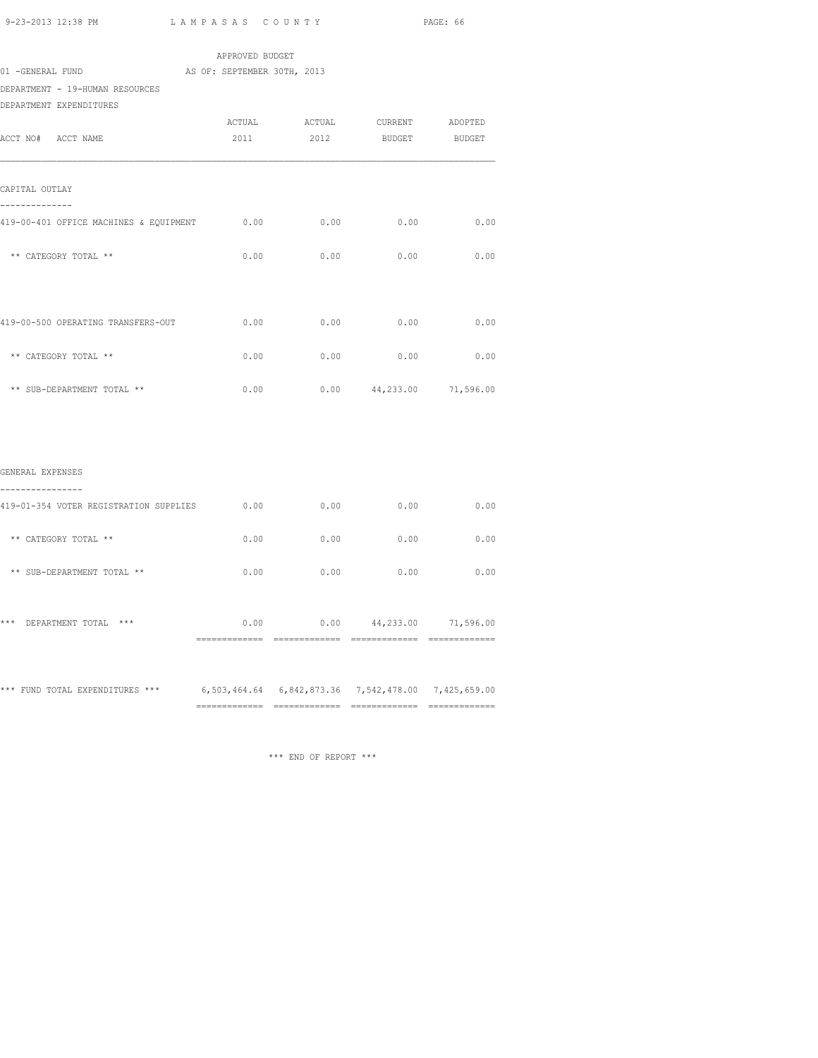APPROVED BUDGET

01 -GENERAL FUND AS OF: SEPTEMBER 30TH, 2013

DEPARTMENT - 19-HUMAN RESOURCES

DEPARTMENT EXPENDITURES

| ACCT NO# ACCT NAME | ACTUAL 2011 | ACTUAL 2012 | CURRENT BUDGET | ADOPTED BUDGET |
|---|---|---|---|---|
| **CAPITAL OUTLAY** | | | | |
| 419-00-401 OFFICE MACHINES & EQUIPMENT | 0.00 | 0.00 | 0.00 | 0.00 |
| ** CATEGORY TOTAL ** | 0.00 | 0.00 | 0.00 | 0.00 |
| 419-00-500 OPERATING TRANSFERS-OUT | 0.00 | 0.00 | 0.00 | 0.00 |
| ** CATEGORY TOTAL ** | 0.00 | 0.00 | 0.00 | 0.00 |
| ** SUB-DEPARTMENT TOTAL ** | 0.00 | 0.00 | 44,233.00 | 71,596.00 |
| **GENERAL EXPENSES** | | | | |
| 419-01-354 VOTER REGISTRATION SUPPLIES | 0.00 | 0.00 | 0.00 | 0.00 |
| ** CATEGORY TOTAL ** | 0.00 | 0.00 | 0.00 | 0.00 |
| ** SUB-DEPARTMENT TOTAL ** | 0.00 | 0.00 | 0.00 | 0.00 |
| *** DEPARTMENT TOTAL *** | 0.00 | 0.00 | 44,233.00 | 71,596.00 |
| *** FUND TOTAL EXPENDITURES *** | 6,503,464.64 | 6,842,873.36 | 7,542,478.00 | 7,425,659.00 |

*** END OF REPORT ***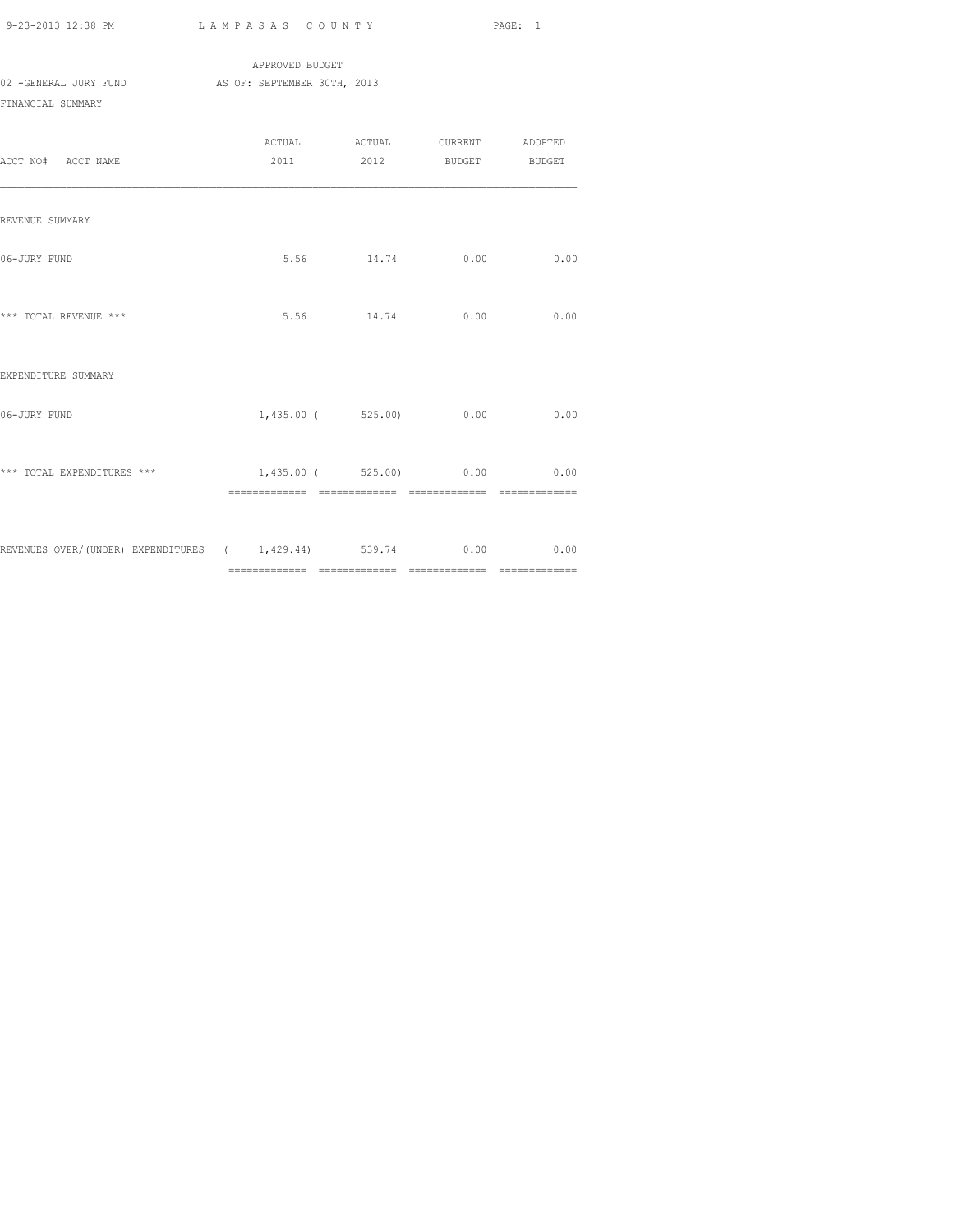APPROVED BUDGET

02 -GENERAL JURY FUND AS OF: SEPTEMBER 30TH, 2013

FINANCIAL SUMMARY

| ACCT NO# ACCT NAME | ACTUAL 2011 | ACTUAL 2012 | CURRENT BUDGET | ADOPTED BUDGET |
|---|---|---|---|---|
| REVENUE SUMMARY | | | | |
| 06-JURY FUND | 5.56 | 14.74 | 0.00 | 0.00 |
| *** TOTAL REVENUE *** | 5.56 | 14.74 | 0.00 | 0.00 |
| EXPENDITURE SUMMARY | | | | |
| 06-JURY FUND | 1,435.00 | ( 525.00) | 0.00 | 0.00 |
| *** TOTAL EXPENDITURES *** | 1,435.00 | ( 525.00) | 0.00 | 0.00 |
| REVENUES OVER/(UNDER) EXPENDITURES | ( 1,429.44) | 539.74 | 0.00 | 0.00 |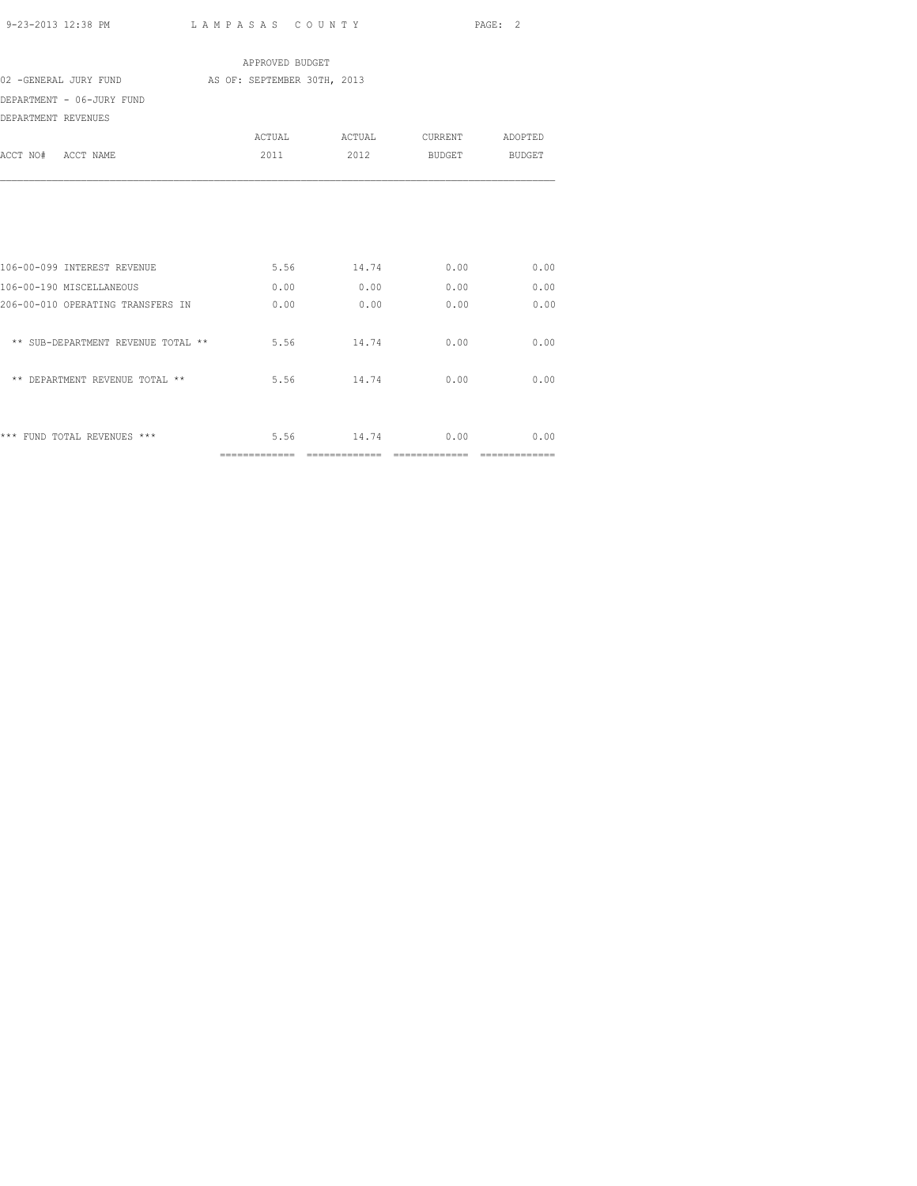APPROVED BUDGET

02 -GENERAL JURY FUND AS OF: SEPTEMBER 30TH, 2013

DEPARTMENT - 06-JURY FUND

DEPARTMENT REVENUES

| ACCT NO# ACCT NAME | ACTUAL 2011 | ACTUAL 2012 | CURRENT BUDGET | ADOPTED BUDGET |
|---|---|---|---|---|
| 106-00-099 INTEREST REVENUE | 5.56 | 14.74 | 0.00 | 0.00 |
| 106-00-190 MISCELLANEOUS | 0.00 | 0.00 | 0.00 | 0.00 |
| 206-00-010 OPERATING TRANSFERS IN | 0.00 | 0.00 | 0.00 | 0.00 |
| ** SUB-DEPARTMENT REVENUE TOTAL ** | 5.56 | 14.74 | 0.00 | 0.00 |
| ** DEPARTMENT REVENUE TOTAL ** | 5.56 | 14.74 | 0.00 | 0.00 |
| *** FUND TOTAL REVENUES *** | 5.56 | 14.74 | 0.00 | 0.00 |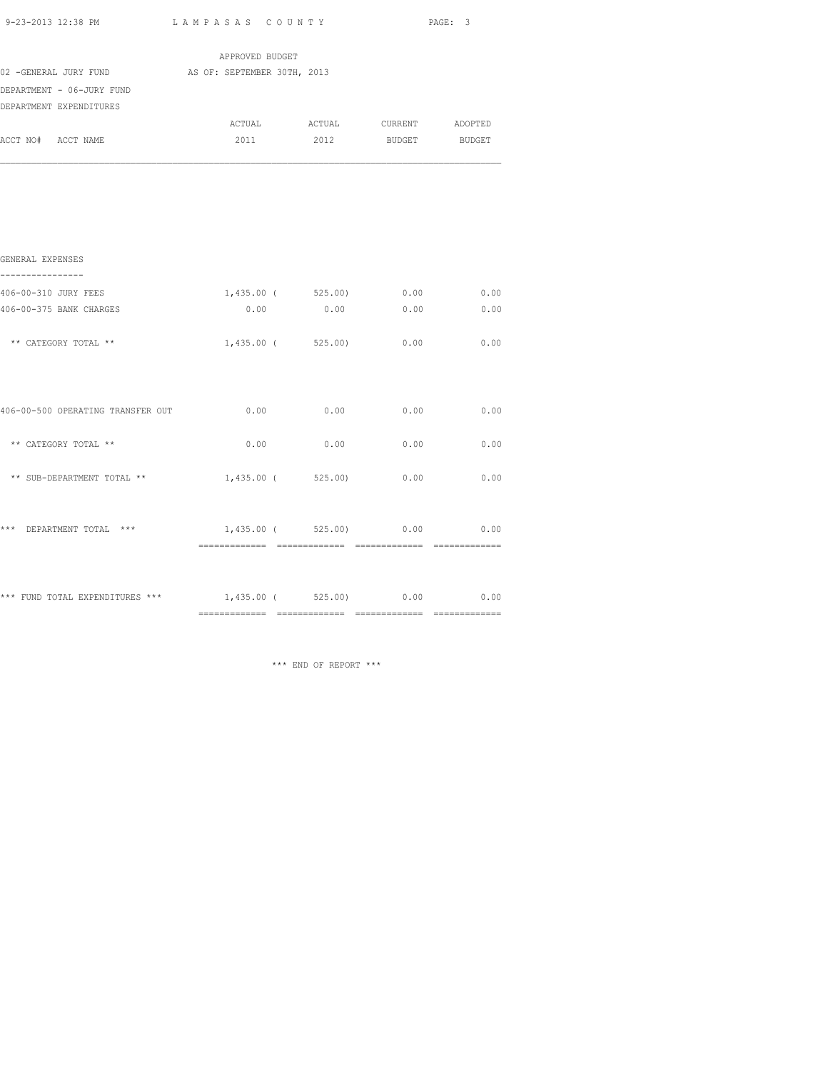APPROVED BUDGET

02 -GENERAL JURY FUND AS OF: SEPTEMBER 30TH, 2013

DEPARTMENT - 06-JURY FUND

DEPARTMENT EXPENDITURES

| ACCT NO# ACCT NAME | ACTUAL 2011 | ACTUAL 2012 | CURRENT BUDGET | ADOPTED BUDGET |
|---|---|---|---|---|
| **GENERAL EXPENSES** | | | | |
| 406-00-310 JURY FEES | 1,435.00 | ( 525.00) | 0.00 | 0.00 |
| 406-00-375 BANK CHARGES | 0.00 | 0.00 | 0.00 | 0.00 |
| ** CATEGORY TOTAL ** | 1,435.00 | ( 525.00) | 0.00 | 0.00 |
| 406-00-500 OPERATING TRANSFER OUT | 0.00 | 0.00 | 0.00 | 0.00 |
| ** CATEGORY TOTAL ** | 0.00 | 0.00 | 0.00 | 0.00 |
| ** SUB-DEPARTMENT TOTAL ** | 1,435.00 | ( 525.00) | 0.00 | 0.00 |
| *** DEPARTMENT TOTAL *** | 1,435.00 | ( 525.00) | 0.00 | 0.00 |
| *** FUND TOTAL EXPENDITURES *** | 1,435.00 | ( 525.00) | 0.00 | 0.00 |

*** END OF REPORT ***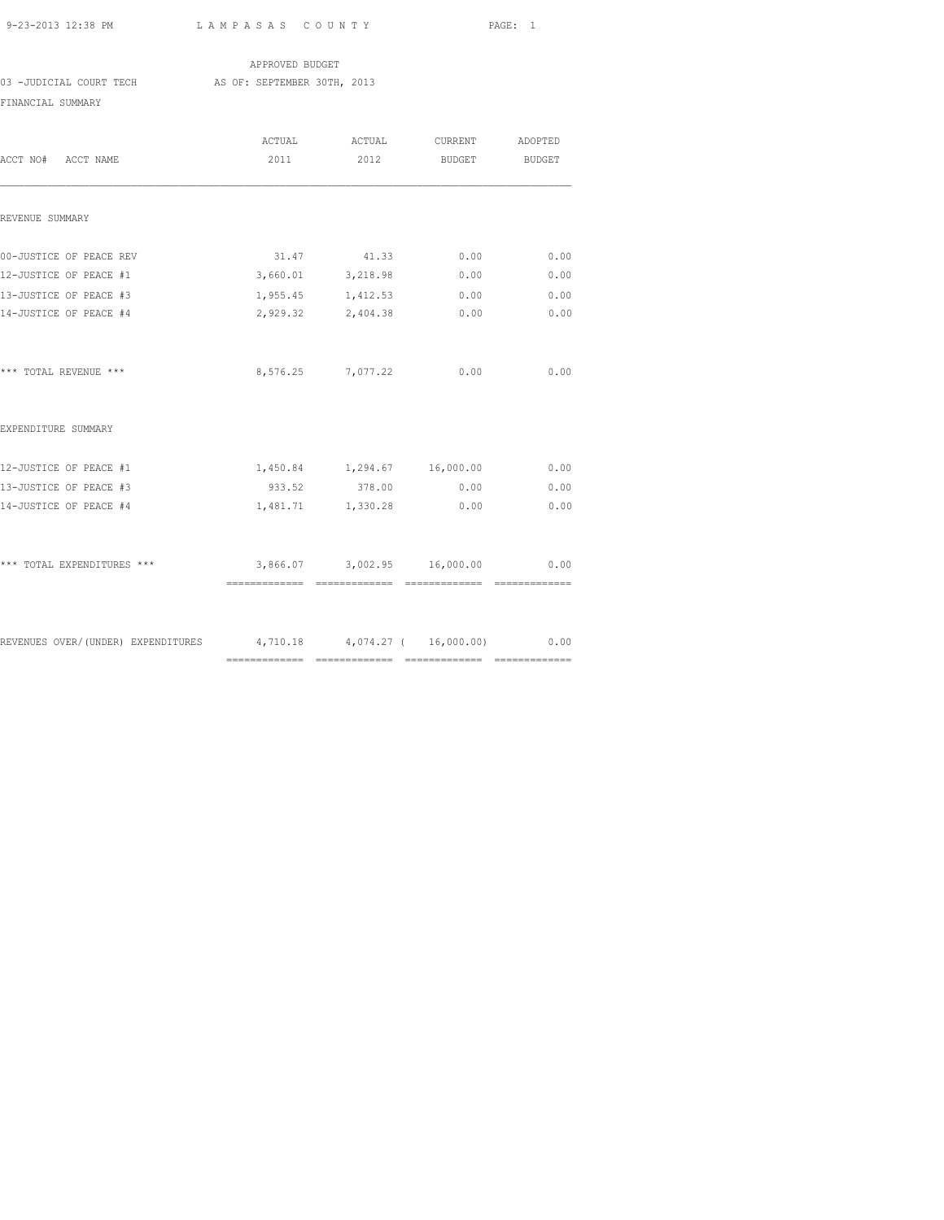LAMPASAS COUNTY

APPROVED BUDGET

03 -JUDICIAL COURT TECH AS OF: SEPTEMBER 30TH, 2013

FINANCIAL SUMMARY

| ACCT NO# ACCT NAME | ACTUAL 2011 | ACTUAL 2012 | CURRENT BUDGET | ADOPTED BUDGET |
|---|---|---|---|---|
| **REVENUE SUMMARY** | | | | |
| 00-JUSTICE OF PEACE REV | 31.47 | 41.33 | 0.00 | 0.00 |
| 12-JUSTICE OF PEACE #1 | 3,660.01 | 3,218.98 | 0.00 | 0.00 |
| 13-JUSTICE OF PEACE #3 | 1,955.45 | 1,412.53 | 0.00 | 0.00 |
| 14-JUSTICE OF PEACE #4 | 2,929.32 | 2,404.38 | 0.00 | 0.00 |
| *** TOTAL REVENUE *** | 8,576.25 | 7,077.22 | 0.00 | 0.00 |
| **EXPENDITURE SUMMARY** | | | | |
| 12-JUSTICE OF PEACE #1 | 1,450.84 | 1,294.67 | 16,000.00 | 0.00 |
| 13-JUSTICE OF PEACE #3 | 933.52 | 378.00 | 0.00 | 0.00 |
| 14-JUSTICE OF PEACE #4 | 1,481.71 | 1,330.28 | 0.00 | 0.00 |
| *** TOTAL EXPENDITURES *** | 3,866.07 | 3,002.95 | 16,000.00 | 0.00 |
| REVENUES OVER/(UNDER) EXPENDITURES | 4,710.18 | 4,074.27 | ( 16,000.00) | 0.00 |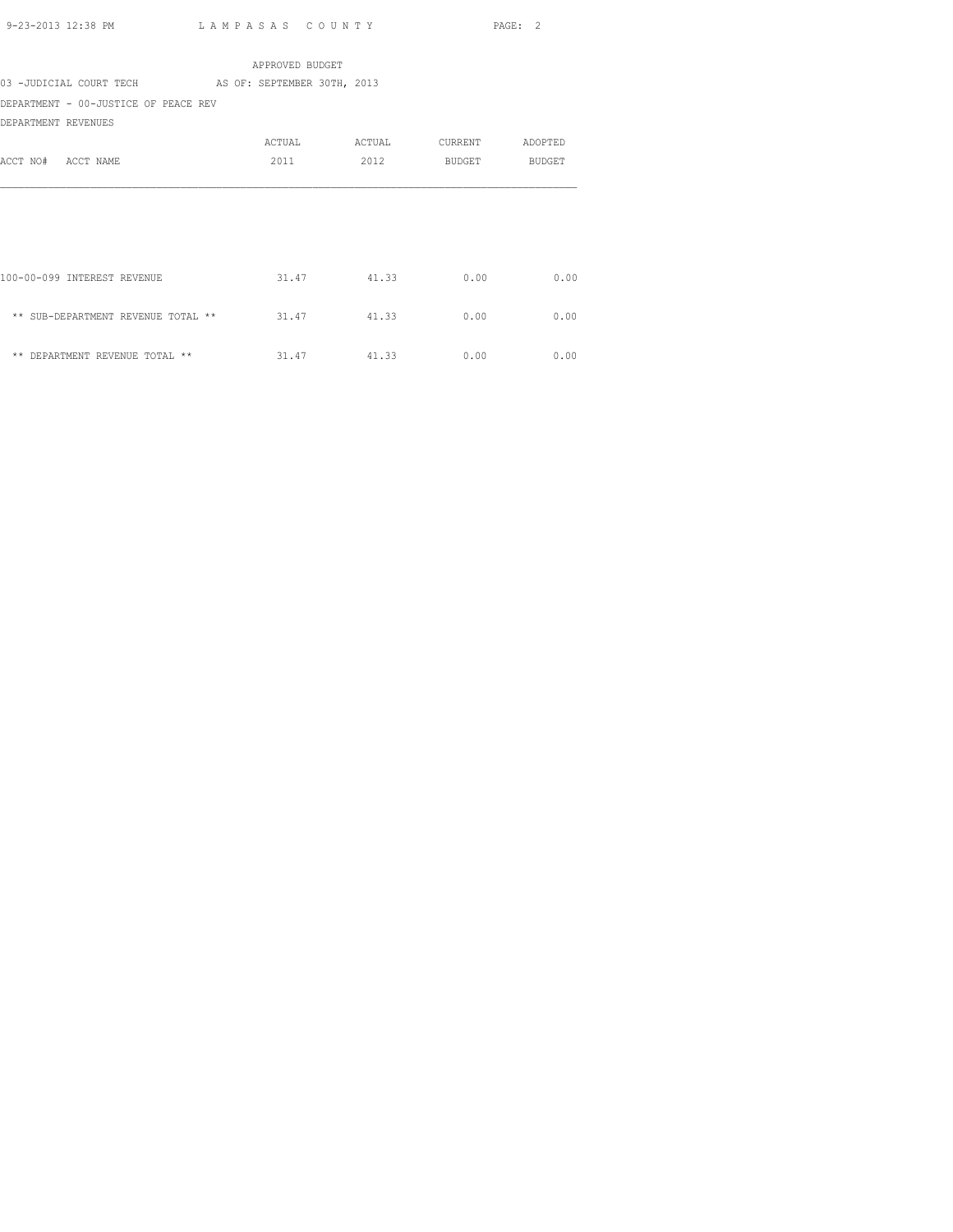APPROVED BUDGET

03 -JUDICIAL COURT TECH AS OF: SEPTEMBER 30TH, 2013

DEPARTMENT - 00-JUSTICE OF PEACE REV

DEPARTMENT REVENUES

| ACCT NO# ACCT NAME | ACTUAL 2011 | ACTUAL 2012 | CURRENT BUDGET | ADOPTED BUDGET |
|---|---|---|---|---|
| 100-00-099 INTEREST REVENUE | 31.47 | 41.33 | 0.00 | 0.00 |
| ** SUB-DEPARTMENT REVENUE TOTAL ** | 31.47 | 41.33 | 0.00 | 0.00 |
| ** DEPARTMENT REVENUE TOTAL ** | 31.47 | 41.33 | 0.00 | 0.00 |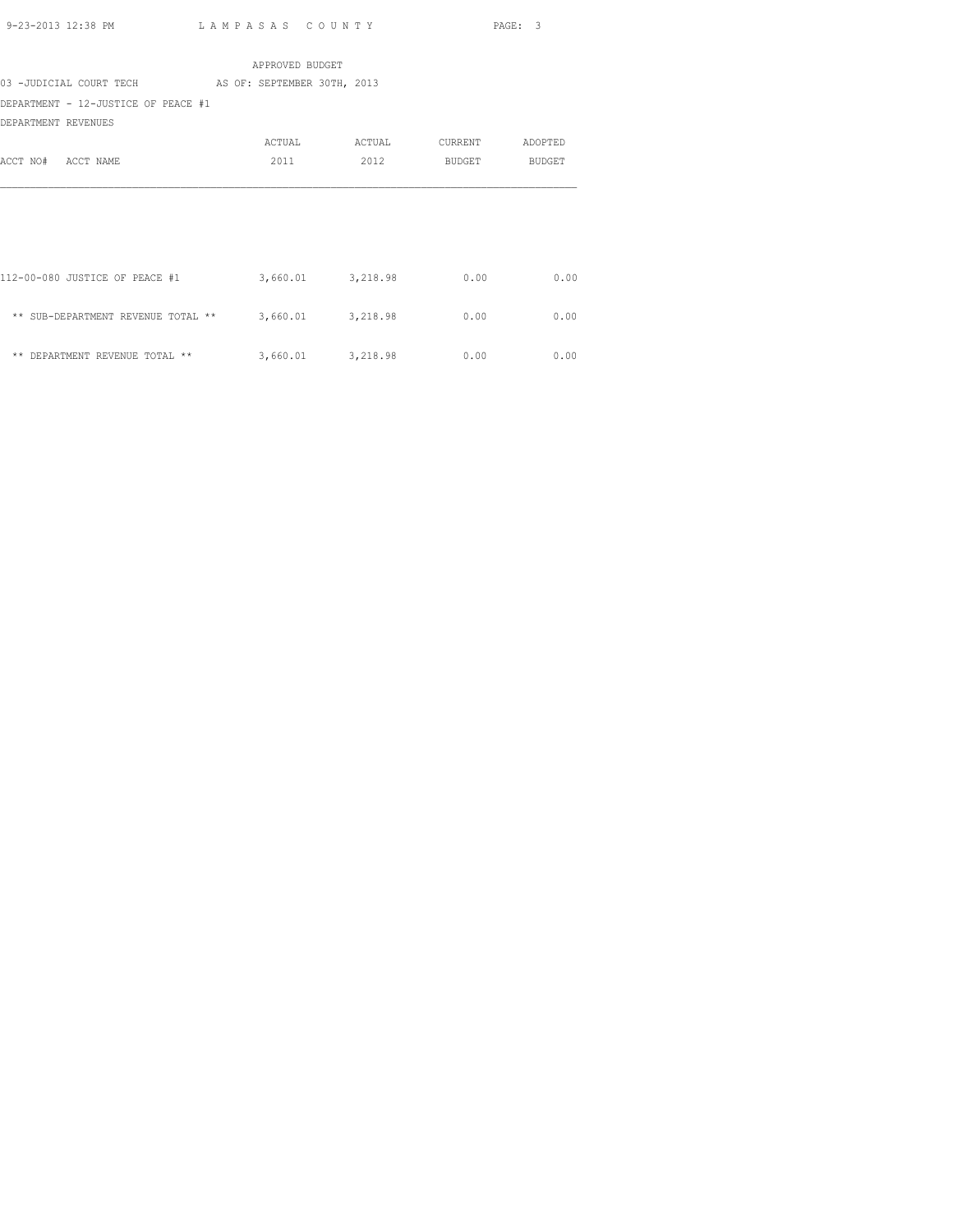APPROVED BUDGET

03 -JUDICIAL COURT TECH AS OF: SEPTEMBER 30TH, 2013

DEPARTMENT - 12-JUSTICE OF PEACE #1

DEPARTMENT REVENUES

| ACCT NO# ACCT NAME | ACTUAL 2011 | ACTUAL 2012 | CURRENT BUDGET | ADOPTED BUDGET |
|---|---|---|---|---|
| 112-00-080 JUSTICE OF PEACE #1 | 3,660.01 | 3,218.98 | 0.00 | 0.00 |
| ** SUB-DEPARTMENT REVENUE TOTAL ** | 3,660.01 | 3,218.98 | 0.00 | 0.00 |
| ** DEPARTMENT REVENUE TOTAL ** | 3,660.01 | 3,218.98 | 0.00 | 0.00 |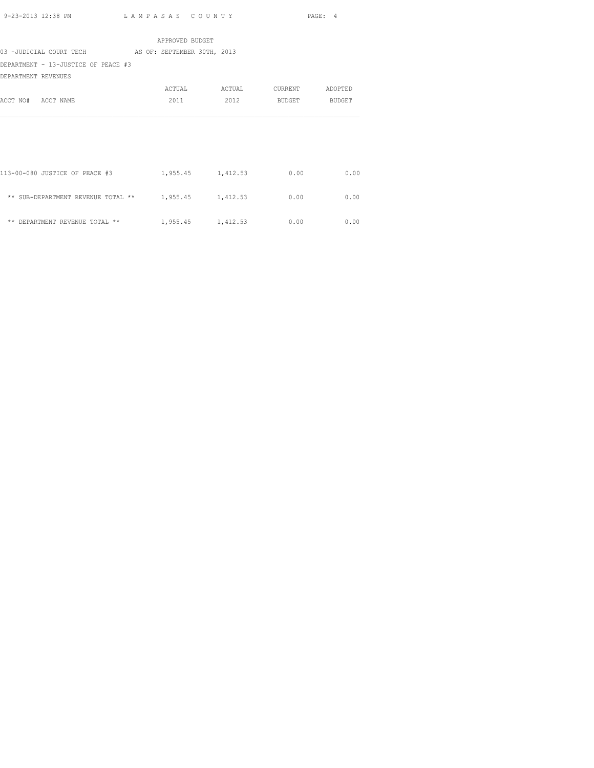APPROVED BUDGET

03 -JUDICIAL COURT TECH AS OF: SEPTEMBER 30TH, 2013

DEPARTMENT - 13-JUSTICE OF PEACE #3

DEPARTMENT REVENUES

| ACCT NO# ACCT NAME | ACTUAL 2011 | ACTUAL 2012 | CURRENT BUDGET | ADOPTED BUDGET |
|---|---|---|---|---|
| 113-00-080 JUSTICE OF PEACE #3 | 1,955.45 | 1,412.53 | 0.00 | 0.00 |
| ** SUB-DEPARTMENT REVENUE TOTAL ** | 1,955.45 | 1,412.53 | 0.00 | 0.00 |
| ** DEPARTMENT REVENUE TOTAL ** | 1,955.45 | 1,412.53 | 0.00 | 0.00 |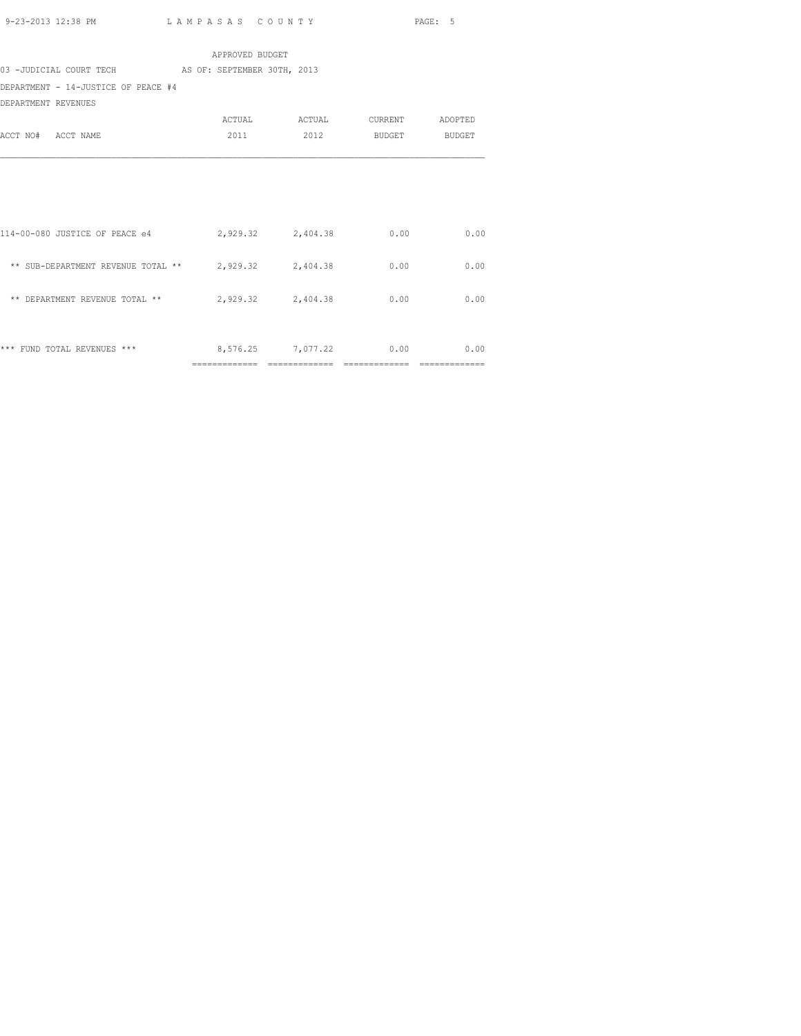APPROVED BUDGET

03 -JUDICIAL COURT TECH AS OF: SEPTEMBER 30TH, 2013

DEPARTMENT - 14-JUSTICE OF PEACE #4

DEPARTMENT REVENUES

| ACCT NO# ACCT NAME | ACTUAL 2011 | ACTUAL 2012 | CURRENT BUDGET | ADOPTED BUDGET |
|---|---|---|---|---|
| 114-00-080 JUSTICE OF PEACE e4 | 2,929.32 | 2,404.38 | 0.00 | 0.00 |
| ** SUB-DEPARTMENT REVENUE TOTAL ** | 2,929.32 | 2,404.38 | 0.00 | 0.00 |
| ** DEPARTMENT REVENUE TOTAL ** | 2,929.32 | 2,404.38 | 0.00 | 0.00 |
| *** FUND TOTAL REVENUES *** | 8,576.25 | 7,077.22 | 0.00 | 0.00 |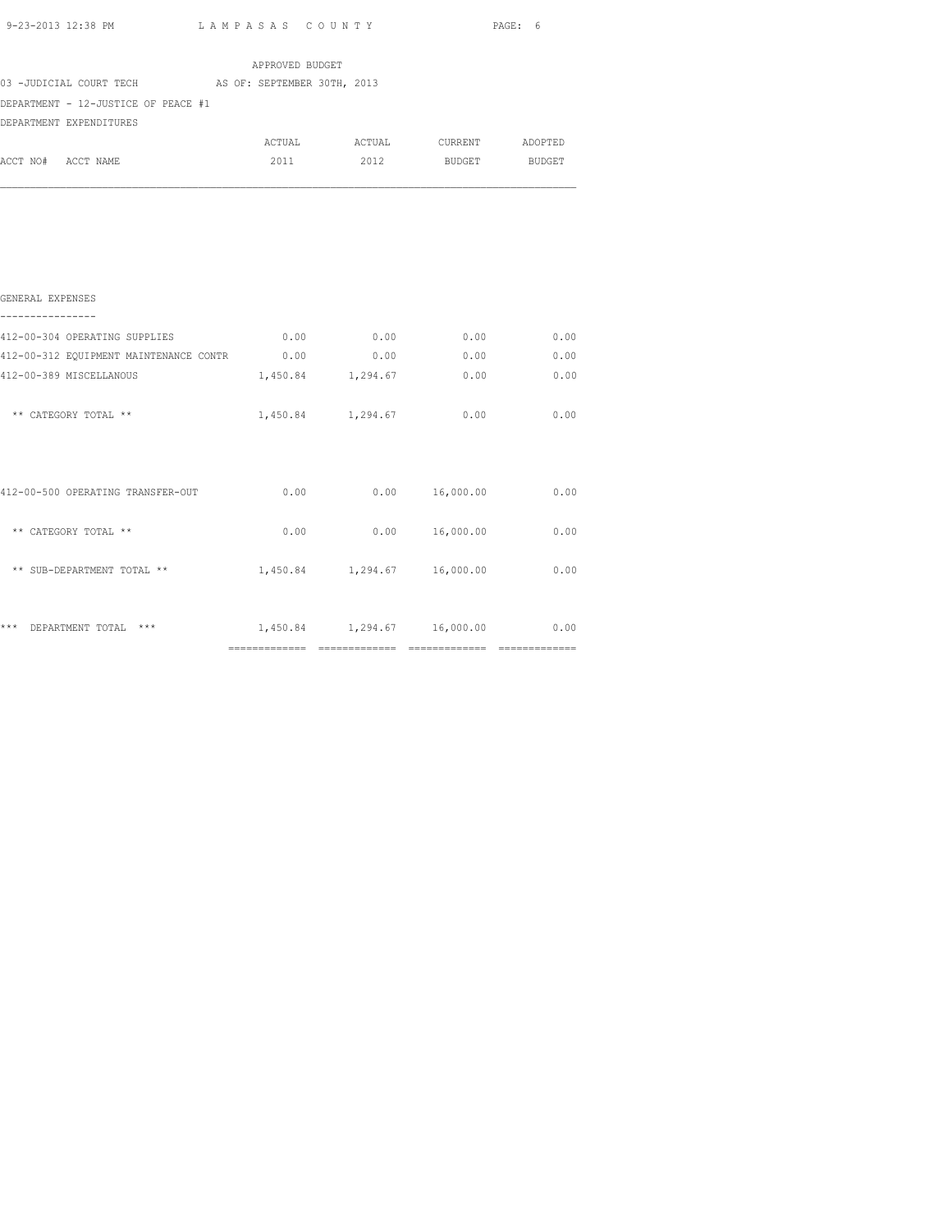APPROVED BUDGET

03 -JUDICIAL COURT TECH AS OF: SEPTEMBER 30TH, 2013

DEPARTMENT - 12-JUSTICE OF PEACE #1

DEPARTMENT EXPENDITURES

| ACCT NO# ACCT NAME | ACTUAL 2011 | ACTUAL 2012 | CURRENT BUDGET | ADOPTED BUDGET |
|---|---|---|---|---|
| GENERAL EXPENSES | | | | |
| 412-00-304 OPERATING SUPPLIES | 0.00 | 0.00 | 0.00 | 0.00 |
| 412-00-312 EQUIPMENT MAINTENANCE CONTR | 0.00 | 0.00 | 0.00 | 0.00 |
| 412-00-389 MISCELLANOUS | 1,450.84 | 1,294.67 | 0.00 | 0.00 |
| ** CATEGORY TOTAL ** | 1,450.84 | 1,294.67 | 0.00 | 0.00 |
| 412-00-500 OPERATING TRANSFER-OUT | 0.00 | 0.00 | 16,000.00 | 0.00 |
| ** CATEGORY TOTAL ** | 0.00 | 0.00 | 16,000.00 | 0.00 |
| ** SUB-DEPARTMENT TOTAL ** | 1,450.84 | 1,294.67 | 16,000.00 | 0.00 |
| *** DEPARTMENT TOTAL *** | 1,450.84 | 1,294.67 | 16,000.00 | 0.00 |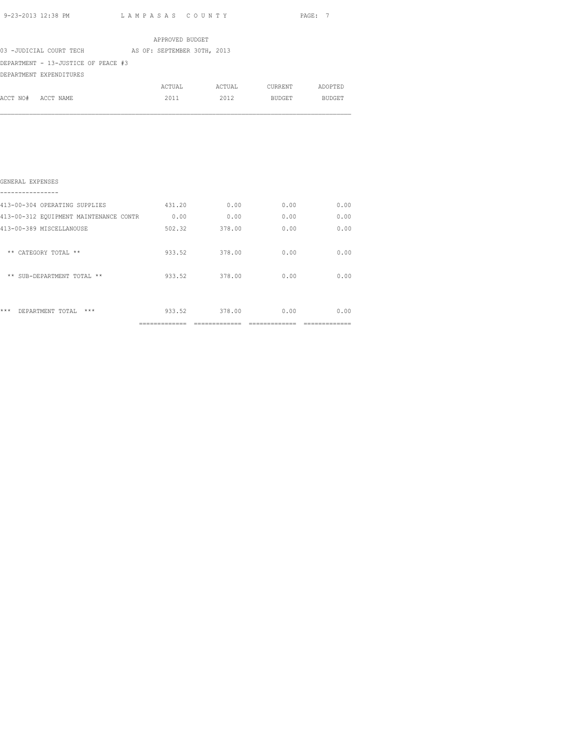APPROVED BUDGET

03 -JUDICIAL COURT TECH AS OF: SEPTEMBER 30TH, 2013

DEPARTMENT - 13-JUSTICE OF PEACE #3

DEPARTMENT EXPENDITURES

| ACCT NO# ACCT NAME | ACTUAL 2011 | ACTUAL 2012 | CURRENT BUDGET | ADOPTED BUDGET |
|---|---|---|---|---|
| **GENERAL EXPENSES** | | | | |
| 413-00-304 OPERATING SUPPLIES | 431.20 | 0.00 | 0.00 | 0.00 |
| 413-00-312 EQUIPMENT MAINTENANCE CONTR | 0.00 | 0.00 | 0.00 | 0.00 |
| 413-00-389 MISCELLANOUSE | 502.32 | 378.00 | 0.00 | 0.00 |
| ** CATEGORY TOTAL ** | 933.52 | 378.00 | 0.00 | 0.00 |
| ** SUB-DEPARTMENT TOTAL ** | 933.52 | 378.00 | 0.00 | 0.00 |
| *** DEPARTMENT TOTAL *** | 933.52 | 378.00 | 0.00 | 0.00 |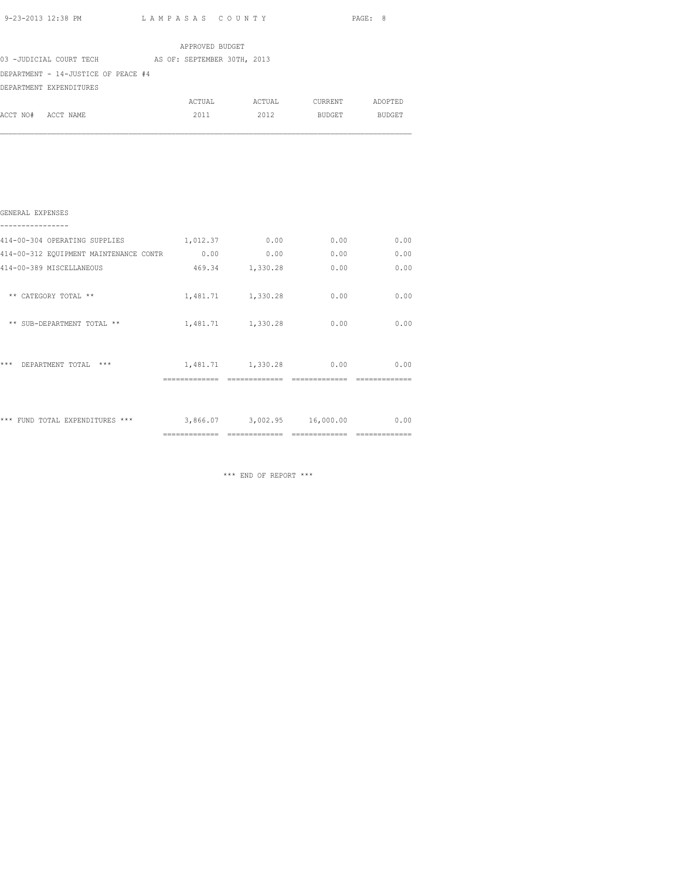APPROVED BUDGET

03 -JUDICIAL COURT TECH AS OF: SEPTEMBER 30TH, 2013

DEPARTMENT - 14-JUSTICE OF PEACE #4

DEPARTMENT EXPENDITURES

| ACCT NO# ACCT NAME | ACTUAL 2011 | ACTUAL 2012 | CURRENT BUDGET | ADOPTED BUDGET |
|---|---|---|---|---|
| **GENERAL EXPENSES** | | | | |
| 414-00-304 OPERATING SUPPLIES | 1,012.37 | 0.00 | 0.00 | 0.00 |
| 414-00-312 EQUIPMENT MAINTENANCE CONTR | 0.00 | 0.00 | 0.00 | 0.00 |
| 414-00-389 MISCELLANEOUS | 469.34 | 1,330.28 | 0.00 | 0.00 |
| ** CATEGORY TOTAL ** | 1,481.71 | 1,330.28 | 0.00 | 0.00 |
| ** SUB-DEPARTMENT TOTAL ** | 1,481.71 | 1,330.28 | 0.00 | 0.00 |
| *** DEPARTMENT TOTAL *** | 1,481.71 | 1,330.28 | 0.00 | 0.00 |
| *** FUND TOTAL EXPENDITURES *** | 3,866.07 | 3,002.95 | 16,000.00 | 0.00 |

*** END OF REPORT ***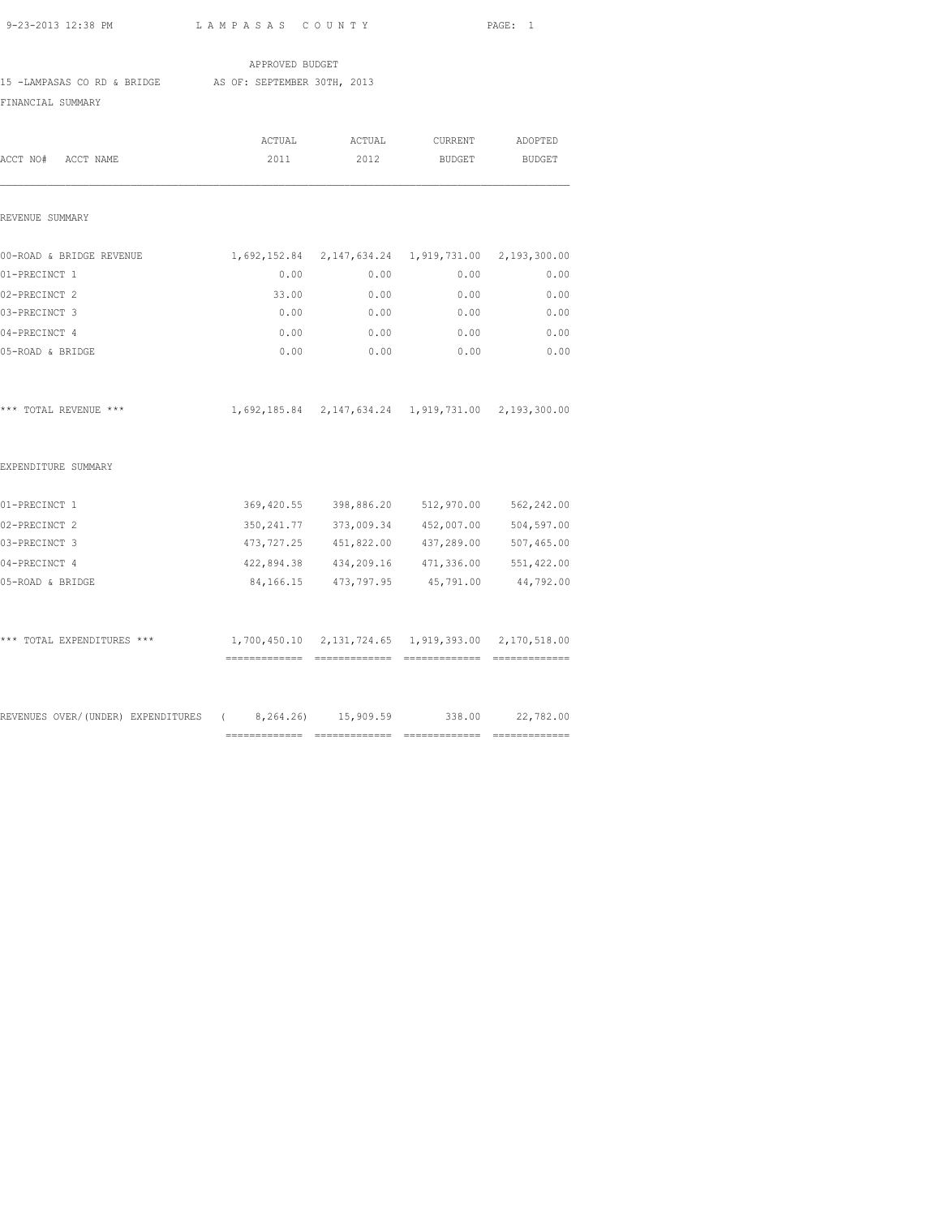LAMPASAS COUNTY

APPROVED BUDGET

15 -LAMPASAS CO RD & BRIDGE AS OF: SEPTEMBER 30TH, 2013

FINANCIAL SUMMARY

| ACCT NO# ACCT NAME | ACTUAL 2011 | ACTUAL 2012 | CURRENT BUDGET | ADOPTED BUDGET |
|---|---|---|---|---|
| REVENUE SUMMARY | | | | |
| 00-ROAD & BRIDGE REVENUE | 1,692,152.84 | 2,147,634.24 | 1,919,731.00 | 2,193,300.00 |
| 01-PRECINCT 1 | 0.00 | 0.00 | 0.00 | 0.00 |
| 02-PRECINCT 2 | 33.00 | 0.00 | 0.00 | 0.00 |
| 03-PRECINCT 3 | 0.00 | 0.00 | 0.00 | 0.00 |
| 04-PRECINCT 4 | 0.00 | 0.00 | 0.00 | 0.00 |
| 05-ROAD & BRIDGE | 0.00 | 0.00 | 0.00 | 0.00 |
| *** TOTAL REVENUE *** | 1,692,185.84 | 2,147,634.24 | 1,919,731.00 | 2,193,300.00 |
| EXPENDITURE SUMMARY | | | | |
| 01-PRECINCT 1 | 369,420.55 | 398,886.20 | 512,970.00 | 562,242.00 |
| 02-PRECINCT 2 | 350,241.77 | 373,009.34 | 452,007.00 | 504,597.00 |
| 03-PRECINCT 3 | 473,727.25 | 451,822.00 | 437,289.00 | 507,465.00 |
| 04-PRECINCT 4 | 422,894.38 | 434,209.16 | 471,336.00 | 551,422.00 |
| 05-ROAD & BRIDGE | 84,166.15 | 473,797.95 | 45,791.00 | 44,792.00 |
| *** TOTAL EXPENDITURES *** | 1,700,450.10 | 2,131,724.65 | 1,919,393.00 | 2,170,518.00 |
| REVENUES OVER/(UNDER) EXPENDITURES | ( 8,264.26) | 15,909.59 | 338.00 | 22,782.00 |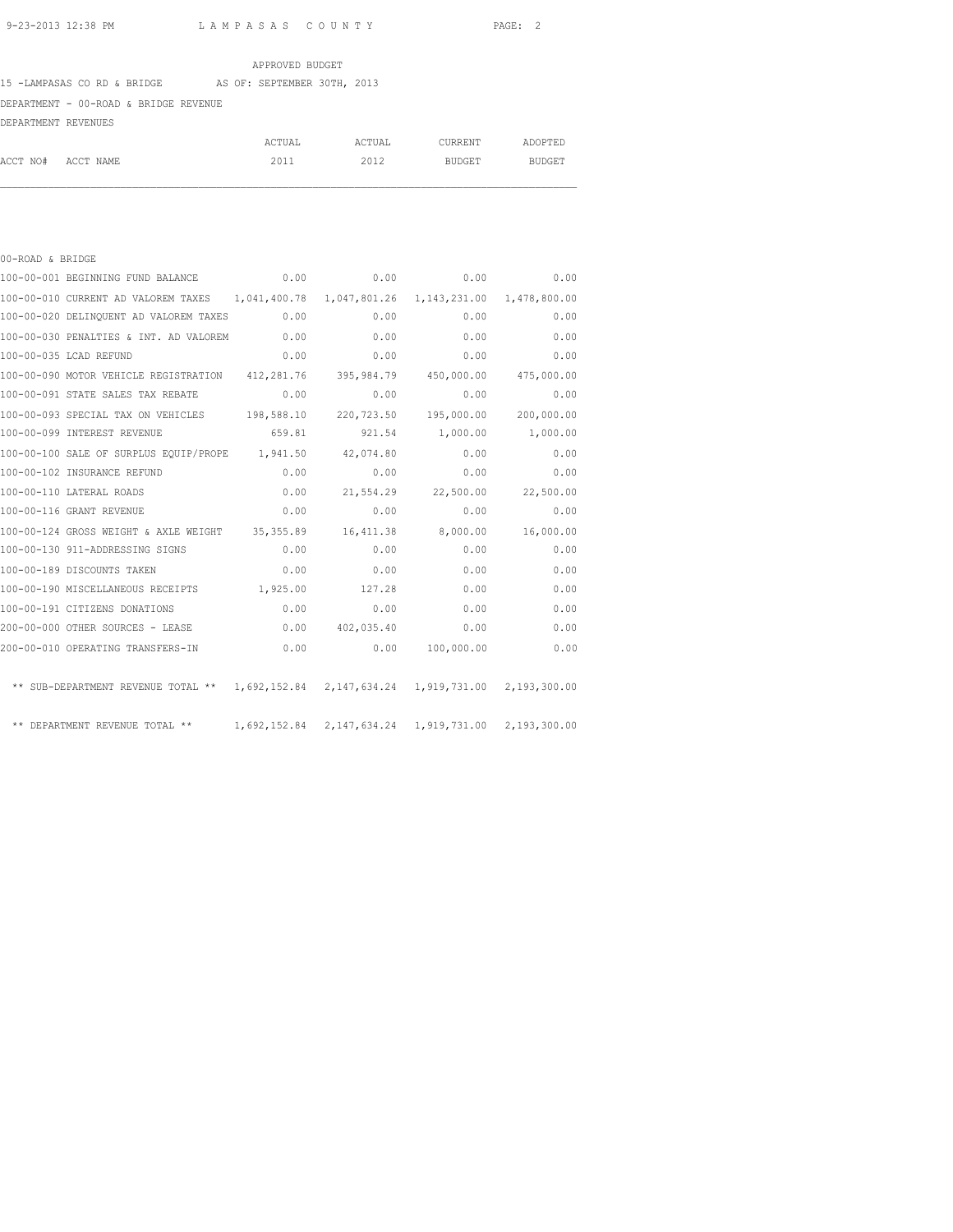APPROVED BUDGET

15 -LAMPASAS CO RD & BRIDGE AS OF: SEPTEMBER 30TH, 2013

DEPARTMENT - 00-ROAD & BRIDGE REVENUE

DEPARTMENT REVENUES

| ACCT NO# ACCT NAME | ACTUAL 2011 | ACTUAL 2012 | CURRENT BUDGET | ADOPTED BUDGET |
|---|---|---|---|---|
| 00-ROAD & BRIDGE | | | | |
| 100-00-001 BEGINNING FUND BALANCE | 0.00 | 0.00 | 0.00 | 0.00 |
| 100-00-010 CURRENT AD VALOREM TAXES | 1,041,400.78 | 1,047,801.26 | 1,143,231.00 | 1,478,800.00 |
| 100-00-020 DELINQUENT AD VALOREM TAXES | 0.00 | 0.00 | 0.00 | 0.00 |
| 100-00-030 PENALTIES & INT. AD VALOREM | 0.00 | 0.00 | 0.00 | 0.00 |
| 100-00-035 LCAD REFUND | 0.00 | 0.00 | 0.00 | 0.00 |
| 100-00-090 MOTOR VEHICLE REGISTRATION | 412,281.76 | 395,984.79 | 450,000.00 | 475,000.00 |
| 100-00-091 STATE SALES TAX REBATE | 0.00 | 0.00 | 0.00 | 0.00 |
| 100-00-093 SPECIAL TAX ON VEHICLES | 198,588.10 | 220,723.50 | 195,000.00 | 200,000.00 |
| 100-00-099 INTEREST REVENUE | 659.81 | 921.54 | 1,000.00 | 1,000.00 |
| 100-00-100 SALE OF SURPLUS EQUIP/PROPE | 1,941.50 | 42,074.80 | 0.00 | 0.00 |
| 100-00-102 INSURANCE REFUND | 0.00 | 0.00 | 0.00 | 0.00 |
| 100-00-110 LATERAL ROADS | 0.00 | 21,554.29 | 22,500.00 | 22,500.00 |
| 100-00-116 GRANT REVENUE | 0.00 | 0.00 | 0.00 | 0.00 |
| 100-00-124 GROSS WEIGHT & AXLE WEIGHT | 35,355.89 | 16,411.38 | 8,000.00 | 16,000.00 |
| 100-00-130 911-ADDRESSING SIGNS | 0.00 | 0.00 | 0.00 | 0.00 |
| 100-00-189 DISCOUNTS TAKEN | 0.00 | 0.00 | 0.00 | 0.00 |
| 100-00-190 MISCELLANEOUS RECEIPTS | 1,925.00 | 127.28 | 0.00 | 0.00 |
| 100-00-191 CITIZENS DONATIONS | 0.00 | 0.00 | 0.00 | 0.00 |
| 200-00-000 OTHER SOURCES - LEASE | 0.00 | 402,035.40 | 0.00 | 0.00 |
| 200-00-010 OPERATING TRANSFERS-IN | 0.00 | 0.00 | 100,000.00 | 0.00 |
| ** SUB-DEPARTMENT REVENUE TOTAL ** | 1,692,152.84 | 2,147,634.24 | 1,919,731.00 | 2,193,300.00 |
| ** DEPARTMENT REVENUE TOTAL ** | 1,692,152.84 | 2,147,634.24 | 1,919,731.00 | 2,193,300.00 |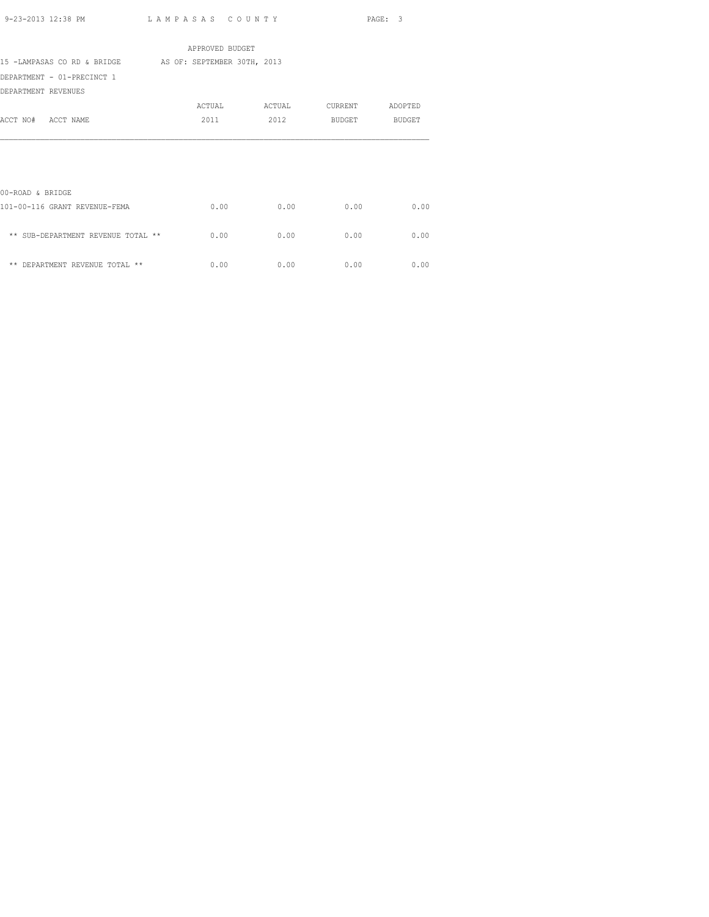APPROVED BUDGET

15 -LAMPASAS CO RD & BRIDGE AS OF: SEPTEMBER 30TH, 2013

DEPARTMENT - 01-PRECINCT 1

DEPARTMENT REVENUES

| ACCT NO# ACCT NAME | ACTUAL 2011 | ACTUAL 2012 | CURRENT BUDGET | ADOPTED BUDGET |
|---|---|---|---|---|
| 00-ROAD & BRIDGE | | | | |
| 101-00-116 GRANT REVENUE-FEMA | 0.00 | 0.00 | 0.00 | 0.00 |
| ** SUB-DEPARTMENT REVENUE TOTAL ** | 0.00 | 0.00 | 0.00 | 0.00 |
| ** DEPARTMENT REVENUE TOTAL ** | 0.00 | 0.00 | 0.00 | 0.00 |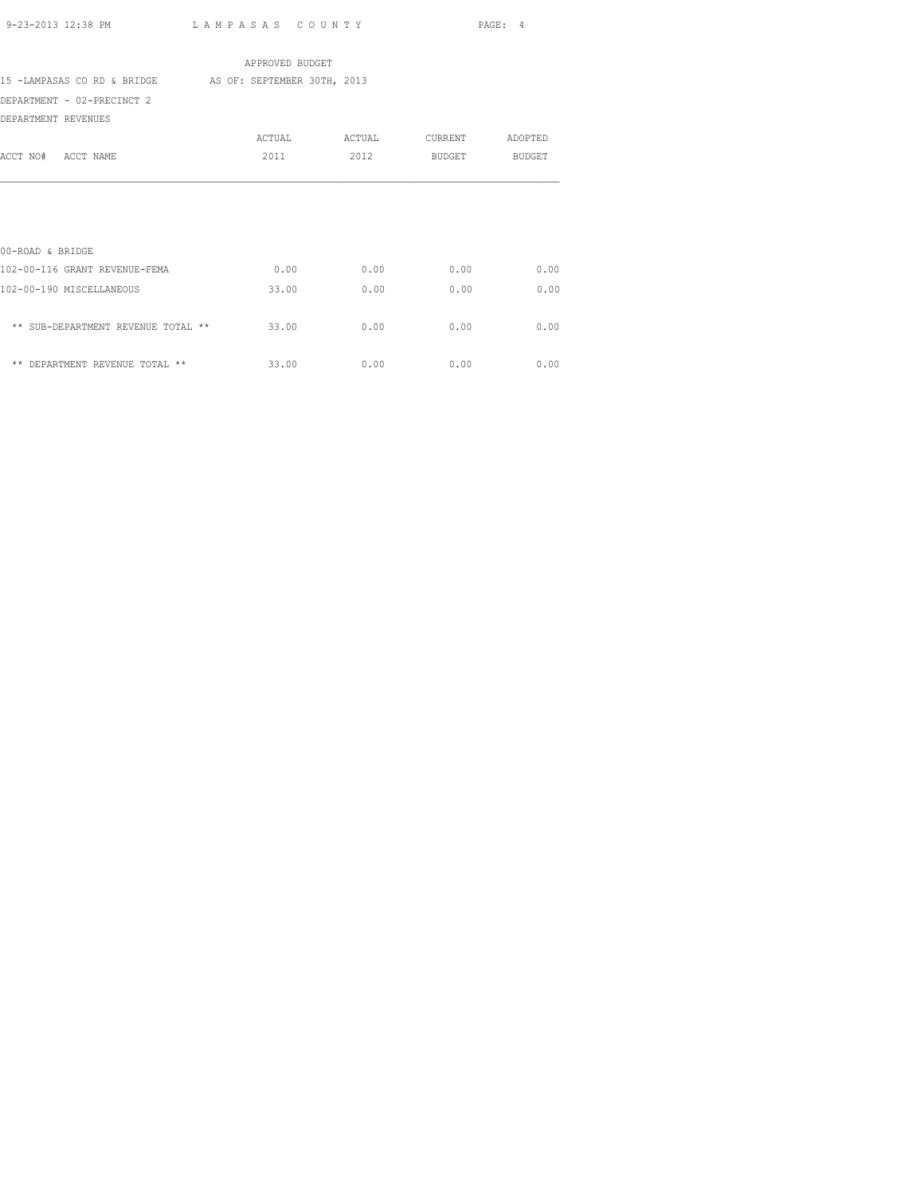APPROVED BUDGET

15 -LAMPASAS CO RD & BRIDGE AS OF: SEPTEMBER 30TH, 2013

DEPARTMENT - 02-PRECINCT 2

DEPARTMENT REVENUES

| ACCT NO# ACCT NAME | ACTUAL 2011 | ACTUAL 2012 | CURRENT BUDGET | ADOPTED BUDGET |
|---|---|---|---|---|
| 00-ROAD & BRIDGE | | | | |
| 102-00-116 GRANT REVENUE-FEMA | 0.00 | 0.00 | 0.00 | 0.00 |
| 102-00-190 MISCELLANEOUS | 33.00 | 0.00 | 0.00 | 0.00 |
| ** SUB-DEPARTMENT REVENUE TOTAL ** | 33.00 | 0.00 | 0.00 | 0.00 |
| ** DEPARTMENT REVENUE TOTAL ** | 33.00 | 0.00 | 0.00 | 0.00 |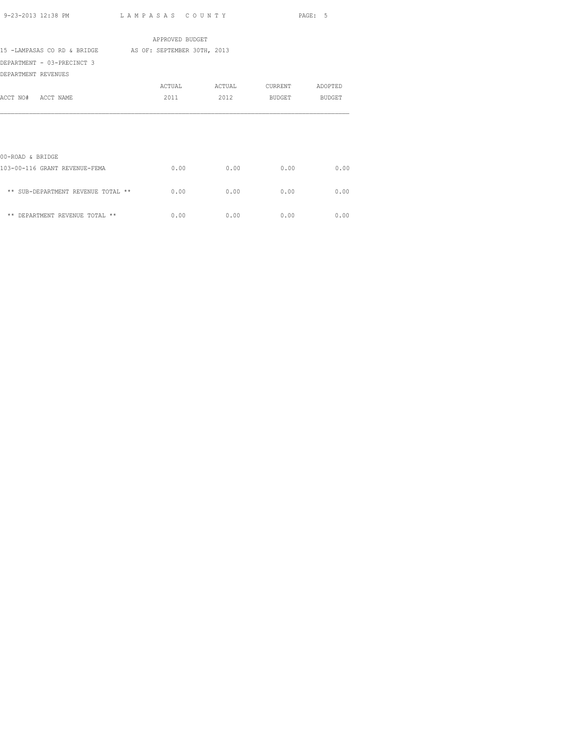APPROVED BUDGET

15 -LAMPASAS CO RD & BRIDGE AS OF: SEPTEMBER 30TH, 2013

DEPARTMENT - 03-PRECINCT 3

DEPARTMENT REVENUES

| ACCT NO# ACCT NAME | ACTUAL 2011 | ACTUAL 2012 | CURRENT BUDGET | ADOPTED BUDGET |
|---|---|---|---|---|
| 00-ROAD & BRIDGE | | | | |
| 103-00-116 GRANT REVENUE-FEMA | 0.00 | 0.00 | 0.00 | 0.00 |
| ** SUB-DEPARTMENT REVENUE TOTAL ** | 0.00 | 0.00 | 0.00 | 0.00 |
| ** DEPARTMENT REVENUE TOTAL ** | 0.00 | 0.00 | 0.00 | 0.00 |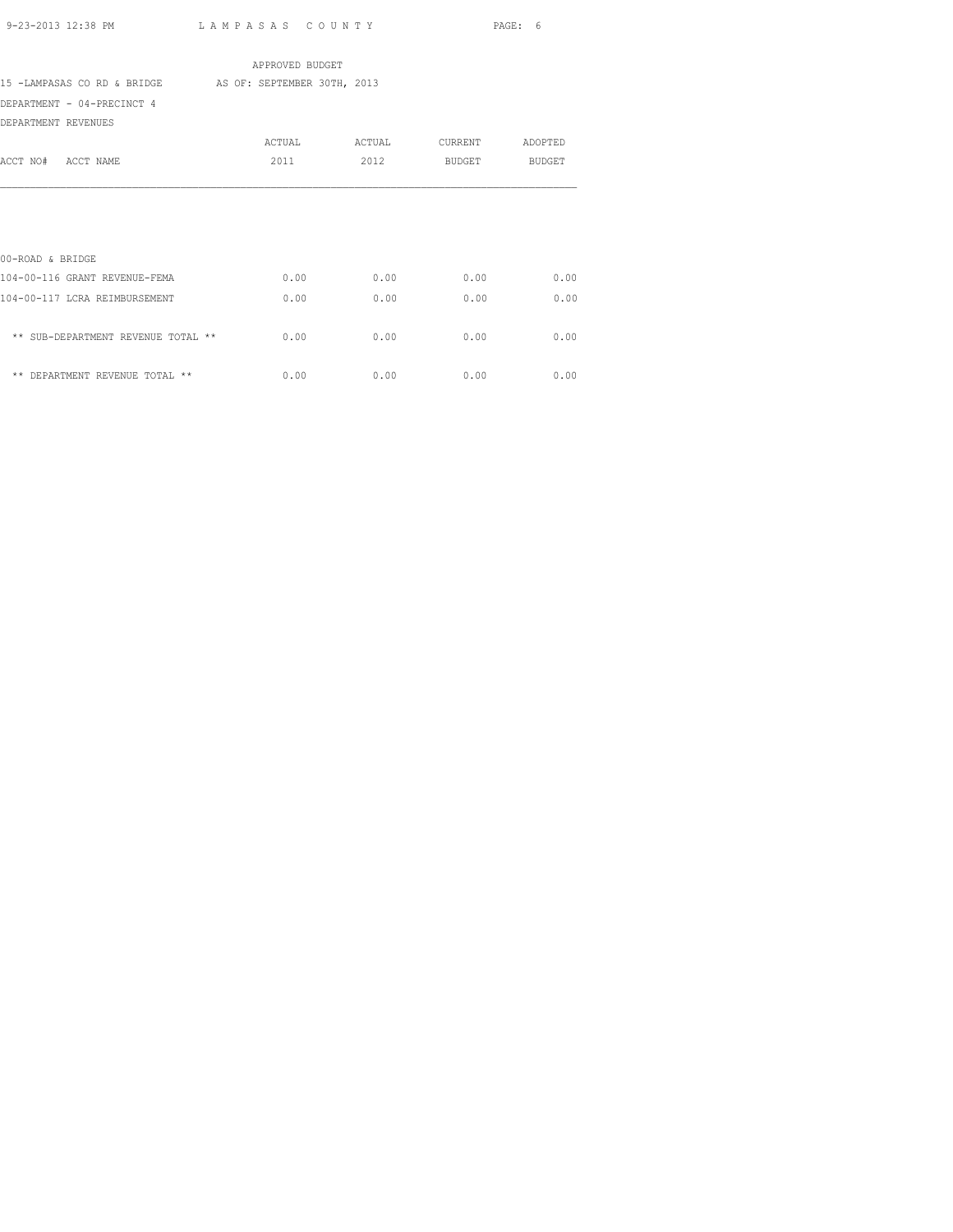APPROVED BUDGET

15 -LAMPASAS CO RD & BRIDGE AS OF: SEPTEMBER 30TH, 2013

DEPARTMENT - 04-PRECINCT 4

DEPARTMENT REVENUES

| ACCT NO# ACCT NAME | ACTUAL 2011 | ACTUAL 2012 | CURRENT BUDGET | ADOPTED BUDGET |
|---|---|---|---|---|
| 00-ROAD & BRIDGE | | | | |
| 104-00-116 GRANT REVENUE-FEMA | 0.00 | 0.00 | 0.00 | 0.00 |
| 104-00-117 LCRA REIMBURSEMENT | 0.00 | 0.00 | 0.00 | 0.00 |
| ** SUB-DEPARTMENT REVENUE TOTAL ** | 0.00 | 0.00 | 0.00 | 0.00 |
| ** DEPARTMENT REVENUE TOTAL ** | 0.00 | 0.00 | 0.00 | 0.00 |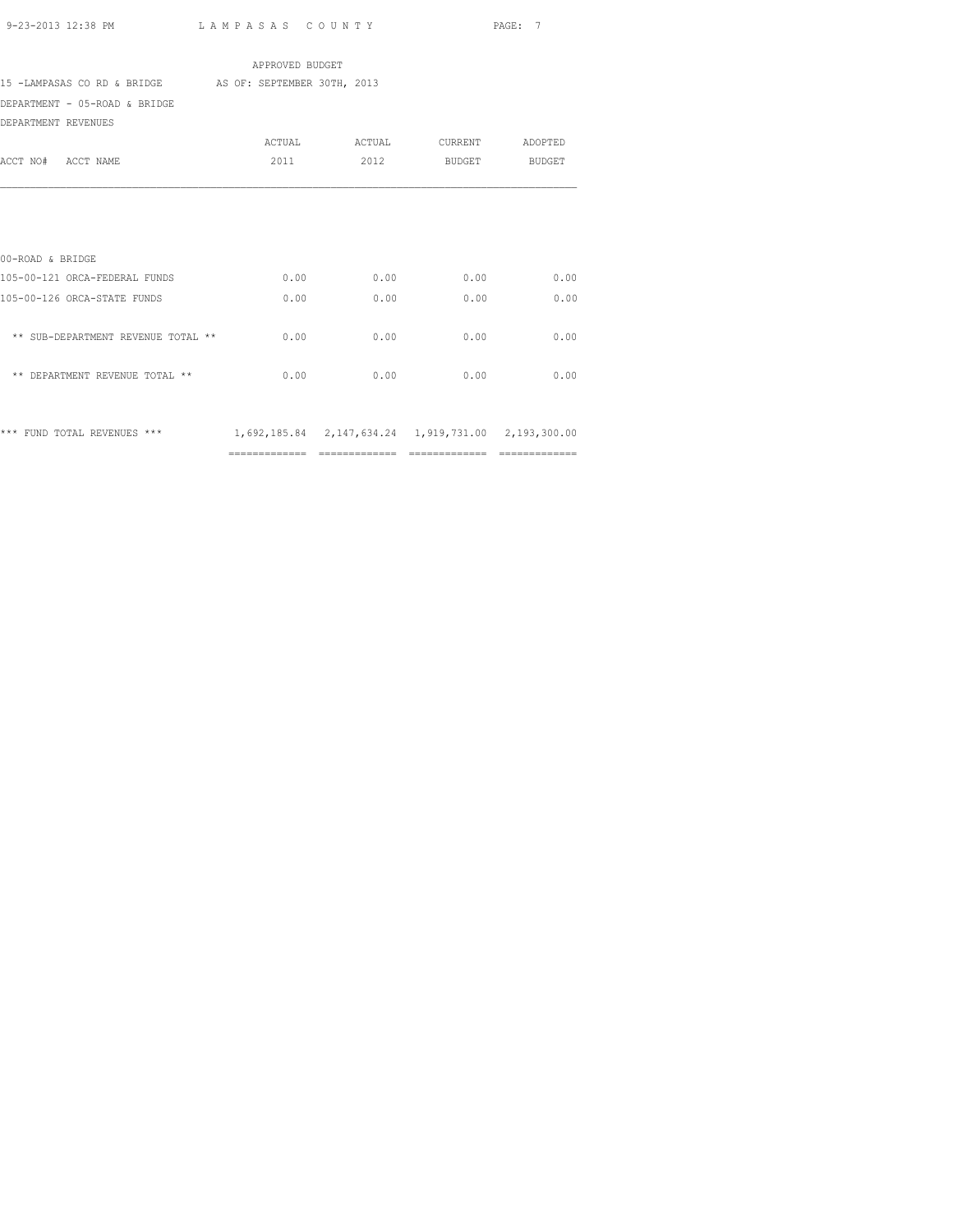APPROVED BUDGET

15 -LAMPASAS CO RD & BRIDGE AS OF: SEPTEMBER 30TH, 2013

DEPARTMENT - 05-ROAD & BRIDGE

DEPARTMENT REVENUES

| ACCT NO# ACCT NAME | ACTUAL 2011 | ACTUAL 2012 | CURRENT BUDGET | ADOPTED BUDGET |
|---|---|---|---|---|
| 00-ROAD & BRIDGE | | | | |
| 105-00-121 ORCA-FEDERAL FUNDS | 0.00 | 0.00 | 0.00 | 0.00 |
| 105-00-126 ORCA-STATE FUNDS | 0.00 | 0.00 | 0.00 | 0.00 |
| ** SUB-DEPARTMENT REVENUE TOTAL ** | 0.00 | 0.00 | 0.00 | 0.00 |
| ** DEPARTMENT REVENUE TOTAL ** | 0.00 | 0.00 | 0.00 | 0.00 |
| *** FUND TOTAL REVENUES *** | 1,692,185.84 | 2,147,634.24 | 1,919,731.00 | 2,193,300.00 |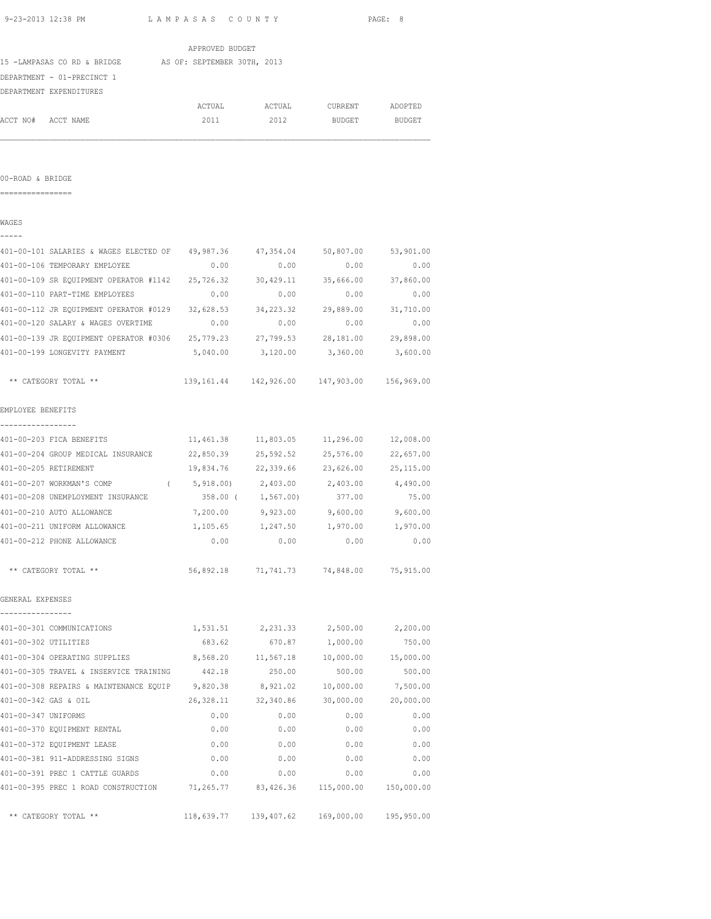APPROVED BUDGET

15 -LAMPASAS CO RD & BRIDGE    AS OF: SEPTEMBER 30TH, 2013

DEPARTMENT - 01-PRECINCT 1

DEPARTMENT EXPENDITURES

## 00-ROAD & BRIDGE

### WAGES

| ACCT NO# ACCT NAME | ACTUAL 2011 | ACTUAL 2012 | CURRENT BUDGET | ADOPTED BUDGET |
|---|---|---|---|---|
| 401-00-101 SALARIES & WAGES ELECTED OF | 49,987.36 | 47,354.04 | 50,807.00 | 53,901.00 |
| 401-00-106 TEMPORARY EMPLOYEE | 0.00 | 0.00 | 0.00 | 0.00 |
| 401-00-109 SR EQUIPMENT OPERATOR #1142 | 25,726.32 | 30,429.11 | 35,666.00 | 37,860.00 |
| 401-00-110 PART-TIME EMPLOYEES | 0.00 | 0.00 | 0.00 | 0.00 |
| 401-00-112 JR EQUIPMENT OPERATOR #0129 | 32,628.53 | 34,223.32 | 29,889.00 | 31,710.00 |
| 401-00-120 SALARY & WAGES OVERTIME | 0.00 | 0.00 | 0.00 | 0.00 |
| 401-00-139 JR EQUIPMENT OPERATOR #0306 | 25,779.23 | 27,799.53 | 28,181.00 | 29,898.00 |
| 401-00-199 LONGEVITY PAYMENT | 5,040.00 | 3,120.00 | 3,360.00 | 3,600.00 |
| ** CATEGORY TOTAL ** | 139,161.44 | 142,926.00 | 147,903.00 | 156,969.00 |

### EMPLOYEE BENEFITS

| ACCT NO# ACCT NAME | ACTUAL 2011 | ACTUAL 2012 | CURRENT BUDGET | ADOPTED BUDGET |
|---|---|---|---|---|
| 401-00-203 FICA BENEFITS | 11,461.38 | 11,803.05 | 11,296.00 | 12,008.00 |
| 401-00-204 GROUP MEDICAL INSURANCE | 22,850.39 | 25,592.52 | 25,576.00 | 22,657.00 |
| 401-00-205 RETIREMENT | 19,834.76 | 22,339.66 | 23,626.00 | 25,115.00 |
| 401-00-207 WORKMAN'S COMP | ( 5,918.00) | 2,403.00 | 2,403.00 | 4,490.00 |
| 401-00-208 UNEMPLOYMENT INSURANCE | 358.00 | ( 1,567.00) | 377.00 | 75.00 |
| 401-00-210 AUTO ALLOWANCE | 7,200.00 | 9,923.00 | 9,600.00 | 9,600.00 |
| 401-00-211 UNIFORM ALLOWANCE | 1,105.65 | 1,247.50 | 1,970.00 | 1,970.00 |
| 401-00-212 PHONE ALLOWANCE | 0.00 | 0.00 | 0.00 | 0.00 |
| ** CATEGORY TOTAL ** | 56,892.18 | 71,741.73 | 74,848.00 | 75,915.00 |

### GENERAL EXPENSES

| ACCT NO# ACCT NAME | ACTUAL 2011 | ACTUAL 2012 | CURRENT BUDGET | ADOPTED BUDGET |
|---|---|---|---|---|
| 401-00-301 COMMUNICATIONS | 1,531.51 | 2,231.33 | 2,500.00 | 2,200.00 |
| 401-00-302 UTILITIES | 683.62 | 670.87 | 1,000.00 | 750.00 |
| 401-00-304 OPERATING SUPPLIES | 8,568.20 | 11,567.18 | 10,000.00 | 15,000.00 |
| 401-00-305 TRAVEL & INSERVICE TRAINING | 442.18 | 250.00 | 500.00 | 500.00 |
| 401-00-308 REPAIRS & MAINTENANCE EQUIP | 9,820.38 | 8,921.02 | 10,000.00 | 7,500.00 |
| 401-00-342 GAS & OIL | 26,328.11 | 32,340.86 | 30,000.00 | 20,000.00 |
| 401-00-347 UNIFORMS | 0.00 | 0.00 | 0.00 | 0.00 |
| 401-00-370 EQUIPMENT RENTAL | 0.00 | 0.00 | 0.00 | 0.00 |
| 401-00-372 EQUIPMENT LEASE | 0.00 | 0.00 | 0.00 | 0.00 |
| 401-00-381 911-ADDRESSING SIGNS | 0.00 | 0.00 | 0.00 | 0.00 |
| 401-00-391 PREC 1 CATTLE GUARDS | 0.00 | 0.00 | 0.00 | 0.00 |
| 401-00-395 PREC 1 ROAD CONSTRUCTION | 71,265.77 | 83,426.36 | 115,000.00 | 150,000.00 |
| ** CATEGORY TOTAL ** | 118,639.77 | 139,407.62 | 169,000.00 | 195,950.00 |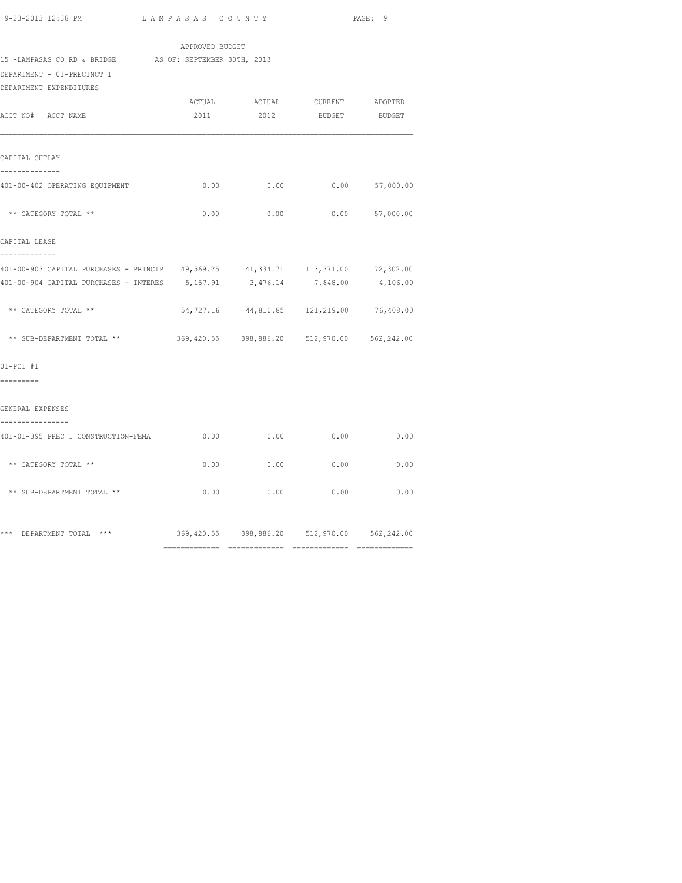APPROVED BUDGET

15 -LAMPASAS CO RD & BRIDGE AS OF: SEPTEMBER 30TH, 2013

DEPARTMENT - 01-PRECINCT 1

DEPARTMENT EXPENDITURES

| ACCT NO# ACCT NAME | ACTUAL 2011 | ACTUAL 2012 | CURRENT BUDGET | ADOPTED BUDGET |
|---|---|---|---|---|
| **CAPITAL OUTLAY** | | | | |
| 401-00-402 OPERATING EQUIPMENT | 0.00 | 0.00 | 0.00 | 57,000.00 |
| ** CATEGORY TOTAL ** | 0.00 | 0.00 | 0.00 | 57,000.00 |
| **CAPITAL LEASE** | | | | |
| 401-00-903 CAPITAL PURCHASES - PRINCIP | 49,569.25 | 41,334.71 | 113,371.00 | 72,302.00 |
| 401-00-904 CAPITAL PURCHASES - INTERES | 5,157.91 | 3,476.14 | 7,848.00 | 4,106.00 |
| ** CATEGORY TOTAL ** | 54,727.16 | 44,810.85 | 121,219.00 | 76,408.00 |
| ** SUB-DEPARTMENT TOTAL ** | 369,420.55 | 398,886.20 | 512,970.00 | 562,242.00 |
| **01-PCT #1** | | | | |
| **GENERAL EXPENSES** | | | | |
| 401-01-395 PREC 1 CONSTRUCTION-FEMA | 0.00 | 0.00 | 0.00 | 0.00 |
| ** CATEGORY TOTAL ** | 0.00 | 0.00 | 0.00 | 0.00 |
| ** SUB-DEPARTMENT TOTAL ** | 0.00 | 0.00 | 0.00 | 0.00 |
| *** DEPARTMENT TOTAL *** | 369,420.55 | 398,886.20 | 512,970.00 | 562,242.00 |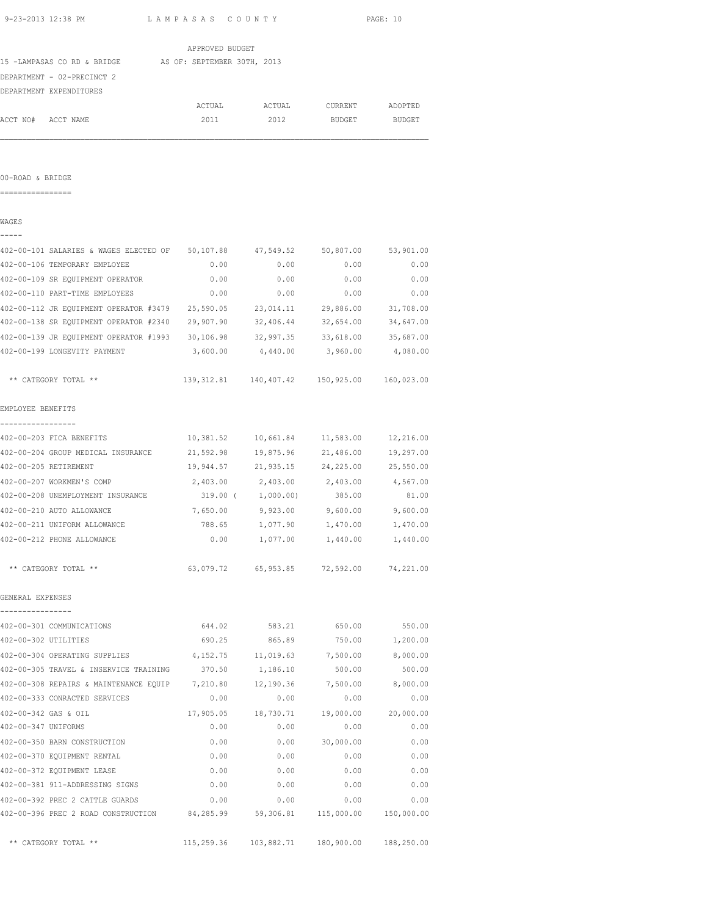APPROVED BUDGET

15 -LAMPASAS CO RD & BRIDGE AS OF: SEPTEMBER 30TH, 2013

DEPARTMENT - 02-PRECINCT 2

DEPARTMENT EXPENDITURES

| ACCT NO# ACCT NAME | ACTUAL 2011 | ACTUAL 2012 | CURRENT BUDGET | ADOPTED BUDGET |
|---|---|---|---|---|

00-ROAD & BRIDGE
================

WAGES
-----

| ACCT NO# ACCT NAME | ACTUAL 2011 | ACTUAL 2012 | CURRENT BUDGET | ADOPTED BUDGET |
|---|---|---|---|---|
| 402-00-101 SALARIES & WAGES ELECTED OF | 50,107.88 | 47,549.52 | 50,807.00 | 53,901.00 |
| 402-00-106 TEMPORARY EMPLOYEE | 0.00 | 0.00 | 0.00 | 0.00 |
| 402-00-109 SR EQUIPMENT OPERATOR | 0.00 | 0.00 | 0.00 | 0.00 |
| 402-00-110 PART-TIME EMPLOYEES | 0.00 | 0.00 | 0.00 | 0.00 |
| 402-00-112 JR EQUIPMENT OPERATOR #3479 | 25,590.05 | 23,014.11 | 29,886.00 | 31,708.00 |
| 402-00-138 SR EQUIPMENT OPERATOR #2340 | 29,907.90 | 32,406.44 | 32,654.00 | 34,647.00 |
| 402-00-139 JR EQUIPMENT OPERATOR #1993 | 30,106.98 | 32,997.35 | 33,618.00 | 35,687.00 |
| 402-00-199 LONGEVITY PAYMENT | 3,600.00 | 4,440.00 | 3,960.00 | 4,080.00 |
| ** CATEGORY TOTAL ** | 139,312.81 | 140,407.42 | 150,925.00 | 160,023.00 |

EMPLOYEE BENEFITS
-----------------

| ACCT NO# ACCT NAME | ACTUAL 2011 | ACTUAL 2012 | CURRENT BUDGET | ADOPTED BUDGET |
|---|---|---|---|---|
| 402-00-203 FICA BENEFITS | 10,381.52 | 10,661.84 | 11,583.00 | 12,216.00 |
| 402-00-204 GROUP MEDICAL INSURANCE | 21,592.98 | 19,875.96 | 21,486.00 | 19,297.00 |
| 402-00-205 RETIREMENT | 19,944.57 | 21,935.15 | 24,225.00 | 25,550.00 |
| 402-00-207 WORKMEN'S COMP | 2,403.00 | 2,403.00 | 2,403.00 | 4,567.00 |
| 402-00-208 UNEMPLOYMENT INSURANCE | 319.00 | ( 1,000.00) | 385.00 | 81.00 |
| 402-00-210 AUTO ALLOWANCE | 7,650.00 | 9,923.00 | 9,600.00 | 9,600.00 |
| 402-00-211 UNIFORM ALLOWANCE | 788.65 | 1,077.90 | 1,470.00 | 1,470.00 |
| 402-00-212 PHONE ALLOWANCE | 0.00 | 1,077.00 | 1,440.00 | 1,440.00 |
| ** CATEGORY TOTAL ** | 63,079.72 | 65,953.85 | 72,592.00 | 74,221.00 |

GENERAL EXPENSES
----------------

| ACCT NO# ACCT NAME | ACTUAL 2011 | ACTUAL 2012 | CURRENT BUDGET | ADOPTED BUDGET |
|---|---|---|---|---|
| 402-00-301 COMMUNICATIONS | 644.02 | 583.21 | 650.00 | 550.00 |
| 402-00-302 UTILITIES | 690.25 | 865.89 | 750.00 | 1,200.00 |
| 402-00-304 OPERATING SUPPLIES | 4,152.75 | 11,019.63 | 7,500.00 | 8,000.00 |
| 402-00-305 TRAVEL & INSERVICE TRAINING | 370.50 | 1,186.10 | 500.00 | 500.00 |
| 402-00-308 REPAIRS & MAINTENANCE EQUIP | 7,210.80 | 12,190.36 | 7,500.00 | 8,000.00 |
| 402-00-333 CONRACTED SERVICES | 0.00 | 0.00 | 0.00 | 0.00 |
| 402-00-342 GAS & OIL | 17,905.05 | 18,730.71 | 19,000.00 | 20,000.00 |
| 402-00-347 UNIFORMS | 0.00 | 0.00 | 0.00 | 0.00 |
| 402-00-350 BARN CONSTRUCTION | 0.00 | 0.00 | 30,000.00 | 0.00 |
| 402-00-370 EQUIPMENT RENTAL | 0.00 | 0.00 | 0.00 | 0.00 |
| 402-00-372 EQUIPMENT LEASE | 0.00 | 0.00 | 0.00 | 0.00 |
| 402-00-381 911-ADDRESSING SIGNS | 0.00 | 0.00 | 0.00 | 0.00 |
| 402-00-392 PREC 2 CATTLE GUARDS | 0.00 | 0.00 | 0.00 | 0.00 |
| 402-00-396 PREC 2 ROAD CONSTRUCTION | 84,285.99 | 59,306.81 | 115,000.00 | 150,000.00 |
| ** CATEGORY TOTAL ** | 115,259.36 | 103,882.71 | 180,900.00 | 188,250.00 |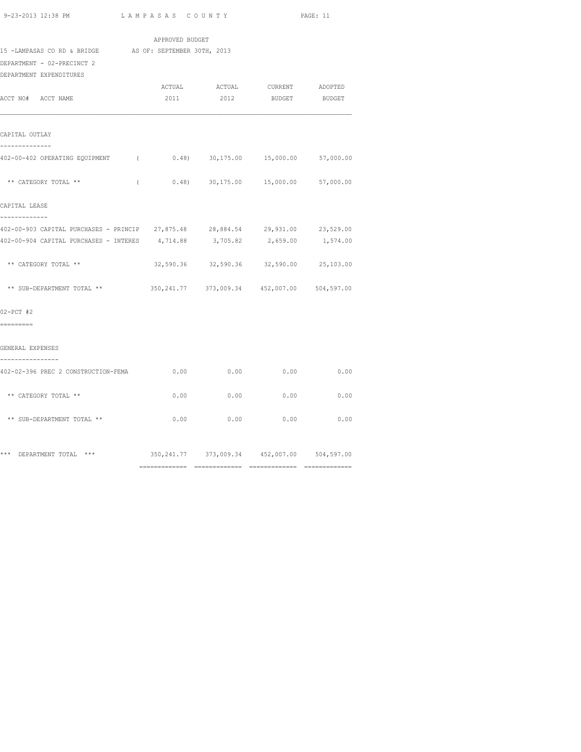APPROVED BUDGET

15 -LAMPASAS CO RD & BRIDGE AS OF: SEPTEMBER 30TH, 2013

DEPARTMENT - 02-PRECINCT 2

DEPARTMENT EXPENDITURES

| ACCT NO# ACCT NAME | ACTUAL 2011 | ACTUAL 2012 | CURRENT BUDGET | ADOPTED BUDGET |
|---|---|---|---|---|
| **CAPITAL OUTLAY** | | | | |
| 402-00-402 OPERATING EQUIPMENT | ( 0.48) | 30,175.00 | 15,000.00 | 57,000.00 |
| ** CATEGORY TOTAL ** | ( 0.48) | 30,175.00 | 15,000.00 | 57,000.00 |
| **CAPITAL LEASE** | | | | |
| 402-00-903 CAPITAL PURCHASES - PRINCIP | 27,875.48 | 28,884.54 | 29,931.00 | 23,529.00 |
| 402-00-904 CAPITAL PURCHASES - INTERES | 4,714.88 | 3,705.82 | 2,659.00 | 1,574.00 |
| ** CATEGORY TOTAL ** | 32,590.36 | 32,590.36 | 32,590.00 | 25,103.00 |
| ** SUB-DEPARTMENT TOTAL ** | 350,241.77 | 373,009.34 | 452,007.00 | 504,597.00 |
| **02-PCT #2** | | | | |
| **GENERAL EXPENSES** | | | | |
| 402-02-396 PREC 2 CONSTRUCTION-FEMA | 0.00 | 0.00 | 0.00 | 0.00 |
| ** CATEGORY TOTAL ** | 0.00 | 0.00 | 0.00 | 0.00 |
| ** SUB-DEPARTMENT TOTAL ** | 0.00 | 0.00 | 0.00 | 0.00 |
| *** DEPARTMENT TOTAL *** | 350,241.77 | 373,009.34 | 452,007.00 | 504,597.00 |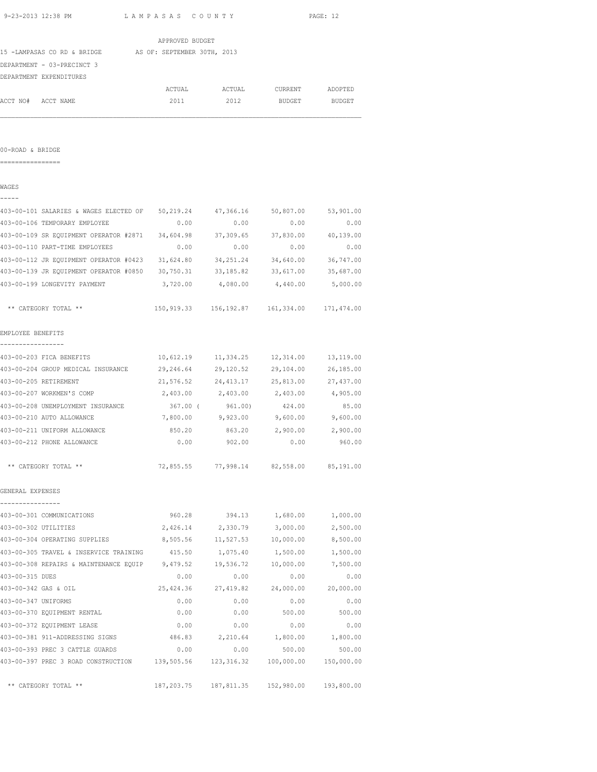APPROVED BUDGET

15 -LAMPASAS CO RD & BRIDGE    AS OF: SEPTEMBER 30TH, 2013

DEPARTMENT - 03-PRECINCT 3

DEPARTMENT EXPENDITURES

| ACCT NO# | ACCT NAME | ACTUAL 2011 | ACTUAL 2012 | CURRENT BUDGET | ADOPTED BUDGET |
|---|---|---|---|---|---|

## 00-ROAD & BRIDGE

### WAGES

| ACCT NO# / ACCT NAME | ACTUAL 2011 | ACTUAL 2012 | CURRENT BUDGET | ADOPTED BUDGET |
|---|---|---|---|---|
| 403-00-101 SALARIES & WAGES ELECTED OF | 50,219.24 | 47,366.16 | 50,807.00 | 53,901.00 |
| 403-00-106 TEMPORARY EMPLOYEE | 0.00 | 0.00 | 0.00 | 0.00 |
| 403-00-109 SR EQUIPMENT OPERATOR #2871 | 34,604.98 | 37,309.65 | 37,830.00 | 40,139.00 |
| 403-00-110 PART-TIME EMPLOYEES | 0.00 | 0.00 | 0.00 | 0.00 |
| 403-00-112 JR EQUIPMENT OPERATOR #0423 | 31,624.80 | 34,251.24 | 34,640.00 | 36,747.00 |
| 403-00-139 JR EQUIPMENT OPERATOR #0850 | 30,750.31 | 33,185.82 | 33,617.00 | 35,687.00 |
| 403-00-199 LONGEVITY PAYMENT | 3,720.00 | 4,080.00 | 4,440.00 | 5,000.00 |
| ** CATEGORY TOTAL ** | 150,919.33 | 156,192.87 | 161,334.00 | 171,474.00 |

### EMPLOYEE BENEFITS

| ACCT NO# / ACCT NAME | ACTUAL 2011 | ACTUAL 2012 | CURRENT BUDGET | ADOPTED BUDGET |
|---|---|---|---|---|
| 403-00-203 FICA BENEFITS | 10,612.19 | 11,334.25 | 12,314.00 | 13,119.00 |
| 403-00-204 GROUP MEDICAL INSURANCE | 29,246.64 | 29,120.52 | 29,104.00 | 26,185.00 |
| 403-00-205 RETIREMENT | 21,576.52 | 24,413.17 | 25,813.00 | 27,437.00 |
| 403-00-207 WORKMEN'S COMP | 2,403.00 | 2,403.00 | 2,403.00 | 4,905.00 |
| 403-00-208 UNEMPLOYMENT INSURANCE | 367.00 | ( 961.00) | 424.00 | 85.00 |
| 403-00-210 AUTO ALLOWANCE | 7,800.00 | 9,923.00 | 9,600.00 | 9,600.00 |
| 403-00-211 UNIFORM ALLOWANCE | 850.20 | 863.20 | 2,900.00 | 2,900.00 |
| 403-00-212 PHONE ALLOWANCE | 0.00 | 902.00 | 0.00 | 960.00 |
| ** CATEGORY TOTAL ** | 72,855.55 | 77,998.14 | 82,558.00 | 85,191.00 |

### GENERAL EXPENSES

| ACCT NO# / ACCT NAME | ACTUAL 2011 | ACTUAL 2012 | CURRENT BUDGET | ADOPTED BUDGET |
|---|---|---|---|---|
| 403-00-301 COMMUNICATIONS | 960.28 | 394.13 | 1,680.00 | 1,000.00 |
| 403-00-302 UTILITIES | 2,426.14 | 2,330.79 | 3,000.00 | 2,500.00 |
| 403-00-304 OPERATING SUPPLIES | 8,505.56 | 11,527.53 | 10,000.00 | 8,500.00 |
| 403-00-305 TRAVEL & INSERVICE TRAINING | 415.50 | 1,075.40 | 1,500.00 | 1,500.00 |
| 403-00-308 REPAIRS & MAINTENANCE EQUIP | 9,479.52 | 19,536.72 | 10,000.00 | 7,500.00 |
| 403-00-315 DUES | 0.00 | 0.00 | 0.00 | 0.00 |
| 403-00-342 GAS & OIL | 25,424.36 | 27,419.82 | 24,000.00 | 20,000.00 |
| 403-00-347 UNIFORMS | 0.00 | 0.00 | 0.00 | 0.00 |
| 403-00-370 EQUIPMENT RENTAL | 0.00 | 0.00 | 500.00 | 500.00 |
| 403-00-372 EQUIPMENT LEASE | 0.00 | 0.00 | 0.00 | 0.00 |
| 403-00-381 911-ADDRESSING SIGNS | 486.83 | 2,210.64 | 1,800.00 | 1,800.00 |
| 403-00-393 PREC 3 CATTLE GUARDS | 0.00 | 0.00 | 500.00 | 500.00 |
| 403-00-397 PREC 3 ROAD CONSTRUCTION | 139,505.56 | 123,316.32 | 100,000.00 | 150,000.00 |
| ** CATEGORY TOTAL ** | 187,203.75 | 187,811.35 | 152,980.00 | 193,800.00 |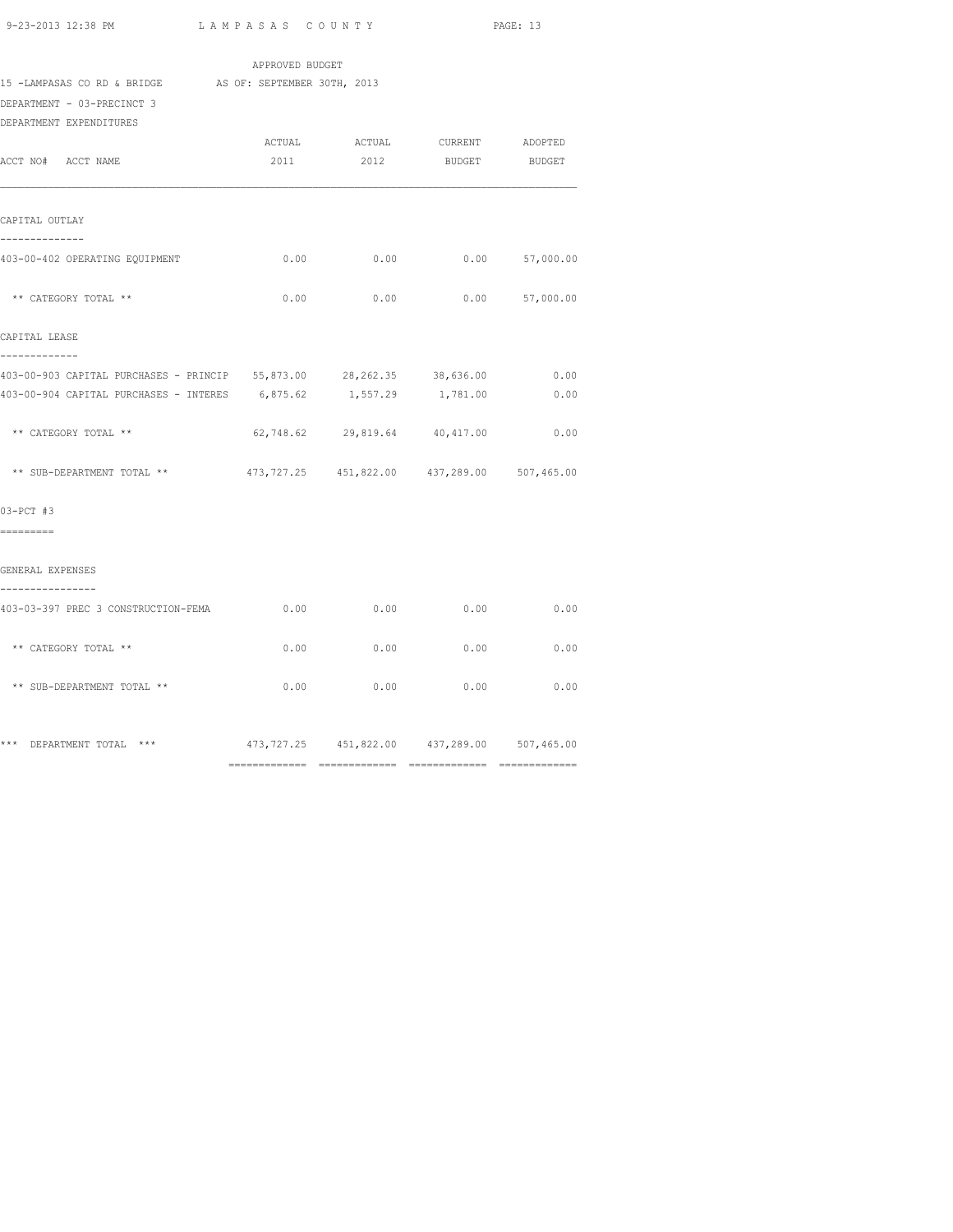APPROVED BUDGET

15 -LAMPASAS CO RD & BRIDGE AS OF: SEPTEMBER 30TH, 2013

DEPARTMENT - 03-PRECINCT 3

DEPARTMENT EXPENDITURES

| ACCT NO# ACCT NAME | ACTUAL 2011 | ACTUAL 2012 | CURRENT BUDGET | ADOPTED BUDGET |
|---|---|---|---|---|
| **CAPITAL OUTLAY** | | | | |
| 403-00-402 OPERATING EQUIPMENT | 0.00 | 0.00 | 0.00 | 57,000.00 |
| ** CATEGORY TOTAL ** | 0.00 | 0.00 | 0.00 | 57,000.00 |
| **CAPITAL LEASE** | | | | |
| 403-00-903 CAPITAL PURCHASES - PRINCIP | 55,873.00 | 28,262.35 | 38,636.00 | 0.00 |
| 403-00-904 CAPITAL PURCHASES - INTERES | 6,875.62 | 1,557.29 | 1,781.00 | 0.00 |
| ** CATEGORY TOTAL ** | 62,748.62 | 29,819.64 | 40,417.00 | 0.00 |
| ** SUB-DEPARTMENT TOTAL ** | 473,727.25 | 451,822.00 | 437,289.00 | 507,465.00 |
| **03-PCT #3** | | | | |
| **GENERAL EXPENSES** | | | | |
| 403-03-397 PREC 3 CONSTRUCTION-FEMA | 0.00 | 0.00 | 0.00 | 0.00 |
| ** CATEGORY TOTAL ** | 0.00 | 0.00 | 0.00 | 0.00 |
| ** SUB-DEPARTMENT TOTAL ** | 0.00 | 0.00 | 0.00 | 0.00 |
| *** DEPARTMENT TOTAL *** | 473,727.25 | 451,822.00 | 437,289.00 | 507,465.00 |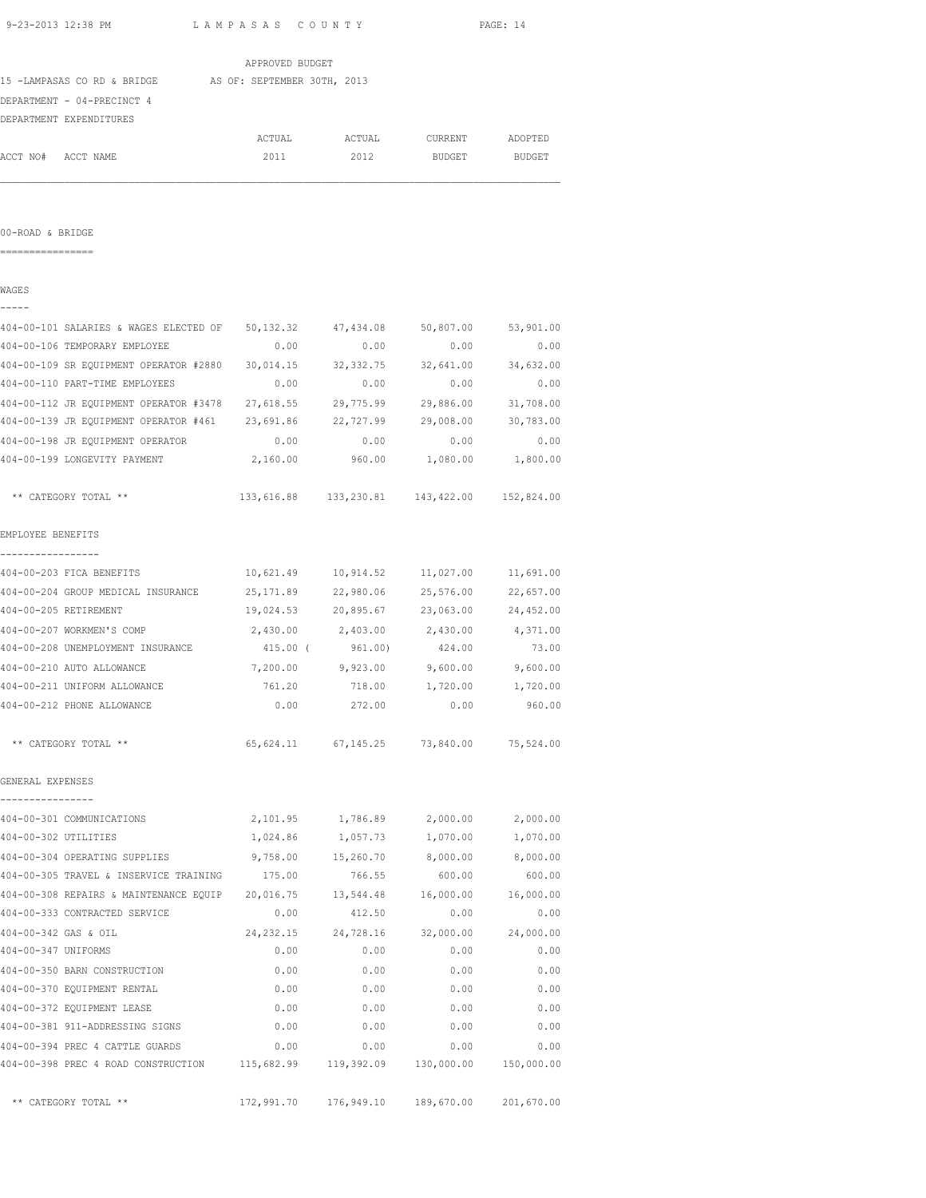APPROVED BUDGET

15 -LAMPASAS CO RD & BRIDGE AS OF: SEPTEMBER 30TH, 2013

DEPARTMENT - 04-PRECINCT 4

DEPARTMENT EXPENDITURES

| ACCT NO# ACCT NAME | ACTUAL 2011 | ACTUAL 2012 | CURRENT BUDGET | ADOPTED BUDGET |
|---|---|---|---|---|

## 00-ROAD & BRIDGE

### WAGES

| ACCT NO# ACCT NAME | ACTUAL 2011 | ACTUAL 2012 | CURRENT BUDGET | ADOPTED BUDGET |
|---|---|---|---|---|
| 404-00-101 SALARIES & WAGES ELECTED OF | 50,132.32 | 47,434.08 | 50,807.00 | 53,901.00 |
| 404-00-106 TEMPORARY EMPLOYEE | 0.00 | 0.00 | 0.00 | 0.00 |
| 404-00-109 SR EQUIPMENT OPERATOR #2880 | 30,014.15 | 32,332.75 | 32,641.00 | 34,632.00 |
| 404-00-110 PART-TIME EMPLOYEES | 0.00 | 0.00 | 0.00 | 0.00 |
| 404-00-112 JR EQUIPMENT OPERATOR #3478 | 27,618.55 | 29,775.99 | 29,886.00 | 31,708.00 |
| 404-00-139 JR EQUIPMENT OPERATOR #461 | 23,691.86 | 22,727.99 | 29,008.00 | 30,783.00 |
| 404-00-198 JR EQUIPMENT OPERATOR | 0.00 | 0.00 | 0.00 | 0.00 |
| 404-00-199 LONGEVITY PAYMENT | 2,160.00 | 960.00 | 1,080.00 | 1,800.00 |
| ** CATEGORY TOTAL ** | 133,616.88 | 133,230.81 | 143,422.00 | 152,824.00 |

### EMPLOYEE BENEFITS

| ACCT NO# ACCT NAME | ACTUAL 2011 | ACTUAL 2012 | CURRENT BUDGET | ADOPTED BUDGET |
|---|---|---|---|---|
| 404-00-203 FICA BENEFITS | 10,621.49 | 10,914.52 | 11,027.00 | 11,691.00 |
| 404-00-204 GROUP MEDICAL INSURANCE | 25,171.89 | 22,980.06 | 25,576.00 | 22,657.00 |
| 404-00-205 RETIREMENT | 19,024.53 | 20,895.67 | 23,063.00 | 24,452.00 |
| 404-00-207 WORKMEN'S COMP | 2,430.00 | 2,403.00 | 2,430.00 | 4,371.00 |
| 404-00-208 UNEMPLOYMENT INSURANCE | 415.00 | ( 961.00) | 424.00 | 73.00 |
| 404-00-210 AUTO ALLOWANCE | 7,200.00 | 9,923.00 | 9,600.00 | 9,600.00 |
| 404-00-211 UNIFORM ALLOWANCE | 761.20 | 718.00 | 1,720.00 | 1,720.00 |
| 404-00-212 PHONE ALLOWANCE | 0.00 | 272.00 | 0.00 | 960.00 |
| ** CATEGORY TOTAL ** | 65,624.11 | 67,145.25 | 73,840.00 | 75,524.00 |

### GENERAL EXPENSES

| ACCT NO# ACCT NAME | ACTUAL 2011 | ACTUAL 2012 | CURRENT BUDGET | ADOPTED BUDGET |
|---|---|---|---|---|
| 404-00-301 COMMUNICATIONS | 2,101.95 | 1,786.89 | 2,000.00 | 2,000.00 |
| 404-00-302 UTILITIES | 1,024.86 | 1,057.73 | 1,070.00 | 1,070.00 |
| 404-00-304 OPERATING SUPPLIES | 9,758.00 | 15,260.70 | 8,000.00 | 8,000.00 |
| 404-00-305 TRAVEL & INSERVICE TRAINING | 175.00 | 766.55 | 600.00 | 600.00 |
| 404-00-308 REPAIRS & MAINTENANCE EQUIP | 20,016.75 | 13,544.48 | 16,000.00 | 16,000.00 |
| 404-00-333 CONTRACTED SERVICE | 0.00 | 412.50 | 0.00 | 0.00 |
| 404-00-342 GAS & OIL | 24,232.15 | 24,728.16 | 32,000.00 | 24,000.00 |
| 404-00-347 UNIFORMS | 0.00 | 0.00 | 0.00 | 0.00 |
| 404-00-350 BARN CONSTRUCTION | 0.00 | 0.00 | 0.00 | 0.00 |
| 404-00-370 EQUIPMENT RENTAL | 0.00 | 0.00 | 0.00 | 0.00 |
| 404-00-372 EQUIPMENT LEASE | 0.00 | 0.00 | 0.00 | 0.00 |
| 404-00-381 911-ADDRESSING SIGNS | 0.00 | 0.00 | 0.00 | 0.00 |
| 404-00-394 PREC 4 CATTLE GUARDS | 0.00 | 0.00 | 0.00 | 0.00 |
| 404-00-398 PREC 4 ROAD CONSTRUCTION | 115,682.99 | 119,392.09 | 130,000.00 | 150,000.00 |
| ** CATEGORY TOTAL ** | 172,991.70 | 176,949.10 | 189,670.00 | 201,670.00 |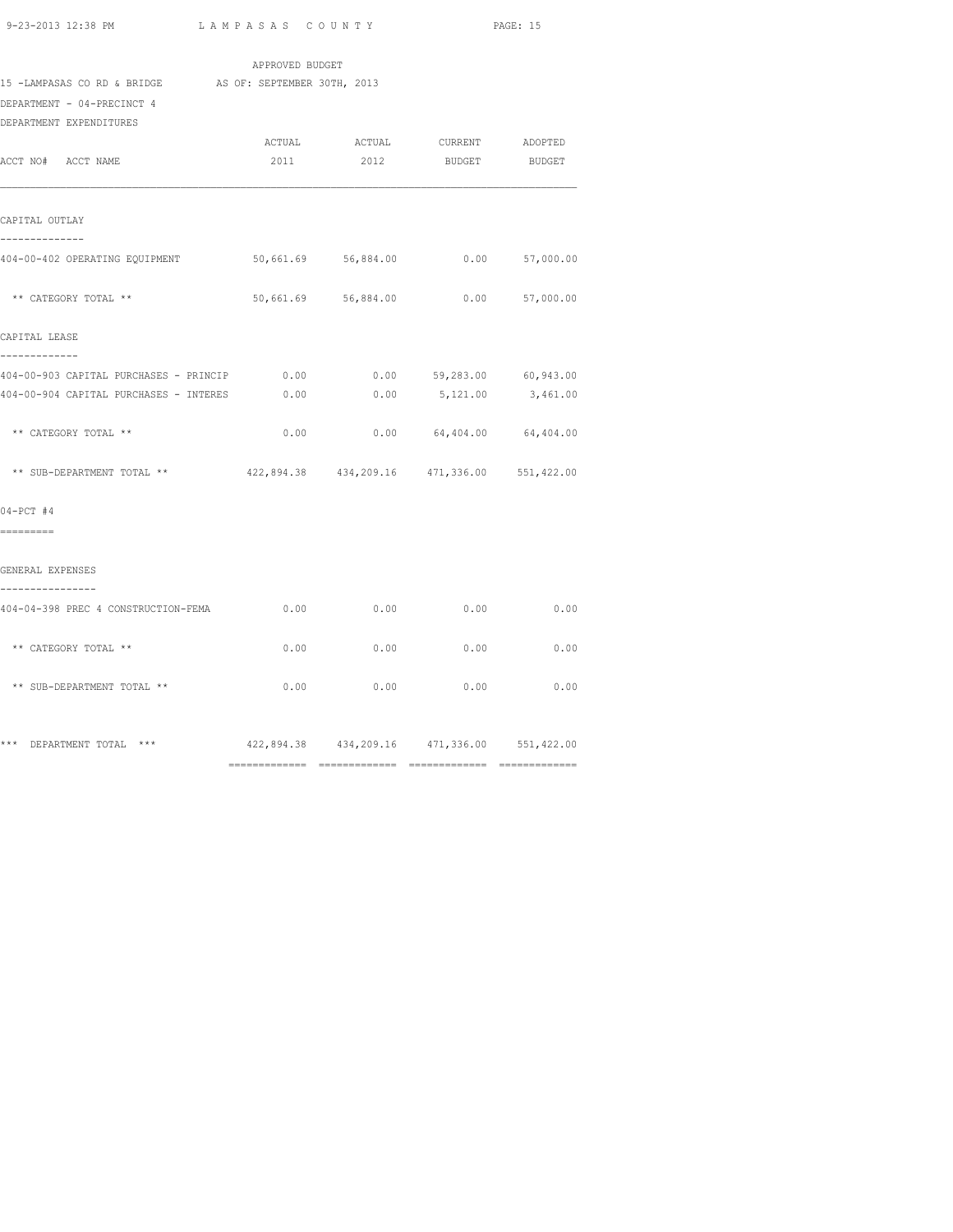APPROVED BUDGET

15 -LAMPASAS CO RD & BRIDGE AS OF: SEPTEMBER 30TH, 2013

DEPARTMENT - 04-PRECINCT 4

DEPARTMENT EXPENDITURES

| ACCT NO# ACCT NAME | ACTUAL 2011 | ACTUAL 2012 | CURRENT BUDGET | ADOPTED BUDGET |
|---|---|---|---|---|
| **CAPITAL OUTLAY** | | | | |
| 404-00-402 OPERATING EQUIPMENT | 50,661.69 | 56,884.00 | 0.00 | 57,000.00 |
| ** CATEGORY TOTAL ** | 50,661.69 | 56,884.00 | 0.00 | 57,000.00 |
| **CAPITAL LEASE** | | | | |
| 404-00-903 CAPITAL PURCHASES - PRINCIP | 0.00 | 0.00 | 59,283.00 | 60,943.00 |
| 404-00-904 CAPITAL PURCHASES - INTERES | 0.00 | 0.00 | 5,121.00 | 3,461.00 |
| ** CATEGORY TOTAL ** | 0.00 | 0.00 | 64,404.00 | 64,404.00 |
| ** SUB-DEPARTMENT TOTAL ** | 422,894.38 | 434,209.16 | 471,336.00 | 551,422.00 |
| **04-PCT #4** | | | | |
| **GENERAL EXPENSES** | | | | |
| 404-04-398 PREC 4 CONSTRUCTION-FEMA | 0.00 | 0.00 | 0.00 | 0.00 |
| ** CATEGORY TOTAL ** | 0.00 | 0.00 | 0.00 | 0.00 |
| ** SUB-DEPARTMENT TOTAL ** | 0.00 | 0.00 | 0.00 | 0.00 |
| *** DEPARTMENT TOTAL *** | 422,894.38 | 434,209.16 | 471,336.00 | 551,422.00 |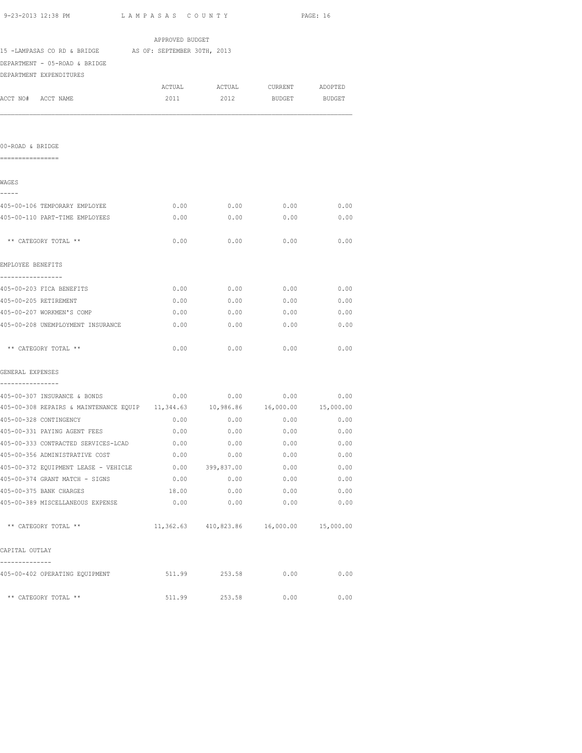APPROVED BUDGET

15 -LAMPASAS CO RD & BRIDGE AS OF: SEPTEMBER 30TH, 2013

DEPARTMENT - 05-ROAD & BRIDGE

DEPARTMENT EXPENDITURES

| ACCT NO# ACCT NAME | ACTUAL 2011 | ACTUAL 2012 | CURRENT BUDGET | ADOPTED BUDGET |
|---|---|---|---|---|
| **00-ROAD & BRIDGE** | | | | |
| **WAGES** | | | | |
| 405-00-106 TEMPORARY EMPLOYEE | 0.00 | 0.00 | 0.00 | 0.00 |
| 405-00-110 PART-TIME EMPLOYEES | 0.00 | 0.00 | 0.00 | 0.00 |
| ** CATEGORY TOTAL ** | 0.00 | 0.00 | 0.00 | 0.00 |
| **EMPLOYEE BENEFITS** | | | | |
| 405-00-203 FICA BENEFITS | 0.00 | 0.00 | 0.00 | 0.00 |
| 405-00-205 RETIREMENT | 0.00 | 0.00 | 0.00 | 0.00 |
| 405-00-207 WORKMEN'S COMP | 0.00 | 0.00 | 0.00 | 0.00 |
| 405-00-208 UNEMPLOYMENT INSURANCE | 0.00 | 0.00 | 0.00 | 0.00 |
| ** CATEGORY TOTAL ** | 0.00 | 0.00 | 0.00 | 0.00 |
| **GENERAL EXPENSES** | | | | |
| 405-00-307 INSURANCE & BONDS | 0.00 | 0.00 | 0.00 | 0.00 |
| 405-00-308 REPAIRS & MAINTENANCE EQUIP | 11,344.63 | 10,986.86 | 16,000.00 | 15,000.00 |
| 405-00-328 CONTINGENCY | 0.00 | 0.00 | 0.00 | 0.00 |
| 405-00-331 PAYING AGENT FEES | 0.00 | 0.00 | 0.00 | 0.00 |
| 405-00-333 CONTRACTED SERVICES-LCAD | 0.00 | 0.00 | 0.00 | 0.00 |
| 405-00-356 ADMINISTRATIVE COST | 0.00 | 0.00 | 0.00 | 0.00 |
| 405-00-372 EQUIPMENT LEASE - VEHICLE | 0.00 | 399,837.00 | 0.00 | 0.00 |
| 405-00-374 GRANT MATCH - SIGNS | 0.00 | 0.00 | 0.00 | 0.00 |
| 405-00-375 BANK CHARGES | 18.00 | 0.00 | 0.00 | 0.00 |
| 405-00-389 MISCELLANEOUS EXPENSE | 0.00 | 0.00 | 0.00 | 0.00 |
| ** CATEGORY TOTAL ** | 11,362.63 | 410,823.86 | 16,000.00 | 15,000.00 |
| **CAPITAL OUTLAY** | | | | |
| 405-00-402 OPERATING EQUIPMENT | 511.99 | 253.58 | 0.00 | 0.00 |
| ** CATEGORY TOTAL ** | 511.99 | 253.58 | 0.00 | 0.00 |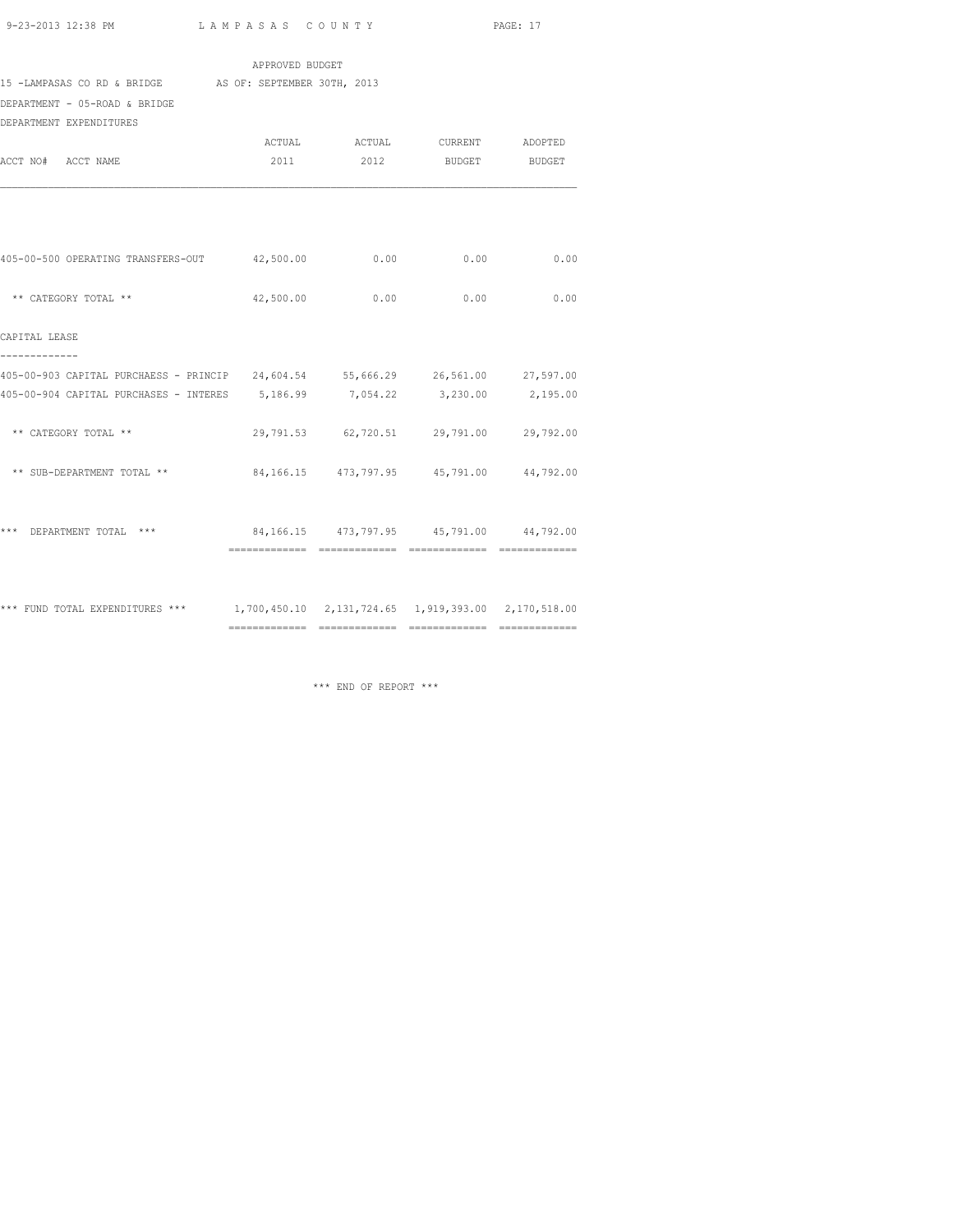APPROVED BUDGET

15 -LAMPASAS CO RD & BRIDGE AS OF: SEPTEMBER 30TH, 2013

DEPARTMENT - 05-ROAD & BRIDGE

DEPARTMENT EXPENDITURES

| ACCT NO# ACCT NAME | ACTUAL 2011 | ACTUAL 2012 | CURRENT BUDGET | ADOPTED BUDGET |
|---|---|---|---|---|
| 405-00-500 OPERATING TRANSFERS-OUT | 42,500.00 | 0.00 | 0.00 | 0.00 |
| ** CATEGORY TOTAL ** | 42,500.00 | 0.00 | 0.00 | 0.00 |
| CAPITAL LEASE | | | | |
| 405-00-903 CAPITAL PURCHAESS - PRINCIP | 24,604.54 | 55,666.29 | 26,561.00 | 27,597.00 |
| 405-00-904 CAPITAL PURCHASES - INTERES | 5,186.99 | 7,054.22 | 3,230.00 | 2,195.00 |
| ** CATEGORY TOTAL ** | 29,791.53 | 62,720.51 | 29,791.00 | 29,792.00 |
| ** SUB-DEPARTMENT TOTAL ** | 84,166.15 | 473,797.95 | 45,791.00 | 44,792.00 |
| *** DEPARTMENT TOTAL *** | 84,166.15 | 473,797.95 | 45,791.00 | 44,792.00 |
| *** FUND TOTAL EXPENDITURES *** | 1,700,450.10 | 2,131,724.65 | 1,919,393.00 | 2,170,518.00 |

*** END OF REPORT ***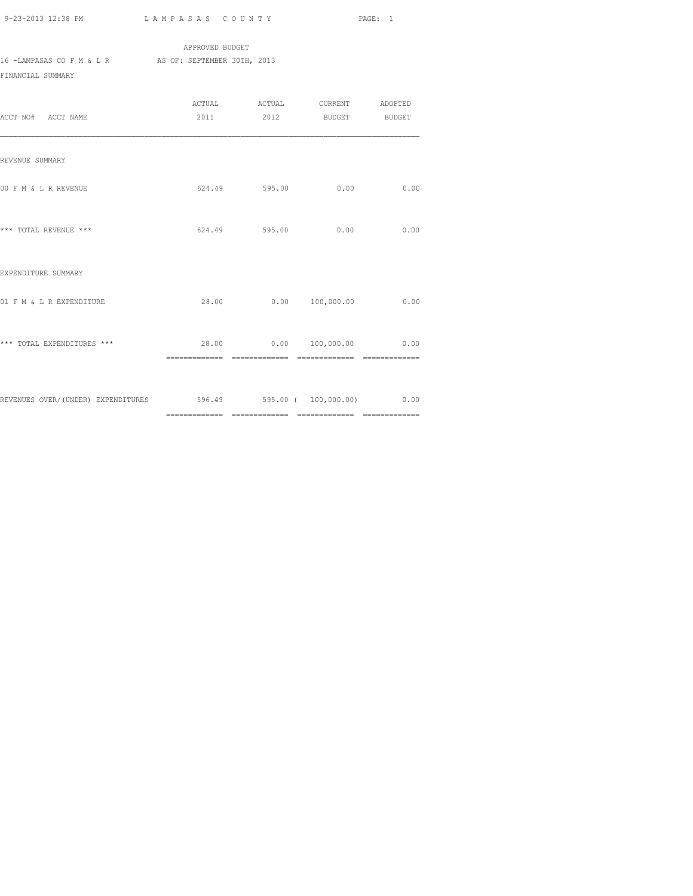APPROVED BUDGET

16 -LAMPASAS CO F M & L R AS OF: SEPTEMBER 30TH, 2013

FINANCIAL SUMMARY

| ACCT NO# ACCT NAME | ACTUAL 2011 | ACTUAL 2012 | CURRENT BUDGET | ADOPTED BUDGET |
|---|---|---|---|---|
| REVENUE SUMMARY | | | | |
| 00 F M & L R REVENUE | 624.49 | 595.00 | 0.00 | 0.00 |
| *** TOTAL REVENUE *** | 624.49 | 595.00 | 0.00 | 0.00 |
| EXPENDITURE SUMMARY | | | | |
| 01 F M & L R EXPENDITURE | 28.00 | 0.00 | 100,000.00 | 0.00 |
| *** TOTAL EXPENDITURES *** | 28.00 | 0.00 | 100,000.00 | 0.00 |
| REVENUES OVER/(UNDER) EXPENDITURES | 596.49 | 595.00 | ( 100,000.00) | 0.00 |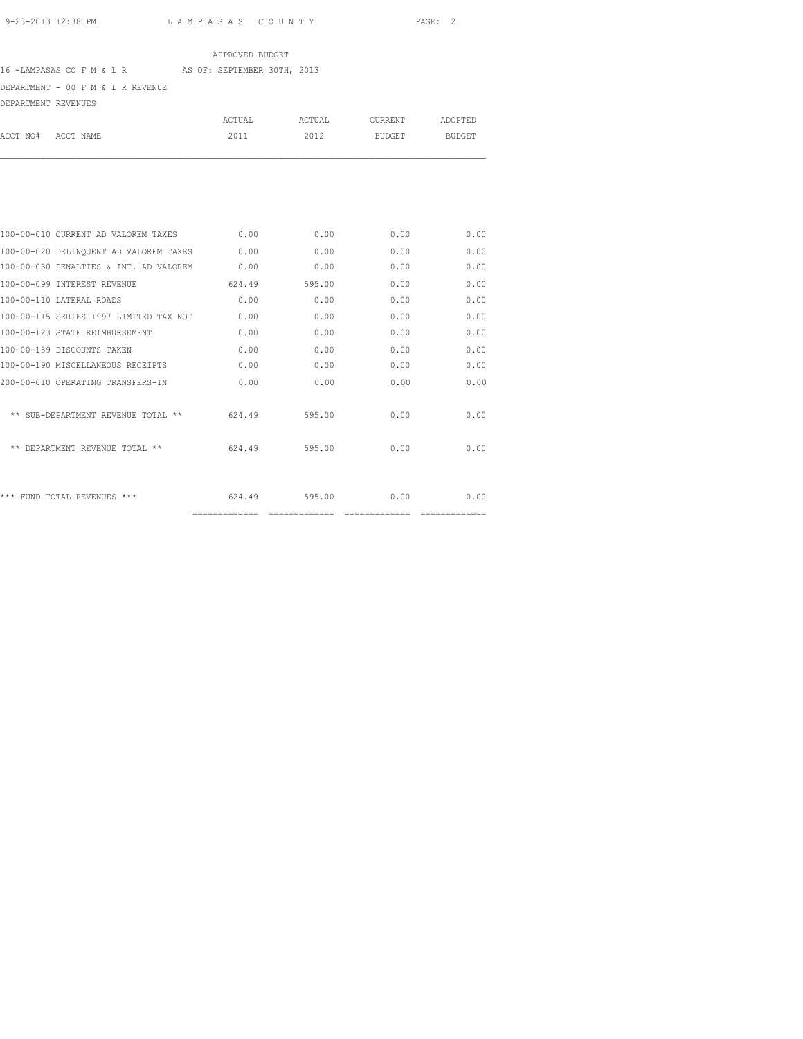APPROVED BUDGET

16 -LAMPASAS CO F M & L R AS OF: SEPTEMBER 30TH, 2013

DEPARTMENT - 00 F M & L R REVENUE

DEPARTMENT REVENUES

| ACCT NO# ACCT NAME | ACTUAL 2011 | ACTUAL 2012 | CURRENT BUDGET | ADOPTED BUDGET |
|---|---|---|---|---|
| 100-00-010 CURRENT AD VALOREM TAXES | 0.00 | 0.00 | 0.00 | 0.00 |
| 100-00-020 DELINQUENT AD VALOREM TAXES | 0.00 | 0.00 | 0.00 | 0.00 |
| 100-00-030 PENALTIES & INT. AD VALOREM | 0.00 | 0.00 | 0.00 | 0.00 |
| 100-00-099 INTEREST REVENUE | 624.49 | 595.00 | 0.00 | 0.00 |
| 100-00-110 LATERAL ROADS | 0.00 | 0.00 | 0.00 | 0.00 |
| 100-00-115 SERIES 1997 LIMITED TAX NOT | 0.00 | 0.00 | 0.00 | 0.00 |
| 100-00-123 STATE REIMBURSEMENT | 0.00 | 0.00 | 0.00 | 0.00 |
| 100-00-189 DISCOUNTS TAKEN | 0.00 | 0.00 | 0.00 | 0.00 |
| 100-00-190 MISCELLANEOUS RECEIPTS | 0.00 | 0.00 | 0.00 | 0.00 |
| 200-00-010 OPERATING TRANSFERS-IN | 0.00 | 0.00 | 0.00 | 0.00 |
| ** SUB-DEPARTMENT REVENUE TOTAL ** | 624.49 | 595.00 | 0.00 | 0.00 |
| ** DEPARTMENT REVENUE TOTAL ** | 624.49 | 595.00 | 0.00 | 0.00 |
| *** FUND TOTAL REVENUES *** | 624.49 | 595.00 | 0.00 | 0.00 |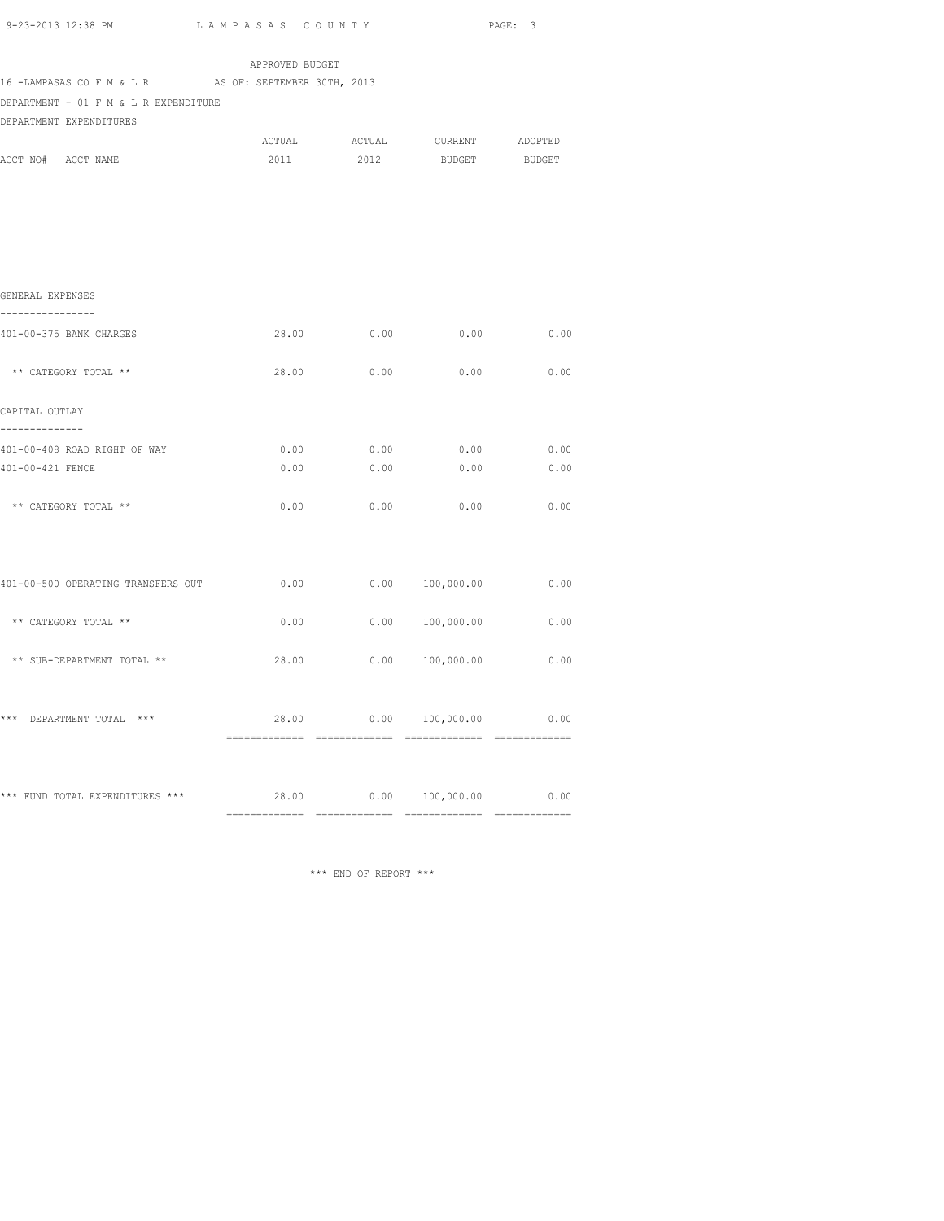APPROVED BUDGET

16 -LAMPASAS CO F M & L R AS OF: SEPTEMBER 30TH, 2013

DEPARTMENT - 01 F M & L R EXPENDITURE

DEPARTMENT EXPENDITURES

| ACCT NO# ACCT NAME | ACTUAL 2011 | ACTUAL 2012 | CURRENT BUDGET | ADOPTED BUDGET |
|---|---|---|---|---|
| **GENERAL EXPENSES** | | | | |
| 401-00-375 BANK CHARGES | 28.00 | 0.00 | 0.00 | 0.00 |
| ** CATEGORY TOTAL ** | 28.00 | 0.00 | 0.00 | 0.00 |
| **CAPITAL OUTLAY** | | | | |
| 401-00-408 ROAD RIGHT OF WAY | 0.00 | 0.00 | 0.00 | 0.00 |
| 401-00-421 FENCE | 0.00 | 0.00 | 0.00 | 0.00 |
| ** CATEGORY TOTAL ** | 0.00 | 0.00 | 0.00 | 0.00 |
| 401-00-500 OPERATING TRANSFERS OUT | 0.00 | 0.00 | 100,000.00 | 0.00 |
| ** CATEGORY TOTAL ** | 0.00 | 0.00 | 100,000.00 | 0.00 |
| ** SUB-DEPARTMENT TOTAL ** | 28.00 | 0.00 | 100,000.00 | 0.00 |
| *** DEPARTMENT TOTAL *** | 28.00 | 0.00 | 100,000.00 | 0.00 |
| *** FUND TOTAL EXPENDITURES *** | 28.00 | 0.00 | 100,000.00 | 0.00 |

*** END OF REPORT ***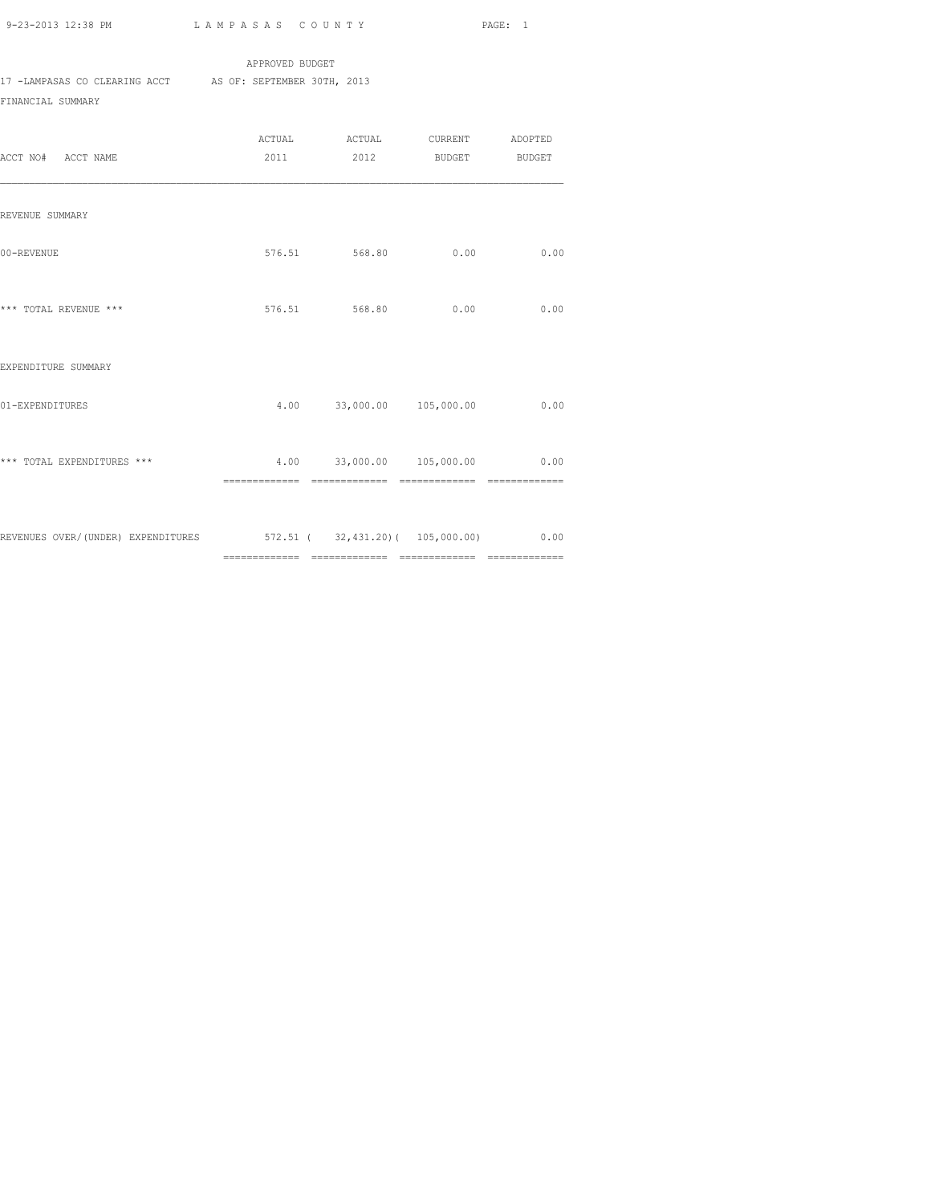APPROVED BUDGET

17 -LAMPASAS CO CLEARING ACCT AS OF: SEPTEMBER 30TH, 2013

FINANCIAL SUMMARY

| ACCT NO# ACCT NAME | ACTUAL 2011 | ACTUAL 2012 | CURRENT BUDGET | ADOPTED BUDGET |
|---|---|---|---|---|
| REVENUE SUMMARY | | | | |
| 00-REVENUE | 576.51 | 568.80 | 0.00 | 0.00 |
| *** TOTAL REVENUE *** | 576.51 | 568.80 | 0.00 | 0.00 |
| EXPENDITURE SUMMARY | | | | |
| 01-EXPENDITURES | 4.00 | 33,000.00 | 105,000.00 | 0.00 |
| *** TOTAL EXPENDITURES *** | 4.00 | 33,000.00 | 105,000.00 | 0.00 |
| REVENUES OVER/(UNDER) EXPENDITURES | 572.51 | ( 32,431.20) | ( 105,000.00) | 0.00 |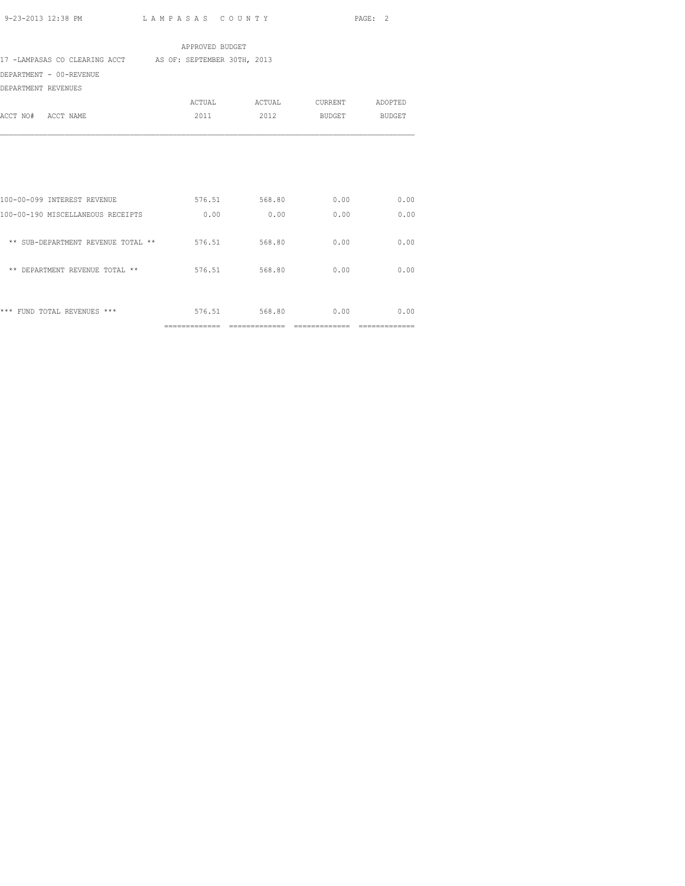APPROVED BUDGET

17 -LAMPASAS CO CLEARING ACCT AS OF: SEPTEMBER 30TH, 2013

DEPARTMENT - 00-REVENUE

DEPARTMENT REVENUES

| ACCT NO# ACCT NAME | ACTUAL 2011 | ACTUAL 2012 | CURRENT BUDGET | ADOPTED BUDGET |
|---|---|---|---|---|
| 100-00-099 INTEREST REVENUE | 576.51 | 568.80 | 0.00 | 0.00 |
| 100-00-190 MISCELLANEOUS RECEIPTS | 0.00 | 0.00 | 0.00 | 0.00 |
| ** SUB-DEPARTMENT REVENUE TOTAL ** | 576.51 | 568.80 | 0.00 | 0.00 |
| ** DEPARTMENT REVENUE TOTAL ** | 576.51 | 568.80 | 0.00 | 0.00 |
| *** FUND TOTAL REVENUES *** | 576.51 | 568.80 | 0.00 | 0.00 |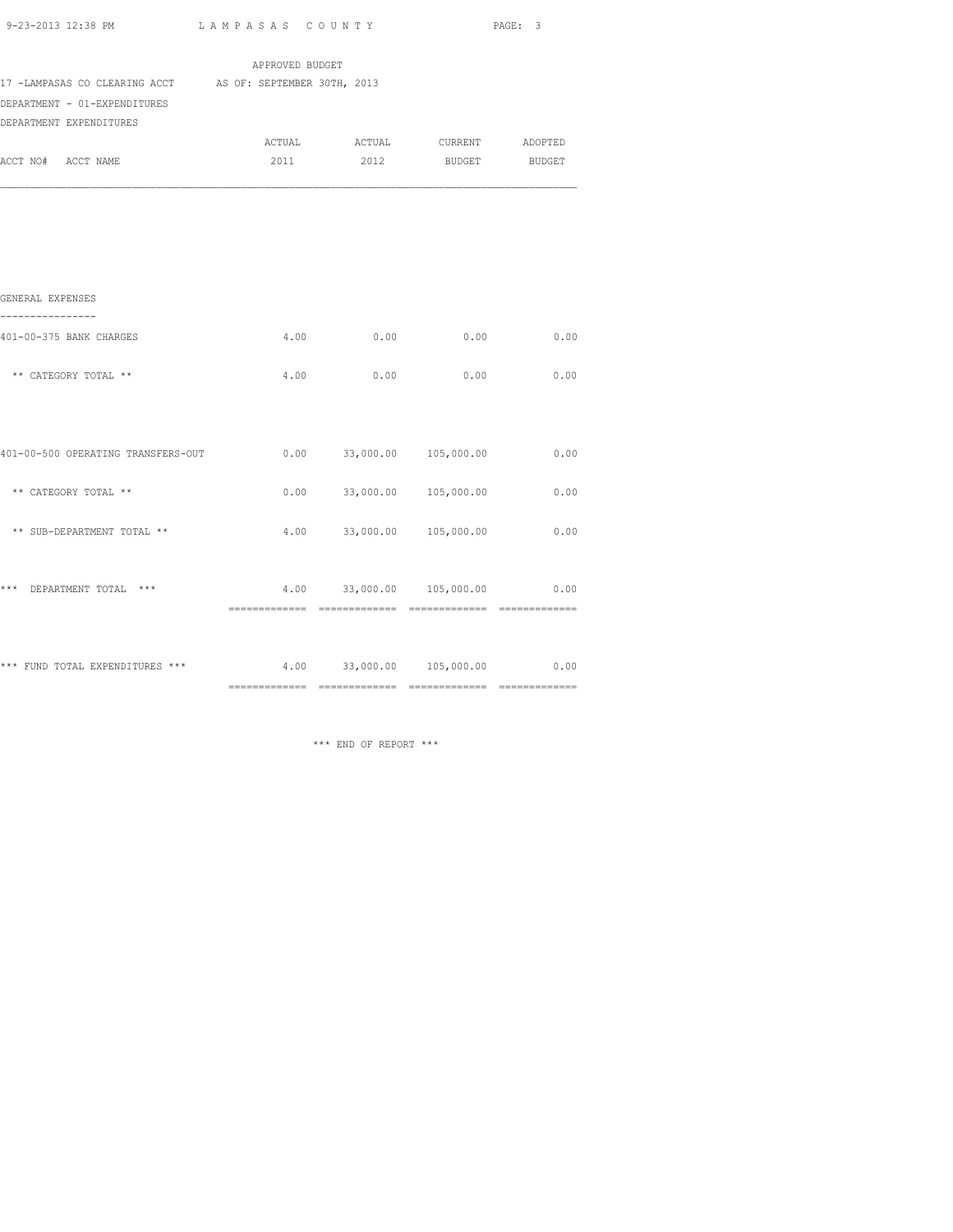LAMPASAS COUNTY

APPROVED BUDGET

17 -LAMPASAS CO CLEARING ACCT AS OF: SEPTEMBER 30TH, 2013

DEPARTMENT - 01-EXPENDITURES

DEPARTMENT EXPENDITURES

| ACCT NO# ACCT NAME | ACTUAL 2011 | ACTUAL 2012 | CURRENT BUDGET | ADOPTED BUDGET |
|---|---|---|---|---|
| **GENERAL EXPENSES** | | | | |
| 401-00-375 BANK CHARGES | 4.00 | 0.00 | 0.00 | 0.00 |
| ** CATEGORY TOTAL ** | 4.00 | 0.00 | 0.00 | 0.00 |
| 401-00-500 OPERATING TRANSFERS-OUT | 0.00 | 33,000.00 | 105,000.00 | 0.00 |
| ** CATEGORY TOTAL ** | 0.00 | 33,000.00 | 105,000.00 | 0.00 |
| ** SUB-DEPARTMENT TOTAL ** | 4.00 | 33,000.00 | 105,000.00 | 0.00 |
| *** DEPARTMENT TOTAL *** | 4.00 | 33,000.00 | 105,000.00 | 0.00 |
| *** FUND TOTAL EXPENDITURES *** | 4.00 | 33,000.00 | 105,000.00 | 0.00 |

*** END OF REPORT ***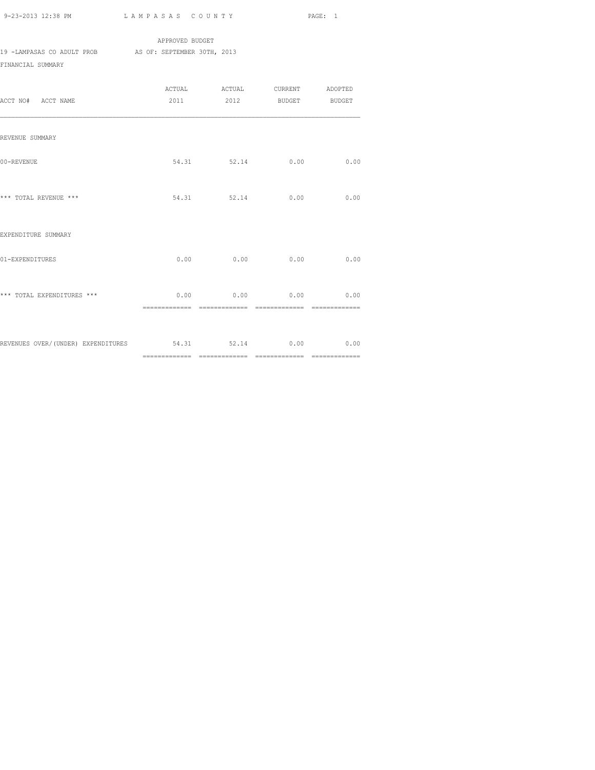APPROVED BUDGET

19 -LAMPASAS CO ADULT PROB AS OF: SEPTEMBER 30TH, 2013

FINANCIAL SUMMARY

| ACCT NO# ACCT NAME | ACTUAL 2011 | ACTUAL 2012 | CURRENT BUDGET | ADOPTED BUDGET |
|---|---|---|---|---|
| REVENUE SUMMARY | | | | |
| 00-REVENUE | 54.31 | 52.14 | 0.00 | 0.00 |
| *** TOTAL REVENUE *** | 54.31 | 52.14 | 0.00 | 0.00 |
| EXPENDITURE SUMMARY | | | | |
| 01-EXPENDITURES | 0.00 | 0.00 | 0.00 | 0.00 |
| *** TOTAL EXPENDITURES *** | 0.00 | 0.00 | 0.00 | 0.00 |
| REVENUES OVER/(UNDER) EXPENDITURES | 54.31 | 52.14 | 0.00 | 0.00 |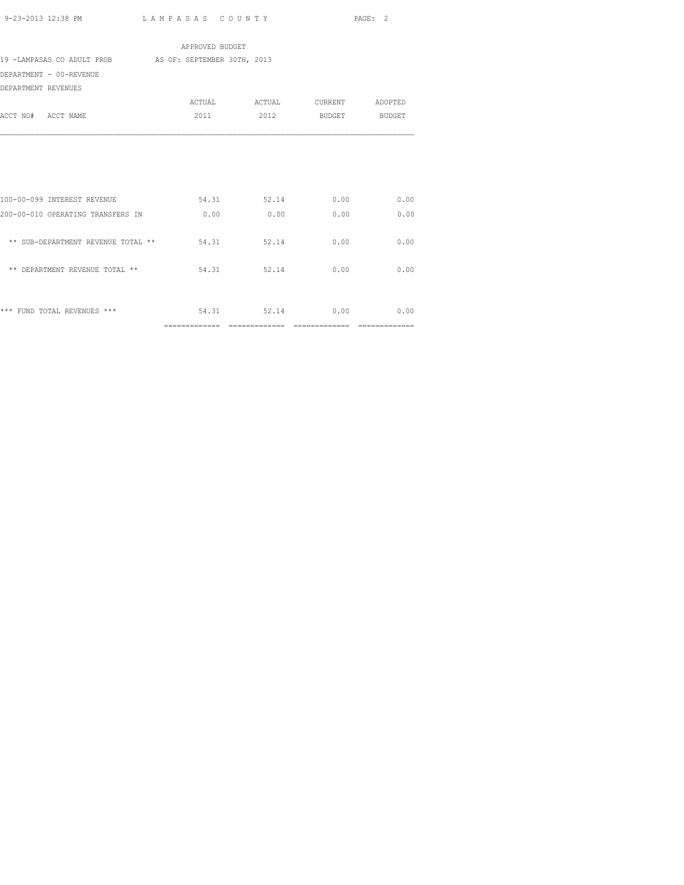APPROVED BUDGET

19 -LAMPASAS CO ADULT PROB AS OF: SEPTEMBER 30TH, 2013

DEPARTMENT - 00-REVENUE

DEPARTMENT REVENUES

| ACCT NO# ACCT NAME | ACTUAL 2011 | ACTUAL 2012 | CURRENT BUDGET | ADOPTED BUDGET |
|---|---|---|---|---|
| 100-00-099 INTEREST REVENUE | 54.31 | 52.14 | 0.00 | 0.00 |
| 200-00-010 OPERATING TRANSFERS IN | 0.00 | 0.00 | 0.00 | 0.00 |
| ** SUB-DEPARTMENT REVENUE TOTAL ** | 54.31 | 52.14 | 0.00 | 0.00 |
| ** DEPARTMENT REVENUE TOTAL ** | 54.31 | 52.14 | 0.00 | 0.00 |
| *** FUND TOTAL REVENUES *** | 54.31 | 52.14 | 0.00 | 0.00 |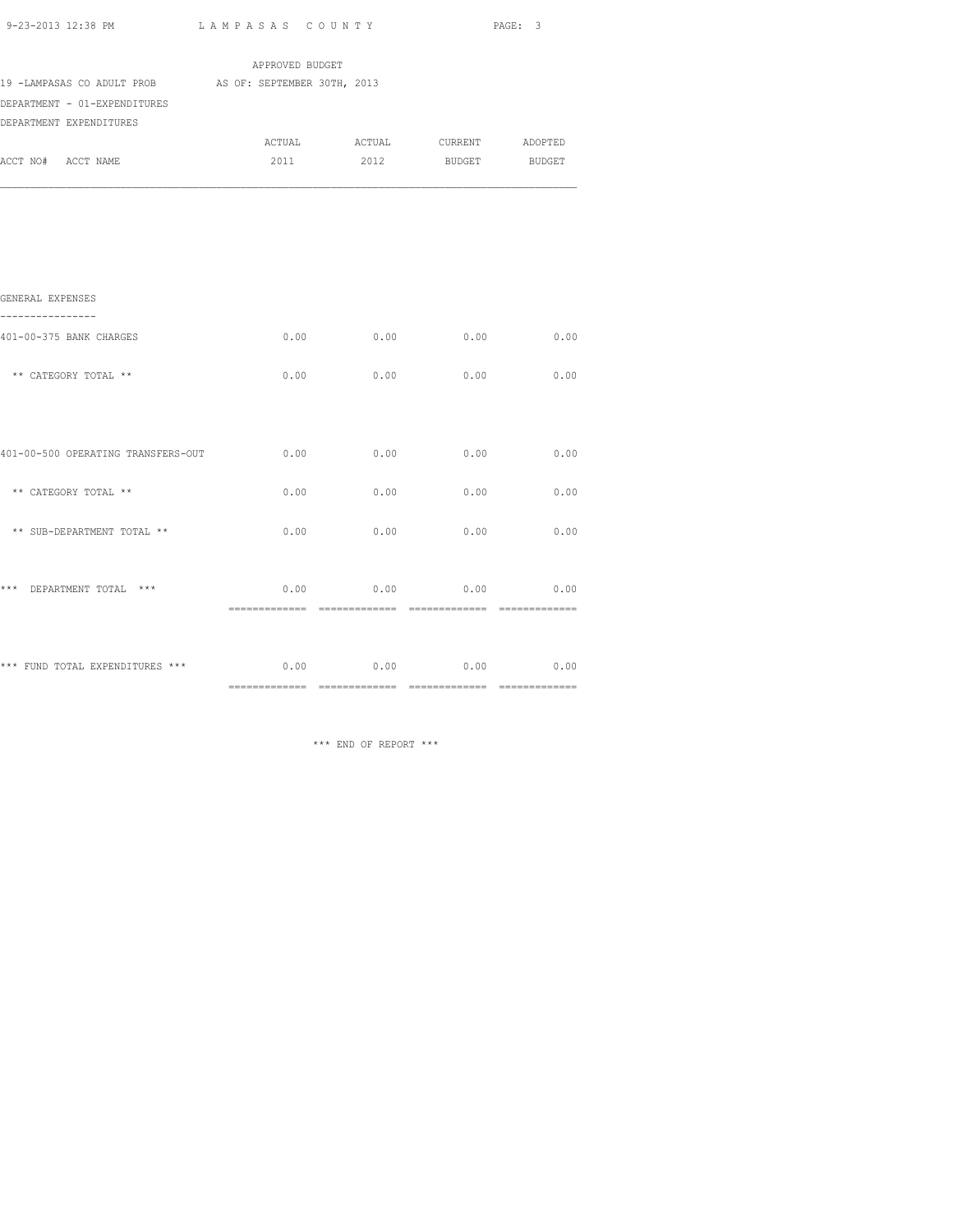APPROVED BUDGET

19 -LAMPASAS CO ADULT PROB AS OF: SEPTEMBER 30TH, 2013

DEPARTMENT - 01-EXPENDITURES

DEPARTMENT EXPENDITURES

| ACCT NO# ACCT NAME | ACTUAL 2011 | ACTUAL 2012 | CURRENT BUDGET | ADOPTED BUDGET |
|---|---|---|---|---|
| **GENERAL EXPENSES** | | | | |
| 401-00-375 BANK CHARGES | 0.00 | 0.00 | 0.00 | 0.00 |
| ** CATEGORY TOTAL ** | 0.00 | 0.00 | 0.00 | 0.00 |
| 401-00-500 OPERATING TRANSFERS-OUT | 0.00 | 0.00 | 0.00 | 0.00 |
| ** CATEGORY TOTAL ** | 0.00 | 0.00 | 0.00 | 0.00 |
| ** SUB-DEPARTMENT TOTAL ** | 0.00 | 0.00 | 0.00 | 0.00 |
| *** DEPARTMENT TOTAL *** | 0.00 | 0.00 | 0.00 | 0.00 |
| *** FUND TOTAL EXPENDITURES *** | 0.00 | 0.00 | 0.00 | 0.00 |

*** END OF REPORT ***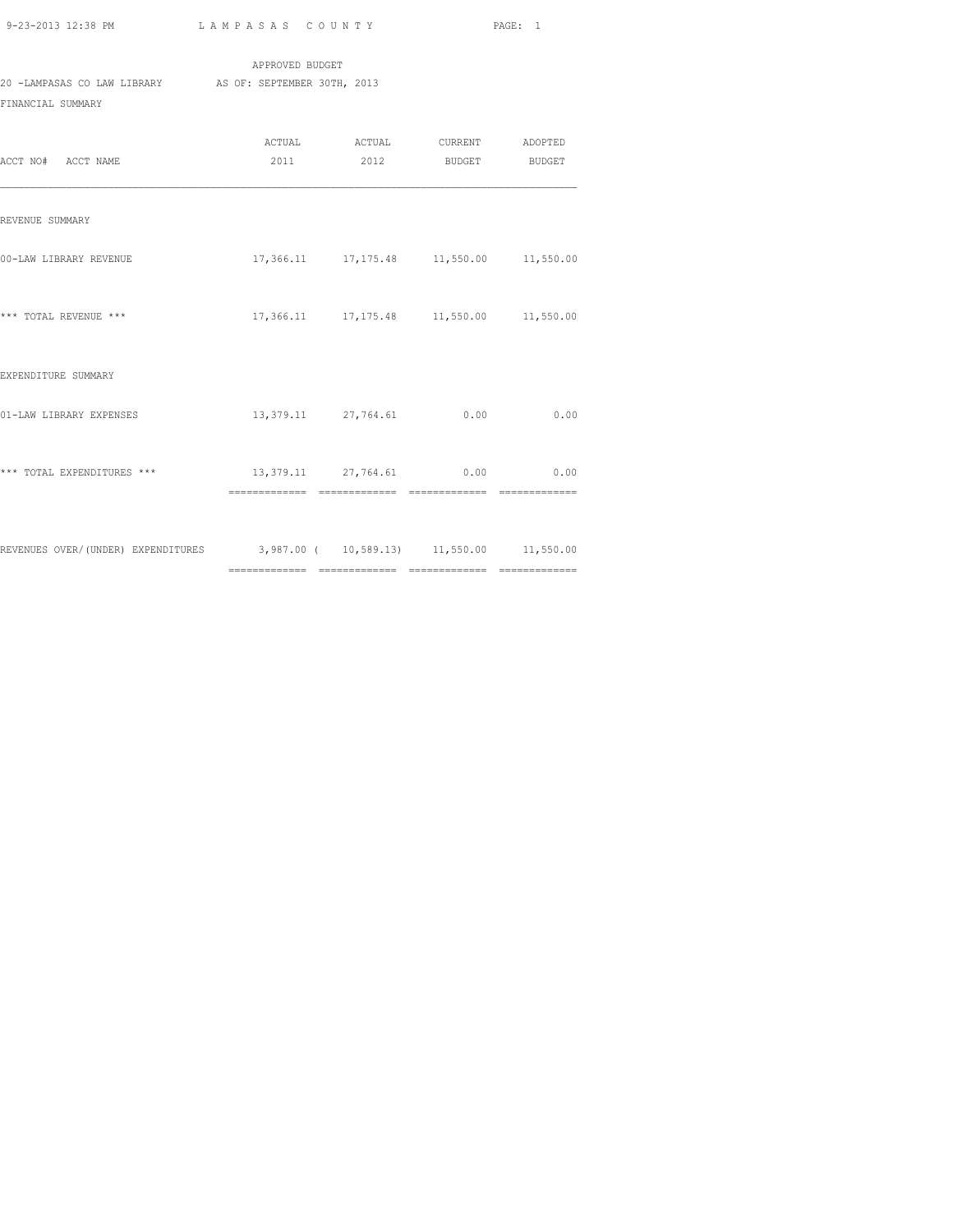APPROVED BUDGET

20 -LAMPASAS CO LAW LIBRARY AS OF: SEPTEMBER 30TH, 2013

FINANCIAL SUMMARY

| ACCT NO# ACCT NAME | ACTUAL 2011 | ACTUAL 2012 | CURRENT BUDGET | ADOPTED BUDGET |
|---|---|---|---|---|
| REVENUE SUMMARY | | | | |
| 00-LAW LIBRARY REVENUE | 17,366.11 | 17,175.48 | 11,550.00 | 11,550.00 |
| *** TOTAL REVENUE *** | 17,366.11 | 17,175.48 | 11,550.00 | 11,550.00 |
| EXPENDITURE SUMMARY | | | | |
| 01-LAW LIBRARY EXPENSES | 13,379.11 | 27,764.61 | 0.00 | 0.00 |
| *** TOTAL EXPENDITURES *** | 13,379.11 | 27,764.61 | 0.00 | 0.00 |
| REVENUES OVER/(UNDER) EXPENDITURES | 3,987.00 | ( 10,589.13) | 11,550.00 | 11,550.00 |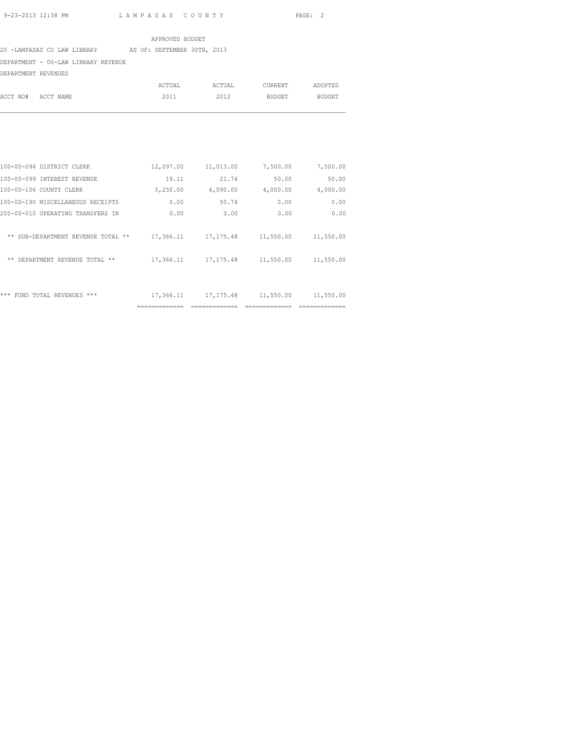APPROVED BUDGET

20 -LAMPASAS CO LAW LIBRARY AS OF: SEPTEMBER 30TH, 2013

DEPARTMENT - 00-LAW LIBRARY REVENUE

DEPARTMENT REVENUES

| ACCT NO# ACCT NAME | ACTUAL 2011 | ACTUAL 2012 | CURRENT BUDGET | ADOPTED BUDGET |
|---|---|---|---|---|
| 100-00-094 DISTRICT CLERK | 12,097.00 | 11,013.00 | 7,500.00 | 7,500.00 |
| 100-00-099 INTEREST REVENUE | 19.11 | 21.74 | 50.00 | 50.00 |
| 100-00-106 COUNTY CLERK | 5,250.00 | 6,090.00 | 4,000.00 | 4,000.00 |
| 100-00-190 MISCELLANEOUS RECEIPTS | 0.00 | 50.74 | 0.00 | 0.00 |
| 200-00-010 OPERATING TRANSFERS IN | 0.00 | 0.00 | 0.00 | 0.00 |
| ** SUB-DEPARTMENT REVENUE TOTAL ** | 17,366.11 | 17,175.48 | 11,550.00 | 11,550.00 |
| ** DEPARTMENT REVENUE TOTAL ** | 17,366.11 | 17,175.48 | 11,550.00 | 11,550.00 |
| *** FUND TOTAL REVENUES *** | 17,366.11 | 17,175.48 | 11,550.00 | 11,550.00 |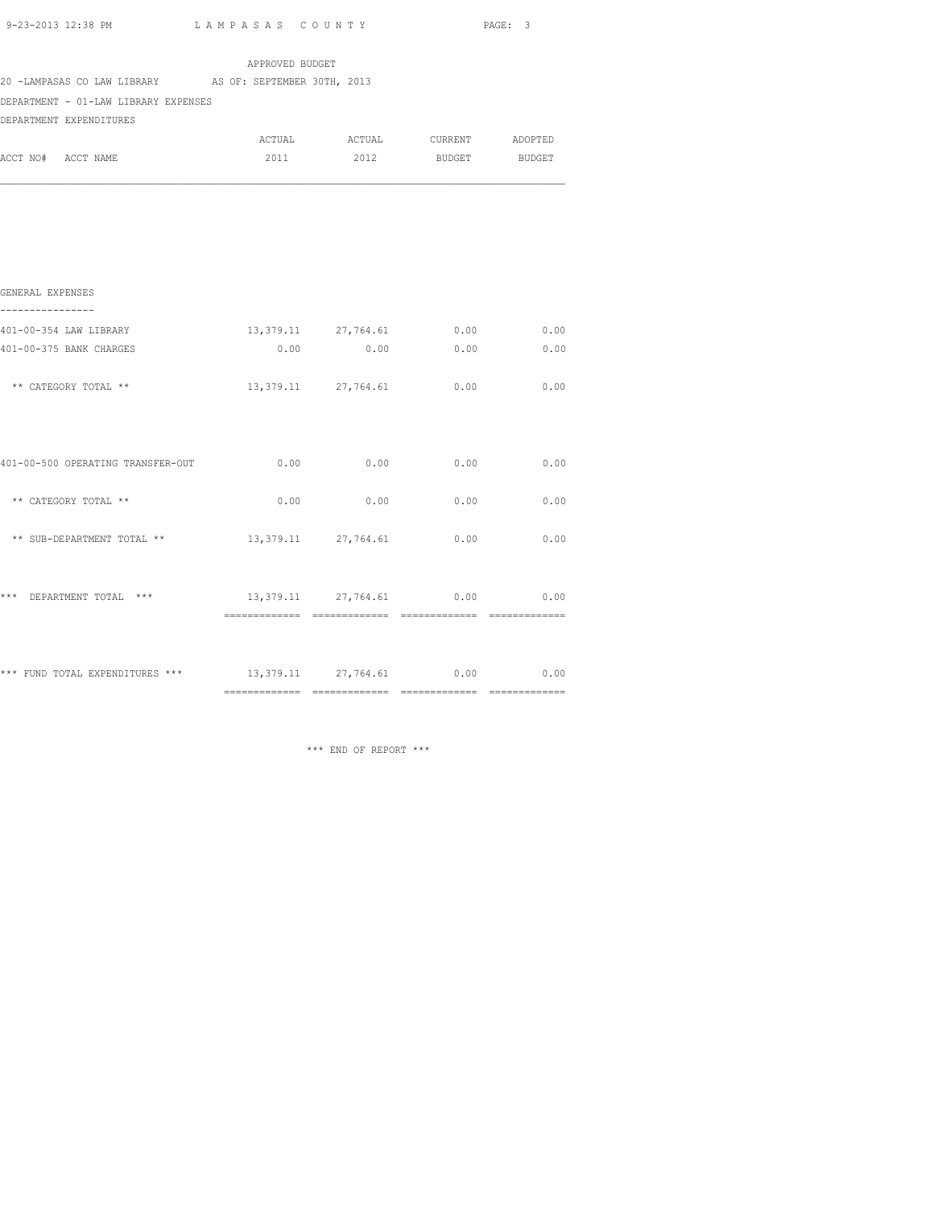APPROVED BUDGET

20 -LAMPASAS CO LAW LIBRARY AS OF: SEPTEMBER 30TH, 2013

DEPARTMENT - 01-LAW LIBRARY EXPENSES

DEPARTMENT EXPENDITURES

| ACCT NO# ACCT NAME | ACTUAL 2011 | ACTUAL 2012 | CURRENT BUDGET | ADOPTED BUDGET |
|---|---|---|---|---|
| **GENERAL EXPENSES** | | | | |
| 401-00-354 LAW LIBRARY | 13,379.11 | 27,764.61 | 0.00 | 0.00 |
| 401-00-375 BANK CHARGES | 0.00 | 0.00 | 0.00 | 0.00 |
| ** CATEGORY TOTAL ** | 13,379.11 | 27,764.61 | 0.00 | 0.00 |
| 401-00-500 OPERATING TRANSFER-OUT | 0.00 | 0.00 | 0.00 | 0.00 |
| ** CATEGORY TOTAL ** | 0.00 | 0.00 | 0.00 | 0.00 |
| ** SUB-DEPARTMENT TOTAL ** | 13,379.11 | 27,764.61 | 0.00 | 0.00 |
| *** DEPARTMENT TOTAL *** | 13,379.11 | 27,764.61 | 0.00 | 0.00 |
| *** FUND TOTAL EXPENDITURES *** | 13,379.11 | 27,764.61 | 0.00 | 0.00 |

*** END OF REPORT ***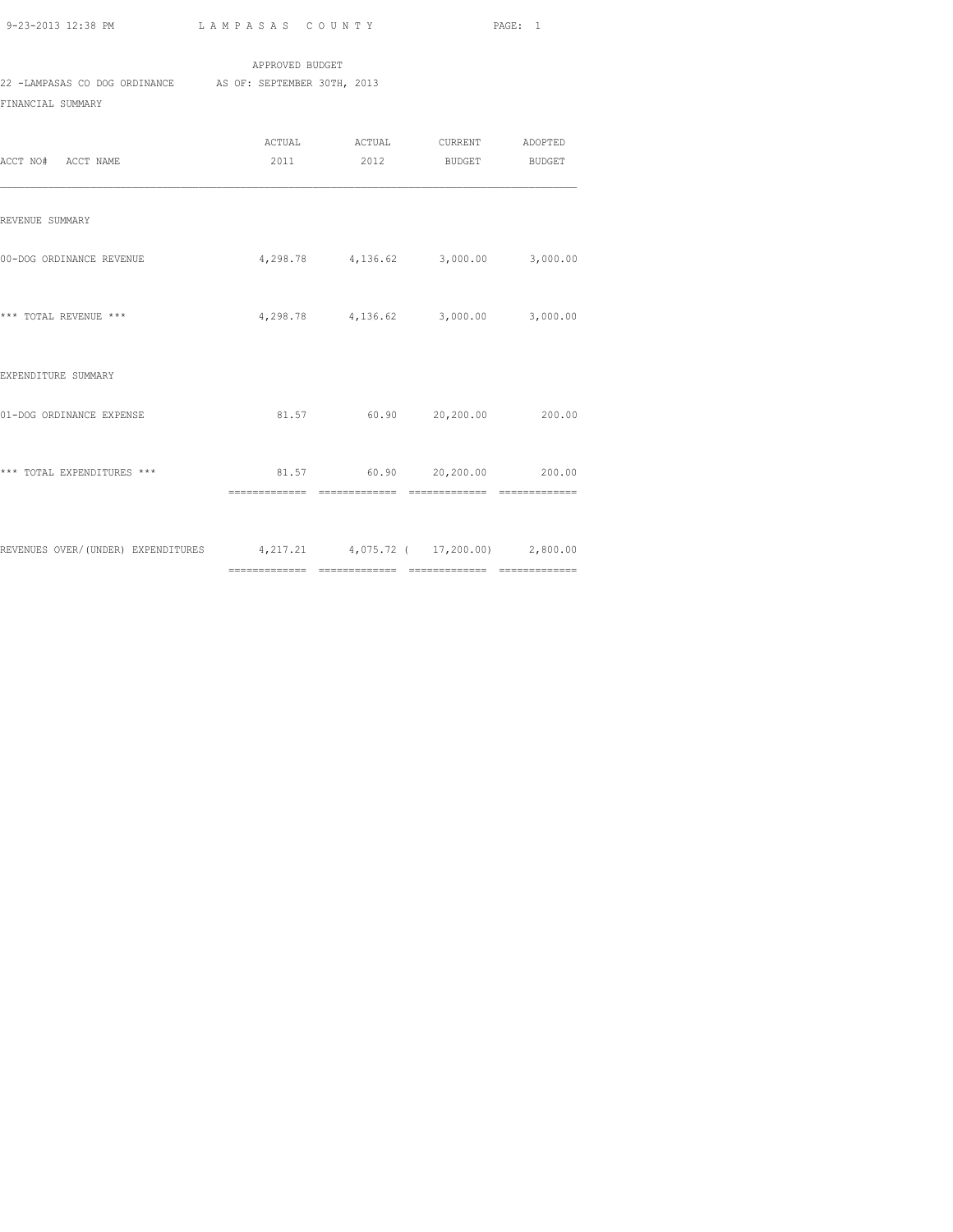LAMPASAS COUNTY

APPROVED BUDGET

22 -LAMPASAS CO DOG ORDINANCE AS OF: SEPTEMBER 30TH, 2013

FINANCIAL SUMMARY

| ACCT NO# ACCT NAME | ACTUAL 2011 | ACTUAL 2012 | CURRENT BUDGET | ADOPTED BUDGET |
|---|---|---|---|---|
| REVENUE SUMMARY | | | | |
| 00-DOG ORDINANCE REVENUE | 4,298.78 | 4,136.62 | 3,000.00 | 3,000.00 |
| *** TOTAL REVENUE *** | 4,298.78 | 4,136.62 | 3,000.00 | 3,000.00 |
| EXPENDITURE SUMMARY | | | | |
| 01-DOG ORDINANCE EXPENSE | 81.57 | 60.90 | 20,200.00 | 200.00 |
| *** TOTAL EXPENDITURES *** | 81.57 | 60.90 | 20,200.00 | 200.00 |
| REVENUES OVER/(UNDER) EXPENDITURES | 4,217.21 | 4,075.72 | ( 17,200.00) | 2,800.00 |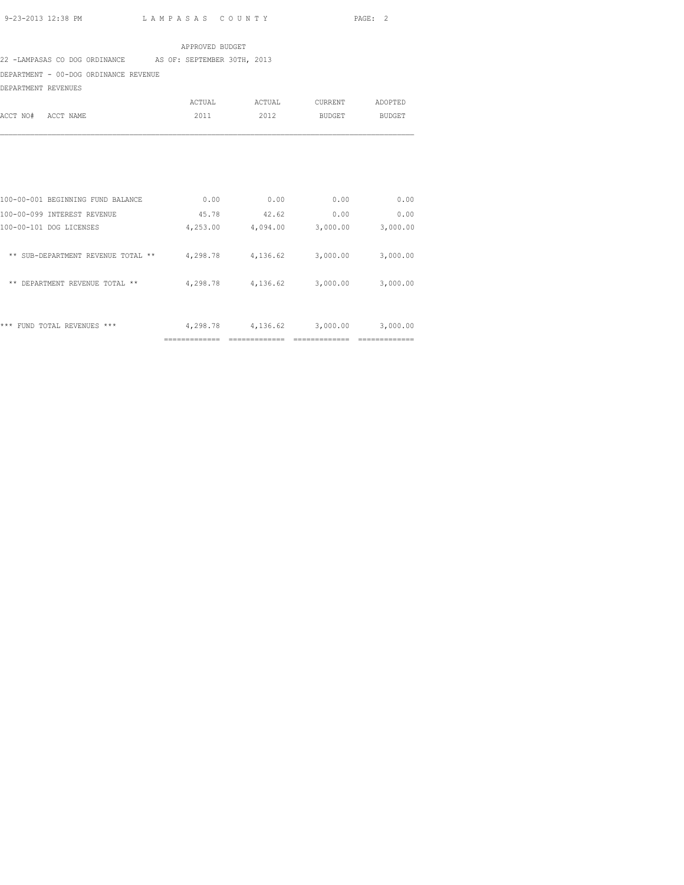APPROVED BUDGET

22 -LAMPASAS CO DOG ORDINANCE AS OF: SEPTEMBER 30TH, 2013

DEPARTMENT - 00-DOG ORDINANCE REVENUE

DEPARTMENT REVENUES

| ACCT NO# ACCT NAME | ACTUAL 2011 | ACTUAL 2012 | CURRENT BUDGET | ADOPTED BUDGET |
|---|---|---|---|---|
| 100-00-001 BEGINNING FUND BALANCE | 0.00 | 0.00 | 0.00 | 0.00 |
| 100-00-099 INTEREST REVENUE | 45.78 | 42.62 | 0.00 | 0.00 |
| 100-00-101 DOG LICENSES | 4,253.00 | 4,094.00 | 3,000.00 | 3,000.00 |
| ** SUB-DEPARTMENT REVENUE TOTAL ** | 4,298.78 | 4,136.62 | 3,000.00 | 3,000.00 |
| ** DEPARTMENT REVENUE TOTAL ** | 4,298.78 | 4,136.62 | 3,000.00 | 3,000.00 |
| *** FUND TOTAL REVENUES *** | 4,298.78 | 4,136.62 | 3,000.00 | 3,000.00 |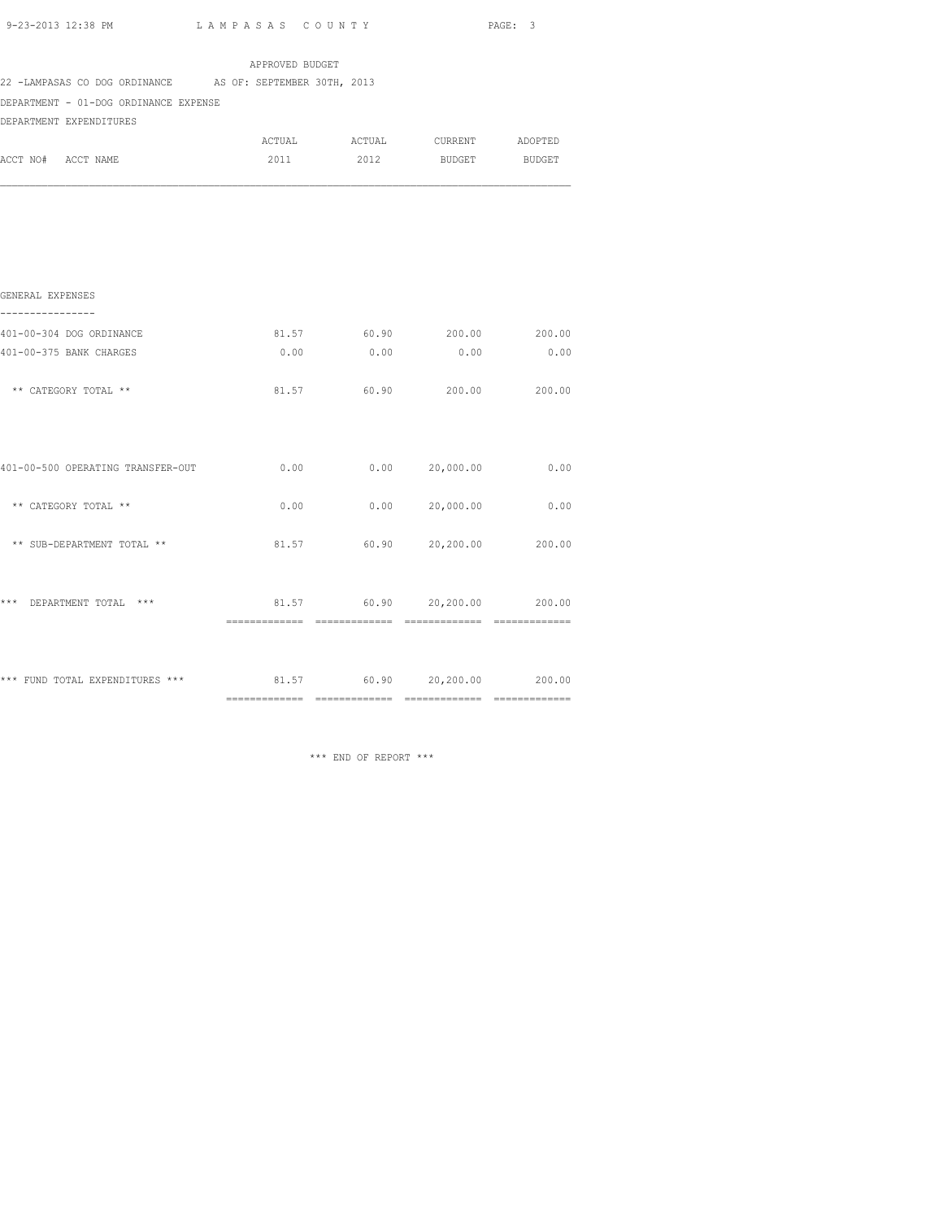LAMPASAS COUNTY

APPROVED BUDGET

22 -LAMPASAS CO DOG ORDINANCE AS OF: SEPTEMBER 30TH, 2013

DEPARTMENT - 01-DOG ORDINANCE EXPENSE

DEPARTMENT EXPENDITURES

| ACCT NO# ACCT NAME | ACTUAL 2011 | ACTUAL 2012 | CURRENT BUDGET | ADOPTED BUDGET |
|---|---|---|---|---|
| **GENERAL EXPENSES** | | | | |
| 401-00-304 DOG ORDINANCE | 81.57 | 60.90 | 200.00 | 200.00 |
| 401-00-375 BANK CHARGES | 0.00 | 0.00 | 0.00 | 0.00 |
| ** CATEGORY TOTAL ** | 81.57 | 60.90 | 200.00 | 200.00 |
| 401-00-500 OPERATING TRANSFER-OUT | 0.00 | 0.00 | 20,000.00 | 0.00 |
| ** CATEGORY TOTAL ** | 0.00 | 0.00 | 20,000.00 | 0.00 |
| ** SUB-DEPARTMENT TOTAL ** | 81.57 | 60.90 | 20,200.00 | 200.00 |
| *** DEPARTMENT TOTAL *** | 81.57 | 60.90 | 20,200.00 | 200.00 |
| *** FUND TOTAL EXPENDITURES *** | 81.57 | 60.90 | 20,200.00 | 200.00 |

*** END OF REPORT ***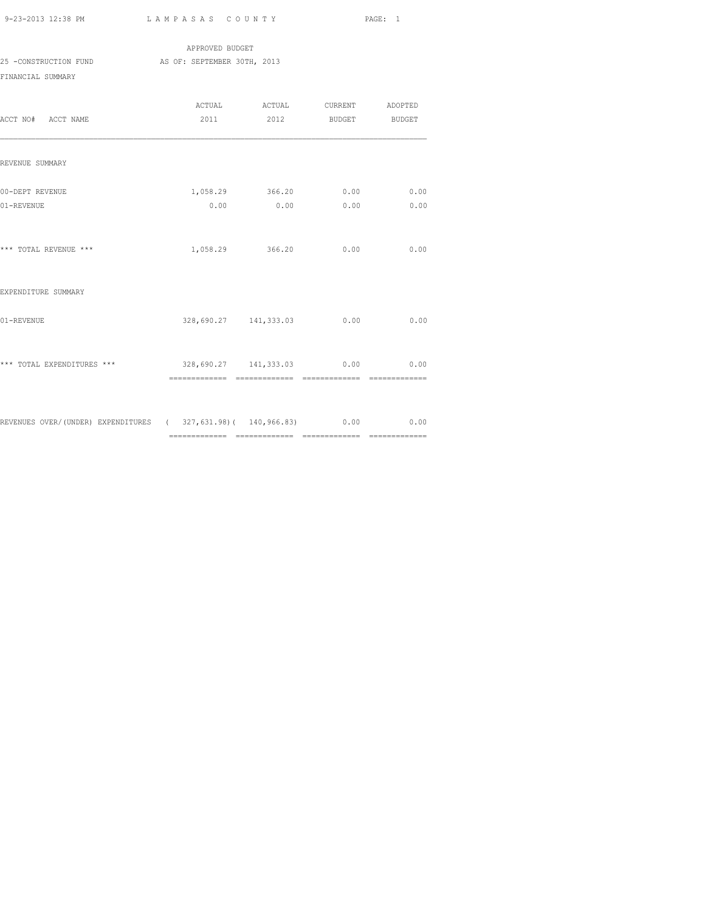APPROVED BUDGET

25 -CONSTRUCTION FUND AS OF: SEPTEMBER 30TH, 2013

FINANCIAL SUMMARY

| ACCT NO# ACCT NAME | ACTUAL 2011 | ACTUAL 2012 | CURRENT BUDGET | ADOPTED BUDGET |
|---|---|---|---|---|
| REVENUE SUMMARY | | | | |
| 00-DEPT REVENUE | 1,058.29 | 366.20 | 0.00 | 0.00 |
| 01-REVENUE | 0.00 | 0.00 | 0.00 | 0.00 |
| *** TOTAL REVENUE *** | 1,058.29 | 366.20 | 0.00 | 0.00 |
| EXPENDITURE SUMMARY | | | | |
| 01-REVENUE | 328,690.27 | 141,333.03 | 0.00 | 0.00 |
| *** TOTAL EXPENDITURES *** | 328,690.27 | 141,333.03 | 0.00 | 0.00 |
| REVENUES OVER/(UNDER) EXPENDITURES | ( 327,631.98) | ( 140,966.83) | 0.00 | 0.00 |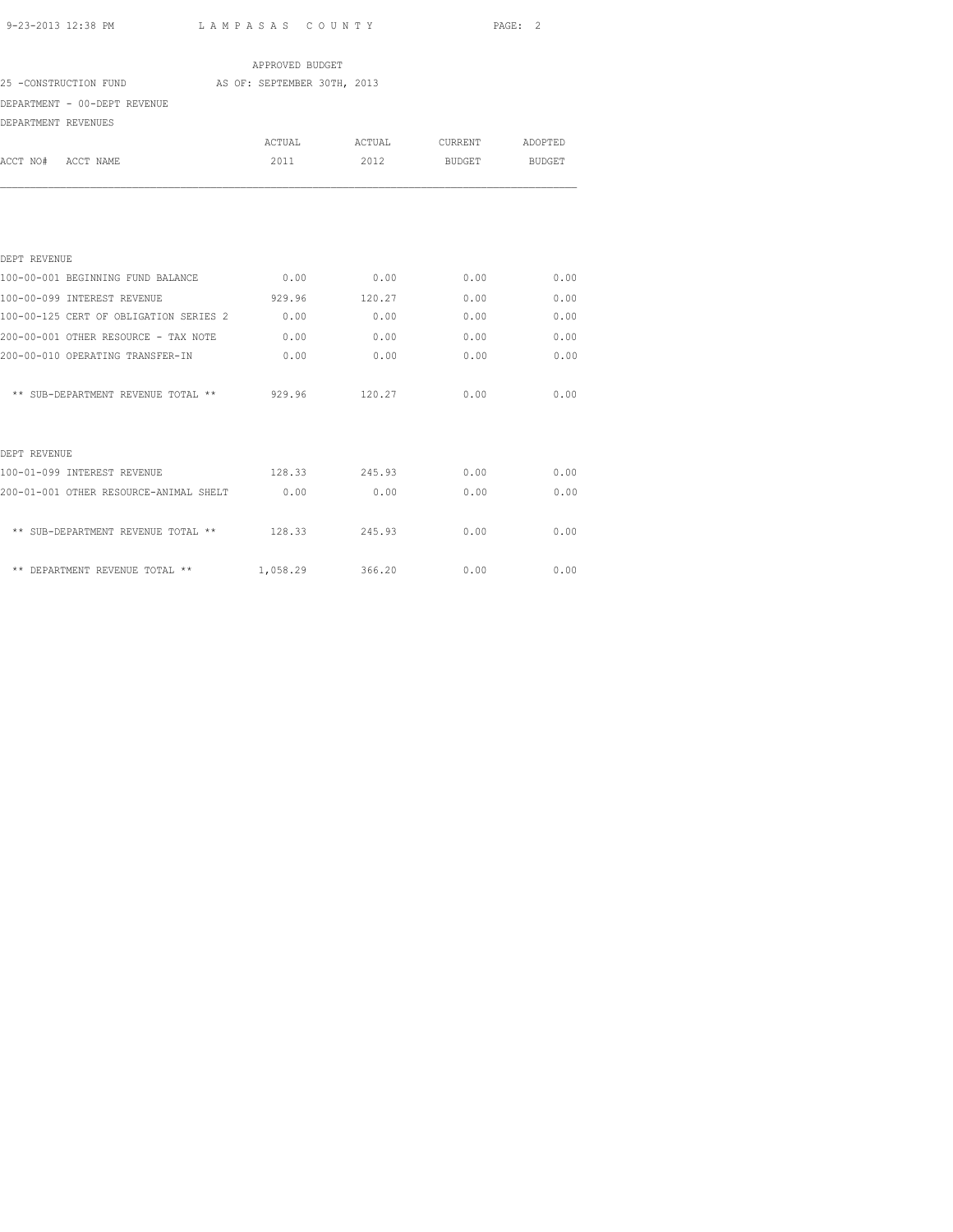APPROVED BUDGET

25 -CONSTRUCTION FUND AS OF: SEPTEMBER 30TH, 2013

DEPARTMENT - 00-DEPT REVENUE

DEPARTMENT REVENUES

| ACCT NO# ACCT NAME | ACTUAL 2011 | ACTUAL 2012 | CURRENT BUDGET | ADOPTED BUDGET |
|---|---|---|---|---|
| DEPT REVENUE | | | | |
| 100-00-001 BEGINNING FUND BALANCE | 0.00 | 0.00 | 0.00 | 0.00 |
| 100-00-099 INTEREST REVENUE | 929.96 | 120.27 | 0.00 | 0.00 |
| 100-00-125 CERT OF OBLIGATION SERIES 2 | 0.00 | 0.00 | 0.00 | 0.00 |
| 200-00-001 OTHER RESOURCE - TAX NOTE | 0.00 | 0.00 | 0.00 | 0.00 |
| 200-00-010 OPERATING TRANSFER-IN | 0.00 | 0.00 | 0.00 | 0.00 |
| ** SUB-DEPARTMENT REVENUE TOTAL ** | 929.96 | 120.27 | 0.00 | 0.00 |
| DEPT REVENUE | | | | |
| 100-01-099 INTEREST REVENUE | 128.33 | 245.93 | 0.00 | 0.00 |
| 200-01-001 OTHER RESOURCE-ANIMAL SHELT | 0.00 | 0.00 | 0.00 | 0.00 |
| ** SUB-DEPARTMENT REVENUE TOTAL ** | 128.33 | 245.93 | 0.00 | 0.00 |
| ** DEPARTMENT REVENUE TOTAL ** | 1,058.29 | 366.20 | 0.00 | 0.00 |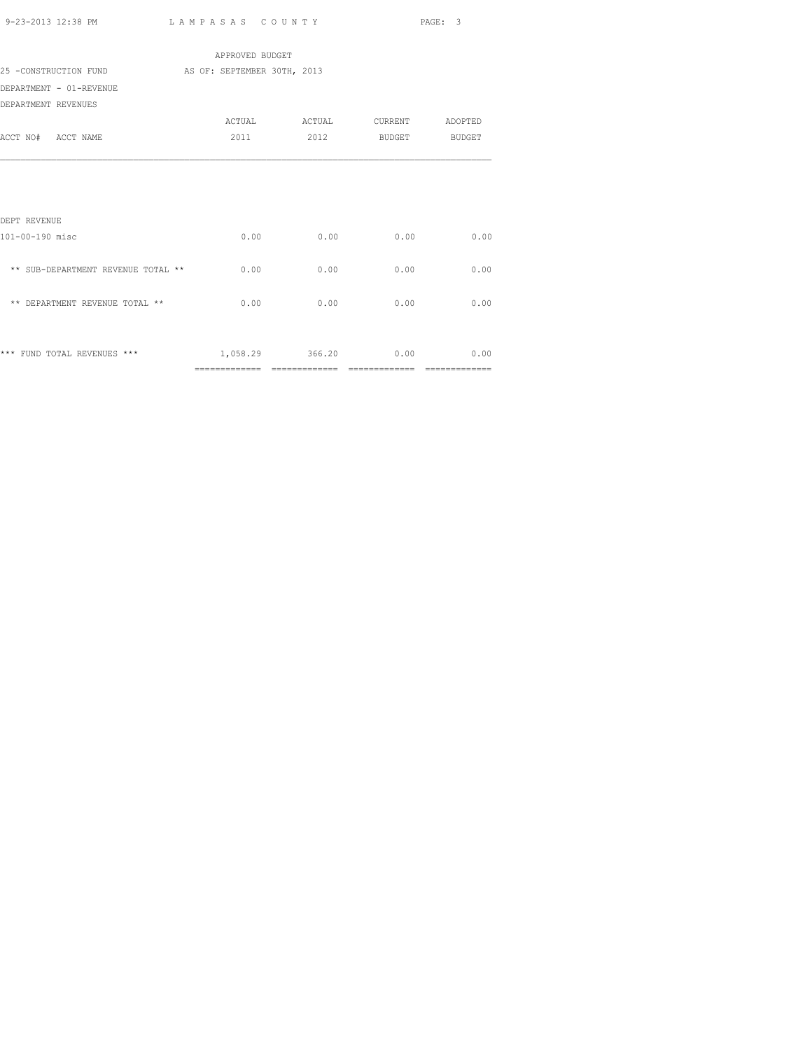APPROVED BUDGET

25 -CONSTRUCTION FUND AS OF: SEPTEMBER 30TH, 2013

DEPARTMENT - 01-REVENUE

DEPARTMENT REVENUES

| ACCT NO# ACCT NAME | ACTUAL 2011 | ACTUAL 2012 | CURRENT BUDGET | ADOPTED BUDGET |
|---|---|---|---|---|
| DEPT REVENUE | | | | |
| 101-00-190 misc | 0.00 | 0.00 | 0.00 | 0.00 |
| ** SUB-DEPARTMENT REVENUE TOTAL ** | 0.00 | 0.00 | 0.00 | 0.00 |
| ** DEPARTMENT REVENUE TOTAL ** | 0.00 | 0.00 | 0.00 | 0.00 |
| *** FUND TOTAL REVENUES *** | 1,058.29 | 366.20 | 0.00 | 0.00 |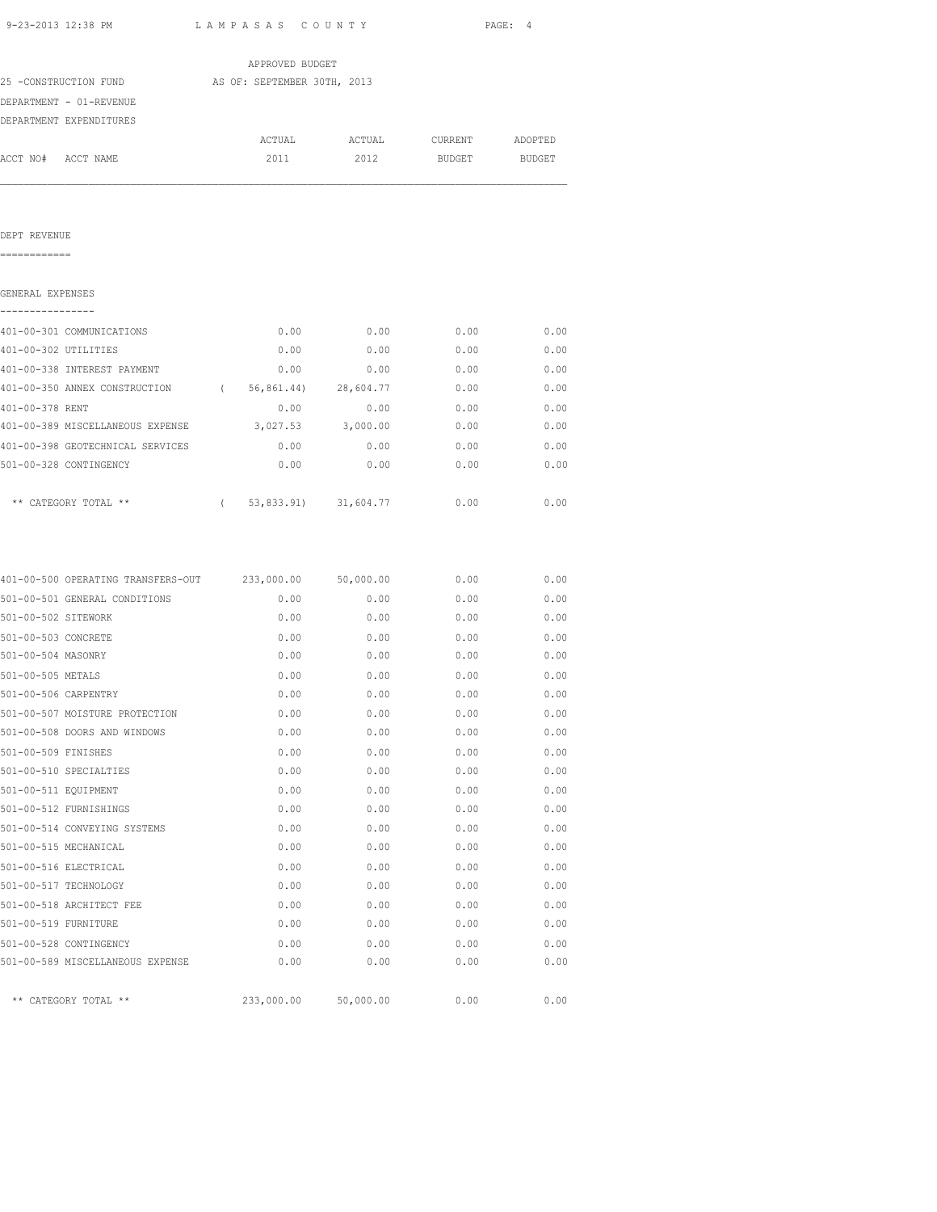APPROVED BUDGET

25 -CONSTRUCTION FUND AS OF: SEPTEMBER 30TH, 2013

DEPARTMENT - 01-REVENUE

DEPARTMENT EXPENDITURES

| ACCT NO# | ACCT NAME | ACTUAL 2011 | ACTUAL 2012 | CURRENT BUDGET | ADOPTED BUDGET |
|---|---|---|---|---|---|

DEPT REVENUE

============

GENERAL EXPENSES

----------------

| ACCT NO# | ACCT NAME | ACTUAL 2011 | ACTUAL 2012 | CURRENT BUDGET | ADOPTED BUDGET |
|---|---|---|---|---|---|
| 401-00-301 | COMMUNICATIONS | 0.00 | 0.00 | 0.00 | 0.00 |
| 401-00-302 | UTILITIES | 0.00 | 0.00 | 0.00 | 0.00 |
| 401-00-338 | INTEREST PAYMENT | 0.00 | 0.00 | 0.00 | 0.00 |
| 401-00-350 | ANNEX CONSTRUCTION | ( 56,861.44) | 28,604.77 | 0.00 | 0.00 |
| 401-00-378 | RENT | 0.00 | 0.00 | 0.00 | 0.00 |
| 401-00-389 | MISCELLANEOUS EXPENSE | 3,027.53 | 3,000.00 | 0.00 | 0.00 |
| 401-00-398 | GEOTECHNICAL SERVICES | 0.00 | 0.00 | 0.00 | 0.00 |
| 501-00-328 | CONTINGENCY | 0.00 | 0.00 | 0.00 | 0.00 |
| | ** CATEGORY TOTAL ** | ( 53,833.91) | 31,604.77 | 0.00 | 0.00 |

| ACCT NO# | ACCT NAME | ACTUAL 2011 | ACTUAL 2012 | CURRENT BUDGET | ADOPTED BUDGET |
|---|---|---|---|---|---|
| 401-00-500 | OPERATING TRANSFERS-OUT | 233,000.00 | 50,000.00 | 0.00 | 0.00 |
| 501-00-501 | GENERAL CONDITIONS | 0.00 | 0.00 | 0.00 | 0.00 |
| 501-00-502 | SITEWORK | 0.00 | 0.00 | 0.00 | 0.00 |
| 501-00-503 | CONCRETE | 0.00 | 0.00 | 0.00 | 0.00 |
| 501-00-504 | MASONRY | 0.00 | 0.00 | 0.00 | 0.00 |
| 501-00-505 | METALS | 0.00 | 0.00 | 0.00 | 0.00 |
| 501-00-506 | CARPENTRY | 0.00 | 0.00 | 0.00 | 0.00 |
| 501-00-507 | MOISTURE PROTECTION | 0.00 | 0.00 | 0.00 | 0.00 |
| 501-00-508 | DOORS AND WINDOWS | 0.00 | 0.00 | 0.00 | 0.00 |
| 501-00-509 | FINISHES | 0.00 | 0.00 | 0.00 | 0.00 |
| 501-00-510 | SPECIALTIES | 0.00 | 0.00 | 0.00 | 0.00 |
| 501-00-511 | EQUIPMENT | 0.00 | 0.00 | 0.00 | 0.00 |
| 501-00-512 | FURNISHINGS | 0.00 | 0.00 | 0.00 | 0.00 |
| 501-00-514 | CONVEYING SYSTEMS | 0.00 | 0.00 | 0.00 | 0.00 |
| 501-00-515 | MECHANICAL | 0.00 | 0.00 | 0.00 | 0.00 |
| 501-00-516 | ELECTRICAL | 0.00 | 0.00 | 0.00 | 0.00 |
| 501-00-517 | TECHNOLOGY | 0.00 | 0.00 | 0.00 | 0.00 |
| 501-00-518 | ARCHITECT FEE | 0.00 | 0.00 | 0.00 | 0.00 |
| 501-00-519 | FURNITURE | 0.00 | 0.00 | 0.00 | 0.00 |
| 501-00-528 | CONTINGENCY | 0.00 | 0.00 | 0.00 | 0.00 |
| 501-00-589 | MISCELLANEOUS EXPENSE | 0.00 | 0.00 | 0.00 | 0.00 |
| | ** CATEGORY TOTAL ** | 233,000.00 | 50,000.00 | 0.00 | 0.00 |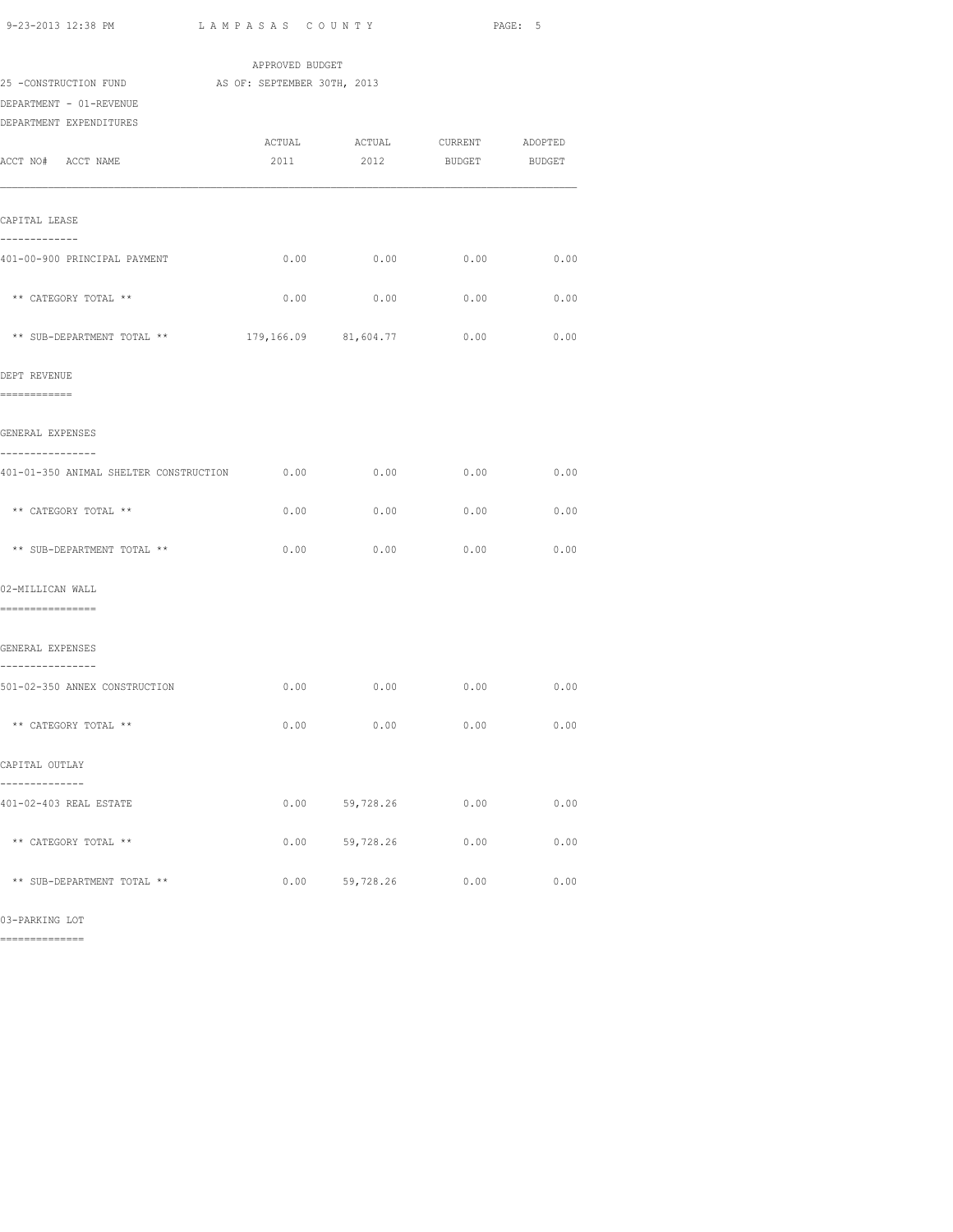APPROVED BUDGET

25 -CONSTRUCTION FUND AS OF: SEPTEMBER 30TH, 2013

DEPARTMENT - 01-REVENUE

DEPARTMENT EXPENDITURES

| ACCT NO# ACCT NAME | ACTUAL 2011 | ACTUAL 2012 | CURRENT BUDGET | ADOPTED BUDGET |
|---|---|---|---|---|
| **CAPITAL LEASE** | | | | |
| 401-00-900 PRINCIPAL PAYMENT | 0.00 | 0.00 | 0.00 | 0.00 |
| ** CATEGORY TOTAL ** | 0.00 | 0.00 | 0.00 | 0.00 |
| ** SUB-DEPARTMENT TOTAL ** | 179,166.09 | 81,604.77 | 0.00 | 0.00 |
| **DEPT REVENUE** | | | | |
| **GENERAL EXPENSES** | | | | |
| 401-01-350 ANIMAL SHELTER CONSTRUCTION | 0.00 | 0.00 | 0.00 | 0.00 |
| ** CATEGORY TOTAL ** | 0.00 | 0.00 | 0.00 | 0.00 |
| ** SUB-DEPARTMENT TOTAL ** | 0.00 | 0.00 | 0.00 | 0.00 |
| **02-MILLICAN WALL** | | | | |
| **GENERAL EXPENSES** | | | | |
| 501-02-350 ANNEX CONSTRUCTION | 0.00 | 0.00 | 0.00 | 0.00 |
| ** CATEGORY TOTAL ** | 0.00 | 0.00 | 0.00 | 0.00 |
| **CAPITAL OUTLAY** | | | | |
| 401-02-403 REAL ESTATE | 0.00 | 59,728.26 | 0.00 | 0.00 |
| ** CATEGORY TOTAL ** | 0.00 | 59,728.26 | 0.00 | 0.00 |
| ** SUB-DEPARTMENT TOTAL ** | 0.00 | 59,728.26 | 0.00 | 0.00 |

03-PARKING LOT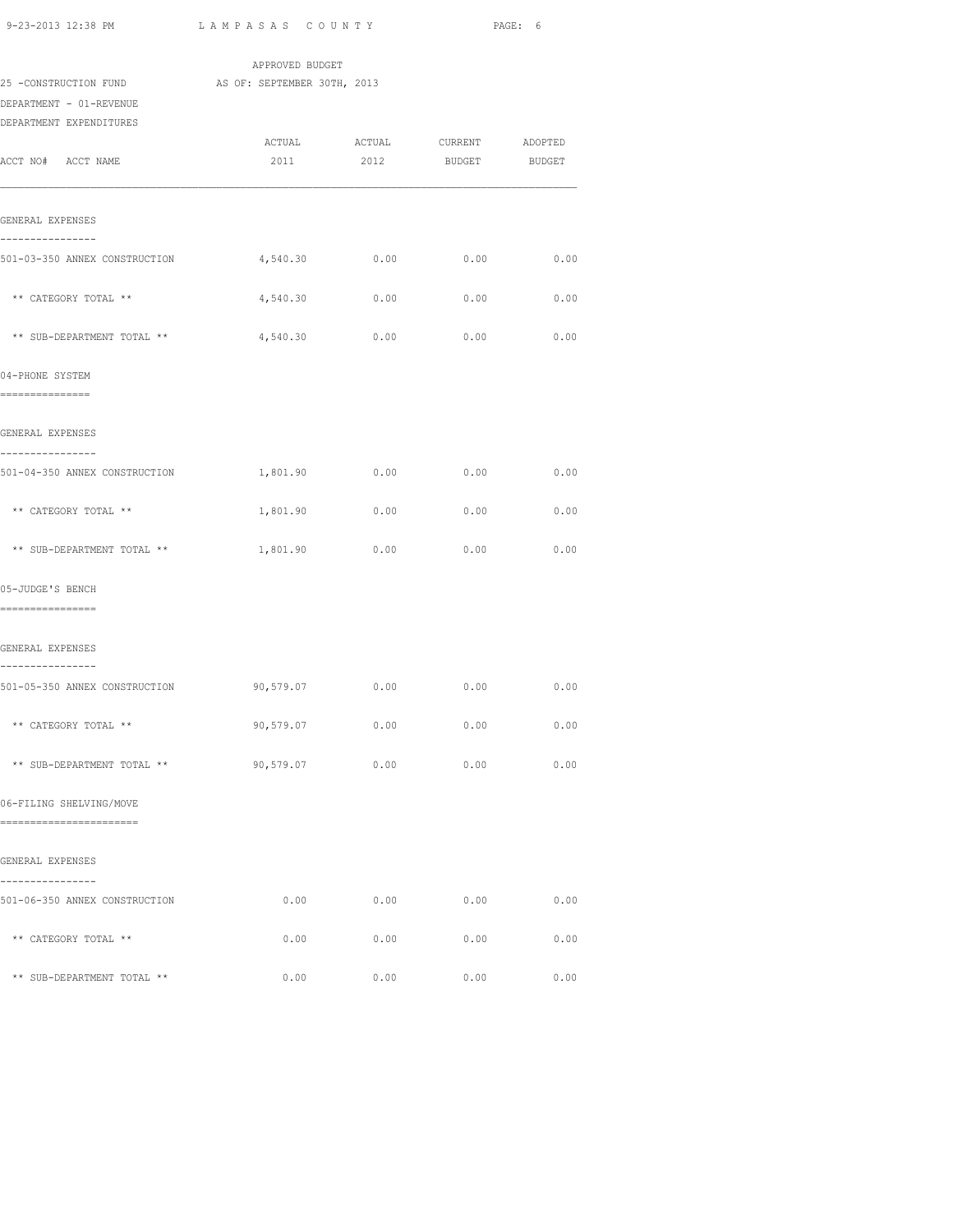APPROVED BUDGET

25 -CONSTRUCTION FUND AS OF: SEPTEMBER 30TH, 2013

DEPARTMENT - 01-REVENUE

DEPARTMENT EXPENDITURES

| ACCT NO# ACCT NAME | ACTUAL 2011 | ACTUAL 2012 | CURRENT BUDGET | ADOPTED BUDGET |
|---|---|---|---|---|
| **GENERAL EXPENSES** | | | | |
| 501-03-350 ANNEX CONSTRUCTION | 4,540.30 | 0.00 | 0.00 | 0.00 |
| ** CATEGORY TOTAL ** | 4,540.30 | 0.00 | 0.00 | 0.00 |
| ** SUB-DEPARTMENT TOTAL ** | 4,540.30 | 0.00 | 0.00 | 0.00 |
| **04-PHONE SYSTEM** | | | | |
| **GENERAL EXPENSES** | | | | |
| 501-04-350 ANNEX CONSTRUCTION | 1,801.90 | 0.00 | 0.00 | 0.00 |
| ** CATEGORY TOTAL ** | 1,801.90 | 0.00 | 0.00 | 0.00 |
| ** SUB-DEPARTMENT TOTAL ** | 1,801.90 | 0.00 | 0.00 | 0.00 |
| **05-JUDGE'S BENCH** | | | | |
| **GENERAL EXPENSES** | | | | |
| 501-05-350 ANNEX CONSTRUCTION | 90,579.07 | 0.00 | 0.00 | 0.00 |
| ** CATEGORY TOTAL ** | 90,579.07 | 0.00 | 0.00 | 0.00 |
| ** SUB-DEPARTMENT TOTAL ** | 90,579.07 | 0.00 | 0.00 | 0.00 |
| **06-FILING SHELVING/MOVE** | | | | |
| **GENERAL EXPENSES** | | | | |
| 501-06-350 ANNEX CONSTRUCTION | 0.00 | 0.00 | 0.00 | 0.00 |
| ** CATEGORY TOTAL ** | 0.00 | 0.00 | 0.00 | 0.00 |
| ** SUB-DEPARTMENT TOTAL ** | 0.00 | 0.00 | 0.00 | 0.00 |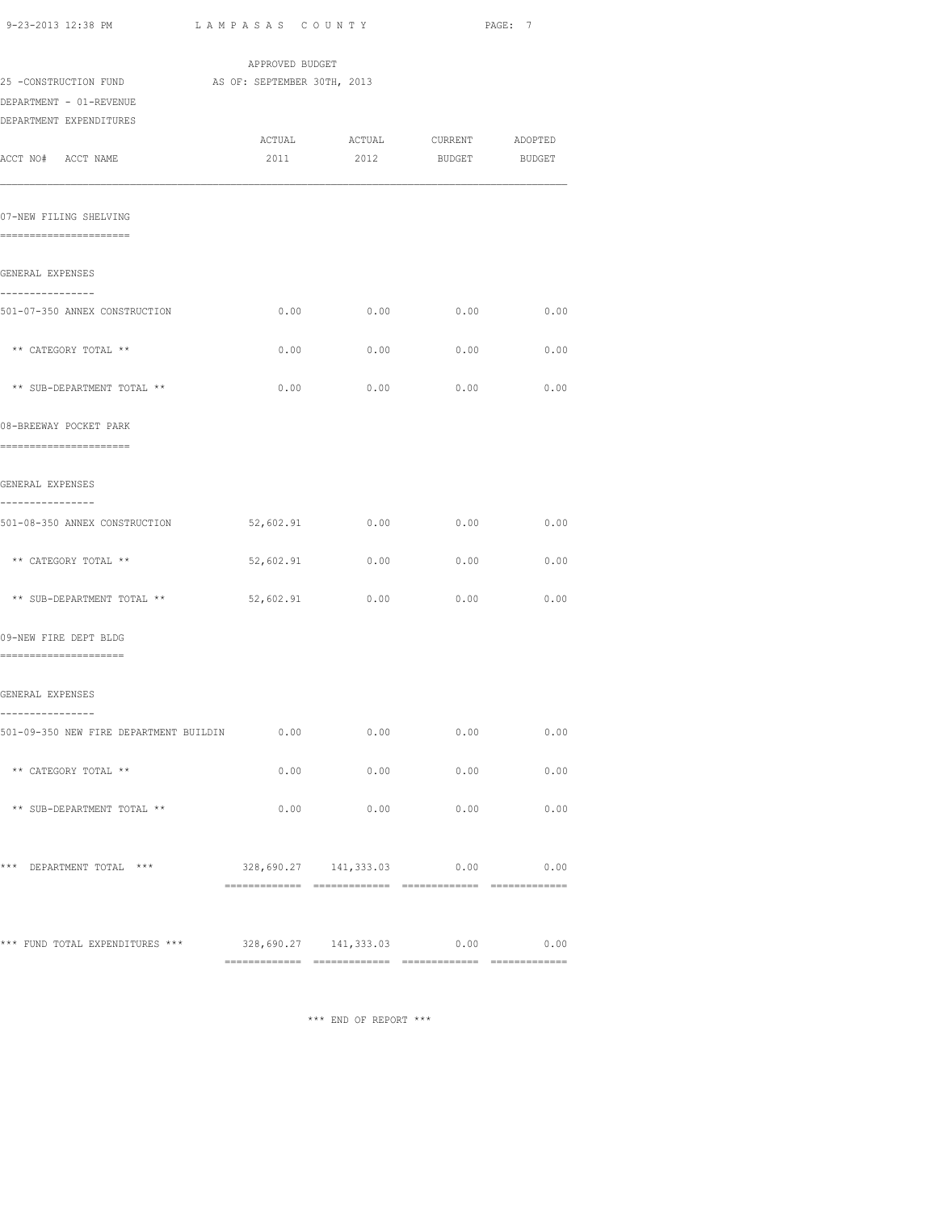APPROVED BUDGET

25 -CONSTRUCTION FUND AS OF: SEPTEMBER 30TH, 2013

DEPARTMENT - 01-REVENUE

DEPARTMENT EXPENDITURES

| ACCT NO# ACCT NAME | ACTUAL 2011 | ACTUAL 2012 | CURRENT BUDGET | ADOPTED BUDGET |
|---|---|---|---|---|
| **07-NEW FILING SHELVING** | | | | |
| GENERAL EXPENSES | | | | |
| 501-07-350 ANNEX CONSTRUCTION | 0.00 | 0.00 | 0.00 | 0.00 |
| ** CATEGORY TOTAL ** | 0.00 | 0.00 | 0.00 | 0.00 |
| ** SUB-DEPARTMENT TOTAL ** | 0.00 | 0.00 | 0.00 | 0.00 |
| **08-BREEWAY POCKET PARK** | | | | |
| GENERAL EXPENSES | | | | |
| 501-08-350 ANNEX CONSTRUCTION | 52,602.91 | 0.00 | 0.00 | 0.00 |
| ** CATEGORY TOTAL ** | 52,602.91 | 0.00 | 0.00 | 0.00 |
| ** SUB-DEPARTMENT TOTAL ** | 52,602.91 | 0.00 | 0.00 | 0.00 |
| **09-NEW FIRE DEPT BLDG** | | | | |
| GENERAL EXPENSES | | | | |
| 501-09-350 NEW FIRE DEPARTMENT BUILDIN | 0.00 | 0.00 | 0.00 | 0.00 |
| ** CATEGORY TOTAL ** | 0.00 | 0.00 | 0.00 | 0.00 |
| ** SUB-DEPARTMENT TOTAL ** | 0.00 | 0.00 | 0.00 | 0.00 |
| *** DEPARTMENT TOTAL *** | 328,690.27 | 141,333.03 | 0.00 | 0.00 |
| *** FUND TOTAL EXPENDITURES *** | 328,690.27 | 141,333.03 | 0.00 | 0.00 |

*** END OF REPORT ***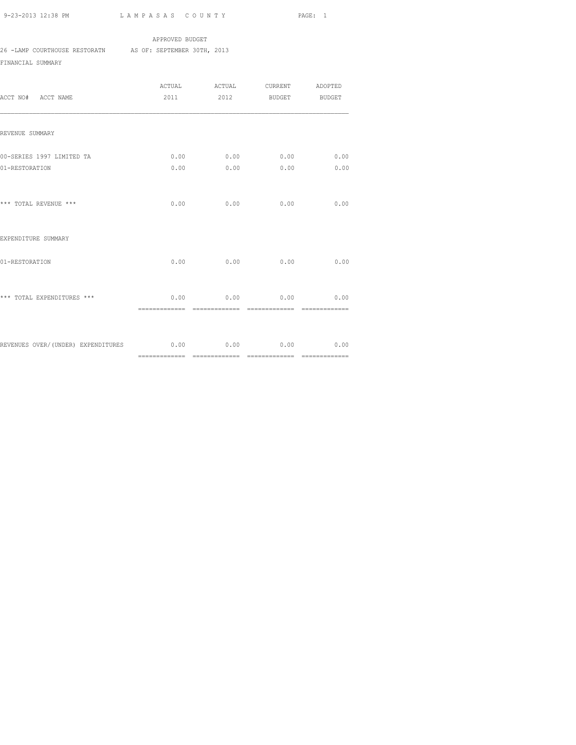APPROVED BUDGET

26 -LAMP COURTHOUSE RESTORATN    AS OF: SEPTEMBER 30TH, 2013

FINANCIAL SUMMARY

| ACCT NO# ACCT NAME | ACTUAL 2011 | ACTUAL 2012 | CURRENT BUDGET | ADOPTED BUDGET |
|---|---|---|---|---|
| REVENUE SUMMARY | | | | |
| 00-SERIES 1997 LIMITED TA | 0.00 | 0.00 | 0.00 | 0.00 |
| 01-RESTORATION | 0.00 | 0.00 | 0.00 | 0.00 |
| *** TOTAL REVENUE *** | 0.00 | 0.00 | 0.00 | 0.00 |
| EXPENDITURE SUMMARY | | | | |
| 01-RESTORATION | 0.00 | 0.00 | 0.00 | 0.00 |
| *** TOTAL EXPENDITURES *** | 0.00 | 0.00 | 0.00 | 0.00 |
| REVENUES OVER/(UNDER) EXPENDITURES | 0.00 | 0.00 | 0.00 | 0.00 |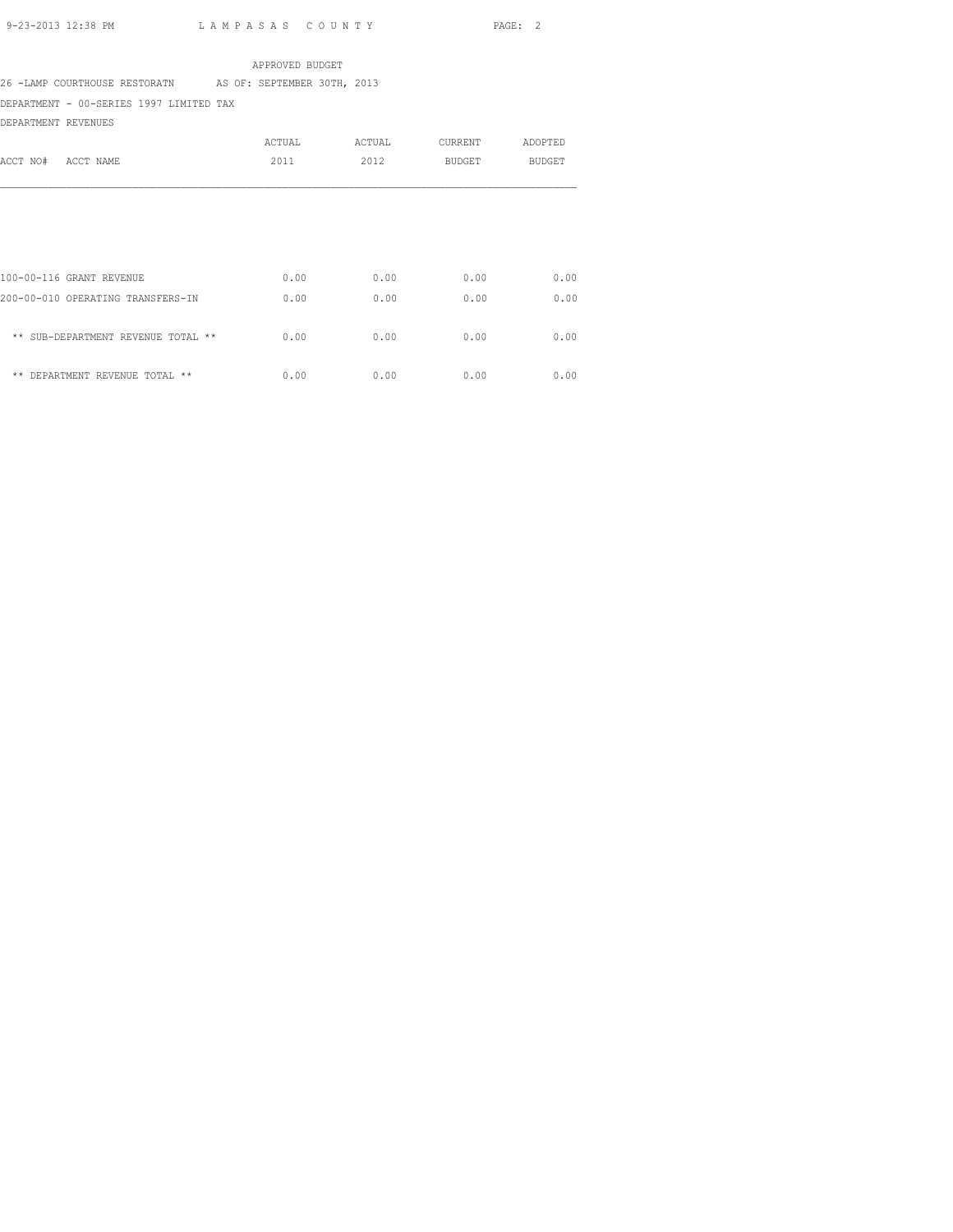APPROVED BUDGET

26 -LAMP COURTHOUSE RESTORATN AS OF: SEPTEMBER 30TH, 2013

DEPARTMENT - 00-SERIES 1997 LIMITED TAX

DEPARTMENT REVENUES

| ACCT NO# ACCT NAME | ACTUAL 2011 | ACTUAL 2012 | CURRENT BUDGET | ADOPTED BUDGET |
|---|---|---|---|---|
| 100-00-116 GRANT REVENUE | 0.00 | 0.00 | 0.00 | 0.00 |
| 200-00-010 OPERATING TRANSFERS-IN | 0.00 | 0.00 | 0.00 | 0.00 |
| ** SUB-DEPARTMENT REVENUE TOTAL ** | 0.00 | 0.00 | 0.00 | 0.00 |
| ** DEPARTMENT REVENUE TOTAL ** | 0.00 | 0.00 | 0.00 | 0.00 |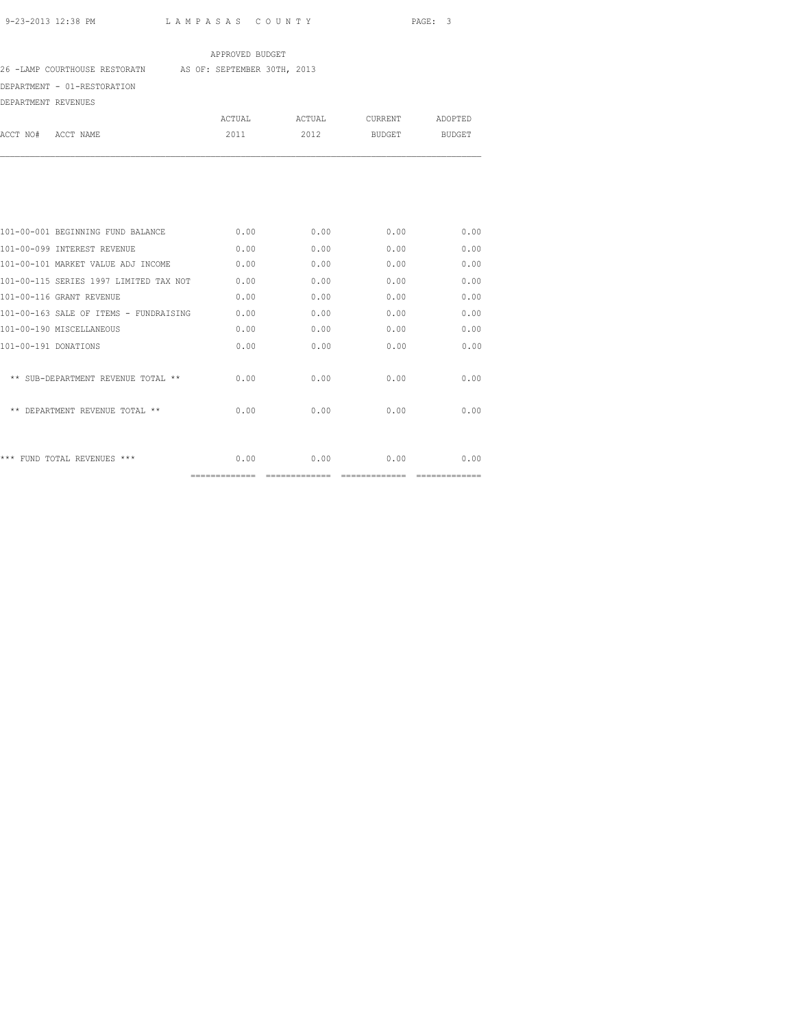APPROVED BUDGET

26 -LAMP COURTHOUSE RESTORATN AS OF: SEPTEMBER 30TH, 2013

DEPARTMENT - 01-RESTORATION

DEPARTMENT REVENUES

| ACCT NO# ACCT NAME | ACTUAL 2011 | ACTUAL 2012 | CURRENT BUDGET | ADOPTED BUDGET |
|---|---|---|---|---|
| 101-00-001 BEGINNING FUND BALANCE | 0.00 | 0.00 | 0.00 | 0.00 |
| 101-00-099 INTEREST REVENUE | 0.00 | 0.00 | 0.00 | 0.00 |
| 101-00-101 MARKET VALUE ADJ INCOME | 0.00 | 0.00 | 0.00 | 0.00 |
| 101-00-115 SERIES 1997 LIMITED TAX NOT | 0.00 | 0.00 | 0.00 | 0.00 |
| 101-00-116 GRANT REVENUE | 0.00 | 0.00 | 0.00 | 0.00 |
| 101-00-163 SALE OF ITEMS - FUNDRAISING | 0.00 | 0.00 | 0.00 | 0.00 |
| 101-00-190 MISCELLANEOUS | 0.00 | 0.00 | 0.00 | 0.00 |
| 101-00-191 DONATIONS | 0.00 | 0.00 | 0.00 | 0.00 |
| ** SUB-DEPARTMENT REVENUE TOTAL ** | 0.00 | 0.00 | 0.00 | 0.00 |
| ** DEPARTMENT REVENUE TOTAL ** | 0.00 | 0.00 | 0.00 | 0.00 |
| *** FUND TOTAL REVENUES *** | 0.00 | 0.00 | 0.00 | 0.00 |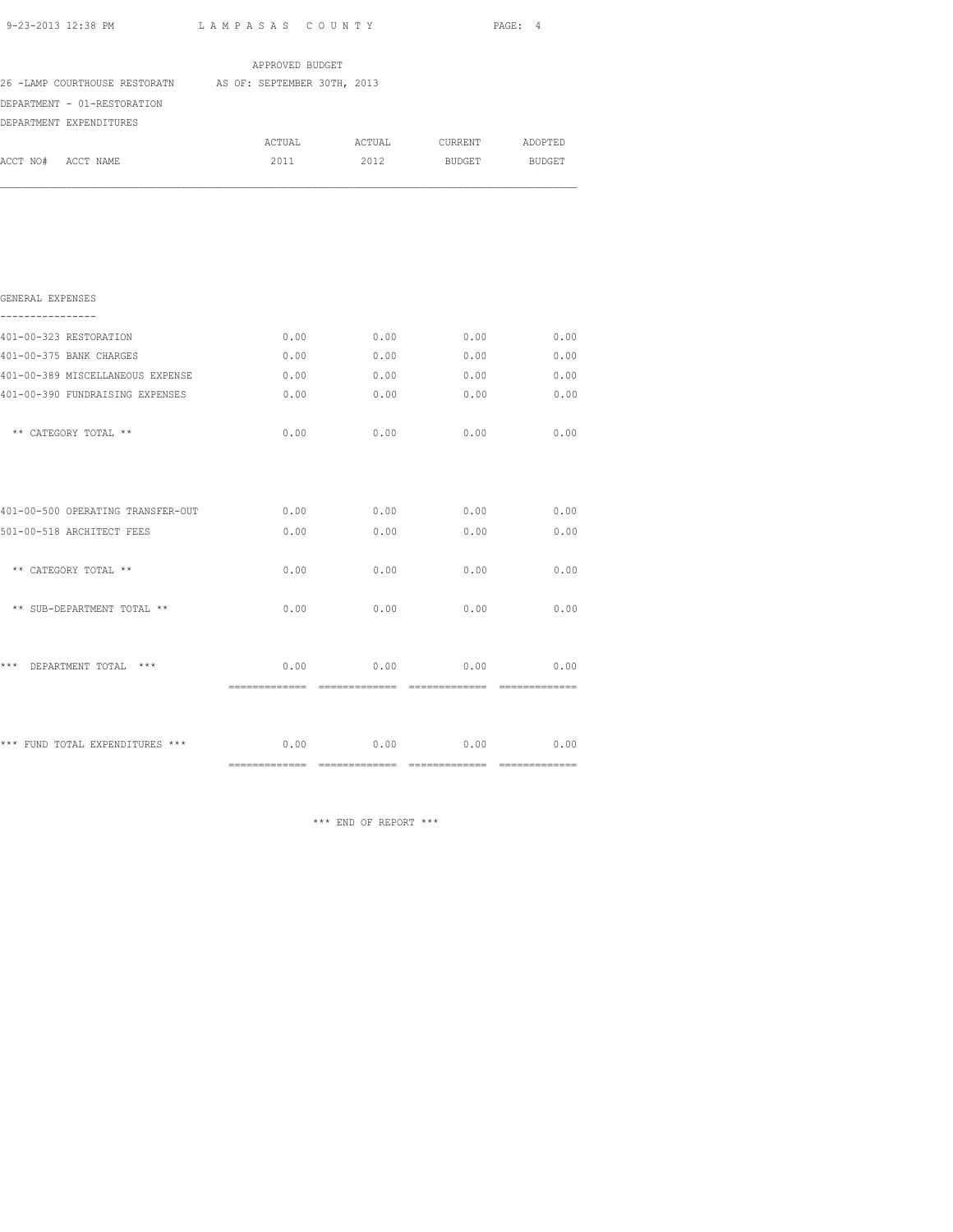LAMPASAS COUNTY

APPROVED BUDGET

26 -LAMP COURTHOUSE RESTORATN AS OF: SEPTEMBER 30TH, 2013

DEPARTMENT - 01-RESTORATION

DEPARTMENT EXPENDITURES

| ACCT NO# ACCT NAME | ACTUAL 2011 | ACTUAL 2012 | CURRENT BUDGET | ADOPTED BUDGET |
|---|---|---|---|---|
| **GENERAL EXPENSES** | | | | |
| 401-00-323 RESTORATION | 0.00 | 0.00 | 0.00 | 0.00 |
| 401-00-375 BANK CHARGES | 0.00 | 0.00 | 0.00 | 0.00 |
| 401-00-389 MISCELLANEOUS EXPENSE | 0.00 | 0.00 | 0.00 | 0.00 |
| 401-00-390 FUNDRAISING EXPENSES | 0.00 | 0.00 | 0.00 | 0.00 |
| ** CATEGORY TOTAL ** | 0.00 | 0.00 | 0.00 | 0.00 |
| 401-00-500 OPERATING TRANSFER-OUT | 0.00 | 0.00 | 0.00 | 0.00 |
| 501-00-518 ARCHITECT FEES | 0.00 | 0.00 | 0.00 | 0.00 |
| ** CATEGORY TOTAL ** | 0.00 | 0.00 | 0.00 | 0.00 |
| ** SUB-DEPARTMENT TOTAL ** | 0.00 | 0.00 | 0.00 | 0.00 |
| *** DEPARTMENT TOTAL *** | 0.00 | 0.00 | 0.00 | 0.00 |
| *** FUND TOTAL EXPENDITURES *** | 0.00 | 0.00 | 0.00 | 0.00 |

*** END OF REPORT ***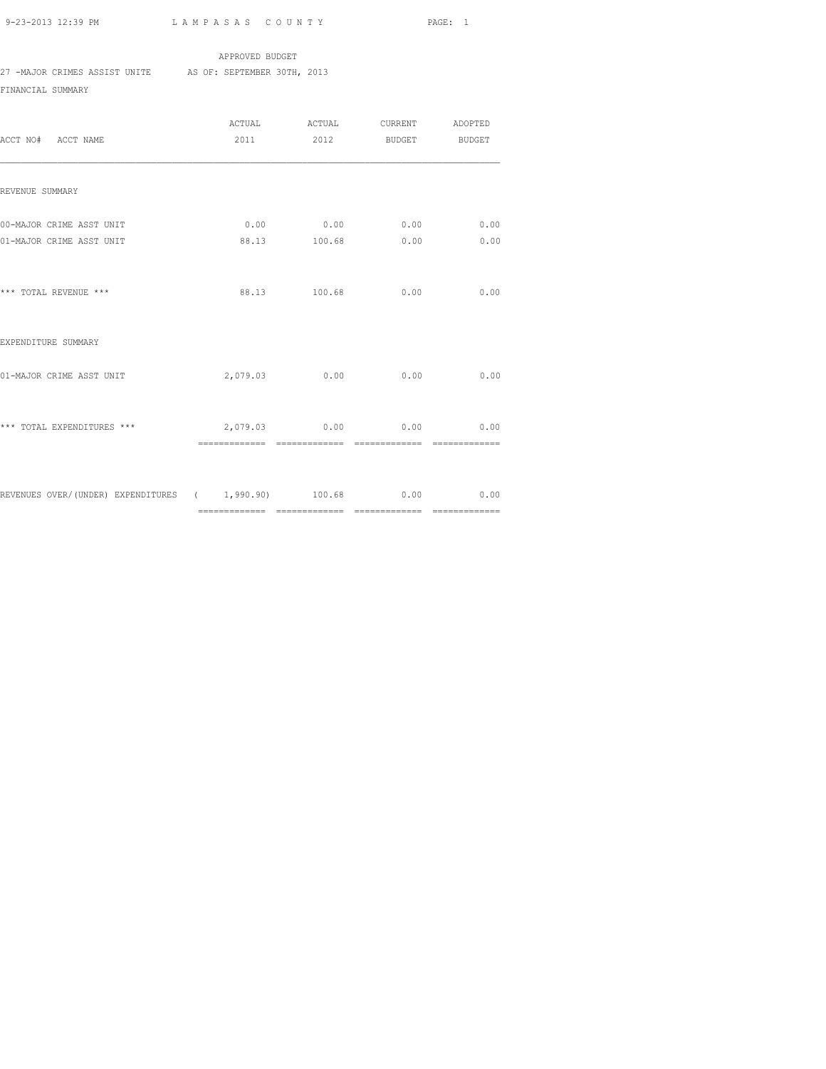APPROVED BUDGET

27 -MAJOR CRIMES ASSIST UNITE     AS OF: SEPTEMBER 30TH, 2013

FINANCIAL SUMMARY

| ACCT NO# ACCT NAME | ACTUAL 2011 | ACTUAL 2012 | CURRENT BUDGET | ADOPTED BUDGET |
|---|---|---|---|---|
| REVENUE SUMMARY | | | | |
| 00-MAJOR CRIME ASST UNIT | 0.00 | 0.00 | 0.00 | 0.00 |
| 01-MAJOR CRIME ASST UNIT | 88.13 | 100.68 | 0.00 | 0.00 |
| *** TOTAL REVENUE *** | 88.13 | 100.68 | 0.00 | 0.00 |
| EXPENDITURE SUMMARY | | | | |
| 01-MAJOR CRIME ASST UNIT | 2,079.03 | 0.00 | 0.00 | 0.00 |
| *** TOTAL EXPENDITURES *** | 2,079.03 | 0.00 | 0.00 | 0.00 |
| REVENUES OVER/(UNDER) EXPENDITURES | ( 1,990.90) | 100.68 | 0.00 | 0.00 |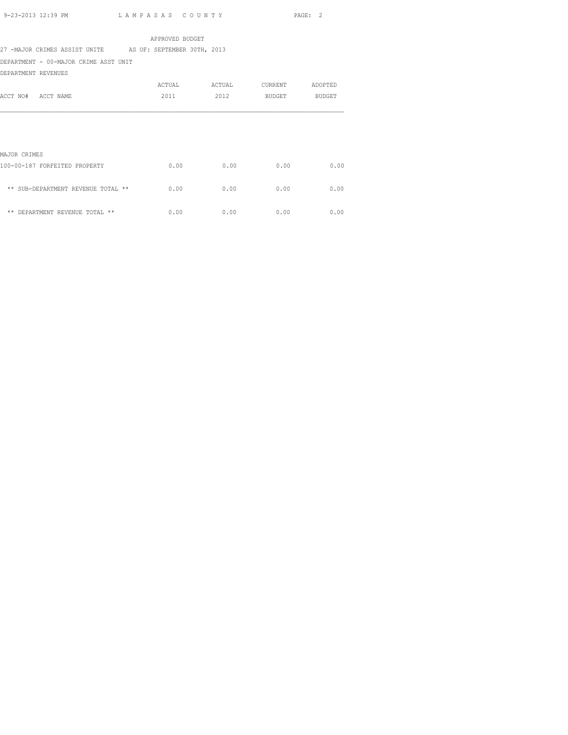APPROVED BUDGET

27 -MAJOR CRIMES ASSIST UNITE AS OF: SEPTEMBER 30TH, 2013

DEPARTMENT - 00-MAJOR CRIME ASST UNIT

DEPARTMENT REVENUES

| ACCT NO# ACCT NAME | ACTUAL 2011 | ACTUAL 2012 | CURRENT BUDGET | ADOPTED BUDGET |
|---|---|---|---|---|
| MAJOR CRIMES | | | | |
| 100-00-187 FORFEITED PROPERTY | 0.00 | 0.00 | 0.00 | 0.00 |
| ** SUB-DEPARTMENT REVENUE TOTAL ** | 0.00 | 0.00 | 0.00 | 0.00 |
| ** DEPARTMENT REVENUE TOTAL ** | 0.00 | 0.00 | 0.00 | 0.00 |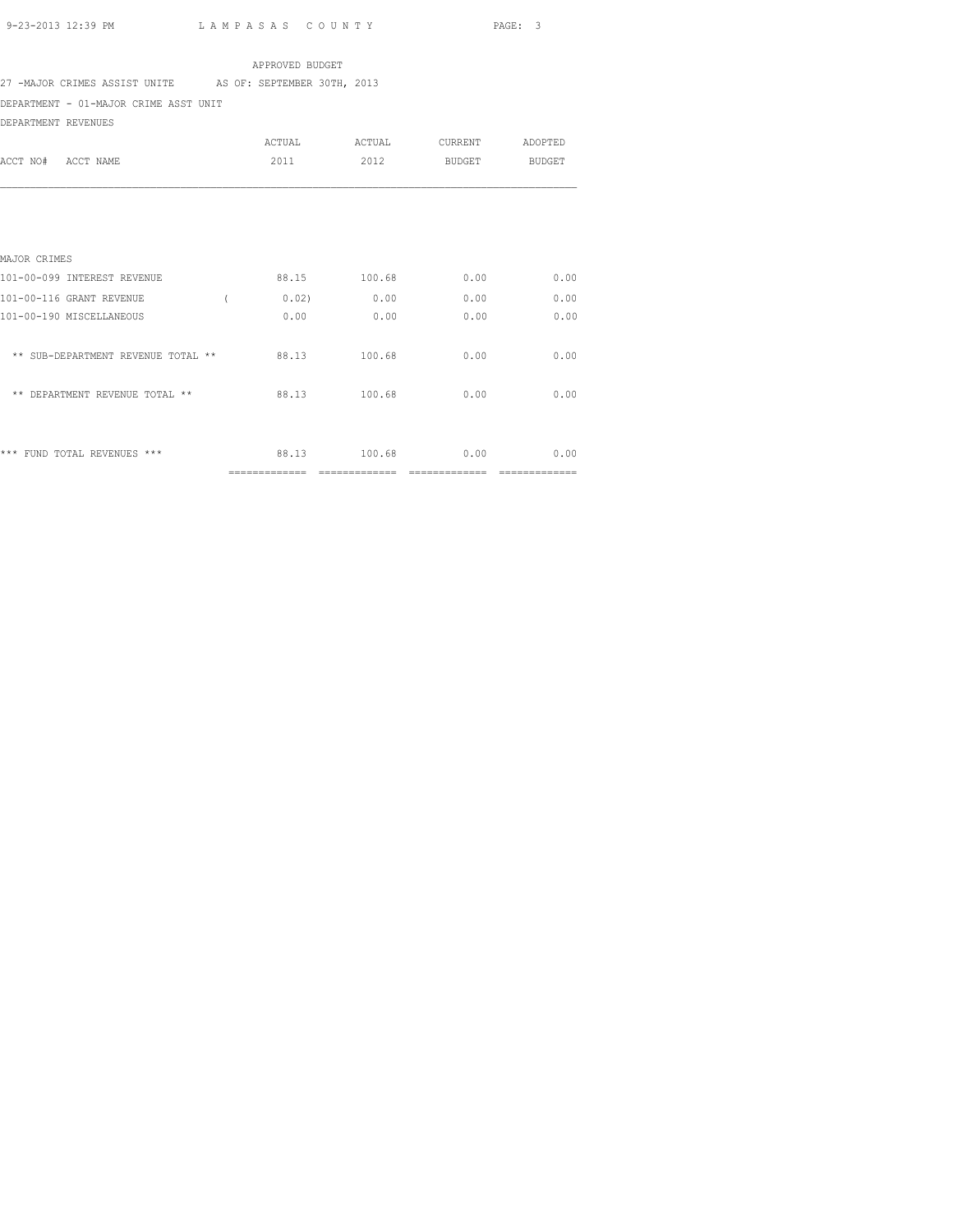APPROVED BUDGET

27 -MAJOR CRIMES ASSIST UNITE AS OF: SEPTEMBER 30TH, 2013

DEPARTMENT - 01-MAJOR CRIME ASST UNIT

DEPARTMENT REVENUES

| ACCT NO# ACCT NAME | ACTUAL 2011 | ACTUAL 2012 | CURRENT BUDGET | ADOPTED BUDGET |
|---|---|---|---|---|
| MAJOR CRIMES | | | | |
| 101-00-099 INTEREST REVENUE | 88.15 | 100.68 | 0.00 | 0.00 |
| 101-00-116 GRANT REVENUE | ( 0.02) | 0.00 | 0.00 | 0.00 |
| 101-00-190 MISCELLANEOUS | 0.00 | 0.00 | 0.00 | 0.00 |
| ** SUB-DEPARTMENT REVENUE TOTAL ** | 88.13 | 100.68 | 0.00 | 0.00 |
| ** DEPARTMENT REVENUE TOTAL ** | 88.13 | 100.68 | 0.00 | 0.00 |
| *** FUND TOTAL REVENUES *** | 88.13 | 100.68 | 0.00 | 0.00 |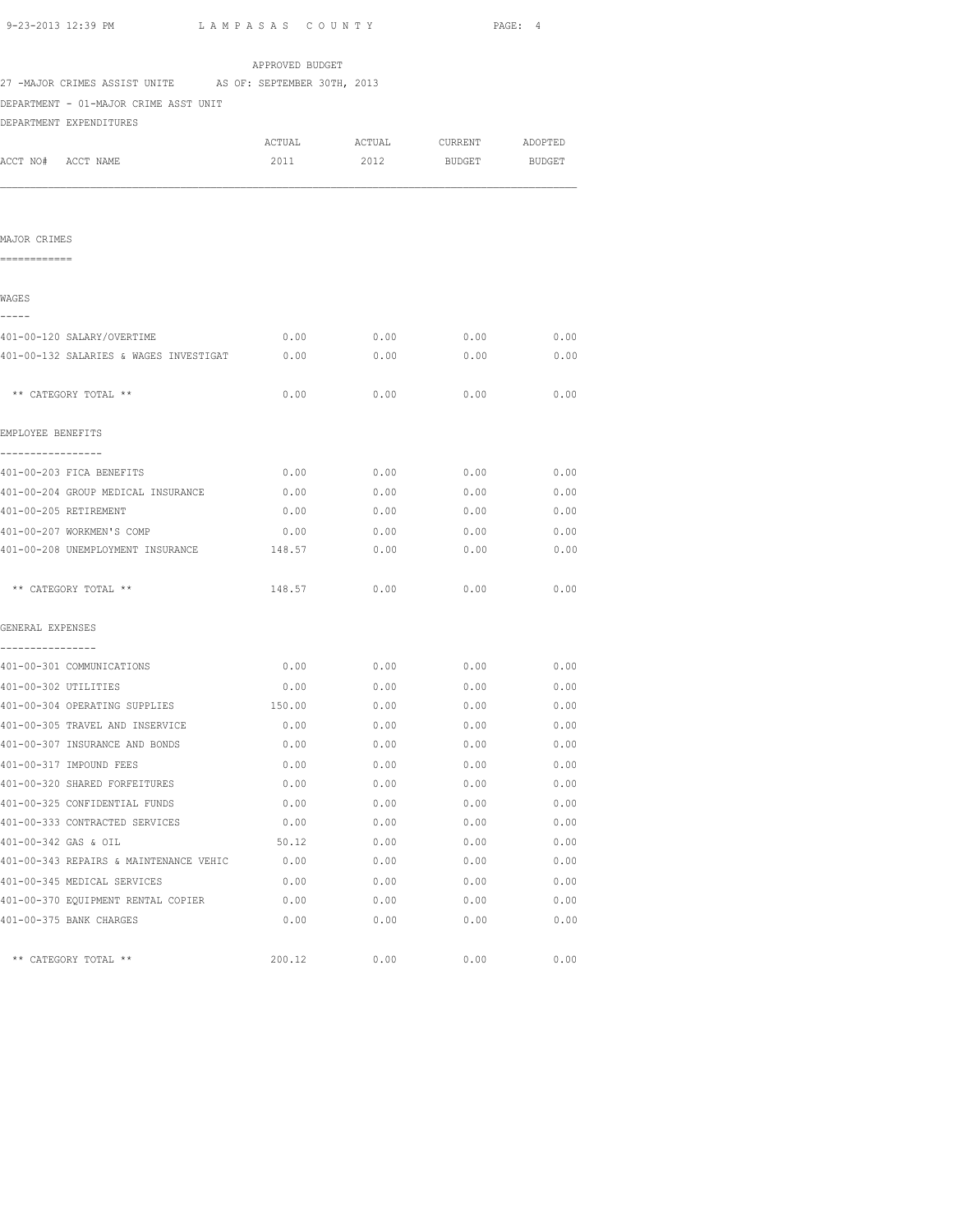APPROVED BUDGET

27 -MAJOR CRIMES ASSIST UNITE AS OF: SEPTEMBER 30TH, 2013

DEPARTMENT - 01-MAJOR CRIME ASST UNIT

DEPARTMENT EXPENDITURES

| ACCT NO# ACCT NAME | ACTUAL 2011 | ACTUAL 2012 | CURRENT BUDGET | ADOPTED BUDGET |
|---|---|---|---|---|
| **MAJOR CRIMES** | | | | |
| **WAGES** | | | | |
| 401-00-120 SALARY/OVERTIME | 0.00 | 0.00 | 0.00 | 0.00 |
| 401-00-132 SALARIES & WAGES INVESTIGAT | 0.00 | 0.00 | 0.00 | 0.00 |
| ** CATEGORY TOTAL ** | 0.00 | 0.00 | 0.00 | 0.00 |
| **EMPLOYEE BENEFITS** | | | | |
| 401-00-203 FICA BENEFITS | 0.00 | 0.00 | 0.00 | 0.00 |
| 401-00-204 GROUP MEDICAL INSURANCE | 0.00 | 0.00 | 0.00 | 0.00 |
| 401-00-205 RETIREMENT | 0.00 | 0.00 | 0.00 | 0.00 |
| 401-00-207 WORKMEN'S COMP | 0.00 | 0.00 | 0.00 | 0.00 |
| 401-00-208 UNEMPLOYMENT INSURANCE | 148.57 | 0.00 | 0.00 | 0.00 |
| ** CATEGORY TOTAL ** | 148.57 | 0.00 | 0.00 | 0.00 |
| **GENERAL EXPENSES** | | | | |
| 401-00-301 COMMUNICATIONS | 0.00 | 0.00 | 0.00 | 0.00 |
| 401-00-302 UTILITIES | 0.00 | 0.00 | 0.00 | 0.00 |
| 401-00-304 OPERATING SUPPLIES | 150.00 | 0.00 | 0.00 | 0.00 |
| 401-00-305 TRAVEL AND INSERVICE | 0.00 | 0.00 | 0.00 | 0.00 |
| 401-00-307 INSURANCE AND BONDS | 0.00 | 0.00 | 0.00 | 0.00 |
| 401-00-317 IMPOUND FEES | 0.00 | 0.00 | 0.00 | 0.00 |
| 401-00-320 SHARED FORFEITURES | 0.00 | 0.00 | 0.00 | 0.00 |
| 401-00-325 CONFIDENTIAL FUNDS | 0.00 | 0.00 | 0.00 | 0.00 |
| 401-00-333 CONTRACTED SERVICES | 0.00 | 0.00 | 0.00 | 0.00 |
| 401-00-342 GAS & OIL | 50.12 | 0.00 | 0.00 | 0.00 |
| 401-00-343 REPAIRS & MAINTENANCE VEHIC | 0.00 | 0.00 | 0.00 | 0.00 |
| 401-00-345 MEDICAL SERVICES | 0.00 | 0.00 | 0.00 | 0.00 |
| 401-00-370 EQUIPMENT RENTAL COPIER | 0.00 | 0.00 | 0.00 | 0.00 |
| 401-00-375 BANK CHARGES | 0.00 | 0.00 | 0.00 | 0.00 |
| ** CATEGORY TOTAL ** | 200.12 | 0.00 | 0.00 | 0.00 |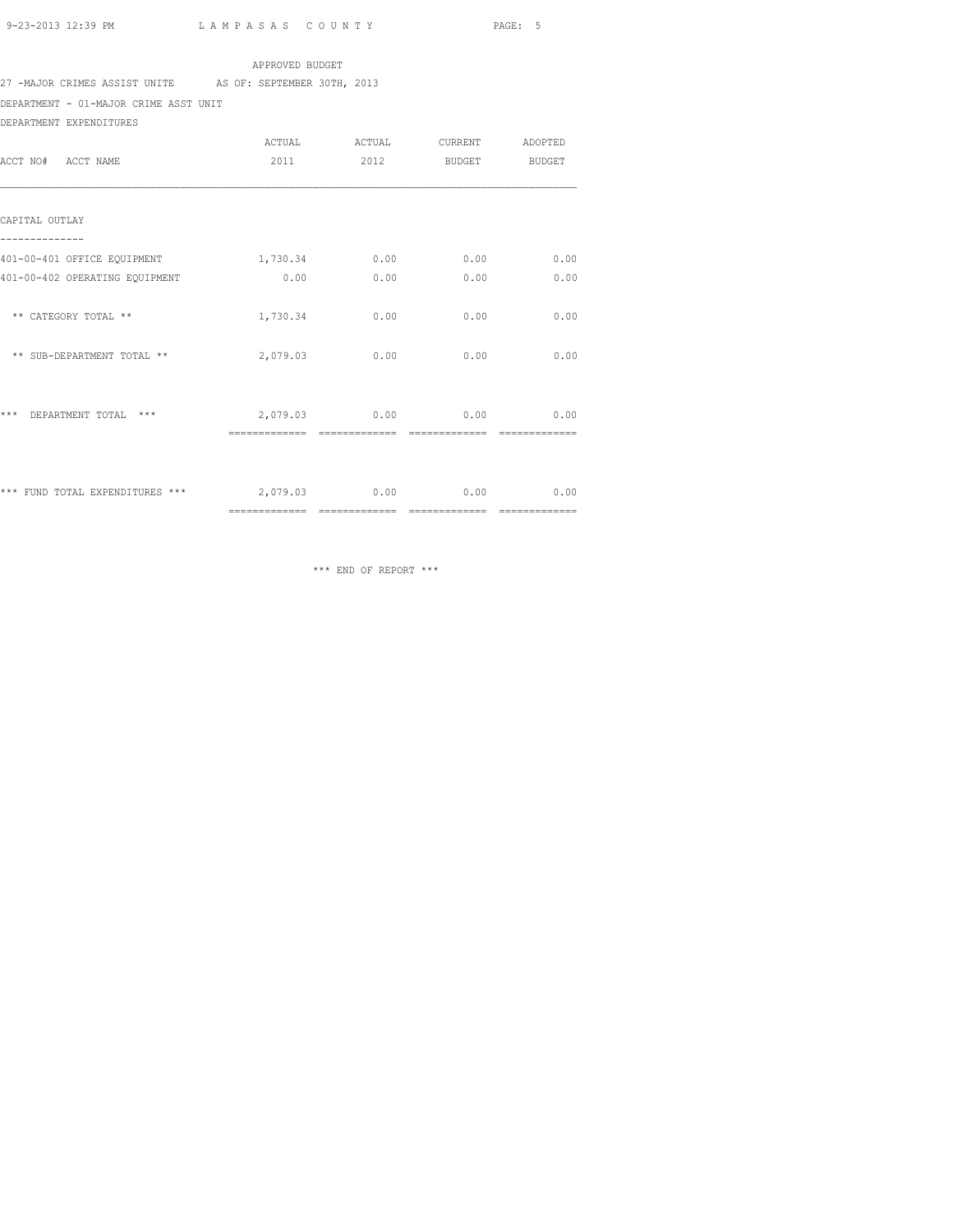APPROVED BUDGET

27 -MAJOR CRIMES ASSIST UNITE AS OF: SEPTEMBER 30TH, 2013

DEPARTMENT - 01-MAJOR CRIME ASST UNIT

DEPARTMENT EXPENDITURES

| ACCT NO# ACCT NAME | ACTUAL 2011 | ACTUAL 2012 | CURRENT BUDGET | ADOPTED BUDGET |
|---|---|---|---|---|
| **CAPITAL OUTLAY** | | | | |
| 401-00-401 OFFICE EQUIPMENT | 1,730.34 | 0.00 | 0.00 | 0.00 |
| 401-00-402 OPERATING EQUIPMENT | 0.00 | 0.00 | 0.00 | 0.00 |
| ** CATEGORY TOTAL ** | 1,730.34 | 0.00 | 0.00 | 0.00 |
| ** SUB-DEPARTMENT TOTAL ** | 2,079.03 | 0.00 | 0.00 | 0.00 |
| *** DEPARTMENT TOTAL *** | 2,079.03 | 0.00 | 0.00 | 0.00 |
| *** FUND TOTAL EXPENDITURES *** | 2,079.03 | 0.00 | 0.00 | 0.00 |

*** END OF REPORT ***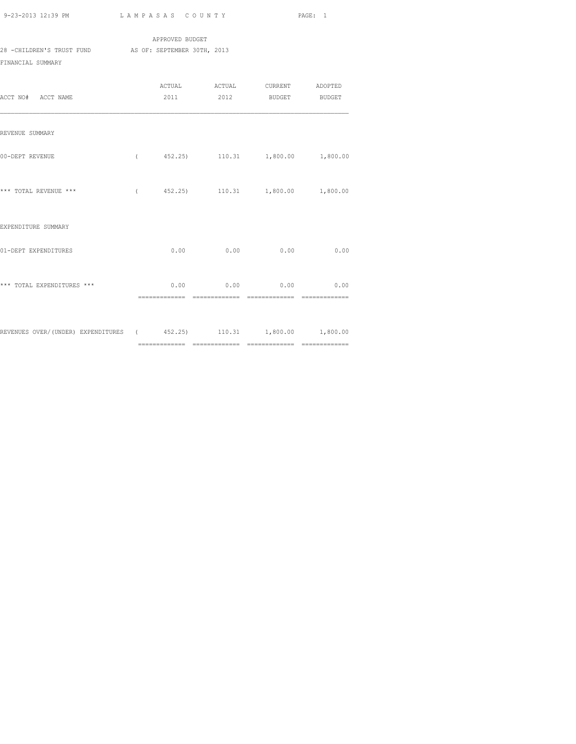APPROVED BUDGET

28 -CHILDREN'S TRUST FUND AS OF: SEPTEMBER 30TH, 2013

FINANCIAL SUMMARY

| ACCT NO# ACCT NAME | ACTUAL 2011 | ACTUAL 2012 | CURRENT BUDGET | ADOPTED BUDGET |
|---|---|---|---|---|
| REVENUE SUMMARY | | | | |
| 00-DEPT REVENUE | ( 452.25) | 110.31 | 1,800.00 | 1,800.00 |
| *** TOTAL REVENUE *** | ( 452.25) | 110.31 | 1,800.00 | 1,800.00 |
| EXPENDITURE SUMMARY | | | | |
| 01-DEPT EXPENDITURES | 0.00 | 0.00 | 0.00 | 0.00 |
| *** TOTAL EXPENDITURES *** | 0.00 | 0.00 | 0.00 | 0.00 |
| REVENUES OVER/(UNDER) EXPENDITURES | ( 452.25) | 110.31 | 1,800.00 | 1,800.00 |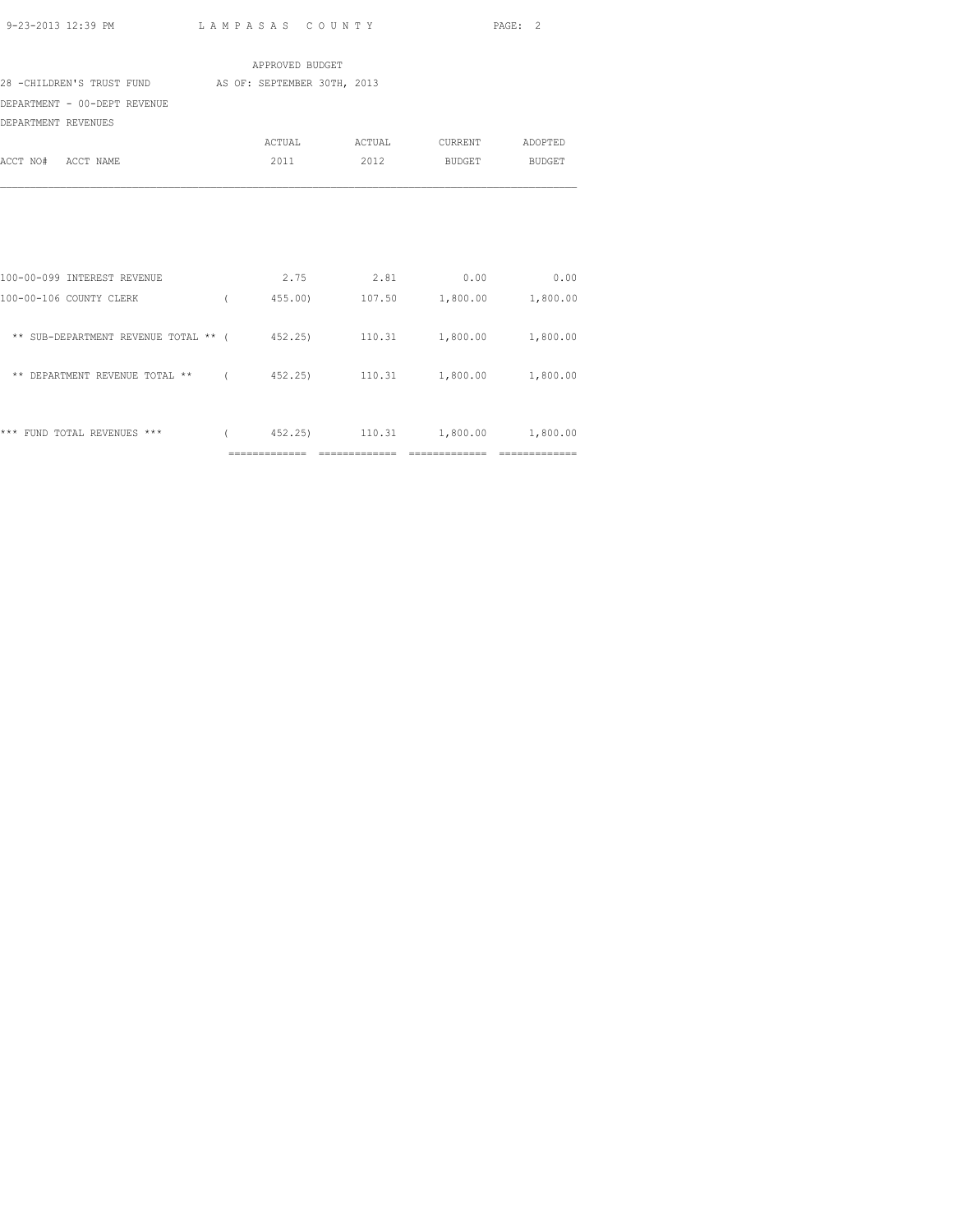APPROVED BUDGET

28 -CHILDREN'S TRUST FUND AS OF: SEPTEMBER 30TH, 2013

DEPARTMENT - 00-DEPT REVENUE

DEPARTMENT REVENUES

| ACCT NO# ACCT NAME | ACTUAL 2011 | ACTUAL 2012 | CURRENT BUDGET | ADOPTED BUDGET |
|---|---|---|---|---|
| 100-00-099 INTEREST REVENUE | 2.75 | 2.81 | 0.00 | 0.00 |
| 100-00-106 COUNTY CLERK | ( 455.00) | 107.50 | 1,800.00 | 1,800.00 |
| ** SUB-DEPARTMENT REVENUE TOTAL ** | ( 452.25) | 110.31 | 1,800.00 | 1,800.00 |
| ** DEPARTMENT REVENUE TOTAL ** | ( 452.25) | 110.31 | 1,800.00 | 1,800.00 |
| *** FUND TOTAL REVENUES *** | ( 452.25) | 110.31 | 1,800.00 | 1,800.00 |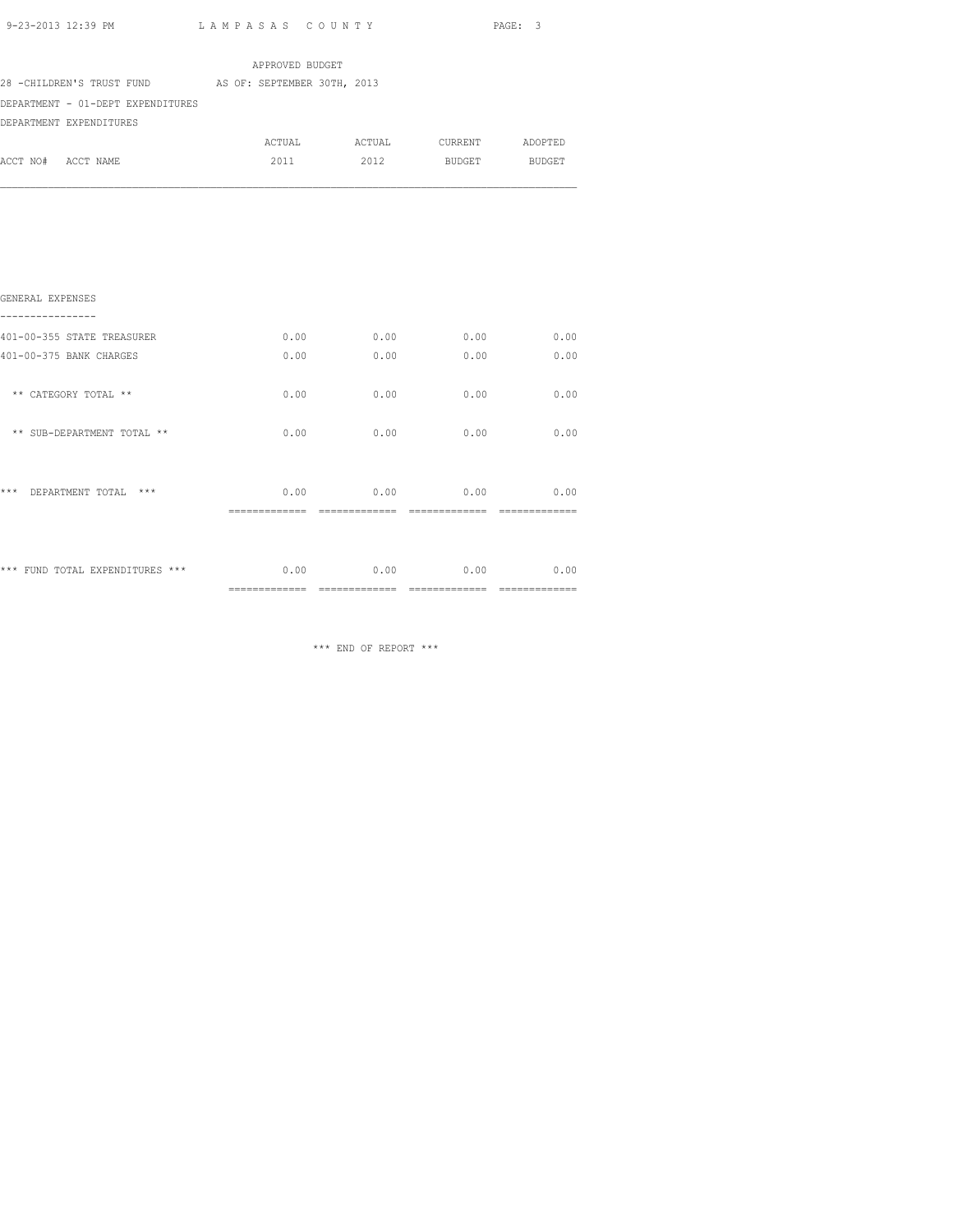APPROVED BUDGET

28 -CHILDREN'S TRUST FUND    AS OF: SEPTEMBER 30TH, 2013

DEPARTMENT - 01-DEPT EXPENDITURES

DEPARTMENT EXPENDITURES

| ACCT NO# ACCT NAME | ACTUAL 2011 | ACTUAL 2012 | CURRENT BUDGET | ADOPTED BUDGET |
|---|---|---|---|---|
| **GENERAL EXPENSES** | | | | |
| 401-00-355 STATE TREASURER | 0.00 | 0.00 | 0.00 | 0.00 |
| 401-00-375 BANK CHARGES | 0.00 | 0.00 | 0.00 | 0.00 |
| ** CATEGORY TOTAL ** | 0.00 | 0.00 | 0.00 | 0.00 |
| ** SUB-DEPARTMENT TOTAL ** | 0.00 | 0.00 | 0.00 | 0.00 |
| *** DEPARTMENT TOTAL *** | 0.00 | 0.00 | 0.00 | 0.00 |
| *** FUND TOTAL EXPENDITURES *** | 0.00 | 0.00 | 0.00 | 0.00 |

*** END OF REPORT ***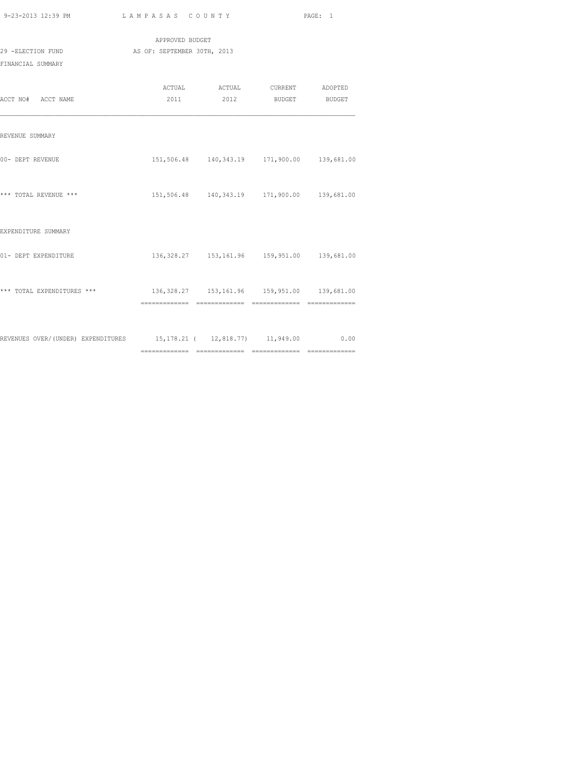LAMPASAS COUNTY

APPROVED BUDGET

29 -ELECTION FUND AS OF: SEPTEMBER 30TH, 2013

FINANCIAL SUMMARY

| ACCT NO# ACCT NAME | ACTUAL 2011 | ACTUAL 2012 | CURRENT BUDGET | ADOPTED BUDGET |
|---|---|---|---|---|
| REVENUE SUMMARY | | | | |
| 00- DEPT REVENUE | 151,506.48 | 140,343.19 | 171,900.00 | 139,681.00 |
| *** TOTAL REVENUE *** | 151,506.48 | 140,343.19 | 171,900.00 | 139,681.00 |
| EXPENDITURE SUMMARY | | | | |
| 01- DEPT EXPENDITURE | 136,328.27 | 153,161.96 | 159,951.00 | 139,681.00 |
| *** TOTAL EXPENDITURES *** | 136,328.27 | 153,161.96 | 159,951.00 | 139,681.00 |
| REVENUES OVER/(UNDER) EXPENDITURES | 15,178.21 | ( 12,818.77) | 11,949.00 | 0.00 |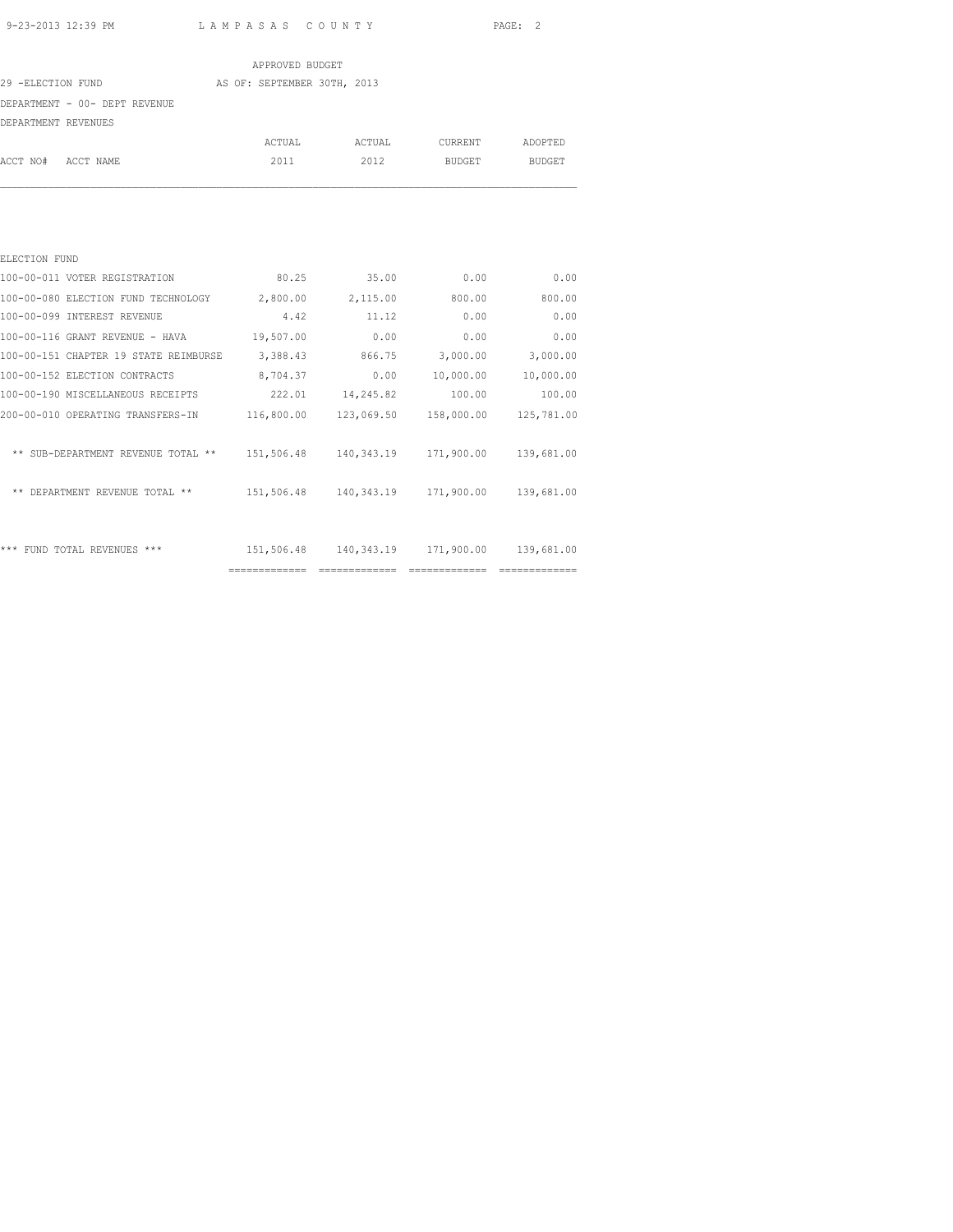APPROVED BUDGET

29 -ELECTION FUND AS OF: SEPTEMBER 30TH, 2013

DEPARTMENT - 00- DEPT REVENUE

DEPARTMENT REVENUES

| ACCT NO# ACCT NAME | ACTUAL 2011 | ACTUAL 2012 | CURRENT BUDGET | ADOPTED BUDGET |
|---|---|---|---|---|
| ELECTION FUND | | | | |
| 100-00-011 VOTER REGISTRATION | 80.25 | 35.00 | 0.00 | 0.00 |
| 100-00-080 ELECTION FUND TECHNOLOGY | 2,800.00 | 2,115.00 | 800.00 | 800.00 |
| 100-00-099 INTEREST REVENUE | 4.42 | 11.12 | 0.00 | 0.00 |
| 100-00-116 GRANT REVENUE - HAVA | 19,507.00 | 0.00 | 0.00 | 0.00 |
| 100-00-151 CHAPTER 19 STATE REIMBURSE | 3,388.43 | 866.75 | 3,000.00 | 3,000.00 |
| 100-00-152 ELECTION CONTRACTS | 8,704.37 | 0.00 | 10,000.00 | 10,000.00 |
| 100-00-190 MISCELLANEOUS RECEIPTS | 222.01 | 14,245.82 | 100.00 | 100.00 |
| 200-00-010 OPERATING TRANSFERS-IN | 116,800.00 | 123,069.50 | 158,000.00 | 125,781.00 |
| ** SUB-DEPARTMENT REVENUE TOTAL ** | 151,506.48 | 140,343.19 | 171,900.00 | 139,681.00 |
| ** DEPARTMENT REVENUE TOTAL ** | 151,506.48 | 140,343.19 | 171,900.00 | 139,681.00 |
| *** FUND TOTAL REVENUES *** | 151,506.48 | 140,343.19 | 171,900.00 | 139,681.00 |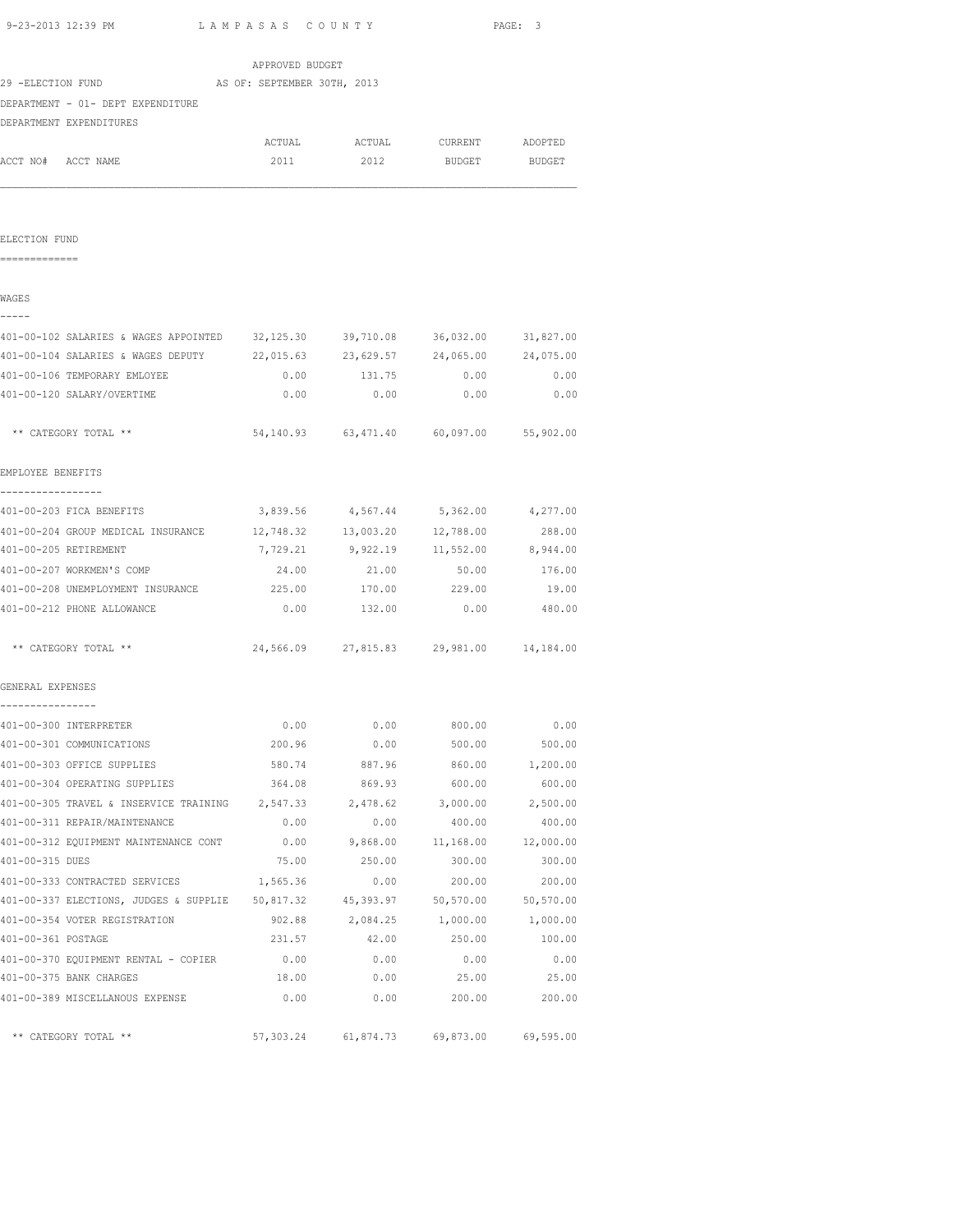APPROVED BUDGET

29 -ELECTION FUND AS OF: SEPTEMBER 30TH, 2013

DEPARTMENT - 01- DEPT EXPENDITURE

DEPARTMENT EXPENDITURES

| ACCT NO# ACCT NAME | ACTUAL 2011 | ACTUAL 2012 | CURRENT BUDGET | ADOPTED BUDGET |
|---|---|---|---|---|

## ELECTION FUND

### WAGES

| ACCT NO# ACCT NAME | ACTUAL 2011 | ACTUAL 2012 | CURRENT BUDGET | ADOPTED BUDGET |
|---|---|---|---|---|
| 401-00-102 SALARIES & WAGES APPOINTED | 32,125.30 | 39,710.08 | 36,032.00 | 31,827.00 |
| 401-00-104 SALARIES & WAGES DEPUTY | 22,015.63 | 23,629.57 | 24,065.00 | 24,075.00 |
| 401-00-106 TEMPORARY EMLOYEE | 0.00 | 131.75 | 0.00 | 0.00 |
| 401-00-120 SALARY/OVERTIME | 0.00 | 0.00 | 0.00 | 0.00 |
| ** CATEGORY TOTAL ** | 54,140.93 | 63,471.40 | 60,097.00 | 55,902.00 |

### EMPLOYEE BENEFITS

| ACCT NO# ACCT NAME | ACTUAL 2011 | ACTUAL 2012 | CURRENT BUDGET | ADOPTED BUDGET |
|---|---|---|---|---|
| 401-00-203 FICA BENEFITS | 3,839.56 | 4,567.44 | 5,362.00 | 4,277.00 |
| 401-00-204 GROUP MEDICAL INSURANCE | 12,748.32 | 13,003.20 | 12,788.00 | 288.00 |
| 401-00-205 RETIREMENT | 7,729.21 | 9,922.19 | 11,552.00 | 8,944.00 |
| 401-00-207 WORKMEN'S COMP | 24.00 | 21.00 | 50.00 | 176.00 |
| 401-00-208 UNEMPLOYMENT INSURANCE | 225.00 | 170.00 | 229.00 | 19.00 |
| 401-00-212 PHONE ALLOWANCE | 0.00 | 132.00 | 0.00 | 480.00 |
| ** CATEGORY TOTAL ** | 24,566.09 | 27,815.83 | 29,981.00 | 14,184.00 |

### GENERAL EXPENSES

| ACCT NO# ACCT NAME | ACTUAL 2011 | ACTUAL 2012 | CURRENT BUDGET | ADOPTED BUDGET |
|---|---|---|---|---|
| 401-00-300 INTERPRETER | 0.00 | 0.00 | 800.00 | 0.00 |
| 401-00-301 COMMUNICATIONS | 200.96 | 0.00 | 500.00 | 500.00 |
| 401-00-303 OFFICE SUPPLIES | 580.74 | 887.96 | 860.00 | 1,200.00 |
| 401-00-304 OPERATING SUPPLIES | 364.08 | 869.93 | 600.00 | 600.00 |
| 401-00-305 TRAVEL & INSERVICE TRAINING | 2,547.33 | 2,478.62 | 3,000.00 | 2,500.00 |
| 401-00-311 REPAIR/MAINTENANCE | 0.00 | 0.00 | 400.00 | 400.00 |
| 401-00-312 EQUIPMENT MAINTENANCE CONT | 0.00 | 9,868.00 | 11,168.00 | 12,000.00 |
| 401-00-315 DUES | 75.00 | 250.00 | 300.00 | 300.00 |
| 401-00-333 CONTRACTED SERVICES | 1,565.36 | 0.00 | 200.00 | 200.00 |
| 401-00-337 ELECTIONS, JUDGES & SUPPLIE | 50,817.32 | 45,393.97 | 50,570.00 | 50,570.00 |
| 401-00-354 VOTER REGISTRATION | 902.88 | 2,084.25 | 1,000.00 | 1,000.00 |
| 401-00-361 POSTAGE | 231.57 | 42.00 | 250.00 | 100.00 |
| 401-00-370 EQUIPMENT RENTAL - COPIER | 0.00 | 0.00 | 0.00 | 0.00 |
| 401-00-375 BANK CHARGES | 18.00 | 0.00 | 25.00 | 25.00 |
| 401-00-389 MISCELLANOUS EXPENSE | 0.00 | 0.00 | 200.00 | 200.00 |
| ** CATEGORY TOTAL ** | 57,303.24 | 61,874.73 | 69,873.00 | 69,595.00 |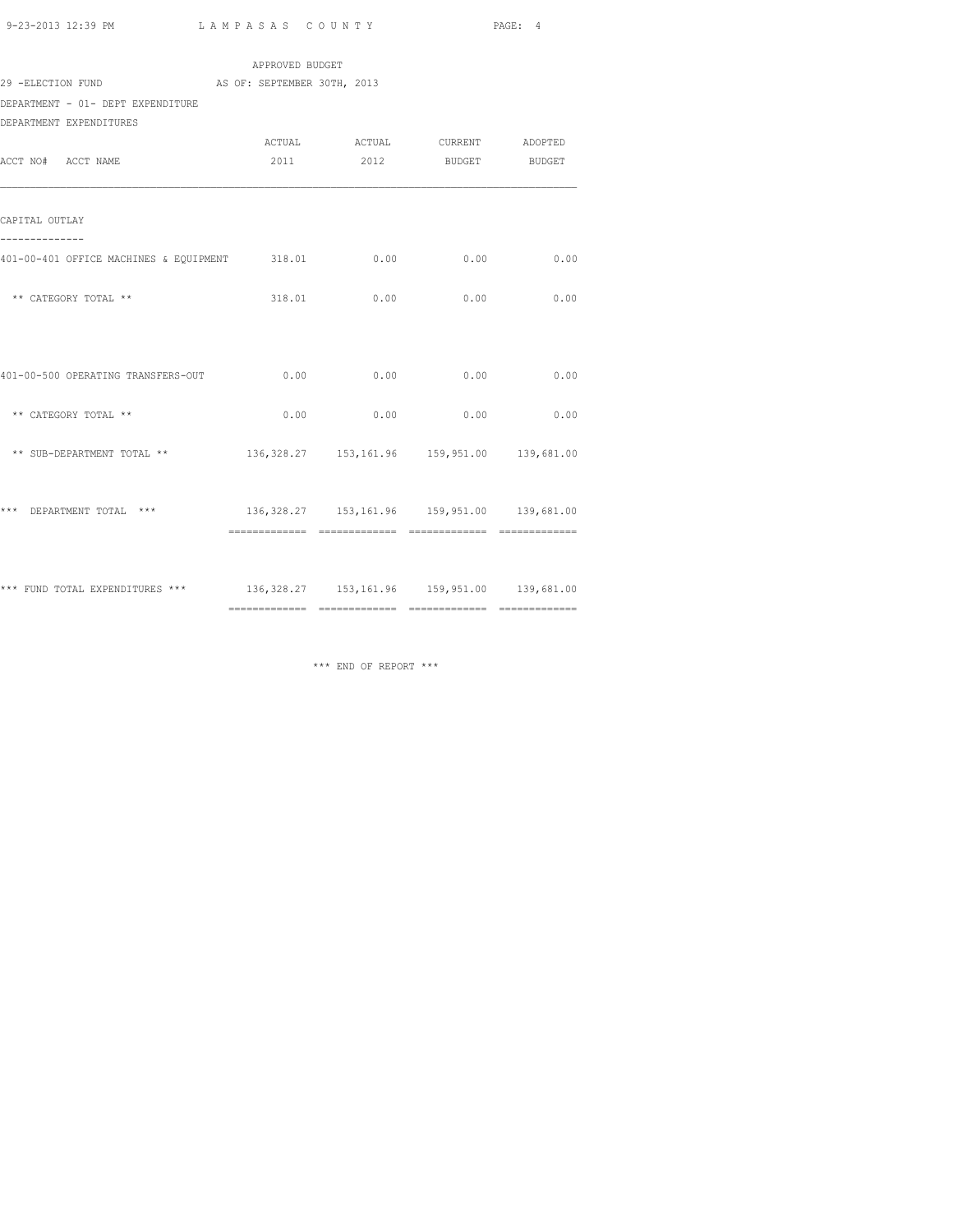APPROVED BUDGET

29 -ELECTION FUND AS OF: SEPTEMBER 30TH, 2013

DEPARTMENT - 01- DEPT EXPENDITURE

DEPARTMENT EXPENDITURES

| ACCT NO# ACCT NAME | ACTUAL 2011 | ACTUAL 2012 | CURRENT BUDGET | ADOPTED BUDGET |
|---|---|---|---|---|
| **CAPITAL OUTLAY** | | | | |
| 401-00-401 OFFICE MACHINES & EQUIPMENT | 318.01 | 0.00 | 0.00 | 0.00 |
| ** CATEGORY TOTAL ** | 318.01 | 0.00 | 0.00 | 0.00 |
| 401-00-500 OPERATING TRANSFERS-OUT | 0.00 | 0.00 | 0.00 | 0.00 |
| ** CATEGORY TOTAL ** | 0.00 | 0.00 | 0.00 | 0.00 |
| ** SUB-DEPARTMENT TOTAL ** | 136,328.27 | 153,161.96 | 159,951.00 | 139,681.00 |
| *** DEPARTMENT TOTAL *** | 136,328.27 | 153,161.96 | 159,951.00 | 139,681.00 |
| *** FUND TOTAL EXPENDITURES *** | 136,328.27 | 153,161.96 | 159,951.00 | 139,681.00 |

*** END OF REPORT ***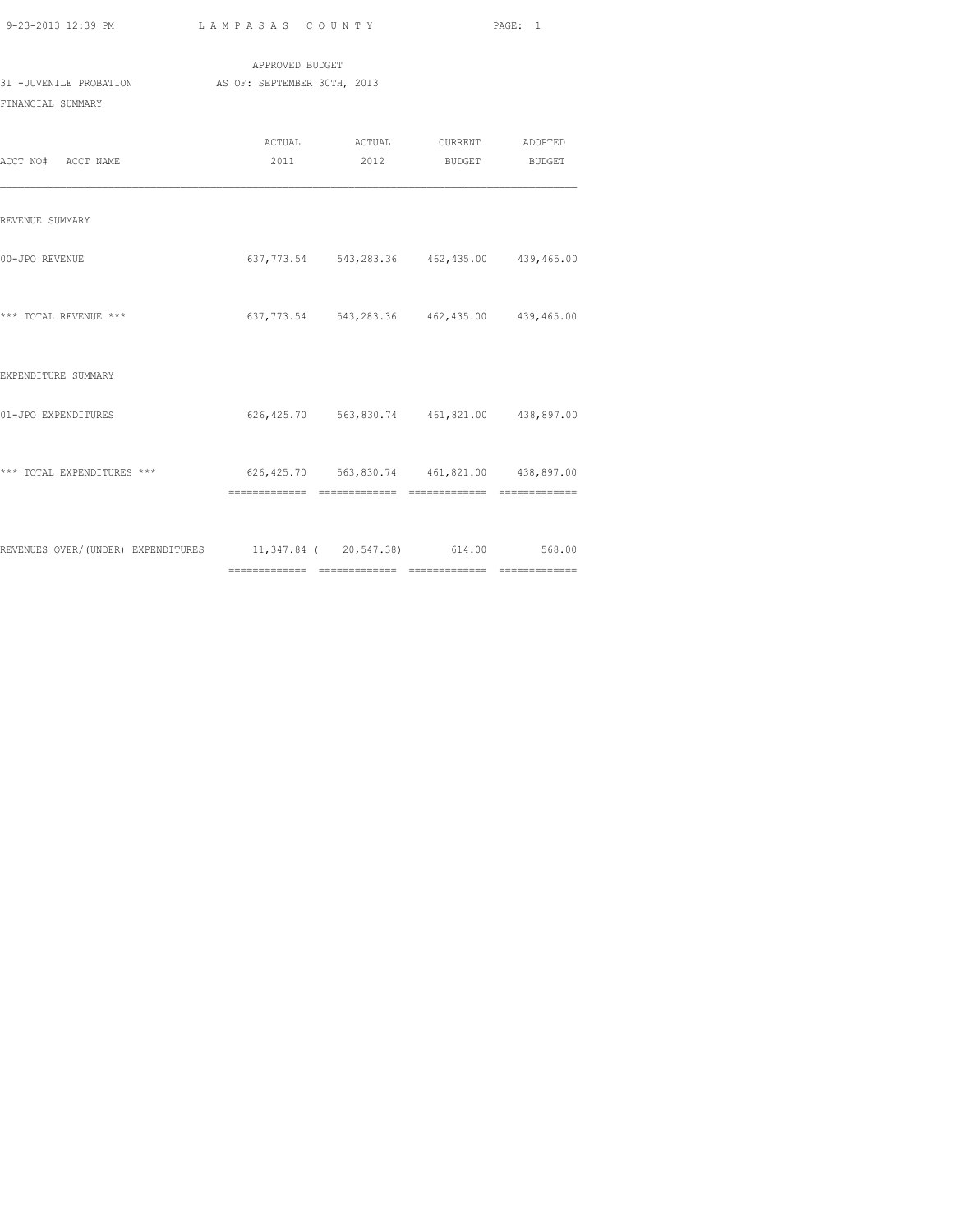LAMPASAS COUNTY

APPROVED BUDGET

31 -JUVENILE PROBATION AS OF: SEPTEMBER 30TH, 2013

FINANCIAL SUMMARY

| ACCT NO# ACCT NAME | ACTUAL 2011 | ACTUAL 2012 | CURRENT BUDGET | ADOPTED BUDGET |
|---|---|---|---|---|
| REVENUE SUMMARY | | | | |
| 00-JPO REVENUE | 637,773.54 | 543,283.36 | 462,435.00 | 439,465.00 |
| *** TOTAL REVENUE *** | 637,773.54 | 543,283.36 | 462,435.00 | 439,465.00 |
| EXPENDITURE SUMMARY | | | | |
| 01-JPO EXPENDITURES | 626,425.70 | 563,830.74 | 461,821.00 | 438,897.00 |
| *** TOTAL EXPENDITURES *** | 626,425.70 | 563,830.74 | 461,821.00 | 438,897.00 |
| REVENUES OVER/(UNDER) EXPENDITURES | 11,347.84 | ( 20,547.38) | 614.00 | 568.00 |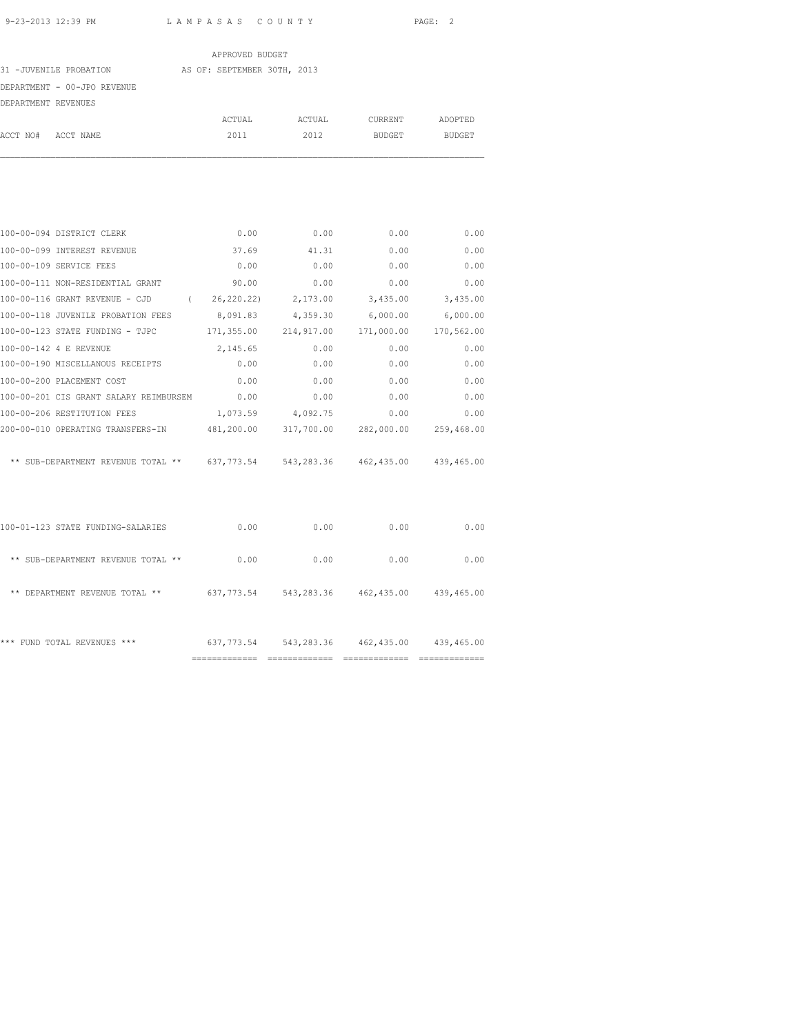APPROVED BUDGET

31 -JUVENILE PROBATION AS OF: SEPTEMBER 30TH, 2013

DEPARTMENT - 00-JPO REVENUE

DEPARTMENT REVENUES

| ACCT NO# ACCT NAME | ACTUAL 2011 | ACTUAL 2012 | CURRENT BUDGET | ADOPTED BUDGET |
|---|---|---|---|---|
| 100-00-094 DISTRICT CLERK | 0.00 | 0.00 | 0.00 | 0.00 |
| 100-00-099 INTEREST REVENUE | 37.69 | 41.31 | 0.00 | 0.00 |
| 100-00-109 SERVICE FEES | 0.00 | 0.00 | 0.00 | 0.00 |
| 100-00-111 NON-RESIDENTIAL GRANT | 90.00 | 0.00 | 0.00 | 0.00 |
| 100-00-116 GRANT REVENUE - CJD | ( 26,220.22) | 2,173.00 | 3,435.00 | 3,435.00 |
| 100-00-118 JUVENILE PROBATION FEES | 8,091.83 | 4,359.30 | 6,000.00 | 6,000.00 |
| 100-00-123 STATE FUNDING - TJPC | 171,355.00 | 214,917.00 | 171,000.00 | 170,562.00 |
| 100-00-142 4 E REVENUE | 2,145.65 | 0.00 | 0.00 | 0.00 |
| 100-00-190 MISCELLANOUS RECEIPTS | 0.00 | 0.00 | 0.00 | 0.00 |
| 100-00-200 PLACEMENT COST | 0.00 | 0.00 | 0.00 | 0.00 |
| 100-00-201 CIS GRANT SALARY REIMBURSEM | 0.00 | 0.00 | 0.00 | 0.00 |
| 100-00-206 RESTITUTION FEES | 1,073.59 | 4,092.75 | 0.00 | 0.00 |
| 200-00-010 OPERATING TRANSFERS-IN | 481,200.00 | 317,700.00 | 282,000.00 | 259,468.00 |
| ** SUB-DEPARTMENT REVENUE TOTAL ** | 637,773.54 | 543,283.36 | 462,435.00 | 439,465.00 |
| 100-01-123 STATE FUNDING-SALARIES | 0.00 | 0.00 | 0.00 | 0.00 |
| ** SUB-DEPARTMENT REVENUE TOTAL ** | 0.00 | 0.00 | 0.00 | 0.00 |
| ** DEPARTMENT REVENUE TOTAL ** | 637,773.54 | 543,283.36 | 462,435.00 | 439,465.00 |
| *** FUND TOTAL REVENUES *** | 637,773.54 | 543,283.36 | 462,435.00 | 439,465.00 |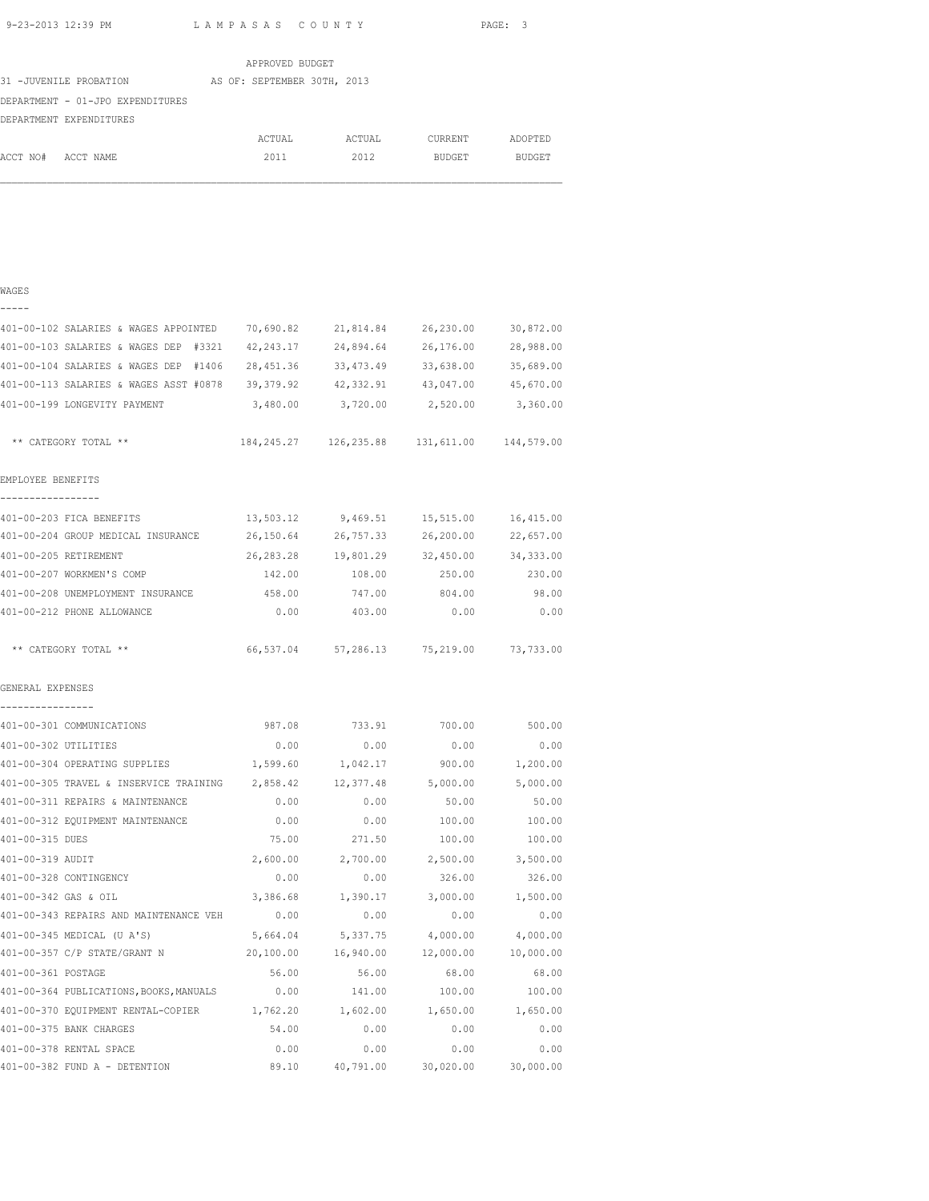APPROVED BUDGET

31 -JUVENILE PROBATION AS OF: SEPTEMBER 30TH, 2013

DEPARTMENT - 01-JPO EXPENDITURES

DEPARTMENT EXPENDITURES

| ACCT NO# ACCT NAME | ACTUAL 2011 | ACTUAL 2012 | CURRENT BUDGET | ADOPTED BUDGET |
|---|---|---|---|---|
| **WAGES** | | | | |
| 401-00-102 SALARIES & WAGES APPOINTED | 70,690.82 | 21,814.84 | 26,230.00 | 30,872.00 |
| 401-00-103 SALARIES & WAGES DEP #3321 | 42,243.17 | 24,894.64 | 26,176.00 | 28,988.00 |
| 401-00-104 SALARIES & WAGES DEP #1406 | 28,451.36 | 33,473.49 | 33,638.00 | 35,689.00 |
| 401-00-113 SALARIES & WAGES ASST #0878 | 39,379.92 | 42,332.91 | 43,047.00 | 45,670.00 |
| 401-00-199 LONGEVITY PAYMENT | 3,480.00 | 3,720.00 | 2,520.00 | 3,360.00 |
| ** CATEGORY TOTAL ** | 184,245.27 | 126,235.88 | 131,611.00 | 144,579.00 |
| **EMPLOYEE BENEFITS** | | | | |
| 401-00-203 FICA BENEFITS | 13,503.12 | 9,469.51 | 15,515.00 | 16,415.00 |
| 401-00-204 GROUP MEDICAL INSURANCE | 26,150.64 | 26,757.33 | 26,200.00 | 22,657.00 |
| 401-00-205 RETIREMENT | 26,283.28 | 19,801.29 | 32,450.00 | 34,333.00 |
| 401-00-207 WORKMEN'S COMP | 142.00 | 108.00 | 250.00 | 230.00 |
| 401-00-208 UNEMPLOYMENT INSURANCE | 458.00 | 747.00 | 804.00 | 98.00 |
| 401-00-212 PHONE ALLOWANCE | 0.00 | 403.00 | 0.00 | 0.00 |
| ** CATEGORY TOTAL ** | 66,537.04 | 57,286.13 | 75,219.00 | 73,733.00 |
| **GENERAL EXPENSES** | | | | |
| 401-00-301 COMMUNICATIONS | 987.08 | 733.91 | 700.00 | 500.00 |
| 401-00-302 UTILITIES | 0.00 | 0.00 | 0.00 | 0.00 |
| 401-00-304 OPERATING SUPPLIES | 1,599.60 | 1,042.17 | 900.00 | 1,200.00 |
| 401-00-305 TRAVEL & INSERVICE TRAINING | 2,858.42 | 12,377.48 | 5,000.00 | 5,000.00 |
| 401-00-311 REPAIRS & MAINTENANCE | 0.00 | 0.00 | 50.00 | 50.00 |
| 401-00-312 EQUIPMENT MAINTENANCE | 0.00 | 0.00 | 100.00 | 100.00 |
| 401-00-315 DUES | 75.00 | 271.50 | 100.00 | 100.00 |
| 401-00-319 AUDIT | 2,600.00 | 2,700.00 | 2,500.00 | 3,500.00 |
| 401-00-328 CONTINGENCY | 0.00 | 0.00 | 326.00 | 326.00 |
| 401-00-342 GAS & OIL | 3,386.68 | 1,390.17 | 3,000.00 | 1,500.00 |
| 401-00-343 REPAIRS AND MAINTENANCE VEH | 0.00 | 0.00 | 0.00 | 0.00 |
| 401-00-345 MEDICAL (U A'S) | 5,664.04 | 5,337.75 | 4,000.00 | 4,000.00 |
| 401-00-357 C/P STATE/GRANT N | 20,100.00 | 16,940.00 | 12,000.00 | 10,000.00 |
| 401-00-361 POSTAGE | 56.00 | 56.00 | 68.00 | 68.00 |
| 401-00-364 PUBLICATIONS,BOOKS,MANUALS | 0.00 | 141.00 | 100.00 | 100.00 |
| 401-00-370 EQUIPMENT RENTAL-COPIER | 1,762.20 | 1,602.00 | 1,650.00 | 1,650.00 |
| 401-00-375 BANK CHARGES | 54.00 | 0.00 | 0.00 | 0.00 |
| 401-00-378 RENTAL SPACE | 0.00 | 0.00 | 0.00 | 0.00 |
| 401-00-382 FUND A - DETENTION | 89.10 | 40,791.00 | 30,020.00 | 30,000.00 |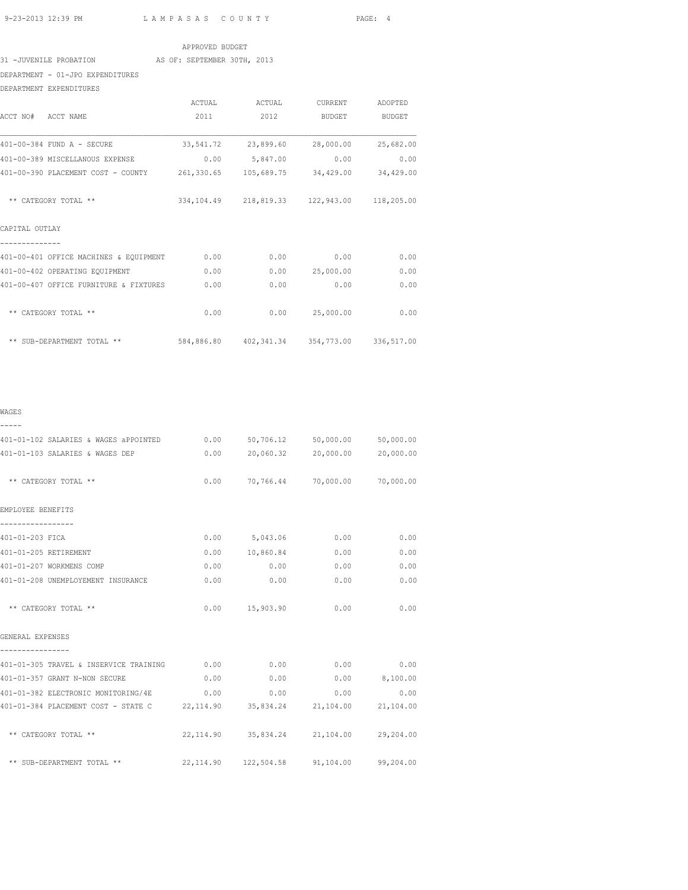APPROVED BUDGET

31 -JUVENILE PROBATION AS OF: SEPTEMBER 30TH, 2013

DEPARTMENT - 01-JPO EXPENDITURES

DEPARTMENT EXPENDITURES

| ACCT NO# ACCT NAME | ACTUAL 2011 | ACTUAL 2012 | CURRENT BUDGET | ADOPTED BUDGET |
|---|---|---|---|---|
| 401-00-384 FUND A - SECURE | 33,541.72 | 23,899.60 | 28,000.00 | 25,682.00 |
| 401-00-389 MISCELLANOUS EXPENSE | 0.00 | 5,847.00 | 0.00 | 0.00 |
| 401-00-390 PLACEMENT COST - COUNTY | 261,330.65 | 105,689.75 | 34,429.00 | 34,429.00 |
| ** CATEGORY TOTAL ** | 334,104.49 | 218,819.33 | 122,943.00 | 118,205.00 |
| **CAPITAL OUTLAY** | | | | |
| 401-00-401 OFFICE MACHINES & EQUIPMENT | 0.00 | 0.00 | 0.00 | 0.00 |
| 401-00-402 OPERATING EQUIPMENT | 0.00 | 0.00 | 25,000.00 | 0.00 |
| 401-00-407 OFFICE FURNITURE & FIXTURES | 0.00 | 0.00 | 0.00 | 0.00 |
| ** CATEGORY TOTAL ** | 0.00 | 0.00 | 25,000.00 | 0.00 |
| ** SUB-DEPARTMENT TOTAL ** | 584,886.80 | 402,341.34 | 354,773.00 | 336,517.00 |
| **WAGES** | | | | |
| 401-01-102 SALARIES & WAGES aPPOINTED | 0.00 | 50,706.12 | 50,000.00 | 50,000.00 |
| 401-01-103 SALARIES & WAGES DEP | 0.00 | 20,060.32 | 20,000.00 | 20,000.00 |
| ** CATEGORY TOTAL ** | 0.00 | 70,766.44 | 70,000.00 | 70,000.00 |
| **EMPLOYEE BENEFITS** | | | | |
| 401-01-203 FICA | 0.00 | 5,043.06 | 0.00 | 0.00 |
| 401-01-205 RETIREMENT | 0.00 | 10,860.84 | 0.00 | 0.00 |
| 401-01-207 WORKMENS COMP | 0.00 | 0.00 | 0.00 | 0.00 |
| 401-01-208 UNEMPLOYEMENT INSURANCE | 0.00 | 0.00 | 0.00 | 0.00 |
| ** CATEGORY TOTAL ** | 0.00 | 15,903.90 | 0.00 | 0.00 |
| **GENERAL EXPENSES** | | | | |
| 401-01-305 TRAVEL & INSERVICE TRAINING | 0.00 | 0.00 | 0.00 | 0.00 |
| 401-01-357 GRANT N-NON SECURE | 0.00 | 0.00 | 0.00 | 8,100.00 |
| 401-01-382 ELECTRONIC MONITORING/4E | 0.00 | 0.00 | 0.00 | 0.00 |
| 401-01-384 PLACEMENT COST - STATE C | 22,114.90 | 35,834.24 | 21,104.00 | 21,104.00 |
| ** CATEGORY TOTAL ** | 22,114.90 | 35,834.24 | 21,104.00 | 29,204.00 |
| ** SUB-DEPARTMENT TOTAL ** | 22,114.90 | 122,504.58 | 91,104.00 | 99,204.00 |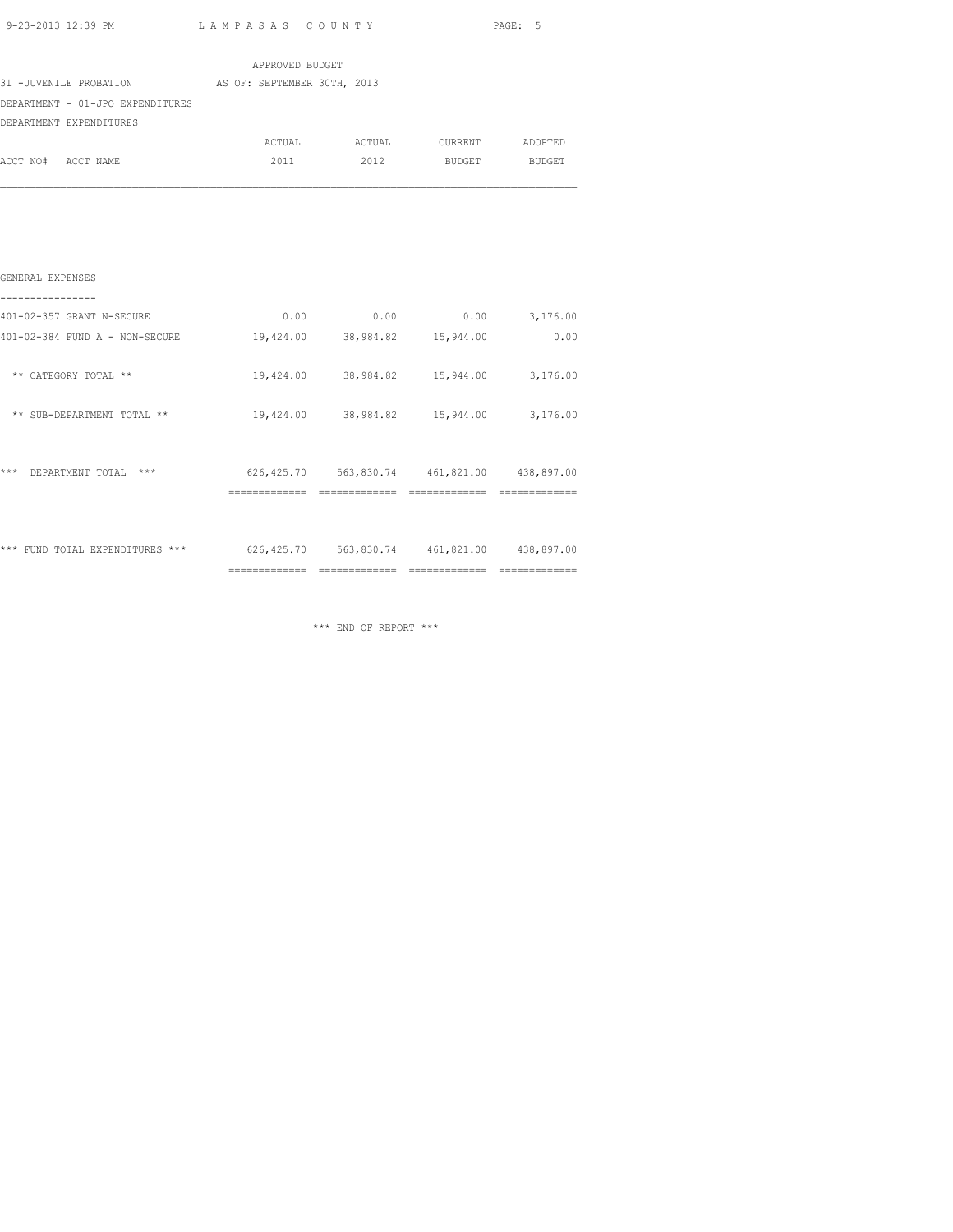APPROVED BUDGET

31 -JUVENILE PROBATION AS OF: SEPTEMBER 30TH, 2013

DEPARTMENT - 01-JPO EXPENDITURES

DEPARTMENT EXPENDITURES

| ACCT NO# ACCT NAME | ACTUAL 2011 | ACTUAL 2012 | CURRENT BUDGET | ADOPTED BUDGET |
|---|---|---|---|---|
| **GENERAL EXPENSES** | | | | |
| 401-02-357 GRANT N-SECURE | 0.00 | 0.00 | 0.00 | 3,176.00 |
| 401-02-384 FUND A - NON-SECURE | 19,424.00 | 38,984.82 | 15,944.00 | 0.00 |
| ** CATEGORY TOTAL ** | 19,424.00 | 38,984.82 | 15,944.00 | 3,176.00 |
| ** SUB-DEPARTMENT TOTAL ** | 19,424.00 | 38,984.82 | 15,944.00 | 3,176.00 |
| *** DEPARTMENT TOTAL *** | 626,425.70 | 563,830.74 | 461,821.00 | 438,897.00 |
| *** FUND TOTAL EXPENDITURES *** | 626,425.70 | 563,830.74 | 461,821.00 | 438,897.00 |

*** END OF REPORT ***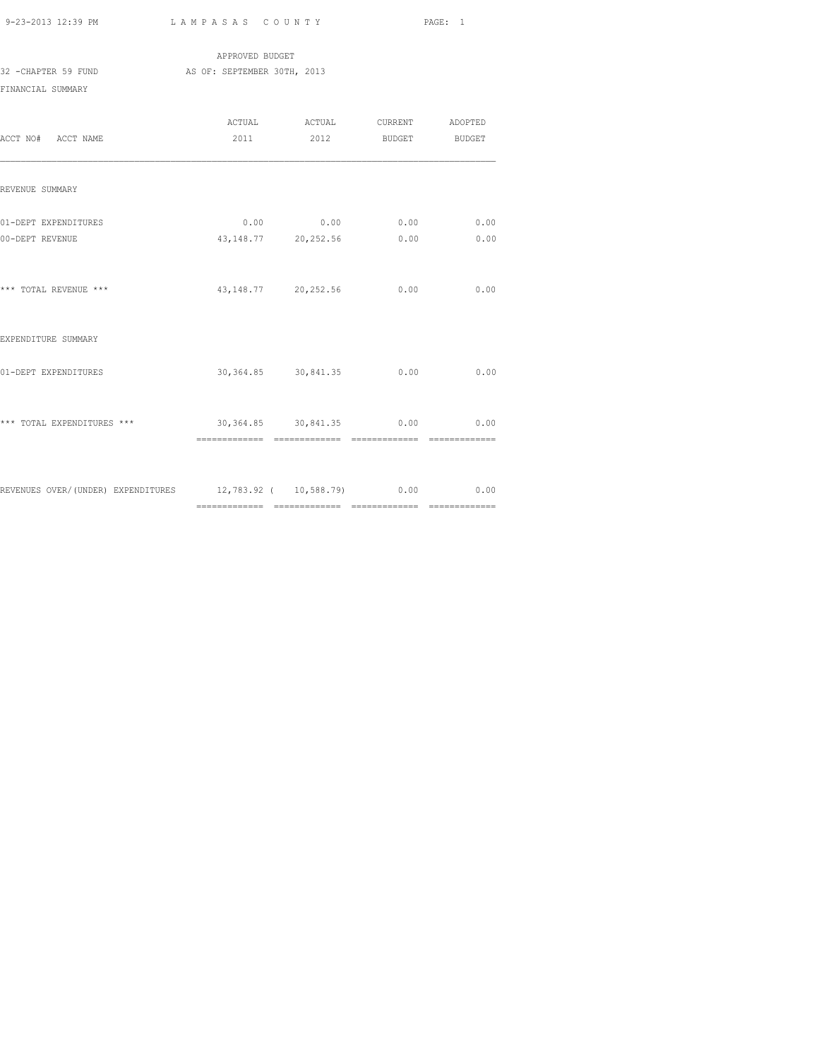APPROVED BUDGET

32 -CHAPTER 59 FUND AS OF: SEPTEMBER 30TH, 2013

FINANCIAL SUMMARY

| ACCT NO# ACCT NAME | ACTUAL 2011 | ACTUAL 2012 | CURRENT BUDGET | ADOPTED BUDGET |
|---|---|---|---|---|
| REVENUE SUMMARY | | | | |
| 01-DEPT EXPENDITURES | 0.00 | 0.00 | 0.00 | 0.00 |
| 00-DEPT REVENUE | 43,148.77 | 20,252.56 | 0.00 | 0.00 |
| *** TOTAL REVENUE *** | 43,148.77 | 20,252.56 | 0.00 | 0.00 |
| EXPENDITURE SUMMARY | | | | |
| 01-DEPT EXPENDITURES | 30,364.85 | 30,841.35 | 0.00 | 0.00 |
| *** TOTAL EXPENDITURES *** | 30,364.85 | 30,841.35 | 0.00 | 0.00 |
| REVENUES OVER/(UNDER) EXPENDITURES | 12,783.92 | ( 10,588.79) | 0.00 | 0.00 |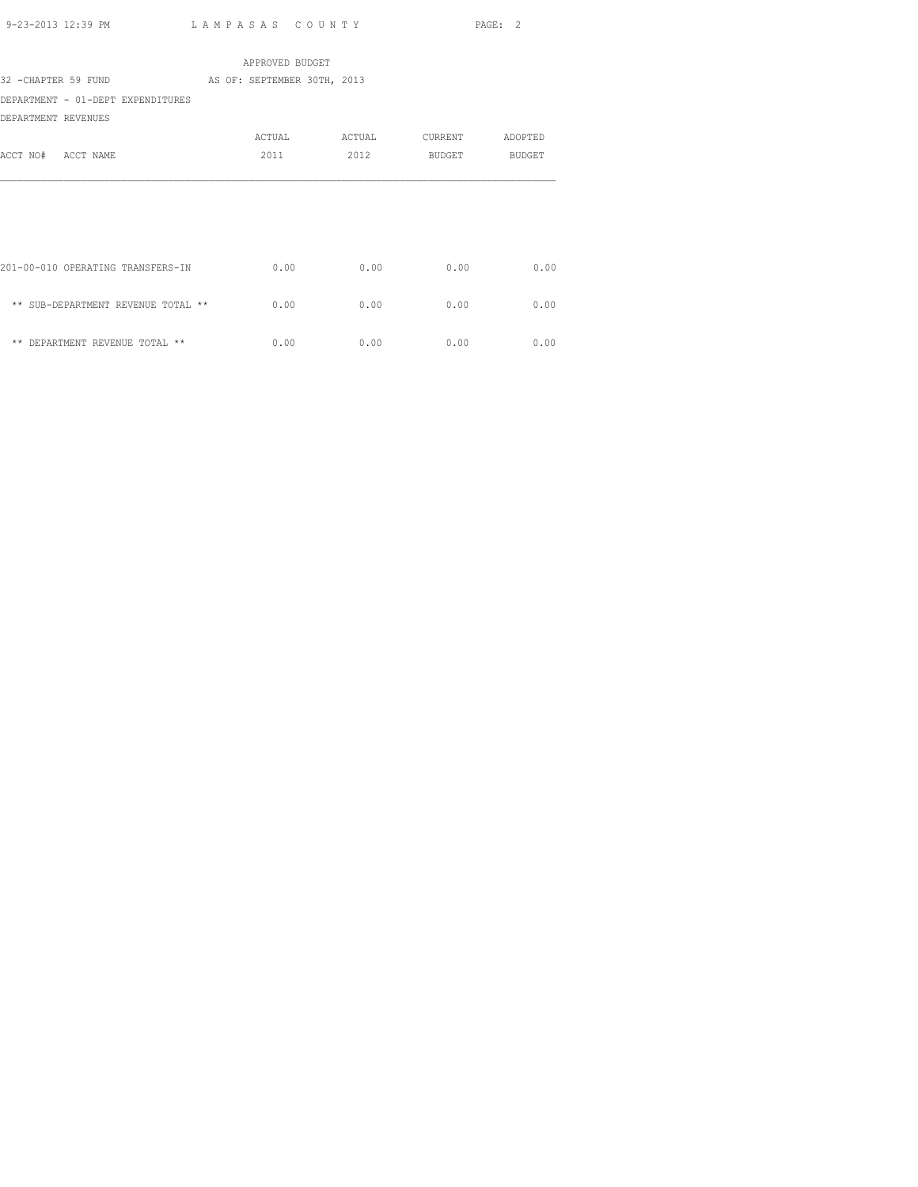APPROVED BUDGET

32 -CHAPTER 59 FUND AS OF: SEPTEMBER 30TH, 2013

DEPARTMENT - 01-DEPT EXPENDITURES

DEPARTMENT REVENUES

| ACCT NO# ACCT NAME | ACTUAL 2011 | ACTUAL 2012 | CURRENT BUDGET | ADOPTED BUDGET |
|---|---|---|---|---|
| 201-00-010 OPERATING TRANSFERS-IN | 0.00 | 0.00 | 0.00 | 0.00 |
| ** SUB-DEPARTMENT REVENUE TOTAL ** | 0.00 | 0.00 | 0.00 | 0.00 |
| ** DEPARTMENT REVENUE TOTAL ** | 0.00 | 0.00 | 0.00 | 0.00 |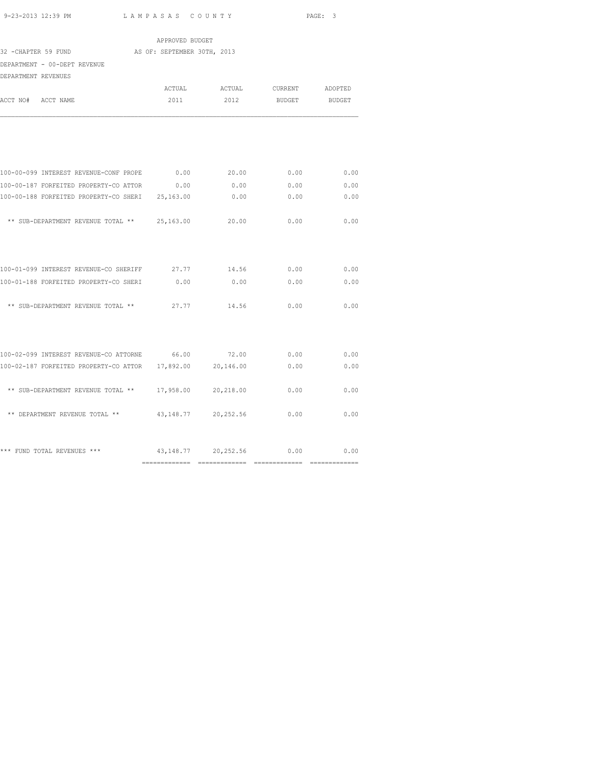APPROVED BUDGET

32 -CHAPTER 59 FUND AS OF: SEPTEMBER 30TH, 2013

DEPARTMENT - 00-DEPT REVENUE

DEPARTMENT REVENUES

| ACCT NO# ACCT NAME | ACTUAL 2011 | ACTUAL 2012 | CURRENT BUDGET | ADOPTED BUDGET |
|---|---|---|---|---|
| 100-00-099 INTEREST REVENUE-CONF PROPE | 0.00 | 20.00 | 0.00 | 0.00 |
| 100-00-187 FORFEITED PROPERTY-CO ATTOR | 0.00 | 0.00 | 0.00 | 0.00 |
| 100-00-188 FORFEITED PROPERTY-CO SHERI | 25,163.00 | 0.00 | 0.00 | 0.00 |
| ** SUB-DEPARTMENT REVENUE TOTAL ** | 25,163.00 | 20.00 | 0.00 | 0.00 |
| 100-01-099 INTEREST REVENUE-CO SHERIFF | 27.77 | 14.56 | 0.00 | 0.00 |
| 100-01-188 FORFEITED PROPERTY-CO SHERI | 0.00 | 0.00 | 0.00 | 0.00 |
| ** SUB-DEPARTMENT REVENUE TOTAL ** | 27.77 | 14.56 | 0.00 | 0.00 |
| 100-02-099 INTEREST REVENUE-CO ATTORNE | 66.00 | 72.00 | 0.00 | 0.00 |
| 100-02-187 FORFEITED PROPERTY-CO ATTOR | 17,892.00 | 20,146.00 | 0.00 | 0.00 |
| ** SUB-DEPARTMENT REVENUE TOTAL ** | 17,958.00 | 20,218.00 | 0.00 | 0.00 |
| ** DEPARTMENT REVENUE TOTAL ** | 43,148.77 | 20,252.56 | 0.00 | 0.00 |
| *** FUND TOTAL REVENUES *** | 43,148.77 | 20,252.56 | 0.00 | 0.00 |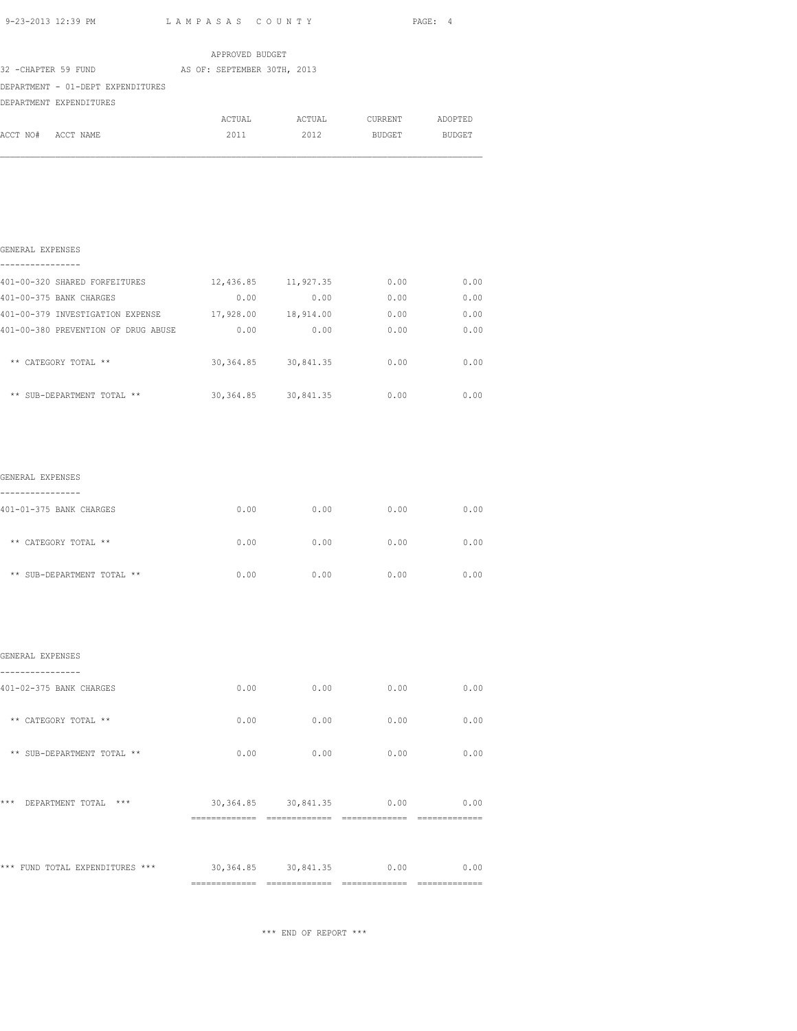APPROVED BUDGET

32 -CHAPTER 59 FUND AS OF: SEPTEMBER 30TH, 2013

DEPARTMENT - 01-DEPT EXPENDITURES

DEPARTMENT EXPENDITURES

| ACCT NO# ACCT NAME | ACTUAL 2011 | ACTUAL 2012 | CURRENT BUDGET | ADOPTED BUDGET |
|---|---|---|---|---|
| **GENERAL EXPENSES** | | | | |
| 401-00-320 SHARED FORFEITURES | 12,436.85 | 11,927.35 | 0.00 | 0.00 |
| 401-00-375 BANK CHARGES | 0.00 | 0.00 | 0.00 | 0.00 |
| 401-00-379 INVESTIGATION EXPENSE | 17,928.00 | 18,914.00 | 0.00 | 0.00 |
| 401-00-380 PREVENTION OF DRUG ABUSE | 0.00 | 0.00 | 0.00 | 0.00 |
| ** CATEGORY TOTAL ** | 30,364.85 | 30,841.35 | 0.00 | 0.00 |
| ** SUB-DEPARTMENT TOTAL ** | 30,364.85 | 30,841.35 | 0.00 | 0.00 |
| **GENERAL EXPENSES** | | | | |
| 401-01-375 BANK CHARGES | 0.00 | 0.00 | 0.00 | 0.00 |
| ** CATEGORY TOTAL ** | 0.00 | 0.00 | 0.00 | 0.00 |
| ** SUB-DEPARTMENT TOTAL ** | 0.00 | 0.00 | 0.00 | 0.00 |
| **GENERAL EXPENSES** | | | | |
| 401-02-375 BANK CHARGES | 0.00 | 0.00 | 0.00 | 0.00 |
| ** CATEGORY TOTAL ** | 0.00 | 0.00 | 0.00 | 0.00 |
| ** SUB-DEPARTMENT TOTAL ** | 0.00 | 0.00 | 0.00 | 0.00 |
| *** DEPARTMENT TOTAL *** | 30,364.85 | 30,841.35 | 0.00 | 0.00 |
| *** FUND TOTAL EXPENDITURES *** | 30,364.85 | 30,841.35 | 0.00 | 0.00 |

*** END OF REPORT ***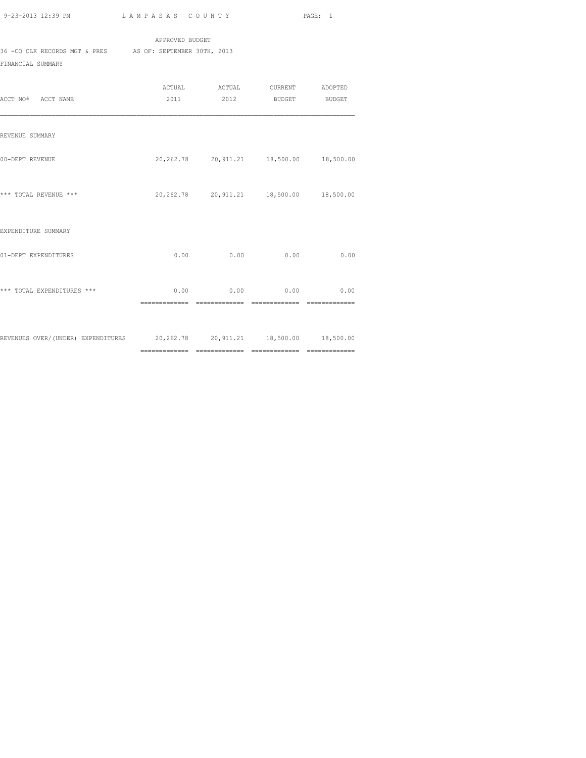APPROVED BUDGET

36 -CO CLK RECORDS MGT & PRES AS OF: SEPTEMBER 30TH, 2013

FINANCIAL SUMMARY

| ACCT NO# ACCT NAME | ACTUAL 2011 | ACTUAL 2012 | CURRENT BUDGET | ADOPTED BUDGET |
|---|---|---|---|---|
| REVENUE SUMMARY | | | | |
| 00-DEPT REVENUE | 20,262.78 | 20,911.21 | 18,500.00 | 18,500.00 |
| *** TOTAL REVENUE *** | 20,262.78 | 20,911.21 | 18,500.00 | 18,500.00 |
| EXPENDITURE SUMMARY | | | | |
| 01-DEPT EXPENDITURES | 0.00 | 0.00 | 0.00 | 0.00 |
| *** TOTAL EXPENDITURES *** | 0.00 | 0.00 | 0.00 | 0.00 |
| REVENUES OVER/(UNDER) EXPENDITURES | 20,262.78 | 20,911.21 | 18,500.00 | 18,500.00 |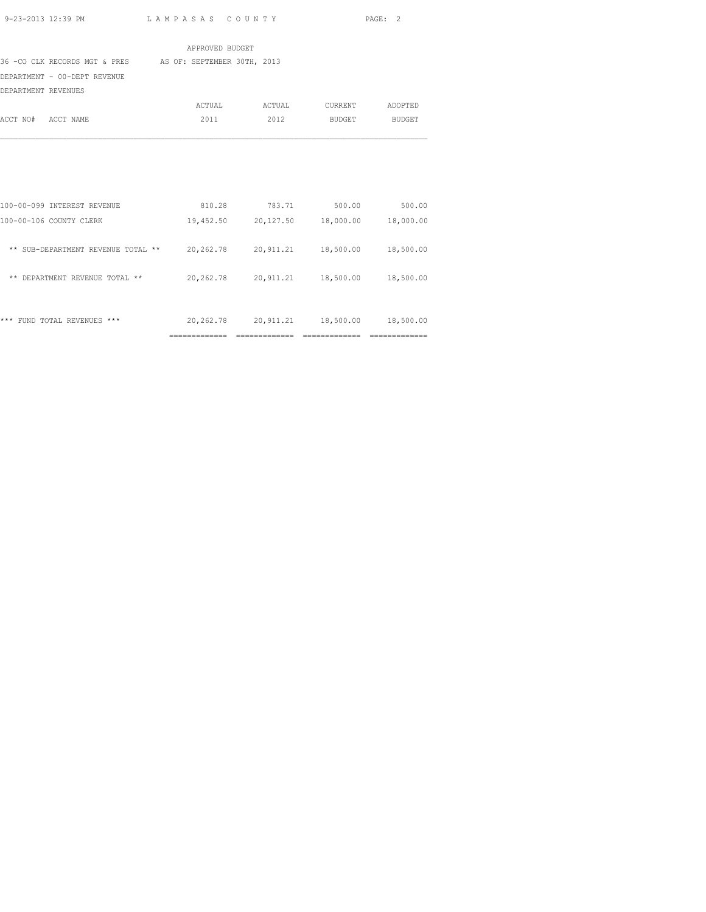APPROVED BUDGET

36 -CO CLK RECORDS MGT & PRES    AS OF: SEPTEMBER 30TH, 2013

DEPARTMENT - 00-DEPT REVENUE

DEPARTMENT REVENUES

| ACCT NO# ACCT NAME | ACTUAL 2011 | ACTUAL 2012 | CURRENT BUDGET | ADOPTED BUDGET |
|---|---|---|---|---|
| 100-00-099 INTEREST REVENUE | 810.28 | 783.71 | 500.00 | 500.00 |
| 100-00-106 COUNTY CLERK | 19,452.50 | 20,127.50 | 18,000.00 | 18,000.00 |
| ** SUB-DEPARTMENT REVENUE TOTAL ** | 20,262.78 | 20,911.21 | 18,500.00 | 18,500.00 |
| ** DEPARTMENT REVENUE TOTAL ** | 20,262.78 | 20,911.21 | 18,500.00 | 18,500.00 |
| *** FUND TOTAL REVENUES *** | 20,262.78 | 20,911.21 | 18,500.00 | 18,500.00 |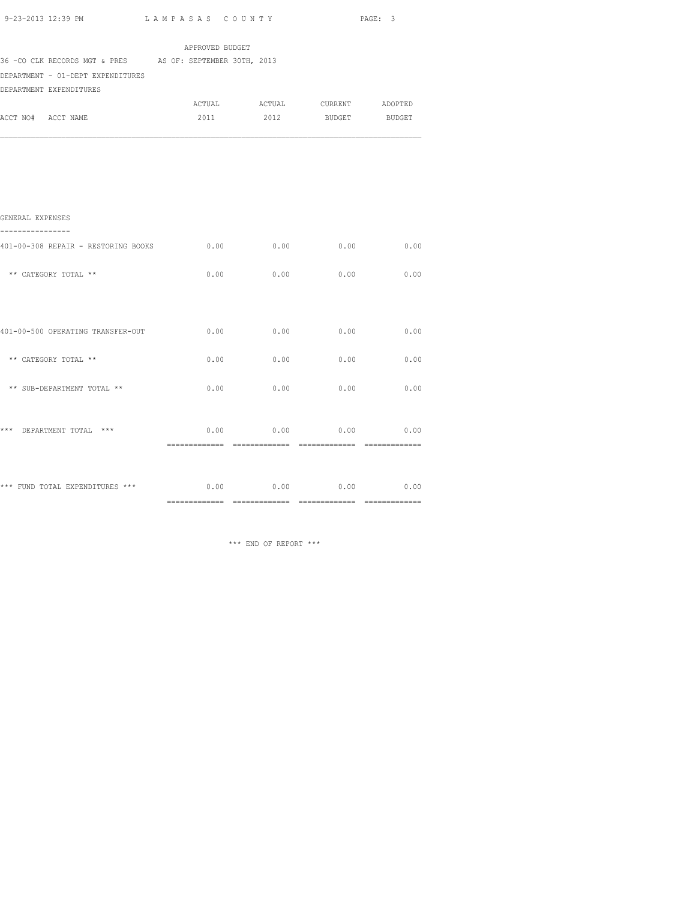APPROVED BUDGET

36 -CO CLK RECORDS MGT & PRES AS OF: SEPTEMBER 30TH, 2013

DEPARTMENT - 01-DEPT EXPENDITURES

DEPARTMENT EXPENDITURES

| ACCT NO# ACCT NAME | ACTUAL 2011 | ACTUAL 2012 | CURRENT BUDGET | ADOPTED BUDGET |
|---|---|---|---|---|
| GENERAL EXPENSES | | | | |
| 401-00-308 REPAIR - RESTORING BOOKS | 0.00 | 0.00 | 0.00 | 0.00 |
| ** CATEGORY TOTAL ** | 0.00 | 0.00 | 0.00 | 0.00 |
| 401-00-500 OPERATING TRANSFER-OUT | 0.00 | 0.00 | 0.00 | 0.00 |
| ** CATEGORY TOTAL ** | 0.00 | 0.00 | 0.00 | 0.00 |
| ** SUB-DEPARTMENT TOTAL ** | 0.00 | 0.00 | 0.00 | 0.00 |
| *** DEPARTMENT TOTAL *** | 0.00 | 0.00 | 0.00 | 0.00 |
| *** FUND TOTAL EXPENDITURES *** | 0.00 | 0.00 | 0.00 | 0.00 |

*** END OF REPORT ***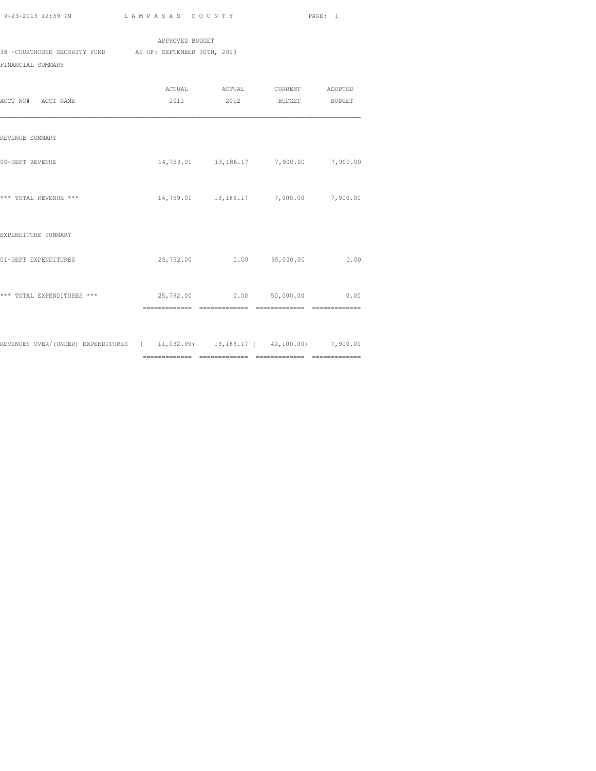APPROVED BUDGET

38 -COURTHOUSE SECURITY FUND AS OF: SEPTEMBER 30TH, 2013

FINANCIAL SUMMARY

| ACCT NO# ACCT NAME | ACTUAL 2011 | ACTUAL 2012 | CURRENT BUDGET | ADOPTED BUDGET |
|---|---|---|---|---|
| REVENUE SUMMARY | | | | |
| 00-DEPT REVENUE | 14,759.01 | 13,186.17 | 7,900.00 | 7,900.00 |
| *** TOTAL REVENUE *** | 14,759.01 | 13,186.17 | 7,900.00 | 7,900.00 |
| EXPENDITURE SUMMARY | | | | |
| 01-DEPT EXPENDITURES | 25,792.00 | 0.00 | 50,000.00 | 0.00 |
| *** TOTAL EXPENDITURES *** | 25,792.00 | 0.00 | 50,000.00 | 0.00 |
| REVENUES OVER/(UNDER) EXPENDITURES | ( 11,032.99) | 13,186.17 | ( 42,100.00) | 7,900.00 |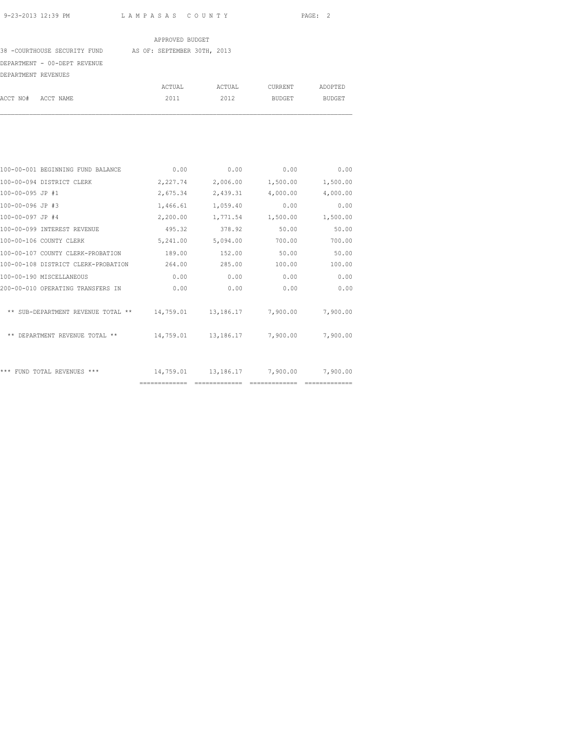LAMPASAS COUNTY

APPROVED BUDGET

38 -COURTHOUSE SECURITY FUND    AS OF: SEPTEMBER 30TH, 2013

DEPARTMENT - 00-DEPT REVENUE

DEPARTMENT REVENUES

| ACCT NO# | ACCT NAME | ACTUAL 2011 | ACTUAL 2012 | CURRENT BUDGET | ADOPTED BUDGET |
|---|---|---|---|---|---|
| 100-00-001 | BEGINNING FUND BALANCE | 0.00 | 0.00 | 0.00 | 0.00 |
| 100-00-094 | DISTRICT CLERK | 2,227.74 | 2,006.00 | 1,500.00 | 1,500.00 |
| 100-00-095 | JP #1 | 2,675.34 | 2,439.31 | 4,000.00 | 4,000.00 |
| 100-00-096 | JP #3 | 1,466.61 | 1,059.40 | 0.00 | 0.00 |
| 100-00-097 | JP #4 | 2,200.00 | 1,771.54 | 1,500.00 | 1,500.00 |
| 100-00-099 | INTEREST REVENUE | 495.32 | 378.92 | 50.00 | 50.00 |
| 100-00-106 | COUNTY CLERK | 5,241.00 | 5,094.00 | 700.00 | 700.00 |
| 100-00-107 | COUNTY CLERK-PROBATION | 189.00 | 152.00 | 50.00 | 50.00 |
| 100-00-108 | DISTRICT CLERK-PROBATION | 264.00 | 285.00 | 100.00 | 100.00 |
| 100-00-190 | MISCELLANEOUS | 0.00 | 0.00 | 0.00 | 0.00 |
| 200-00-010 | OPERATING TRANSFERS IN | 0.00 | 0.00 | 0.00 | 0.00 |
| | ** SUB-DEPARTMENT REVENUE TOTAL ** | 14,759.01 | 13,186.17 | 7,900.00 | 7,900.00 |
| | ** DEPARTMENT REVENUE TOTAL ** | 14,759.01 | 13,186.17 | 7,900.00 | 7,900.00 |
| | *** FUND TOTAL REVENUES *** | 14,759.01 | 13,186.17 | 7,900.00 | 7,900.00 |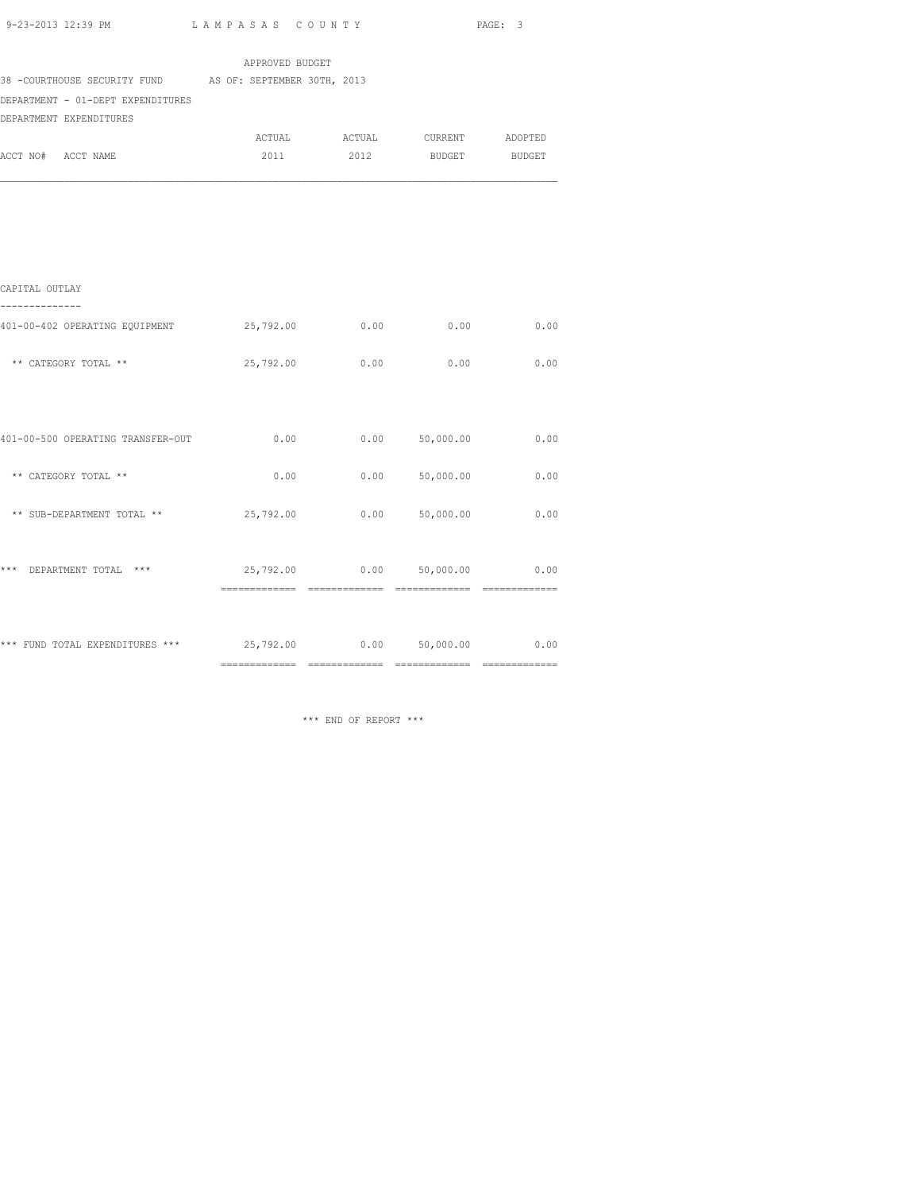APPROVED BUDGET

38 -COURTHOUSE SECURITY FUND AS OF: SEPTEMBER 30TH, 2013

DEPARTMENT - 01-DEPT EXPENDITURES

DEPARTMENT EXPENDITURES

| ACCT NO# ACCT NAME | ACTUAL 2011 | ACTUAL 2012 | CURRENT BUDGET | ADOPTED BUDGET |
|---|---|---|---|---|
| CAPITAL OUTLAY | | | | |
| 401-00-402 OPERATING EQUIPMENT | 25,792.00 | 0.00 | 0.00 | 0.00 |
| ** CATEGORY TOTAL ** | 25,792.00 | 0.00 | 0.00 | 0.00 |
| 401-00-500 OPERATING TRANSFER-OUT | 0.00 | 0.00 | 50,000.00 | 0.00 |
| ** CATEGORY TOTAL ** | 0.00 | 0.00 | 50,000.00 | 0.00 |
| ** SUB-DEPARTMENT TOTAL ** | 25,792.00 | 0.00 | 50,000.00 | 0.00 |
| *** DEPARTMENT TOTAL *** | 25,792.00 | 0.00 | 50,000.00 | 0.00 |
| *** FUND TOTAL EXPENDITURES *** | 25,792.00 | 0.00 | 50,000.00 | 0.00 |

*** END OF REPORT ***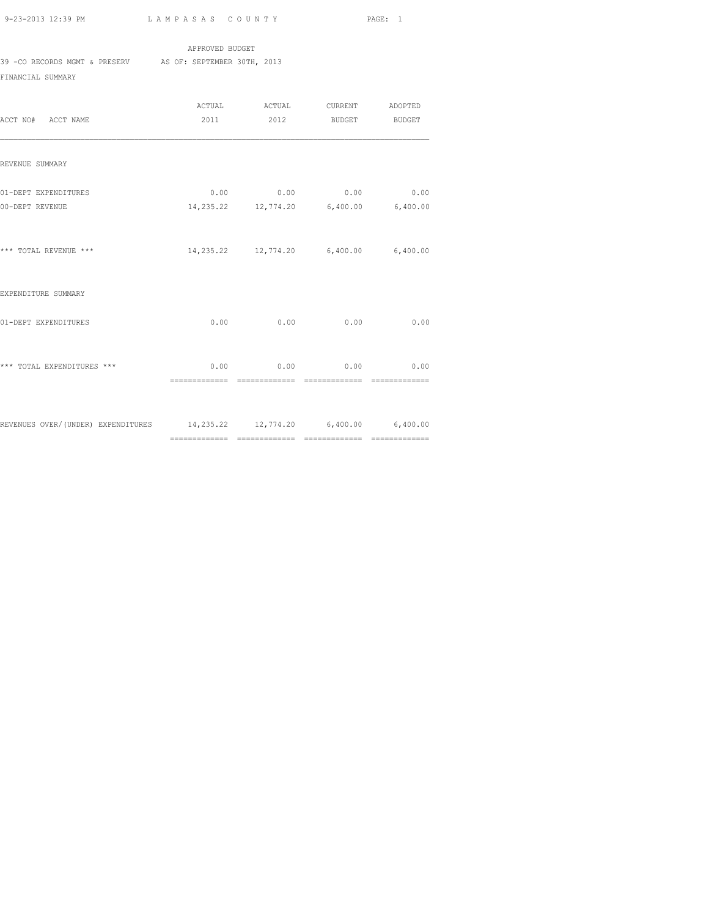APPROVED BUDGET

39 -CO RECORDS MGMT & PRESERV AS OF: SEPTEMBER 30TH, 2013

FINANCIAL SUMMARY

| ACCT NO# ACCT NAME | ACTUAL 2011 | ACTUAL 2012 | CURRENT BUDGET | ADOPTED BUDGET |
|---|---|---|---|---|
| REVENUE SUMMARY | | | | |
| 01-DEPT EXPENDITURES | 0.00 | 0.00 | 0.00 | 0.00 |
| 00-DEPT REVENUE | 14,235.22 | 12,774.20 | 6,400.00 | 6,400.00 |
| *** TOTAL REVENUE *** | 14,235.22 | 12,774.20 | 6,400.00 | 6,400.00 |
| EXPENDITURE SUMMARY | | | | |
| 01-DEPT EXPENDITURES | 0.00 | 0.00 | 0.00 | 0.00 |
| *** TOTAL EXPENDITURES *** | 0.00 | 0.00 | 0.00 | 0.00 |
| REVENUES OVER/(UNDER) EXPENDITURES | 14,235.22 | 12,774.20 | 6,400.00 | 6,400.00 |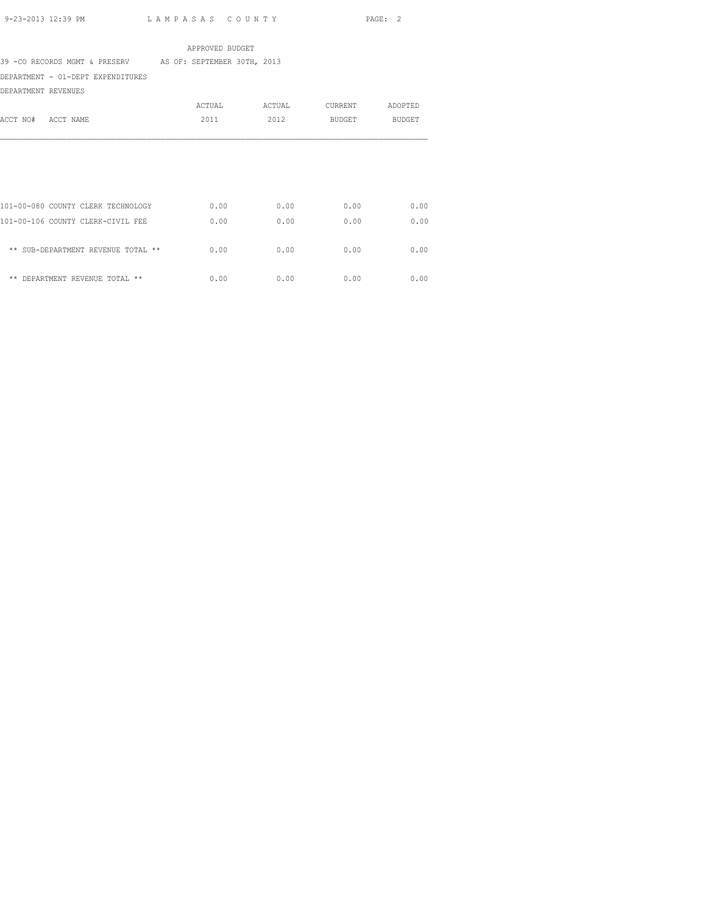APPROVED BUDGET

39 -CO RECORDS MGMT & PRESERV AS OF: SEPTEMBER 30TH, 2013

DEPARTMENT - 01-DEPT EXPENDITURES

DEPARTMENT REVENUES

| ACCT NO# ACCT NAME | ACTUAL 2011 | ACTUAL 2012 | CURRENT BUDGET | ADOPTED BUDGET |
|---|---|---|---|---|
| 101-00-080 COUNTY CLERK TECHNOLOGY | 0.00 | 0.00 | 0.00 | 0.00 |
| 101-00-106 COUNTY CLERK-CIVIL FEE | 0.00 | 0.00 | 0.00 | 0.00 |
| ** SUB-DEPARTMENT REVENUE TOTAL ** | 0.00 | 0.00 | 0.00 | 0.00 |
| ** DEPARTMENT REVENUE TOTAL ** | 0.00 | 0.00 | 0.00 | 0.00 |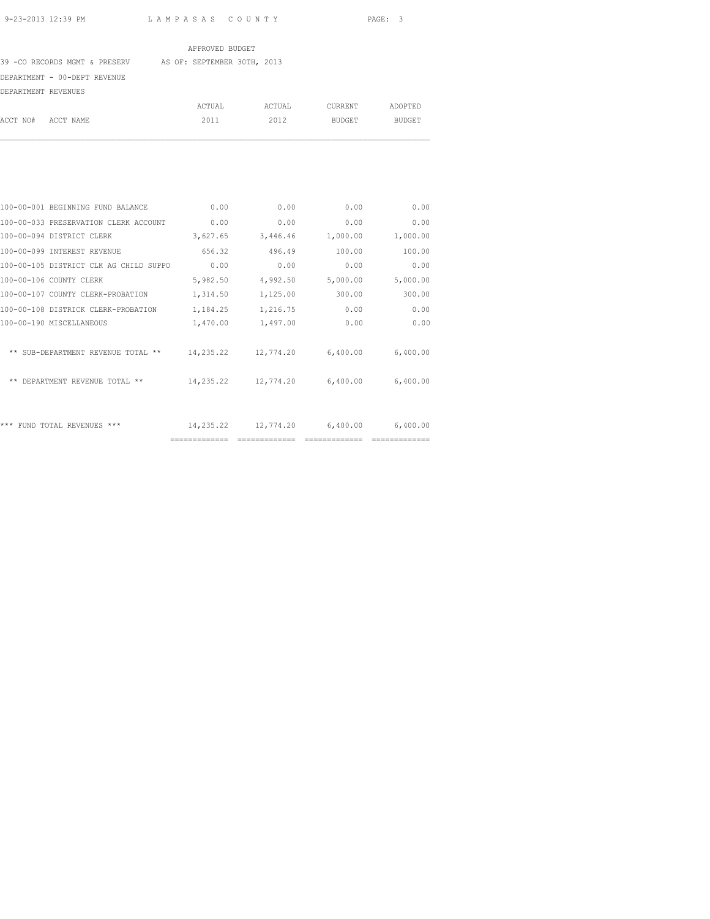APPROVED BUDGET

39 -CO RECORDS MGMT & PRESERV AS OF: SEPTEMBER 30TH, 2013

DEPARTMENT - 00-DEPT REVENUE

DEPARTMENT REVENUES

| ACCT NO# ACCT NAME | ACTUAL 2011 | ACTUAL 2012 | CURRENT BUDGET | ADOPTED BUDGET |
|---|---|---|---|---|
| 100-00-001 BEGINNING FUND BALANCE | 0.00 | 0.00 | 0.00 | 0.00 |
| 100-00-033 PRESERVATION CLERK ACCOUNT | 0.00 | 0.00 | 0.00 | 0.00 |
| 100-00-094 DISTRICT CLERK | 3,627.65 | 3,446.46 | 1,000.00 | 1,000.00 |
| 100-00-099 INTEREST REVENUE | 656.32 | 496.49 | 100.00 | 100.00 |
| 100-00-105 DISTRICT CLK AG CHILD SUPPO | 0.00 | 0.00 | 0.00 | 0.00 |
| 100-00-106 COUNTY CLERK | 5,982.50 | 4,992.50 | 5,000.00 | 5,000.00 |
| 100-00-107 COUNTY CLERK-PROBATION | 1,314.50 | 1,125.00 | 300.00 | 300.00 |
| 100-00-108 DISTRICK CLERK-PROBATION | 1,184.25 | 1,216.75 | 0.00 | 0.00 |
| 100-00-190 MISCELLANEOUS | 1,470.00 | 1,497.00 | 0.00 | 0.00 |
| ** SUB-DEPARTMENT REVENUE TOTAL ** | 14,235.22 | 12,774.20 | 6,400.00 | 6,400.00 |
| ** DEPARTMENT REVENUE TOTAL ** | 14,235.22 | 12,774.20 | 6,400.00 | 6,400.00 |
| *** FUND TOTAL REVENUES *** | 14,235.22 | 12,774.20 | 6,400.00 | 6,400.00 |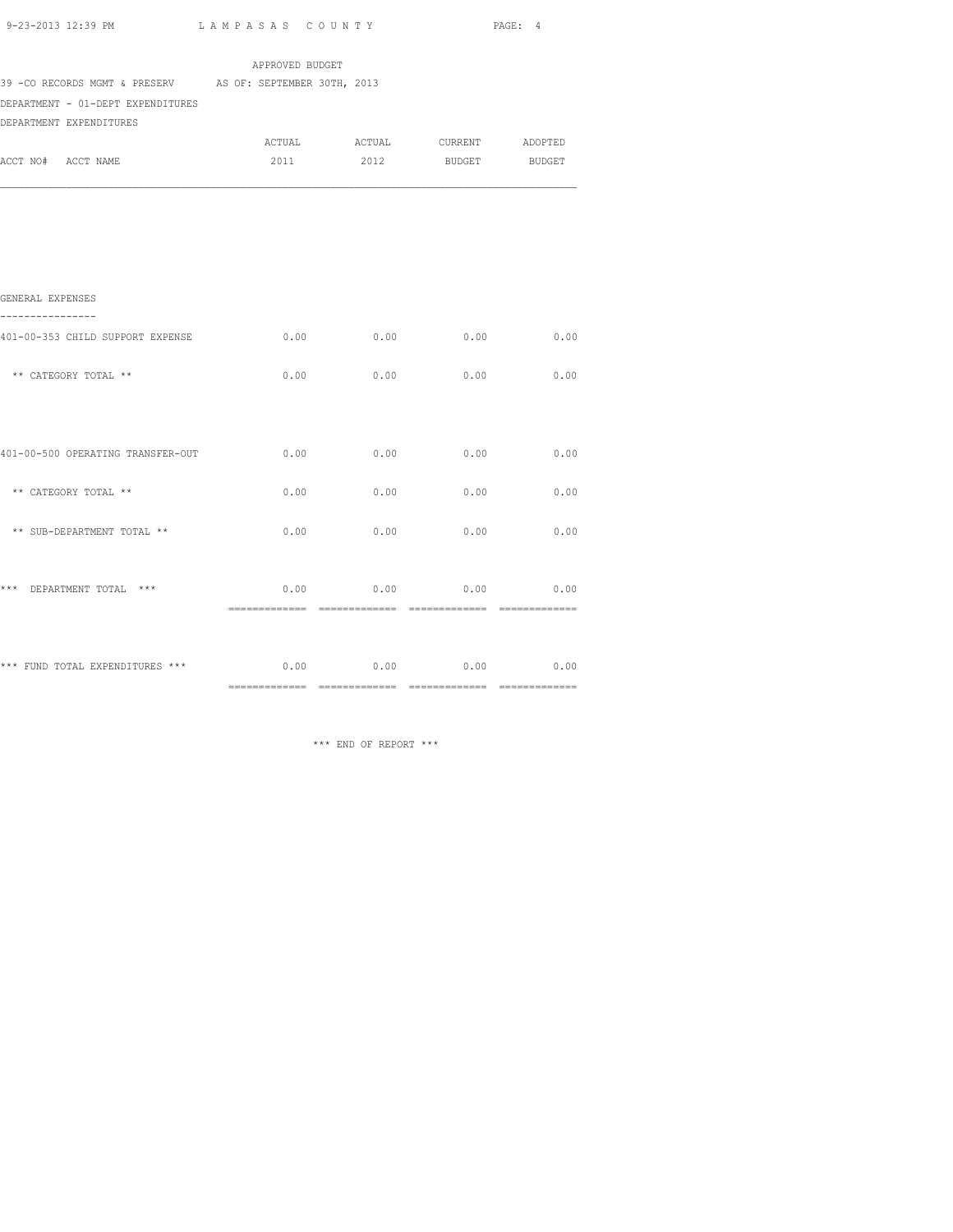APPROVED BUDGET

39 -CO RECORDS MGMT & PRESERV AS OF: SEPTEMBER 30TH, 2013

DEPARTMENT - 01-DEPT EXPENDITURES

DEPARTMENT EXPENDITURES

| ACCT NO# ACCT NAME | ACTUAL 2011 | ACTUAL 2012 | CURRENT BUDGET | ADOPTED BUDGET |
|---|---|---|---|---|
| GENERAL EXPENSES | | | | |
| 401-00-353 CHILD SUPPORT EXPENSE | 0.00 | 0.00 | 0.00 | 0.00 |
| ** CATEGORY TOTAL ** | 0.00 | 0.00 | 0.00 | 0.00 |
| 401-00-500 OPERATING TRANSFER-OUT | 0.00 | 0.00 | 0.00 | 0.00 |
| ** CATEGORY TOTAL ** | 0.00 | 0.00 | 0.00 | 0.00 |
| ** SUB-DEPARTMENT TOTAL ** | 0.00 | 0.00 | 0.00 | 0.00 |
| *** DEPARTMENT TOTAL *** | 0.00 | 0.00 | 0.00 | 0.00 |
| *** FUND TOTAL EXPENDITURES *** | 0.00 | 0.00 | 0.00 | 0.00 |

*** END OF REPORT ***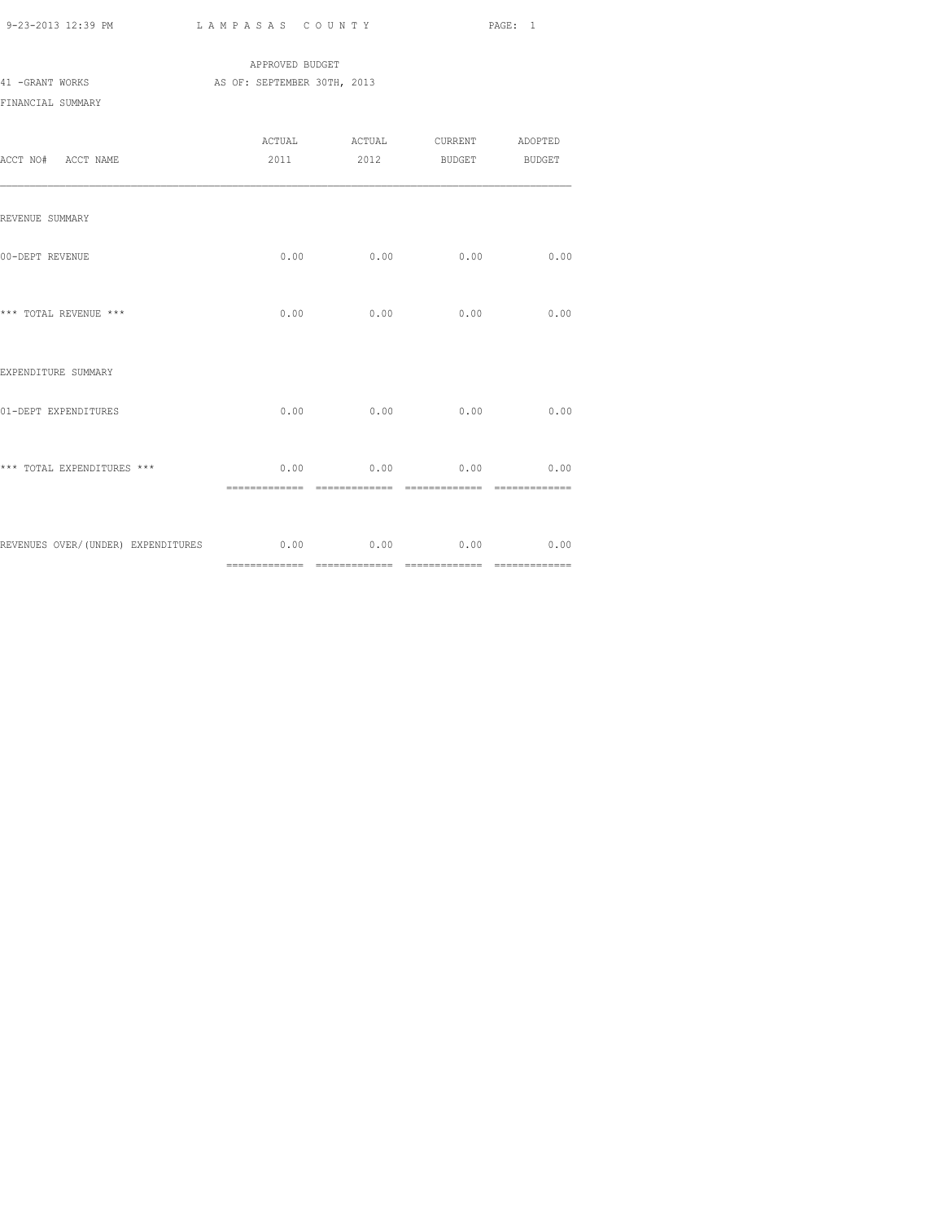APPROVED BUDGET

41 -GRANT WORKS AS OF: SEPTEMBER 30TH, 2013

FINANCIAL SUMMARY

| ACCT NO# ACCT NAME | ACTUAL 2011 | ACTUAL 2012 | CURRENT BUDGET | ADOPTED BUDGET |
|---|---|---|---|---|
| REVENUE SUMMARY | | | | |
| 00-DEPT REVENUE | 0.00 | 0.00 | 0.00 | 0.00 |
| *** TOTAL REVENUE *** | 0.00 | 0.00 | 0.00 | 0.00 |
| EXPENDITURE SUMMARY | | | | |
| 01-DEPT EXPENDITURES | 0.00 | 0.00 | 0.00 | 0.00 |
| *** TOTAL EXPENDITURES *** | 0.00 | 0.00 | 0.00 | 0.00 |
| REVENUES OVER/(UNDER) EXPENDITURES | 0.00 | 0.00 | 0.00 | 0.00 |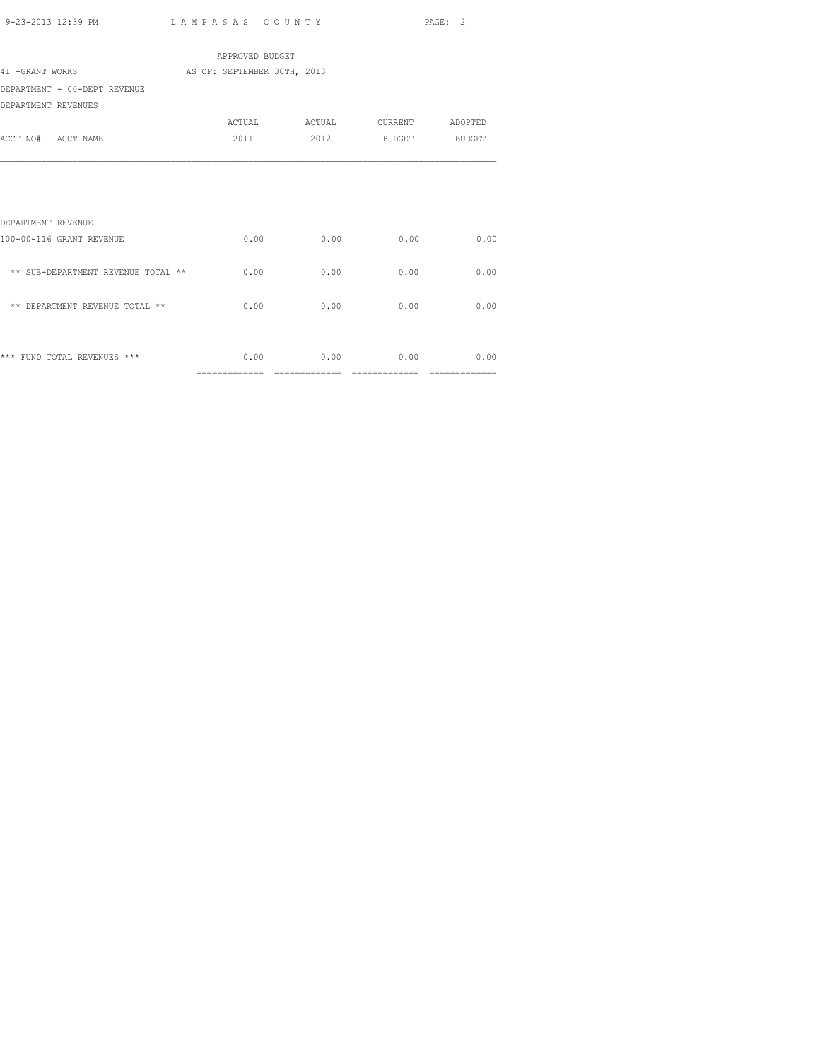APPROVED BUDGET

41 -GRANT WORKS AS OF: SEPTEMBER 30TH, 2013

DEPARTMENT - 00-DEPT REVENUE

DEPARTMENT REVENUES

| ACCT NO# ACCT NAME | ACTUAL 2011 | ACTUAL 2012 | CURRENT BUDGET | ADOPTED BUDGET |
|---|---|---|---|---|
| DEPARTMENT REVENUE | | | | |
| 100-00-116 GRANT REVENUE | 0.00 | 0.00 | 0.00 | 0.00 |
| ** SUB-DEPARTMENT REVENUE TOTAL ** | 0.00 | 0.00 | 0.00 | 0.00 |
| ** DEPARTMENT REVENUE TOTAL ** | 0.00 | 0.00 | 0.00 | 0.00 |
| *** FUND TOTAL REVENUES *** | 0.00 | 0.00 | 0.00 | 0.00 |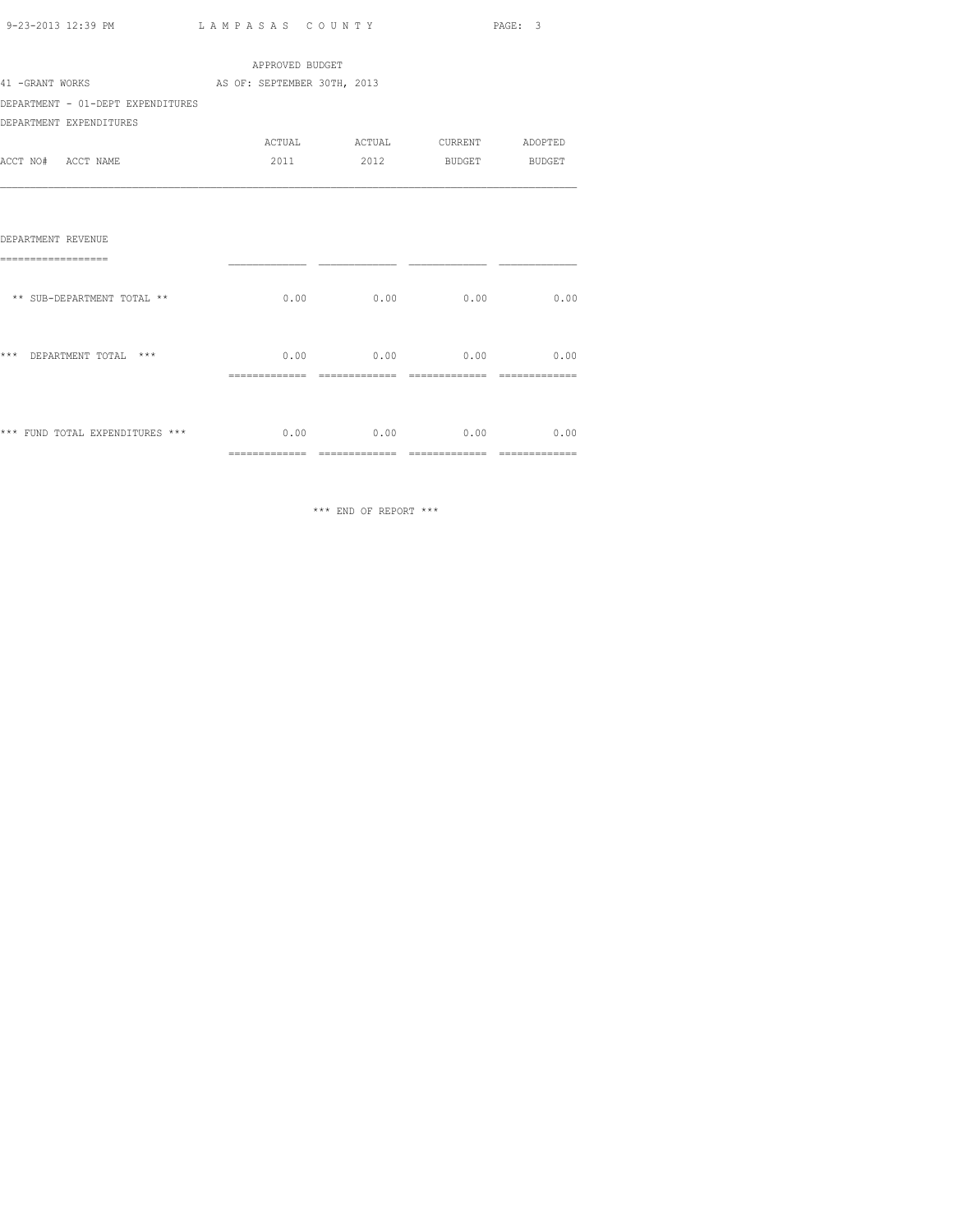APPROVED BUDGET

41 -GRANT WORKS AS OF: SEPTEMBER 30TH, 2013

DEPARTMENT - 01-DEPT EXPENDITURES

DEPARTMENT EXPENDITURES

| ACCT NO# ACCT NAME | ACTUAL 2011 | ACTUAL 2012 | CURRENT BUDGET | ADOPTED BUDGET |
|---|---|---|---|---|
| DEPARTMENT REVENUE | | | | |
| ** SUB-DEPARTMENT TOTAL ** | 0.00 | 0.00 | 0.00 | 0.00 |
| *** DEPARTMENT TOTAL *** | 0.00 | 0.00 | 0.00 | 0.00 |
| *** FUND TOTAL EXPENDITURES *** | 0.00 | 0.00 | 0.00 | 0.00 |

*** END OF REPORT ***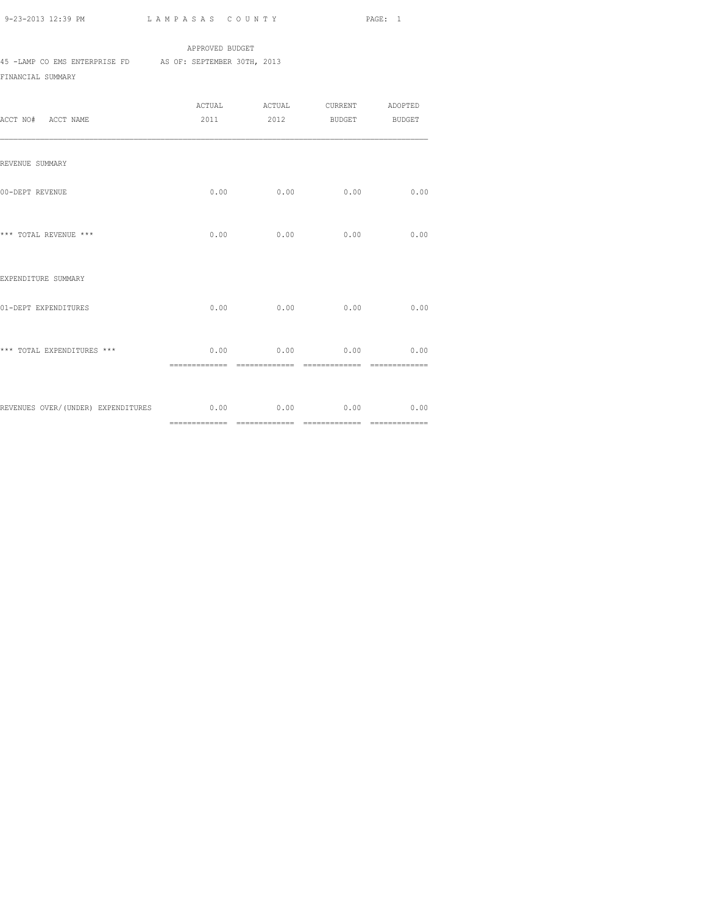APPROVED BUDGET

45 -LAMP CO EMS ENTERPRISE FD     AS OF: SEPTEMBER 30TH, 2013

FINANCIAL SUMMARY

| ACCT NO# ACCT NAME | ACTUAL 2011 | ACTUAL 2012 | CURRENT BUDGET | ADOPTED BUDGET |
|---|---|---|---|---|
| REVENUE SUMMARY | | | | |
| 00-DEPT REVENUE | 0.00 | 0.00 | 0.00 | 0.00 |
| *** TOTAL REVENUE *** | 0.00 | 0.00 | 0.00 | 0.00 |
| EXPENDITURE SUMMARY | | | | |
| 01-DEPT EXPENDITURES | 0.00 | 0.00 | 0.00 | 0.00 |
| *** TOTAL EXPENDITURES *** | 0.00 | 0.00 | 0.00 | 0.00 |
| REVENUES OVER/(UNDER) EXPENDITURES | 0.00 | 0.00 | 0.00 | 0.00 |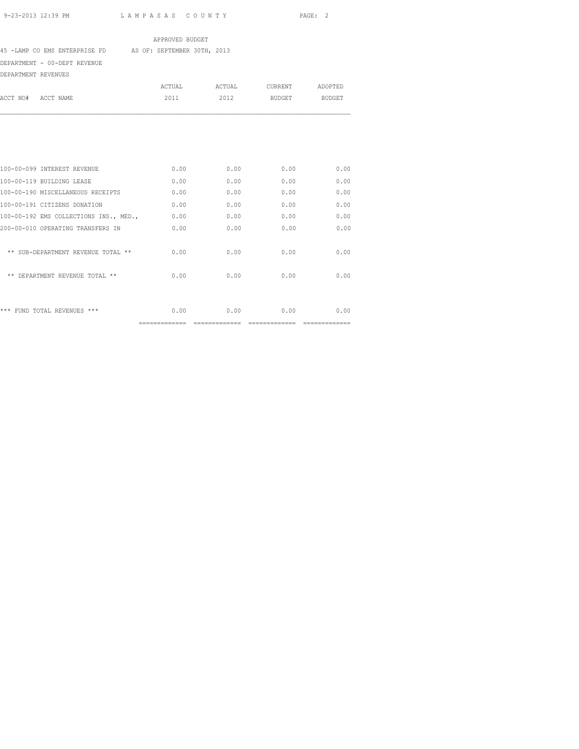APPROVED BUDGET

45 -LAMP CO EMS ENTERPRISE FD AS OF: SEPTEMBER 30TH, 2013

DEPARTMENT - 00-DEPT REVENUE

DEPARTMENT REVENUES

| ACCT NO# ACCT NAME | ACTUAL 2011 | ACTUAL 2012 | CURRENT BUDGET | ADOPTED BUDGET |
|---|---|---|---|---|
| 100-00-099 INTEREST REVENUE | 0.00 | 0.00 | 0.00 | 0.00 |
| 100-00-119 BUILDING LEASE | 0.00 | 0.00 | 0.00 | 0.00 |
| 100-00-190 MISCELLANEOUS RECEIPTS | 0.00 | 0.00 | 0.00 | 0.00 |
| 100-00-191 CITIZENS DONATION | 0.00 | 0.00 | 0.00 | 0.00 |
| 100-00-192 EMS COLLECTIONS INS., MED., | 0.00 | 0.00 | 0.00 | 0.00 |
| 200-00-010 OPERATING TRANSFERS IN | 0.00 | 0.00 | 0.00 | 0.00 |
| ** SUB-DEPARTMENT REVENUE TOTAL ** | 0.00 | 0.00 | 0.00 | 0.00 |
| ** DEPARTMENT REVENUE TOTAL ** | 0.00 | 0.00 | 0.00 | 0.00 |
| *** FUND TOTAL REVENUES *** | 0.00 | 0.00 | 0.00 | 0.00 |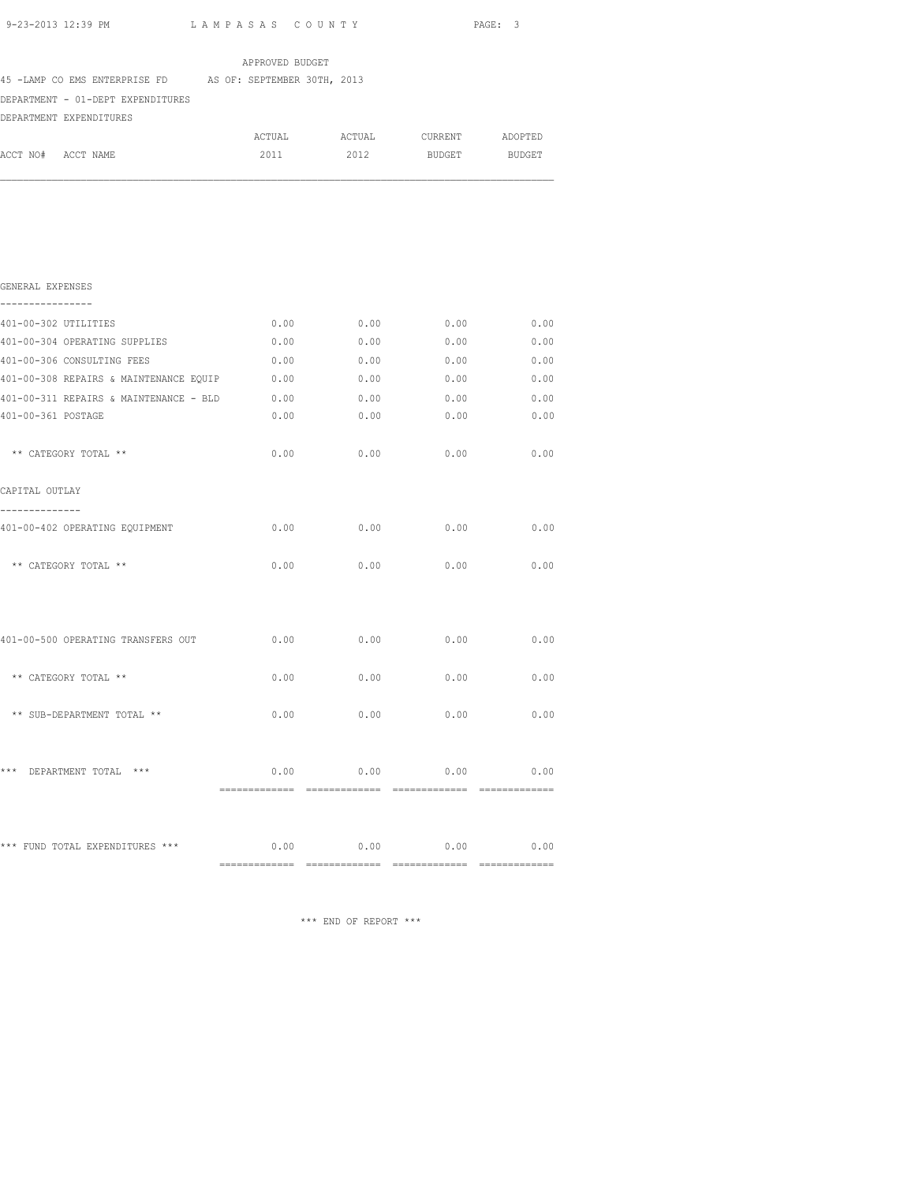APPROVED BUDGET

45 -LAMP CO EMS ENTERPRISE FD AS OF: SEPTEMBER 30TH, 2013

DEPARTMENT - 01-DEPT EXPENDITURES

DEPARTMENT EXPENDITURES

| ACCT NO# ACCT NAME | ACTUAL 2011 | ACTUAL 2012 | CURRENT BUDGET | ADOPTED BUDGET |
|---|---|---|---|---|
| **GENERAL EXPENSES** | | | | |
| 401-00-302 UTILITIES | 0.00 | 0.00 | 0.00 | 0.00 |
| 401-00-304 OPERATING SUPPLIES | 0.00 | 0.00 | 0.00 | 0.00 |
| 401-00-306 CONSULTING FEES | 0.00 | 0.00 | 0.00 | 0.00 |
| 401-00-308 REPAIRS & MAINTENANCE EQUIP | 0.00 | 0.00 | 0.00 | 0.00 |
| 401-00-311 REPAIRS & MAINTENANCE - BLD | 0.00 | 0.00 | 0.00 | 0.00 |
| 401-00-361 POSTAGE | 0.00 | 0.00 | 0.00 | 0.00 |
| ** CATEGORY TOTAL ** | 0.00 | 0.00 | 0.00 | 0.00 |
| **CAPITAL OUTLAY** | | | | |
| 401-00-402 OPERATING EQUIPMENT | 0.00 | 0.00 | 0.00 | 0.00 |
| ** CATEGORY TOTAL ** | 0.00 | 0.00 | 0.00 | 0.00 |
| 401-00-500 OPERATING TRANSFERS OUT | 0.00 | 0.00 | 0.00 | 0.00 |
| ** CATEGORY TOTAL ** | 0.00 | 0.00 | 0.00 | 0.00 |
| ** SUB-DEPARTMENT TOTAL ** | 0.00 | 0.00 | 0.00 | 0.00 |
| *** DEPARTMENT TOTAL *** | 0.00 | 0.00 | 0.00 | 0.00 |
| *** FUND TOTAL EXPENDITURES *** | 0.00 | 0.00 | 0.00 | 0.00 |

*** END OF REPORT ***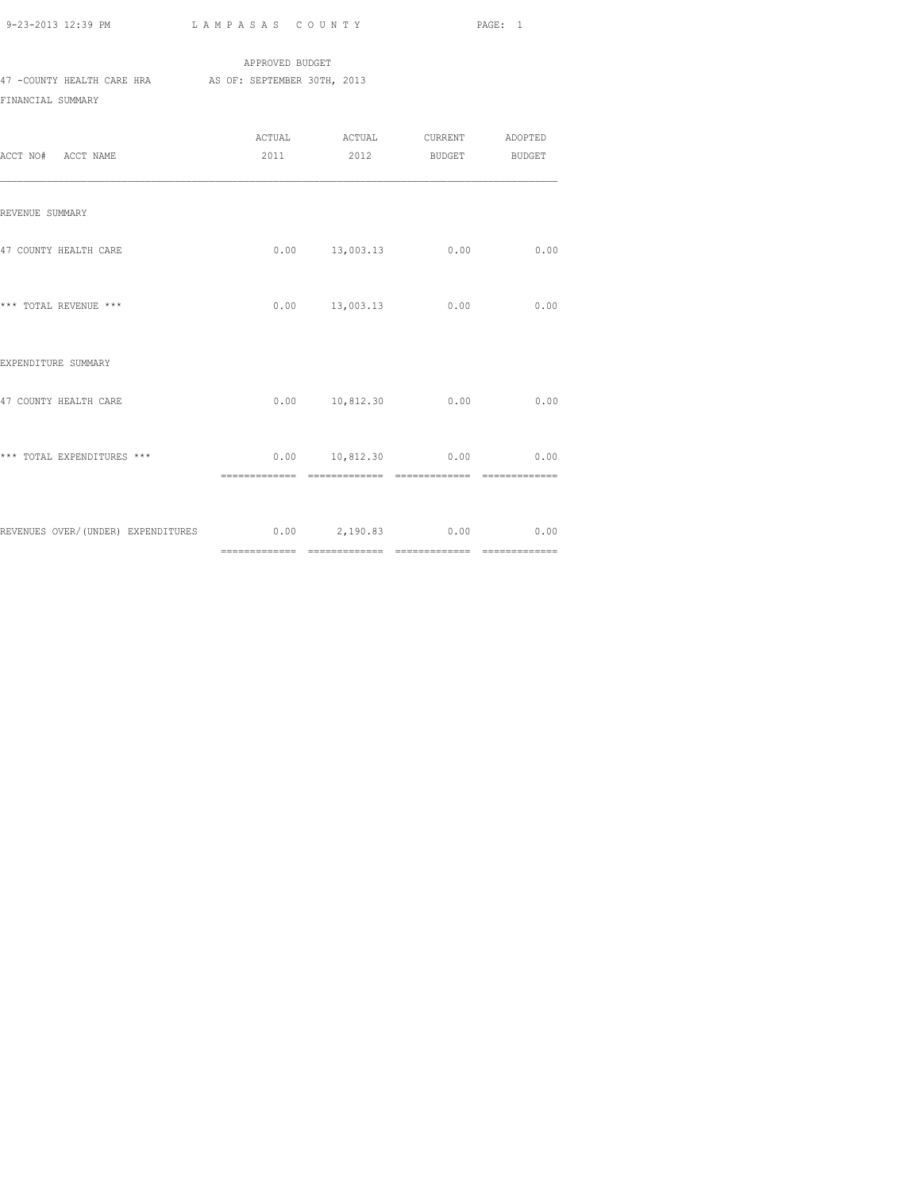APPROVED BUDGET

47 -COUNTY HEALTH CARE HRA AS OF: SEPTEMBER 30TH, 2013

FINANCIAL SUMMARY

| ACCT NO# ACCT NAME | ACTUAL 2011 | ACTUAL 2012 | CURRENT BUDGET | ADOPTED BUDGET |
|---|---|---|---|---|
| REVENUE SUMMARY | | | | |
| 47 COUNTY HEALTH CARE | 0.00 | 13,003.13 | 0.00 | 0.00 |
| *** TOTAL REVENUE *** | 0.00 | 13,003.13 | 0.00 | 0.00 |
| EXPENDITURE SUMMARY | | | | |
| 47 COUNTY HEALTH CARE | 0.00 | 10,812.30 | 0.00 | 0.00 |
| *** TOTAL EXPENDITURES *** | 0.00 | 10,812.30 | 0.00 | 0.00 |
| REVENUES OVER/(UNDER) EXPENDITURES | 0.00 | 2,190.83 | 0.00 | 0.00 |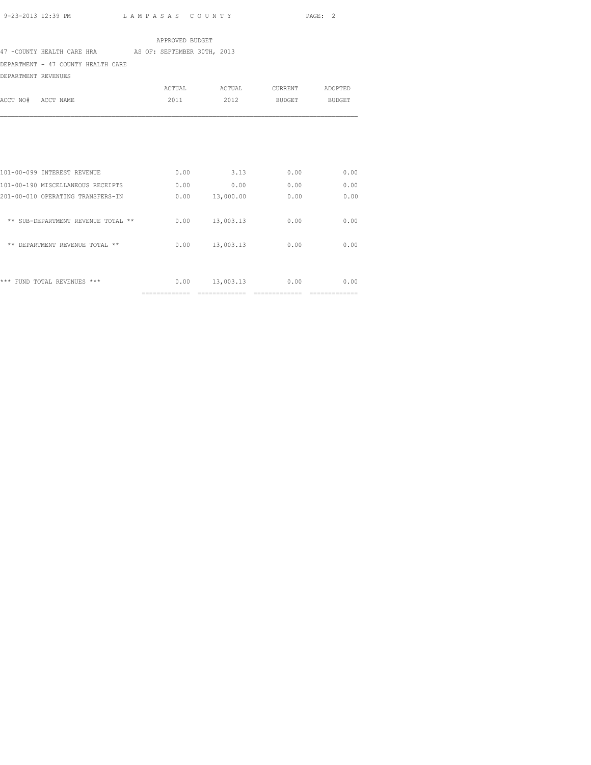APPROVED BUDGET

47 -COUNTY HEALTH CARE HRA AS OF: SEPTEMBER 30TH, 2013

DEPARTMENT - 47 COUNTY HEALTH CARE

DEPARTMENT REVENUES

| ACCT NO# ACCT NAME | ACTUAL 2011 | ACTUAL 2012 | CURRENT BUDGET | ADOPTED BUDGET |
|---|---|---|---|---|
| 101-00-099 INTEREST REVENUE | 0.00 | 3.13 | 0.00 | 0.00 |
| 101-00-190 MISCELLANEOUS RECEIPTS | 0.00 | 0.00 | 0.00 | 0.00 |
| 201-00-010 OPERATING TRANSFERS-IN | 0.00 | 13,000.00 | 0.00 | 0.00 |
| ** SUB-DEPARTMENT REVENUE TOTAL ** | 0.00 | 13,003.13 | 0.00 | 0.00 |
| ** DEPARTMENT REVENUE TOTAL ** | 0.00 | 13,003.13 | 0.00 | 0.00 |
| *** FUND TOTAL REVENUES *** | 0.00 | 13,003.13 | 0.00 | 0.00 |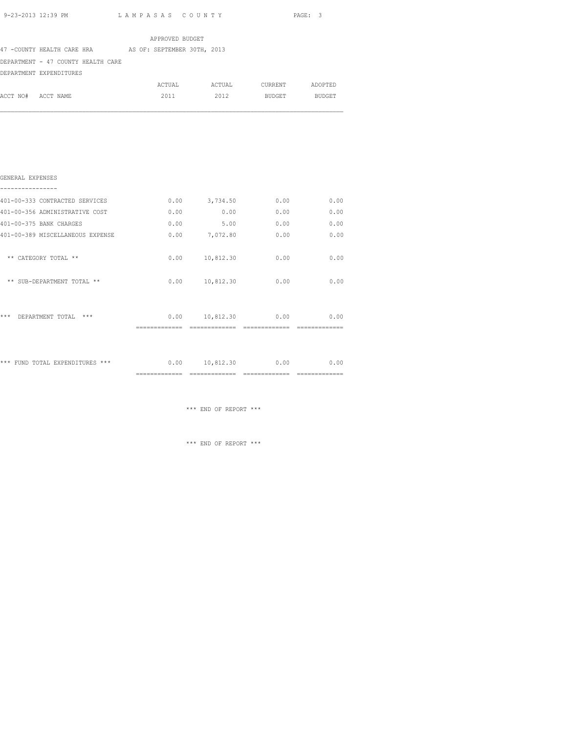LAMPASAS COUNTY

APPROVED BUDGET

47 -COUNTY HEALTH CARE HRA AS OF: SEPTEMBER 30TH, 2013

DEPARTMENT - 47 COUNTY HEALTH CARE

DEPARTMENT EXPENDITURES

| ACCT NO# ACCT NAME | ACTUAL 2011 | ACTUAL 2012 | CURRENT BUDGET | ADOPTED BUDGET |
|---|---|---|---|---|
| **GENERAL EXPENSES** | | | | |
| 401-00-333 CONTRACTED SERVICES | 0.00 | 3,734.50 | 0.00 | 0.00 |
| 401-00-356 ADMINISTRATIVE COST | 0.00 | 0.00 | 0.00 | 0.00 |
| 401-00-375 BANK CHARGES | 0.00 | 5.00 | 0.00 | 0.00 |
| 401-00-389 MISCELLANEOUS EXPENSE | 0.00 | 7,072.80 | 0.00 | 0.00 |
| ** CATEGORY TOTAL ** | 0.00 | 10,812.30 | 0.00 | 0.00 |
| ** SUB-DEPARTMENT TOTAL ** | 0.00 | 10,812.30 | 0.00 | 0.00 |
| *** DEPARTMENT TOTAL *** | 0.00 | 10,812.30 | 0.00 | 0.00 |
| *** FUND TOTAL EXPENDITURES *** | 0.00 | 10,812.30 | 0.00 | 0.00 |

*** END OF REPORT ***

*** END OF REPORT ***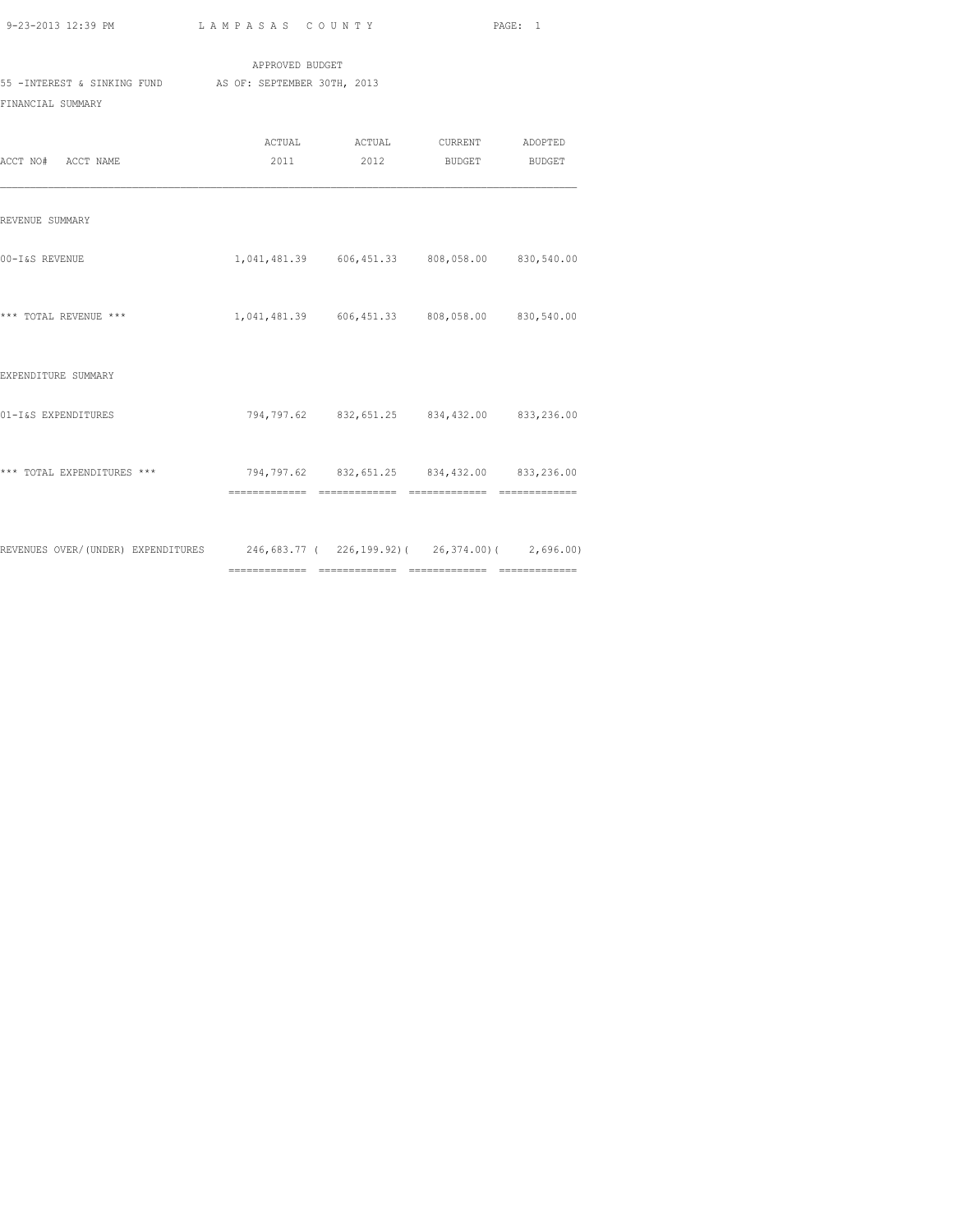LAMPASAS COUNTY

APPROVED BUDGET

55 -INTEREST & SINKING FUND AS OF: SEPTEMBER 30TH, 2013

FINANCIAL SUMMARY

| ACCT NO# ACCT NAME | ACTUAL 2011 | ACTUAL 2012 | CURRENT BUDGET | ADOPTED BUDGET |
|---|---|---|---|---|
| REVENUE SUMMARY | | | | |
| 00-I&S REVENUE | 1,041,481.39 | 606,451.33 | 808,058.00 | 830,540.00 |
| *** TOTAL REVENUE *** | 1,041,481.39 | 606,451.33 | 808,058.00 | 830,540.00 |
| EXPENDITURE SUMMARY | | | | |
| 01-I&S EXPENDITURES | 794,797.62 | 832,651.25 | 834,432.00 | 833,236.00 |
| *** TOTAL EXPENDITURES *** | 794,797.62 | 832,651.25 | 834,432.00 | 833,236.00 |
| REVENUES OVER/(UNDER) EXPENDITURES | 246,683.77 | ( 226,199.92) | ( 26,374.00) | ( 2,696.00) |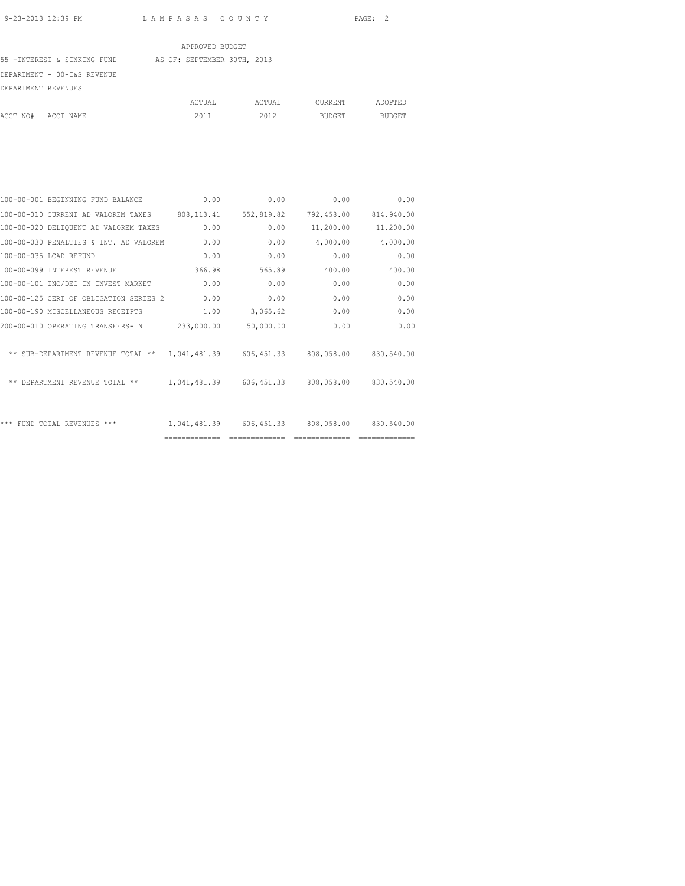APPROVED BUDGET

55 -INTEREST & SINKING FUND AS OF: SEPTEMBER 30TH, 2013

DEPARTMENT - 00-I&S REVENUE

DEPARTMENT REVENUES

| ACCT NO# | ACCT NAME | ACTUAL 2011 | ACTUAL 2012 | CURRENT BUDGET | ADOPTED BUDGET |
|---|---|---|---|---|---|
| 100-00-001 | BEGINNING FUND BALANCE | 0.00 | 0.00 | 0.00 | 0.00 |
| 100-00-010 | CURRENT AD VALOREM TAXES | 808,113.41 | 552,819.82 | 792,458.00 | 814,940.00 |
| 100-00-020 | DELIQUENT AD VALOREM TAXES | 0.00 | 0.00 | 11,200.00 | 11,200.00 |
| 100-00-030 | PENALTIES & INT. AD VALOREM | 0.00 | 0.00 | 4,000.00 | 4,000.00 |
| 100-00-035 | LCAD REFUND | 0.00 | 0.00 | 0.00 | 0.00 |
| 100-00-099 | INTEREST REVENUE | 366.98 | 565.89 | 400.00 | 400.00 |
| 100-00-101 | INC/DEC IN INVEST MARKET | 0.00 | 0.00 | 0.00 | 0.00 |
| 100-00-125 | CERT OF OBLIGATION SERIES 2 | 0.00 | 0.00 | 0.00 | 0.00 |
| 100-00-190 | MISCELLANEOUS RECEIPTS | 1.00 | 3,065.62 | 0.00 | 0.00 |
| 200-00-010 | OPERATING TRANSFERS-IN | 233,000.00 | 50,000.00 | 0.00 | 0.00 |
| | ** SUB-DEPARTMENT REVENUE TOTAL ** | 1,041,481.39 | 606,451.33 | 808,058.00 | 830,540.00 |
| | ** DEPARTMENT REVENUE TOTAL ** | 1,041,481.39 | 606,451.33 | 808,058.00 | 830,540.00 |
| | *** FUND TOTAL REVENUES *** | 1,041,481.39 | 606,451.33 | 808,058.00 | 830,540.00 |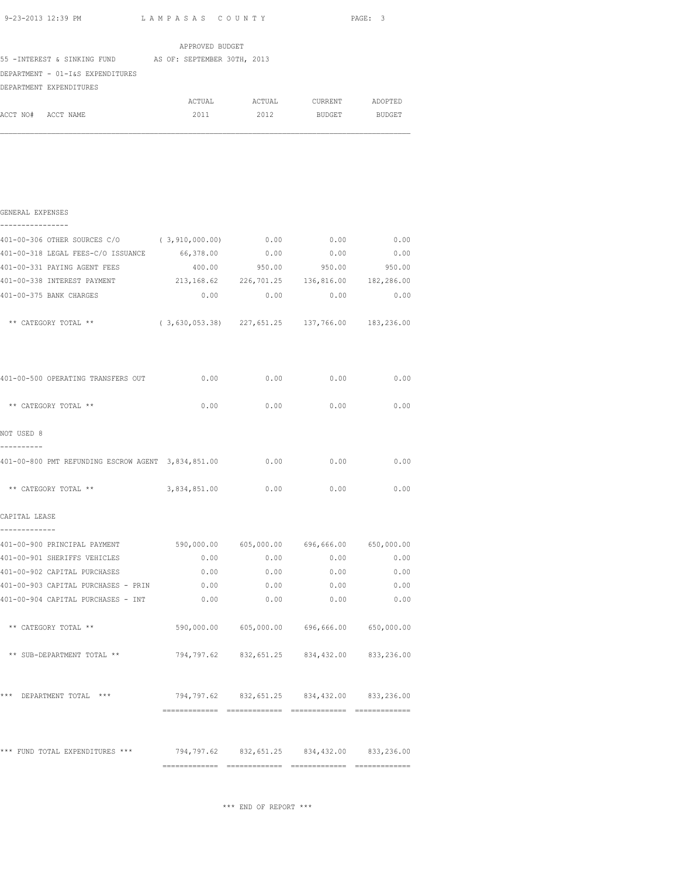APPROVED BUDGET

55 -INTEREST & SINKING FUND AS OF: SEPTEMBER 30TH, 2013

DEPARTMENT - 01-I&S EXPENDITURES

DEPARTMENT EXPENDITURES

| ACCT NO# ACCT NAME | ACTUAL 2011 | ACTUAL 2012 | CURRENT BUDGET | ADOPTED BUDGET |
|---|---|---|---|---|
| **GENERAL EXPENSES** | | | | |
| 401-00-306 OTHER SOURCES C/O | ( 3,910,000.00) | 0.00 | 0.00 | 0.00 |
| 401-00-318 LEGAL FEES-C/O ISSUANCE | 66,378.00 | 0.00 | 0.00 | 0.00 |
| 401-00-331 PAYING AGENT FEES | 400.00 | 950.00 | 950.00 | 950.00 |
| 401-00-338 INTEREST PAYMENT | 213,168.62 | 226,701.25 | 136,816.00 | 182,286.00 |
| 401-00-375 BANK CHARGES | 0.00 | 0.00 | 0.00 | 0.00 |
| ** CATEGORY TOTAL ** | ( 3,630,053.38) | 227,651.25 | 137,766.00 | 183,236.00 |
| 401-00-500 OPERATING TRANSFERS OUT | 0.00 | 0.00 | 0.00 | 0.00 |
| ** CATEGORY TOTAL ** | 0.00 | 0.00 | 0.00 | 0.00 |
| **NOT USED 8** | | | | |
| 401-00-800 PMT REFUNDING ESCROW AGENT | 3,834,851.00 | 0.00 | 0.00 | 0.00 |
| ** CATEGORY TOTAL ** | 3,834,851.00 | 0.00 | 0.00 | 0.00 |
| **CAPITAL LEASE** | | | | |
| 401-00-900 PRINCIPAL PAYMENT | 590,000.00 | 605,000.00 | 696,666.00 | 650,000.00 |
| 401-00-901 SHERIFFS VEHICLES | 0.00 | 0.00 | 0.00 | 0.00 |
| 401-00-902 CAPITAL PURCHASES | 0.00 | 0.00 | 0.00 | 0.00 |
| 401-00-903 CAPITAL PURCHASES - PRIN | 0.00 | 0.00 | 0.00 | 0.00 |
| 401-00-904 CAPITAL PURCHASES - INT | 0.00 | 0.00 | 0.00 | 0.00 |
| ** CATEGORY TOTAL ** | 590,000.00 | 605,000.00 | 696,666.00 | 650,000.00 |
| ** SUB-DEPARTMENT TOTAL ** | 794,797.62 | 832,651.25 | 834,432.00 | 833,236.00 |
| *** DEPARTMENT TOTAL *** | 794,797.62 | 832,651.25 | 834,432.00 | 833,236.00 |
| *** FUND TOTAL EXPENDITURES *** | 794,797.62 | 832,651.25 | 834,432.00 | 833,236.00 |

*** END OF REPORT ***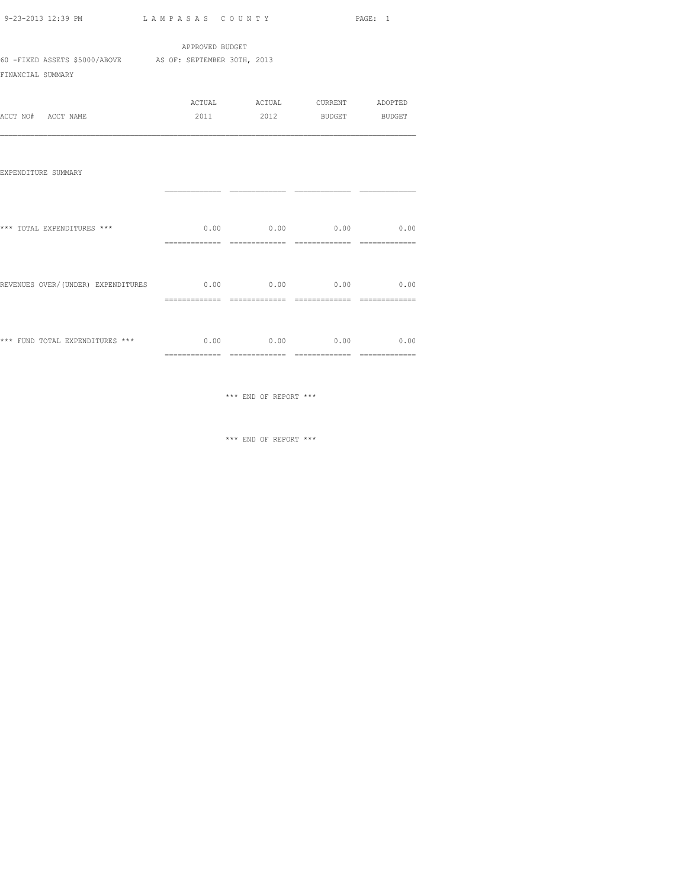APPROVED BUDGET

60 -FIXED ASSETS $5000/ABOVE AS OF: SEPTEMBER 30TH, 2013

FINANCIAL SUMMARY

| ACCT NO# ACCT NAME | ACTUAL 2011 | ACTUAL 2012 | CURRENT BUDGET | ADOPTED BUDGET |
|---|---|---|---|---|
| EXPENDITURE SUMMARY | | | | |
| *** TOTAL EXPENDITURES *** | 0.00 | 0.00 | 0.00 | 0.00 |
| REVENUES OVER/(UNDER) EXPENDITURES | 0.00 | 0.00 | 0.00 | 0.00 |
| *** FUND TOTAL EXPENDITURES *** | 0.00 | 0.00 | 0.00 | 0.00 |

*** END OF REPORT ***

*** END OF REPORT ***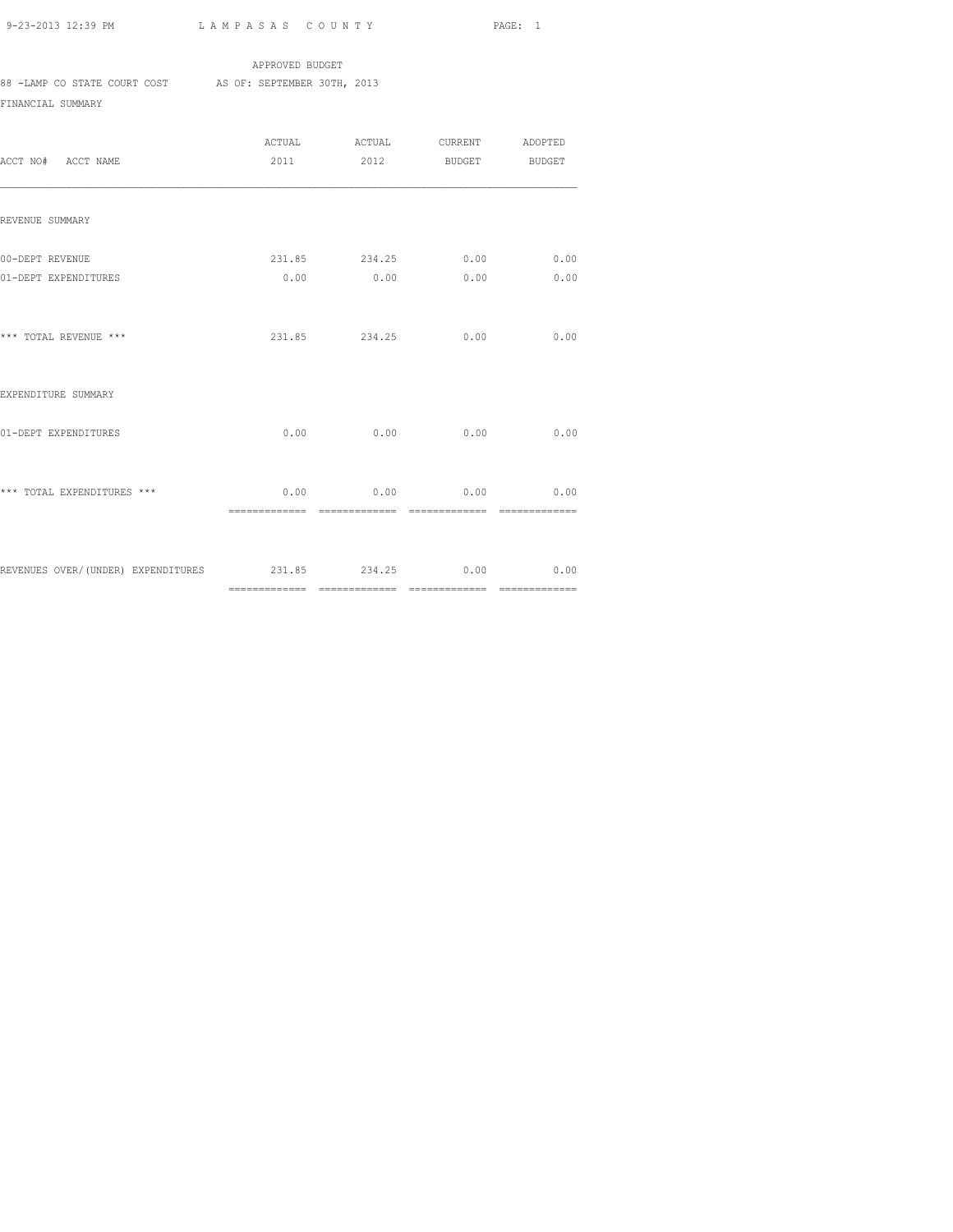APPROVED BUDGET

88 -LAMP CO STATE COURT COST AS OF: SEPTEMBER 30TH, 2013

FINANCIAL SUMMARY

| ACCT NO# ACCT NAME | ACTUAL 2011 | ACTUAL 2012 | CURRENT BUDGET | ADOPTED BUDGET |
|---|---|---|---|---|
| REVENUE SUMMARY | | | | |
| 00-DEPT REVENUE | 231.85 | 234.25 | 0.00 | 0.00 |
| 01-DEPT EXPENDITURES | 0.00 | 0.00 | 0.00 | 0.00 |
| *** TOTAL REVENUE *** | 231.85 | 234.25 | 0.00 | 0.00 |
| EXPENDITURE SUMMARY | | | | |
| 01-DEPT EXPENDITURES | 0.00 | 0.00 | 0.00 | 0.00 |
| *** TOTAL EXPENDITURES *** | 0.00 | 0.00 | 0.00 | 0.00 |
| REVENUES OVER/(UNDER) EXPENDITURES | 231.85 | 234.25 | 0.00 | 0.00 |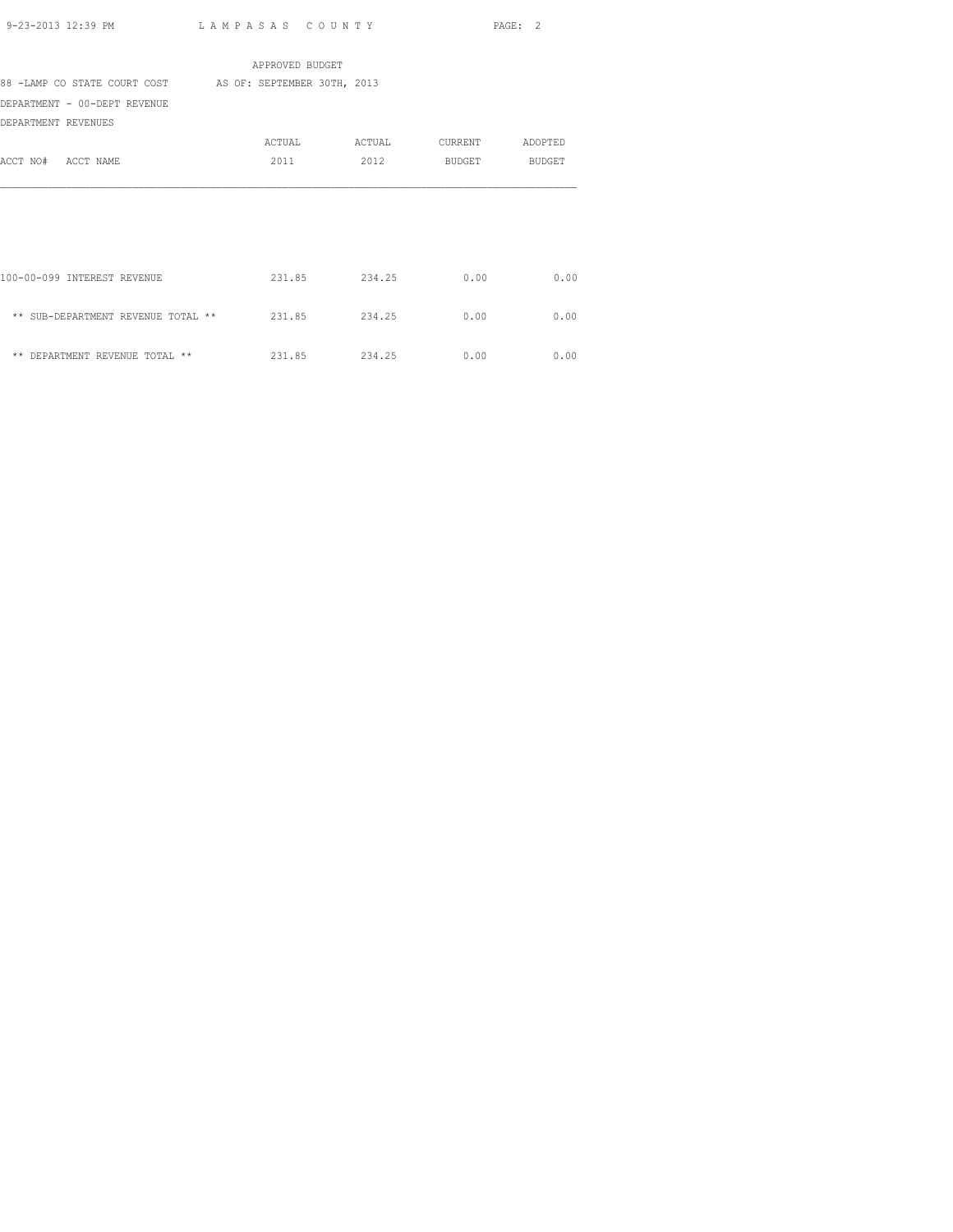APPROVED BUDGET

88 -LAMP CO STATE COURT COST AS OF: SEPTEMBER 30TH, 2013

DEPARTMENT - 00-DEPT REVENUE

DEPARTMENT REVENUES

| ACCT NO# ACCT NAME | ACTUAL 2011 | ACTUAL 2012 | CURRENT BUDGET | ADOPTED BUDGET |
|---|---|---|---|---|
| 100-00-099 INTEREST REVENUE | 231.85 | 234.25 | 0.00 | 0.00 |
| ** SUB-DEPARTMENT REVENUE TOTAL ** | 231.85 | 234.25 | 0.00 | 0.00 |
| ** DEPARTMENT REVENUE TOTAL ** | 231.85 | 234.25 | 0.00 | 0.00 |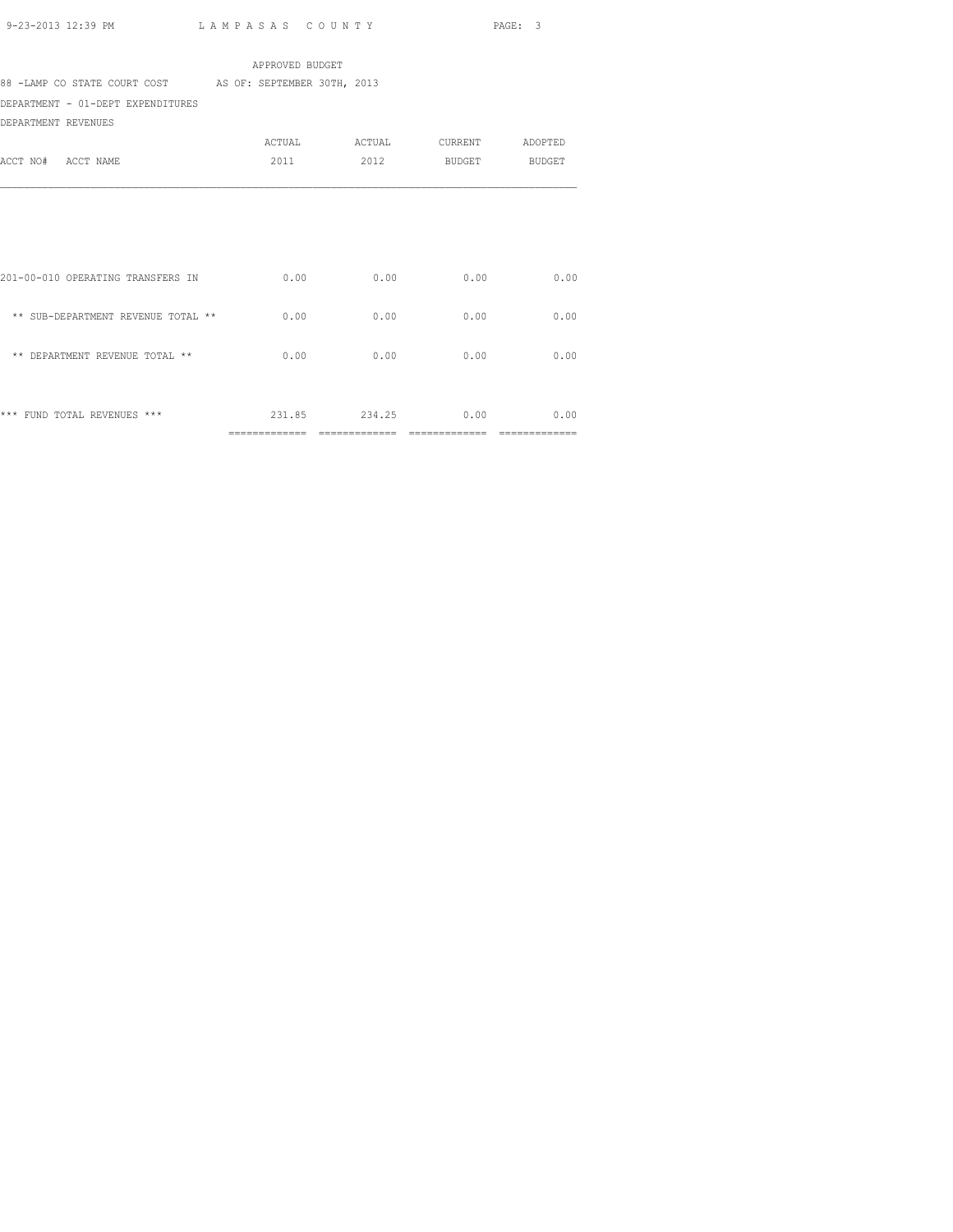APPROVED BUDGET

88 -LAMP CO STATE COURT COST    AS OF: SEPTEMBER 30TH, 2013

DEPARTMENT - 01-DEPT EXPENDITURES

DEPARTMENT REVENUES

| ACCT NO# ACCT NAME | ACTUAL 2011 | ACTUAL 2012 | CURRENT BUDGET | ADOPTED BUDGET |
|---|---|---|---|---|
| 201-00-010 OPERATING TRANSFERS IN | 0.00 | 0.00 | 0.00 | 0.00 |
| ** SUB-DEPARTMENT REVENUE TOTAL ** | 0.00 | 0.00 | 0.00 | 0.00 |
| ** DEPARTMENT REVENUE TOTAL ** | 0.00 | 0.00 | 0.00 | 0.00 |
| *** FUND TOTAL REVENUES *** | 231.85 | 234.25 | 0.00 | 0.00 |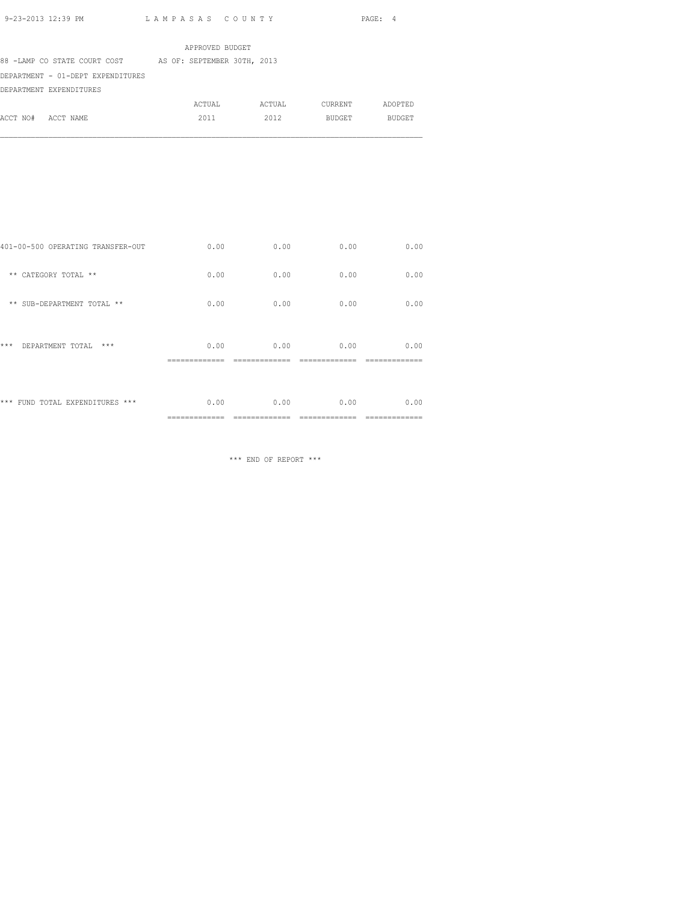APPROVED BUDGET

88 -LAMP CO STATE COURT COST AS OF: SEPTEMBER 30TH, 2013

DEPARTMENT - 01-DEPT EXPENDITURES

DEPARTMENT EXPENDITURES

| ACCT NO# ACCT NAME | ACTUAL 2011 | ACTUAL 2012 | CURRENT BUDGET | ADOPTED BUDGET |
|---|---|---|---|---|
| 401-00-500 OPERATING TRANSFER-OUT | 0.00 | 0.00 | 0.00 | 0.00 |
| ** CATEGORY TOTAL ** | 0.00 | 0.00 | 0.00 | 0.00 |
| ** SUB-DEPARTMENT TOTAL ** | 0.00 | 0.00 | 0.00 | 0.00 |
| *** DEPARTMENT TOTAL *** | 0.00 | 0.00 | 0.00 | 0.00 |
| *** FUND TOTAL EXPENDITURES *** | 0.00 | 0.00 | 0.00 | 0.00 |

*** END OF REPORT ***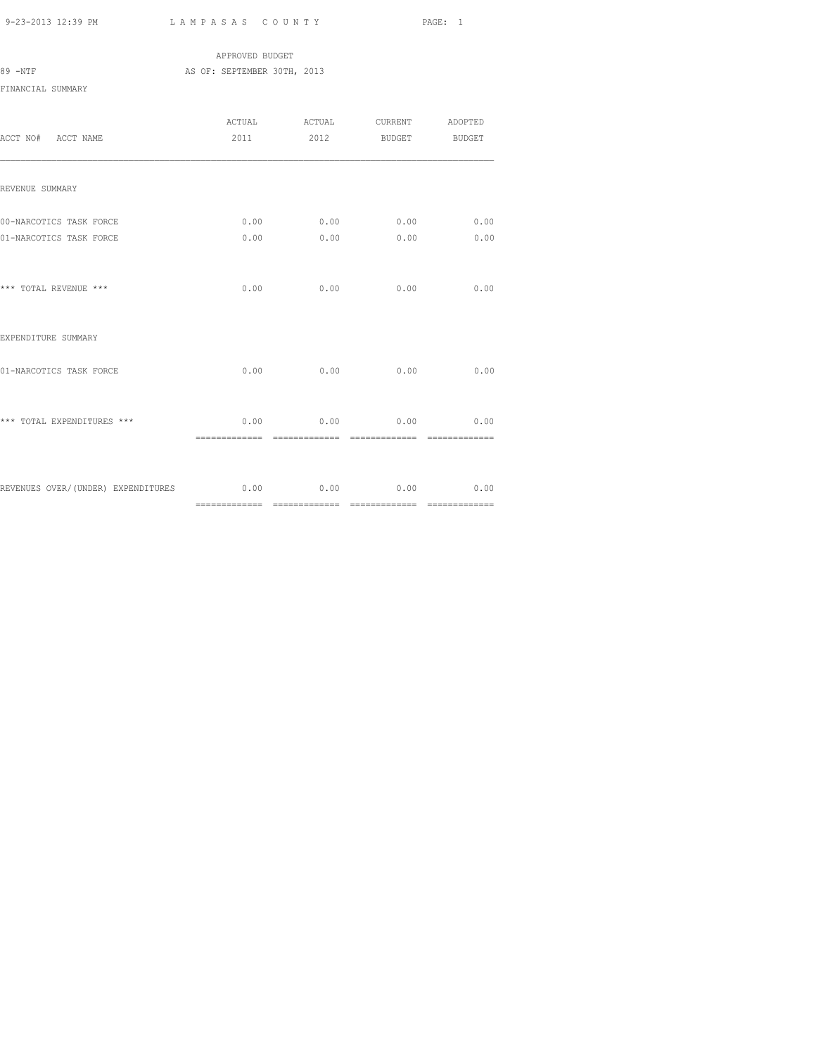APPROVED BUDGET

89 -NTF AS OF: SEPTEMBER 30TH, 2013

FINANCIAL SUMMARY

| ACCT NO# ACCT NAME | ACTUAL 2011 | ACTUAL 2012 | CURRENT BUDGET | ADOPTED BUDGET |
|---|---|---|---|---|
| REVENUE SUMMARY | | | | |
| 00-NARCOTICS TASK FORCE | 0.00 | 0.00 | 0.00 | 0.00 |
| 01-NARCOTICS TASK FORCE | 0.00 | 0.00 | 0.00 | 0.00 |
| *** TOTAL REVENUE *** | 0.00 | 0.00 | 0.00 | 0.00 |
| EXPENDITURE SUMMARY | | | | |
| 01-NARCOTICS TASK FORCE | 0.00 | 0.00 | 0.00 | 0.00 |
| *** TOTAL EXPENDITURES *** | 0.00 | 0.00 | 0.00 | 0.00 |
| REVENUES OVER/(UNDER) EXPENDITURES | 0.00 | 0.00 | 0.00 | 0.00 |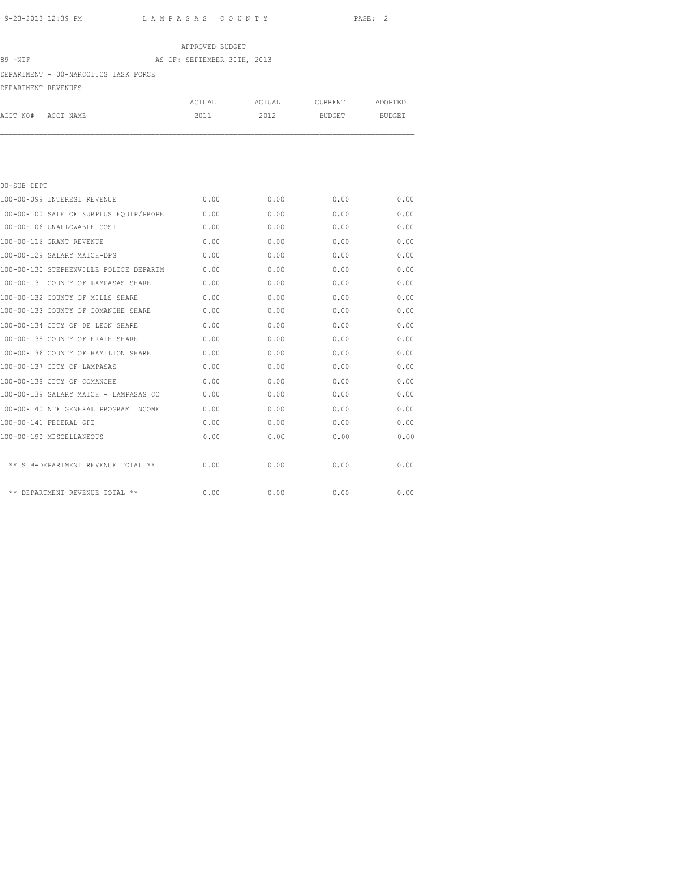APPROVED BUDGET

89 -NTF AS OF: SEPTEMBER 30TH, 2013

DEPARTMENT - 00-NARCOTICS TASK FORCE

DEPARTMENT REVENUES

| ACCT NO# ACCT NAME | ACTUAL 2011 | ACTUAL 2012 | CURRENT BUDGET | ADOPTED BUDGET |
|---|---|---|---|---|
| 00-SUB DEPT | | | | |
| 100-00-099 INTEREST REVENUE | 0.00 | 0.00 | 0.00 | 0.00 |
| 100-00-100 SALE OF SURPLUS EQUIP/PROPE | 0.00 | 0.00 | 0.00 | 0.00 |
| 100-00-106 UNALLOWABLE COST | 0.00 | 0.00 | 0.00 | 0.00 |
| 100-00-116 GRANT REVENUE | 0.00 | 0.00 | 0.00 | 0.00 |
| 100-00-129 SALARY MATCH-DPS | 0.00 | 0.00 | 0.00 | 0.00 |
| 100-00-130 STEPHENVILLE POLICE DEPARTM | 0.00 | 0.00 | 0.00 | 0.00 |
| 100-00-131 COUNTY OF LAMPASAS SHARE | 0.00 | 0.00 | 0.00 | 0.00 |
| 100-00-132 COUNTY OF MILLS SHARE | 0.00 | 0.00 | 0.00 | 0.00 |
| 100-00-133 COUNTY OF COMANCHE SHARE | 0.00 | 0.00 | 0.00 | 0.00 |
| 100-00-134 CITY OF DE LEON SHARE | 0.00 | 0.00 | 0.00 | 0.00 |
| 100-00-135 COUNTY OF ERATH SHARE | 0.00 | 0.00 | 0.00 | 0.00 |
| 100-00-136 COUNTY OF HAMILTON SHARE | 0.00 | 0.00 | 0.00 | 0.00 |
| 100-00-137 CITY OF LAMPASAS | 0.00 | 0.00 | 0.00 | 0.00 |
| 100-00-138 CITY OF COMANCHE | 0.00 | 0.00 | 0.00 | 0.00 |
| 100-00-139 SALARY MATCH - LAMPASAS CO | 0.00 | 0.00 | 0.00 | 0.00 |
| 100-00-140 NTF GENERAL PROGRAM INCOME | 0.00 | 0.00 | 0.00 | 0.00 |
| 100-00-141 FEDERAL GPI | 0.00 | 0.00 | 0.00 | 0.00 |
| 100-00-190 MISCELLANEOUS | 0.00 | 0.00 | 0.00 | 0.00 |
| ** SUB-DEPARTMENT REVENUE TOTAL ** | 0.00 | 0.00 | 0.00 | 0.00 |
| ** DEPARTMENT REVENUE TOTAL ** | 0.00 | 0.00 | 0.00 | 0.00 |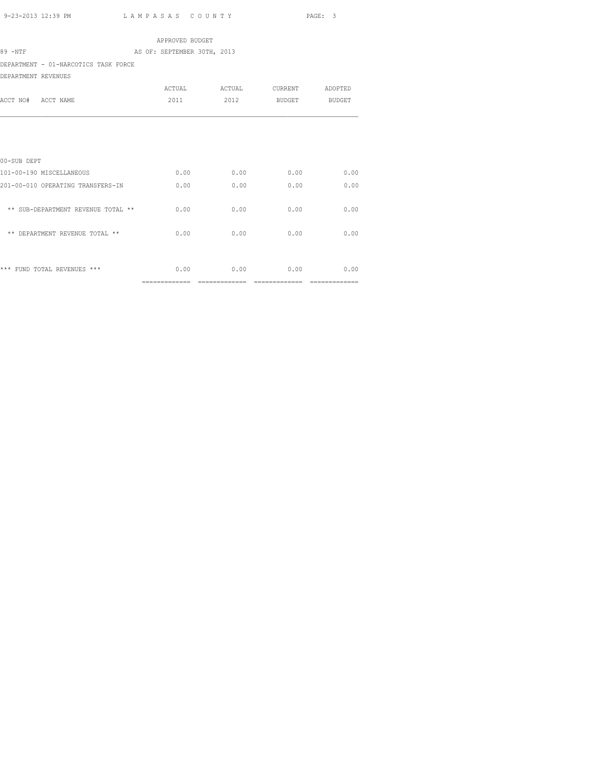APPROVED BUDGET

89 -NTF AS OF: SEPTEMBER 30TH, 2013

DEPARTMENT - 01-NARCOTICS TASK FORCE

DEPARTMENT REVENUES

| ACCT NO# ACCT NAME | ACTUAL 2011 | ACTUAL 2012 | CURRENT BUDGET | ADOPTED BUDGET |
|---|---|---|---|---|
| 00-SUB DEPT | | | | |
| 101-00-190 MISCELLANEOUS | 0.00 | 0.00 | 0.00 | 0.00 |
| 201-00-010 OPERATING TRANSFERS-IN | 0.00 | 0.00 | 0.00 | 0.00 |
| ** SUB-DEPARTMENT REVENUE TOTAL ** | 0.00 | 0.00 | 0.00 | 0.00 |
| ** DEPARTMENT REVENUE TOTAL ** | 0.00 | 0.00 | 0.00 | 0.00 |
| *** FUND TOTAL REVENUES *** | 0.00 | 0.00 | 0.00 | 0.00 |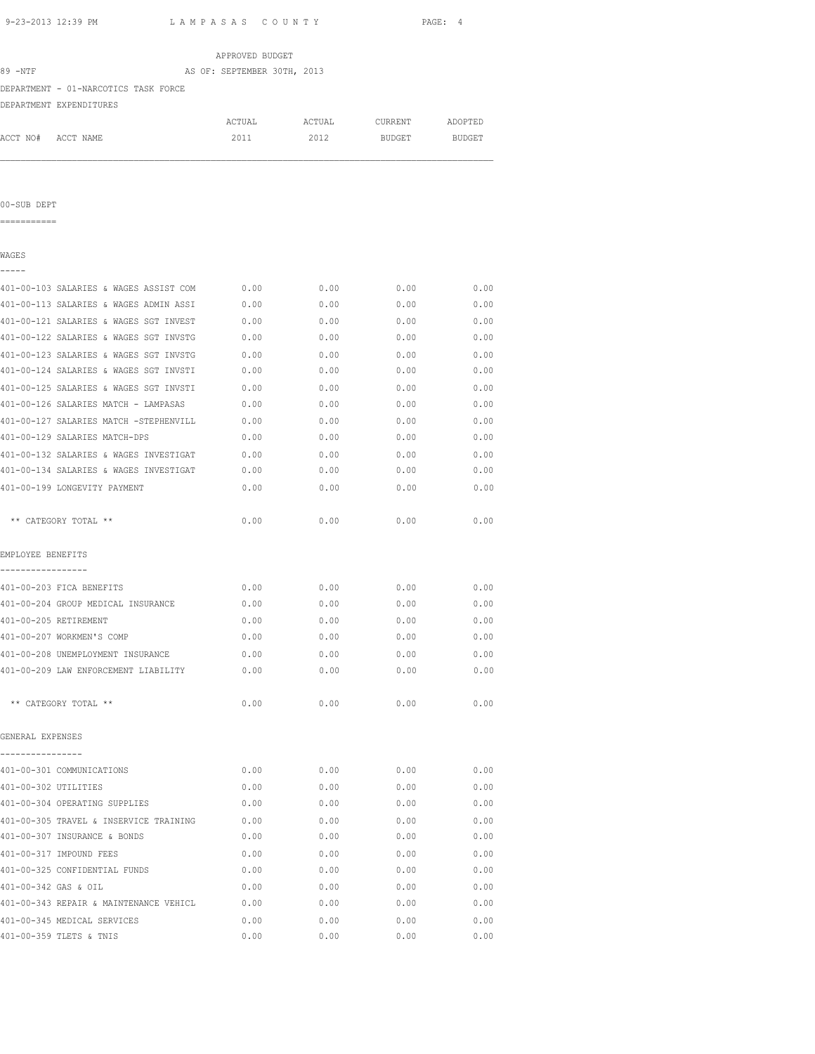APPROVED BUDGET

89 -NTF AS OF: SEPTEMBER 30TH, 2013

DEPARTMENT - 01-NARCOTICS TASK FORCE

DEPARTMENT EXPENDITURES

| ACCT NO# ACCT NAME | ACTUAL 2011 | ACTUAL 2012 | CURRENT BUDGET | ADOPTED BUDGET |
|---|---|---|---|---|

00-SUB DEPT
===========

WAGES
-----

| | | | | |
|---|---|---|---|---|
| 401-00-103 SALARIES & WAGES ASSIST COM | 0.00 | 0.00 | 0.00 | 0.00 |
| 401-00-113 SALARIES & WAGES ADMIN ASSI | 0.00 | 0.00 | 0.00 | 0.00 |
| 401-00-121 SALARIES & WAGES SGT INVEST | 0.00 | 0.00 | 0.00 | 0.00 |
| 401-00-122 SALARIES & WAGES SGT INVSTG | 0.00 | 0.00 | 0.00 | 0.00 |
| 401-00-123 SALARIES & WAGES SGT INVSTG | 0.00 | 0.00 | 0.00 | 0.00 |
| 401-00-124 SALARIES & WAGES SGT INVSTI | 0.00 | 0.00 | 0.00 | 0.00 |
| 401-00-125 SALARIES & WAGES SGT INVSTI | 0.00 | 0.00 | 0.00 | 0.00 |
| 401-00-126 SALARIES MATCH - LAMPASAS | 0.00 | 0.00 | 0.00 | 0.00 |
| 401-00-127 SALARIES MATCH -STEPHENVILL | 0.00 | 0.00 | 0.00 | 0.00 |
| 401-00-129 SALARIES MATCH-DPS | 0.00 | 0.00 | 0.00 | 0.00 |
| 401-00-132 SALARIES & WAGES INVESTIGAT | 0.00 | 0.00 | 0.00 | 0.00 |
| 401-00-134 SALARIES & WAGES INVESTIGAT | 0.00 | 0.00 | 0.00 | 0.00 |
| 401-00-199 LONGEVITY PAYMENT | 0.00 | 0.00 | 0.00 | 0.00 |
| ** CATEGORY TOTAL ** | 0.00 | 0.00 | 0.00 | 0.00 |

EMPLOYEE BENEFITS
-----------------

| | | | | |
|---|---|---|---|---|
| 401-00-203 FICA BENEFITS | 0.00 | 0.00 | 0.00 | 0.00 |
| 401-00-204 GROUP MEDICAL INSURANCE | 0.00 | 0.00 | 0.00 | 0.00 |
| 401-00-205 RETIREMENT | 0.00 | 0.00 | 0.00 | 0.00 |
| 401-00-207 WORKMEN'S COMP | 0.00 | 0.00 | 0.00 | 0.00 |
| 401-00-208 UNEMPLOYMENT INSURANCE | 0.00 | 0.00 | 0.00 | 0.00 |
| 401-00-209 LAW ENFORCEMENT LIABILITY | 0.00 | 0.00 | 0.00 | 0.00 |
| ** CATEGORY TOTAL ** | 0.00 | 0.00 | 0.00 | 0.00 |

GENERAL EXPENSES
----------------

| | | | | |
|---|---|---|---|---|
| 401-00-301 COMMUNICATIONS | 0.00 | 0.00 | 0.00 | 0.00 |
| 401-00-302 UTILITIES | 0.00 | 0.00 | 0.00 | 0.00 |
| 401-00-304 OPERATING SUPPLIES | 0.00 | 0.00 | 0.00 | 0.00 |
| 401-00-305 TRAVEL & INSERVICE TRAINING | 0.00 | 0.00 | 0.00 | 0.00 |
| 401-00-307 INSURANCE & BONDS | 0.00 | 0.00 | 0.00 | 0.00 |
| 401-00-317 IMPOUND FEES | 0.00 | 0.00 | 0.00 | 0.00 |
| 401-00-325 CONFIDENTIAL FUNDS | 0.00 | 0.00 | 0.00 | 0.00 |
| 401-00-342 GAS & OIL | 0.00 | 0.00 | 0.00 | 0.00 |
| 401-00-343 REPAIR & MAINTENANCE VEHICL | 0.00 | 0.00 | 0.00 | 0.00 |
| 401-00-345 MEDICAL SERVICES | 0.00 | 0.00 | 0.00 | 0.00 |
| 401-00-359 TLETS & TNIS | 0.00 | 0.00 | 0.00 | 0.00 |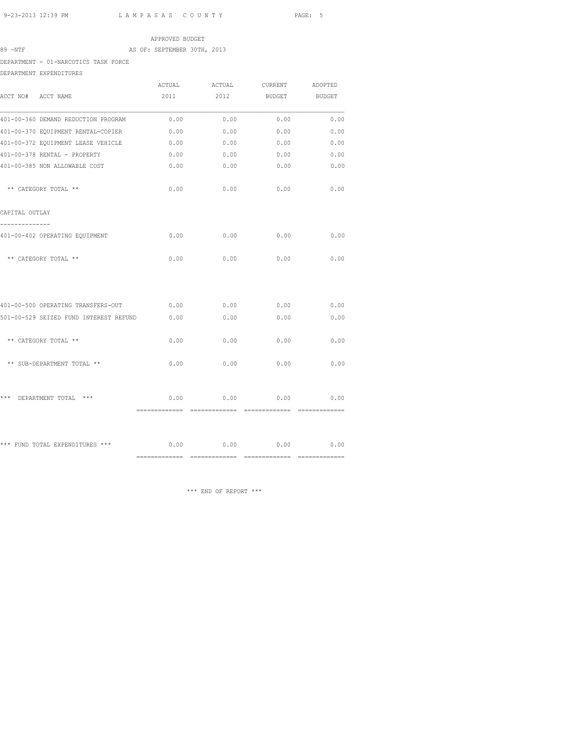APPROVED BUDGET

89 -NTF AS OF: SEPTEMBER 30TH, 2013

DEPARTMENT - 01-NARCOTICS TASK FORCE

DEPARTMENT EXPENDITURES

| ACCT NO# ACCT NAME | ACTUAL 2011 | ACTUAL 2012 | CURRENT BUDGET | ADOPTED BUDGET |
|---|---|---|---|---|
| 401-00-360 DEMAND REDUCTION PROGRAM | 0.00 | 0.00 | 0.00 | 0.00 |
| 401-00-370 EQUIPMENT RENTAL-COPIER | 0.00 | 0.00 | 0.00 | 0.00 |
| 401-00-372 EQUIPMENT LEASE VEHICLE | 0.00 | 0.00 | 0.00 | 0.00 |
| 401-00-378 RENTAL - PROPERTY | 0.00 | 0.00 | 0.00 | 0.00 |
| 401-00-385 NON ALLOWABLE COST | 0.00 | 0.00 | 0.00 | 0.00 |
| ** CATEGORY TOTAL ** | 0.00 | 0.00 | 0.00 | 0.00 |
| CAPITAL OUTLAY | | | | |
| 401-00-402 OPERATING EQUIPMENT | 0.00 | 0.00 | 0.00 | 0.00 |
| ** CATEGORY TOTAL ** | 0.00 | 0.00 | 0.00 | 0.00 |
| 401-00-500 OPERATING TRANSFERS-OUT | 0.00 | 0.00 | 0.00 | 0.00 |
| 501-00-529 SEIZED FUND INTEREST REFUND | 0.00 | 0.00 | 0.00 | 0.00 |
| ** CATEGORY TOTAL ** | 0.00 | 0.00 | 0.00 | 0.00 |
| ** SUB-DEPARTMENT TOTAL ** | 0.00 | 0.00 | 0.00 | 0.00 |
| *** DEPARTMENT TOTAL *** | 0.00 | 0.00 | 0.00 | 0.00 |
| *** FUND TOTAL EXPENDITURES *** | 0.00 | 0.00 | 0.00 | 0.00 |

*** END OF REPORT ***